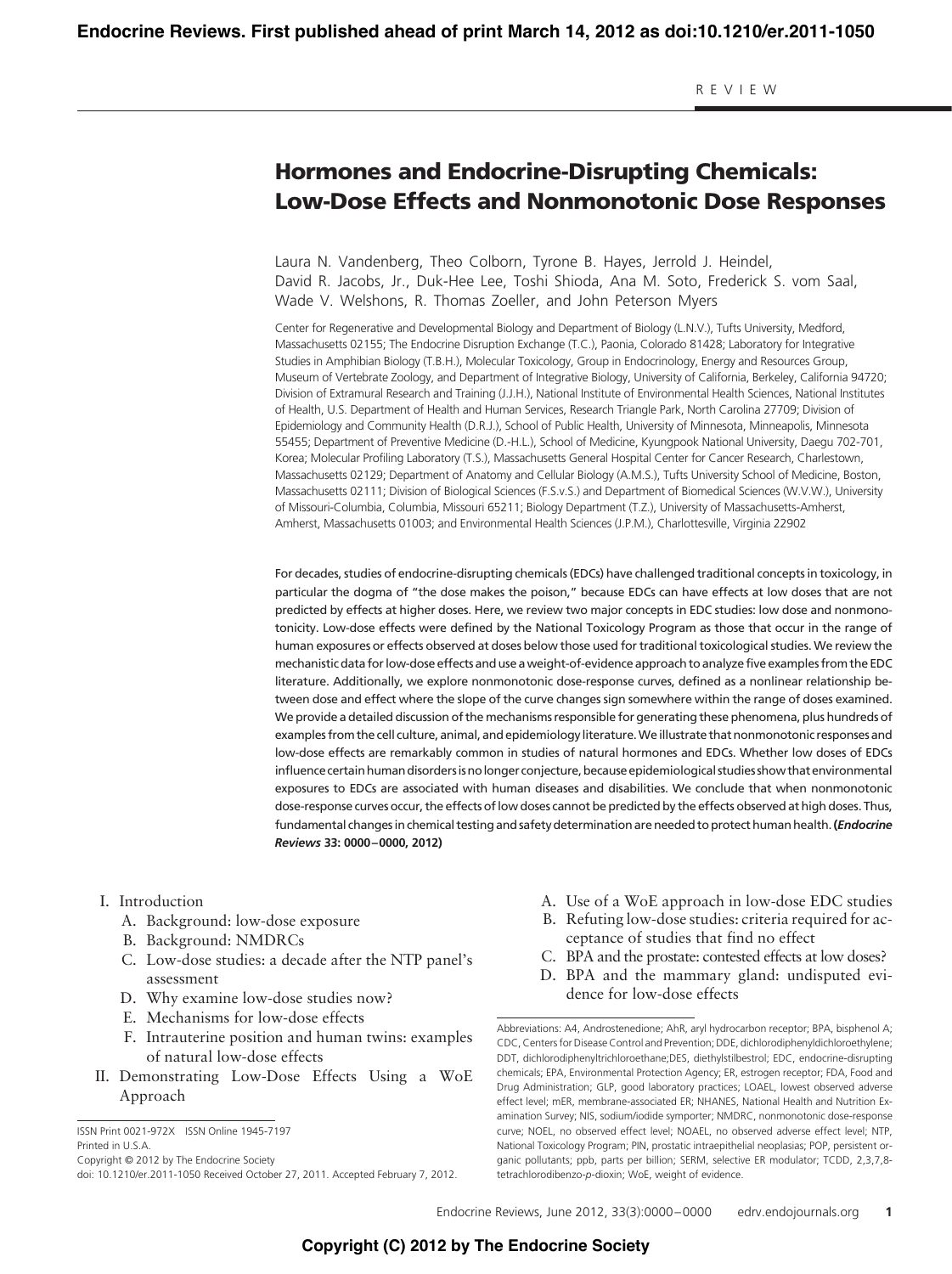Endocrine Reviews. First published ahead of print March 14, 2012 as doi:10.1210/er.2011-1050

REVIEW

# Hormones and Endocrine-Disrupting Chemicals: Low-Dose Effects and Nonmonotonic Dose Responses

Laura N. Vandenberg, Theo Colborn, Tyrone B. Hayes, Jerrold J. Heindel, David R. Jacobs, Jr., Duk-Hee Lee, Toshi Shioda, Ana M. Soto, Frederick S. vom Saal, Wade V. Welshons, R. Thomas Zoeller, and John Peterson Myers

Center for Regenerative and Developmental Biology and Department of Biology (L.N.V.), Tufts University, Medford, Massachusetts 02155; The Endocrine Disruption Exchange (T.C.), Paonia, Colorado 81428; Laboratory for Integrative Studies in Amphibian Biology (T.B.H.), Molecular Toxicology, Group in Endocrinology, Energy and Resources Group, Museum of Vertebrate Zoology, and Department of Integrative Biology, University of California, Berkeley, California 94720; Division of Extramural Research and Training (J.J.H.), National Institute of Environmental Health Sciences, National Institutes of Health, U.S. Department of Health and Human Services, Research Triangle Park, North Carolina 27709; Division of Epidemiology and Community Health (D.R.J.), School of Public Health, University of Minnesota, Minneapolis, Minnesota 55455; Department of Preventive Medicine (D.-H.L.), School of Medicine, Kyungpook National University, Daegu 702-701, Korea; Molecular Profiling Laboratory (T.S.), Massachusetts General Hospital Center for Cancer Research, Charlestown, Massachusetts 02129; Department of Anatomy and Cellular Biology (A.M.S.), Tufts University School of Medicine, Boston, Massachusetts 02111; Division of Biological Sciences (F.S.v.S.) and Department of Biomedical Sciences (W.V.W.), University of Missouri-Columbia, Columbia, Missouri 65211; Biology Department (T.Z.), University of Massachusetts-Amherst, Amherst, Massachusetts 01003; and Environmental Health Sciences (J.P.M.), Charlottesville, Virginia 22902

For decades, studies of endocrine-disrupting chemicals (EDCs) have challenged traditional concepts in toxicology, in particular the dogma of "the dose makes the poison," because EDCs can have effects at low doses that are not predicted by effects at higher doses. Here, we review two major concepts in EDC studies: low dose and nonmonotonicity. Low-dose effects were defined by the National Toxicology Program as those that occur in the range of human exposures or effects observed at doses below those used for traditional toxicological studies. We review the mechanistic data for low-dose effects and use a weight-of-evidence approach to analyze five examples from the EDC literature. Additionally, we explore nonmonotonic dose-response curves, defined as a nonlinear relationship between dose and effect where the slope of the curve changes sign somewhere within the range of doses examined. We provide a detailed discussion of the mechanisms responsible for generating these phenomena, plus hundreds of examples from the cell culture, animal, and epidemiology literature. We illustrate that nonmonotonic responses and low-dose effects are remarkably common in studies of natural hormones and EDCs. Whether low doses of EDCs influence certain human disorders is no longer conjecture, because epidemiological studies show that environmental exposures to EDCs are associated with human diseases and disabilities. We conclude that when nonmonotonic dose-response curves occur, the effects of low doses cannot be predicted by the effects observed at high doses. Thus, fundamental changes in chemical testing and safety determination are needed to protect human health. (***Endocrine Reviews* 33: 0000–0000, 2012**)

- I. Introduction
  - A. Background: low-dose exposure
  - B. Background: NMDRCs
  - C. Low-dose studies: a decade after the NTP panel's assessment
  - D. Why examine low-dose studies now?
  - E. Mechanisms for low-dose effects
  - F. Intrauterine position and human twins: examples of natural low-dose effects
- II. Demonstrating Low-Dose Effects Using a WoE Approach
  - A. Use of a WoE approach in low-dose EDC studies
  - B. Refuting low-dose studies: criteria required for acceptance of studies that find no effect
  - C. BPA and the prostate: contested effects at low doses?
  - D. BPA and the mammary gland: undisputed evidence for low-dose effects

ISSN Print 0021-972X ISSN Online 1945-7197
Printed in U.S.A.
Copyright © 2012 by The Endocrine Society
doi: 10.1210/er.2011-1050 Received October 27, 2011. Accepted February 7, 2012.

Abbreviations: A4, Androstenedione; AhR, aryl hydrocarbon receptor; BPA, bisphenol A; CDC, Centers for Disease Control and Prevention; DDE, dichlorodiphenyldichloroethylene; DDT, dichlorodiphenyltrichloroethane; DES, diethylstilbestrol; EDC, endocrine-disrupting chemicals; EPA, Environmental Protection Agency; ER, estrogen receptor; FDA, Food and Drug Administration; GLP, good laboratory practices; LOAEL, lowest observed adverse effect level; mER, membrane-associated ER; NHANES, National Health and Nutrition Examination Survey; NIS, sodium/iodide symporter; NMDRC, nonmonotonic dose-response curve; NOEL, no observed effect level; NOAEL, no observed adverse effect level; NTP, National Toxicology Program; PIN, prostatic intraepithelial neoplasias; POP, persistent organic pollutants; ppb, parts per billion; SERM, selective ER modulator; TCDD, 2,3,7,8-tetrachlorodibenzo-*p*-dioxin; WoE, weight of evidence.

**Copyright (C) 2012 by The Endocrine Society**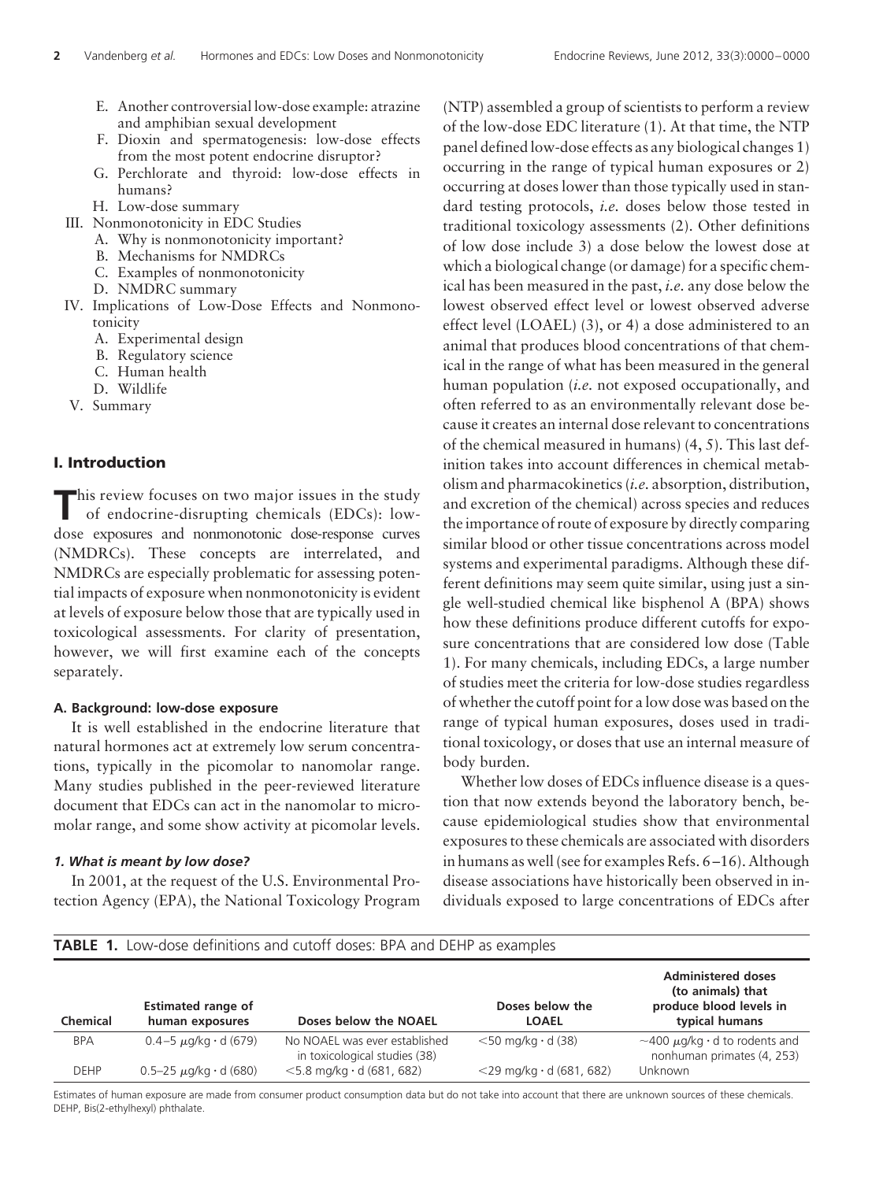- E. Another controversial low-dose example: atrazine and amphibian sexual development
- F. Dioxin and spermatogenesis: low-dose effects from the most potent endocrine disruptor?
- G. Perchlorate and thyroid: low-dose effects in humans?
- H. Low-dose summary
- III. Nonmonotonicity in EDC Studies
  - A. Why is nonmonotonicity important?
  - B. Mechanisms for NMDRCs
  - C. Examples of nonmonotonicity
  - D. NMDRC summary
- IV. Implications of Low-Dose Effects and Nonmonotonicity
  - A. Experimental design
  - B. Regulatory science
  - C. Human health
  - D. Wildlife
- V. Summary

## I. Introduction

This review focuses on two major issues in the study of endocrine-disrupting chemicals (EDCs): low-dose exposures and nonmonotonic dose-response curves (NMDRCs). These concepts are interrelated, and NMDRCs are especially problematic for assessing potential impacts of exposure when nonmonotonicity is evident at levels of exposure below those that are typically used in toxicological assessments. For clarity of presentation, however, we will first examine each of the concepts separately.

### A. Background: low-dose exposure

It is well established in the endocrine literature that natural hormones act at extremely low serum concentrations, typically in the picomolar to nanomolar range. Many studies published in the peer-reviewed literature document that EDCs can act in the nanomolar to micromolar range, and some show activity at picomolar levels.

#### *1. What is meant by low dose?*

In 2001, at the request of the U.S. Environmental Protection Agency (EPA), the National Toxicology Program (NTP) assembled a group of scientists to perform a review of the low-dose EDC literature (1). At that time, the NTP panel defined low-dose effects as any biological changes 1) occurring in the range of typical human exposures or 2) occurring at doses lower than those typically used in standard testing protocols, *i.e.* doses below those tested in traditional toxicology assessments (2). Other definitions of low dose include 3) a dose below the lowest dose at which a biological change (or damage) for a specific chemical has been measured in the past, *i.e.* any dose below the lowest observed effect level or lowest observed adverse effect level (LOAEL) (3), or 4) a dose administered to an animal that produces blood concentrations of that chemical in the range of what has been measured in the general human population (*i.e.* not exposed occupationally, and often referred to as an environmentally relevant dose because it creates an internal dose relevant to concentrations of the chemical measured in humans) (4, 5). This last definition takes into account differences in chemical metabolism and pharmacokinetics (*i.e.* absorption, distribution, and excretion of the chemical) across species and reduces the importance of route of exposure by directly comparing similar blood or other tissue concentrations across model systems and experimental paradigms. Although these different definitions may seem quite similar, using just a single well-studied chemical like bisphenol A (BPA) shows how these definitions produce different cutoffs for exposure concentrations that are considered low dose (Table 1). For many chemicals, including EDCs, a large number of studies meet the criteria for low-dose studies regardless of whether the cutoff point for a low dose was based on the range of typical human exposures, doses used in traditional toxicology, or doses that use an internal measure of body burden.

Whether low doses of EDCs influence disease is a question that now extends beyond the laboratory bench, because epidemiological studies show that environmental exposures to these chemicals are associated with disorders in humans as well (see for examples Refs. 6–16). Although disease associations have historically been observed in individuals exposed to large concentrations of EDCs after

**TABLE 1.** Low-dose definitions and cutoff doses: BPA and DEHP as examples

| Chemical | Estimated range of human exposures | Doses below the NOAEL | Doses below the LOAEL | Administered doses (to animals) that produce blood levels in typical humans |
|---|---|---|---|---|
| BPA | 0.4–5 μg/kg · d (679) | No NOAEL was ever established in toxicological studies (38) | <50 mg/kg · d (38) | ~400 μg/kg · d to rodents and nonhuman primates (4, 253) |
| DEHP | 0.5–25 μg/kg · d (680) | <5.8 mg/kg · d (681, 682) | <29 mg/kg · d (681, 682) | Unknown |

Estimates of human exposure are made from consumer product consumption data but do not take into account that there are unknown sources of these chemicals. DEHP, Bis(2-ethylhexyl) phthalate.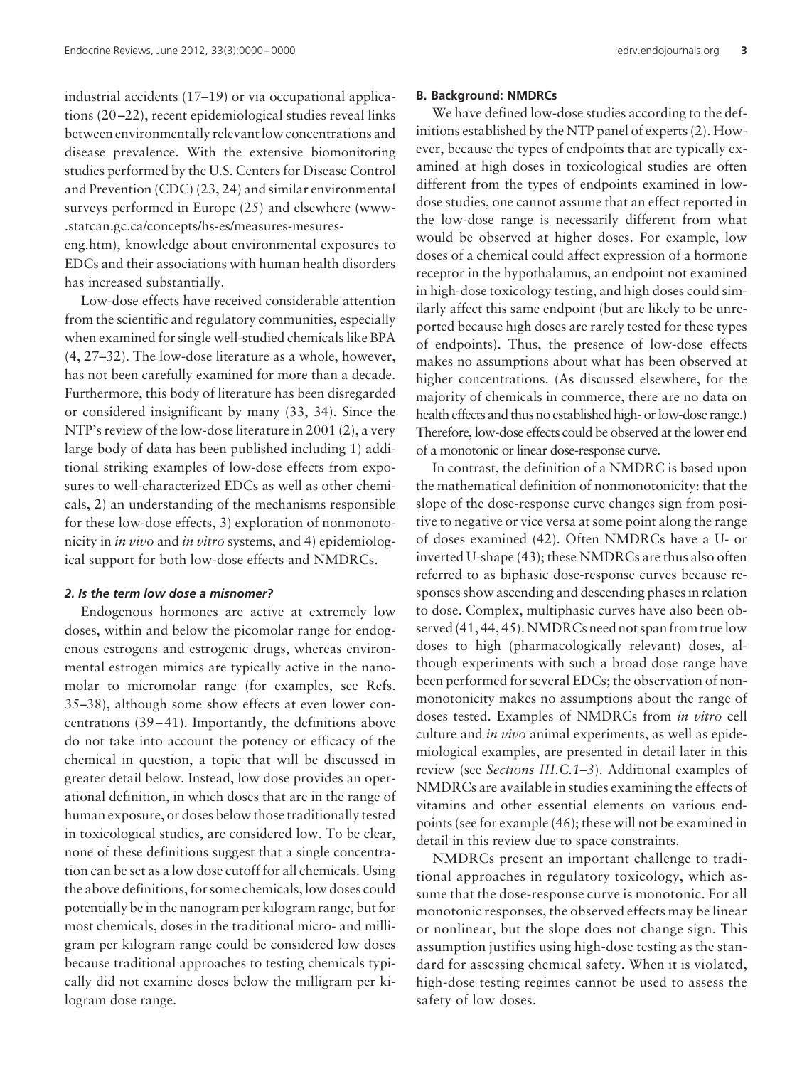industrial accidents (17–19) or via occupational applications (20–22), recent epidemiological studies reveal links between environmentally relevant low concentrations and disease prevalence. With the extensive biomonitoring studies performed by the U.S. Centers for Disease Control and Prevention (CDC) (23, 24) and similar environmental surveys performed in Europe (25) and elsewhere (www.statcan.gc.ca/concepts/hs-es/measures-mesures-eng.htm), knowledge about environmental exposures to EDCs and their associations with human health disorders has increased substantially.

Low-dose effects have received considerable attention from the scientific and regulatory communities, especially when examined for single well-studied chemicals like BPA (4, 27–32). The low-dose literature as a whole, however, has not been carefully examined for more than a decade. Furthermore, this body of literature has been disregarded or considered insignificant by many (33, 34). Since the NTP's review of the low-dose literature in 2001 (2), a very large body of data has been published including 1) additional striking examples of low-dose effects from exposures to well-characterized EDCs as well as other chemicals, 2) an understanding of the mechanisms responsible for these low-dose effects, 3) exploration of nonmonotonicity in *in vivo* and *in vitro* systems, and 4) epidemiological support for both low-dose effects and NMDRCs.

#### *2. Is the term low dose a misnomer?*

Endogenous hormones are active at extremely low doses, within and below the picomolar range for endogenous estrogens and estrogenic drugs, whereas environmental estrogen mimics are typically active in the nanomolar to micromolar range (for examples, see Refs. 35–38), although some show effects at even lower concentrations (39–41). Importantly, the definitions above do not take into account the potency or efficacy of the chemical in question, a topic that will be discussed in greater detail below. Instead, low dose provides an operational definition, in which doses that are in the range of human exposure, or doses below those traditionally tested in toxicological studies, are considered low. To be clear, none of these definitions suggest that a single concentration can be set as a low dose cutoff for all chemicals. Using the above definitions, for some chemicals, low doses could potentially be in the nanogram per kilogram range, but for most chemicals, doses in the traditional micro- and milligram per kilogram range could be considered low doses because traditional approaches to testing chemicals typically did not examine doses below the milligram per kilogram dose range.

### B. Background: NMDRCs

We have defined low-dose studies according to the definitions established by the NTP panel of experts (2). However, because the types of endpoints that are typically examined at high doses in toxicological studies are often different from the types of endpoints examined in low-dose studies, one cannot assume that an effect reported in the low-dose range is necessarily different from what would be observed at higher doses. For example, low doses of a chemical could affect expression of a hormone receptor in the hypothalamus, an endpoint not examined in high-dose toxicology testing, and high doses could similarly affect this same endpoint (but are likely to be unreported because high doses are rarely tested for these types of endpoints). Thus, the presence of low-dose effects makes no assumptions about what has been observed at higher concentrations. (As discussed elsewhere, for the majority of chemicals in commerce, there are no data on health effects and thus no established high- or low-dose range.) Therefore, low-dose effects could be observed at the lower end of a monotonic or linear dose-response curve.

In contrast, the definition of a NMDRC is based upon the mathematical definition of nonmonotonicity: that the slope of the dose-response curve changes sign from positive to negative or vice versa at some point along the range of doses examined (42). Often NMDRCs have a U- or inverted U-shape (43); these NMDRCs are thus also often referred to as biphasic dose-response curves because responses show ascending and descending phases in relation to dose. Complex, multiphasic curves have also been observed (41, 44, 45). NMDRCs need not span from true low doses to high (pharmacologically relevant) doses, although experiments with such a broad dose range have been performed for several EDCs; the observation of nonmonotonicity makes no assumptions about the range of doses tested. Examples of NMDRCs from *in vitro* cell culture and *in vivo* animal experiments, as well as epidemiological examples, are presented in detail later in this review (see *Sections III.C.1–3*). Additional examples of NMDRCs are available in studies examining the effects of vitamins and other essential elements on various endpoints (see for example (46); these will not be examined in detail in this review due to space constraints.

NMDRCs present an important challenge to traditional approaches in regulatory toxicology, which assume that the dose-response curve is monotonic. For all monotonic responses, the observed effects may be linear or nonlinear, but the slope does not change sign. This assumption justifies using high-dose testing as the standard for assessing chemical safety. When it is violated, high-dose testing regimes cannot be used to assess the safety of low doses.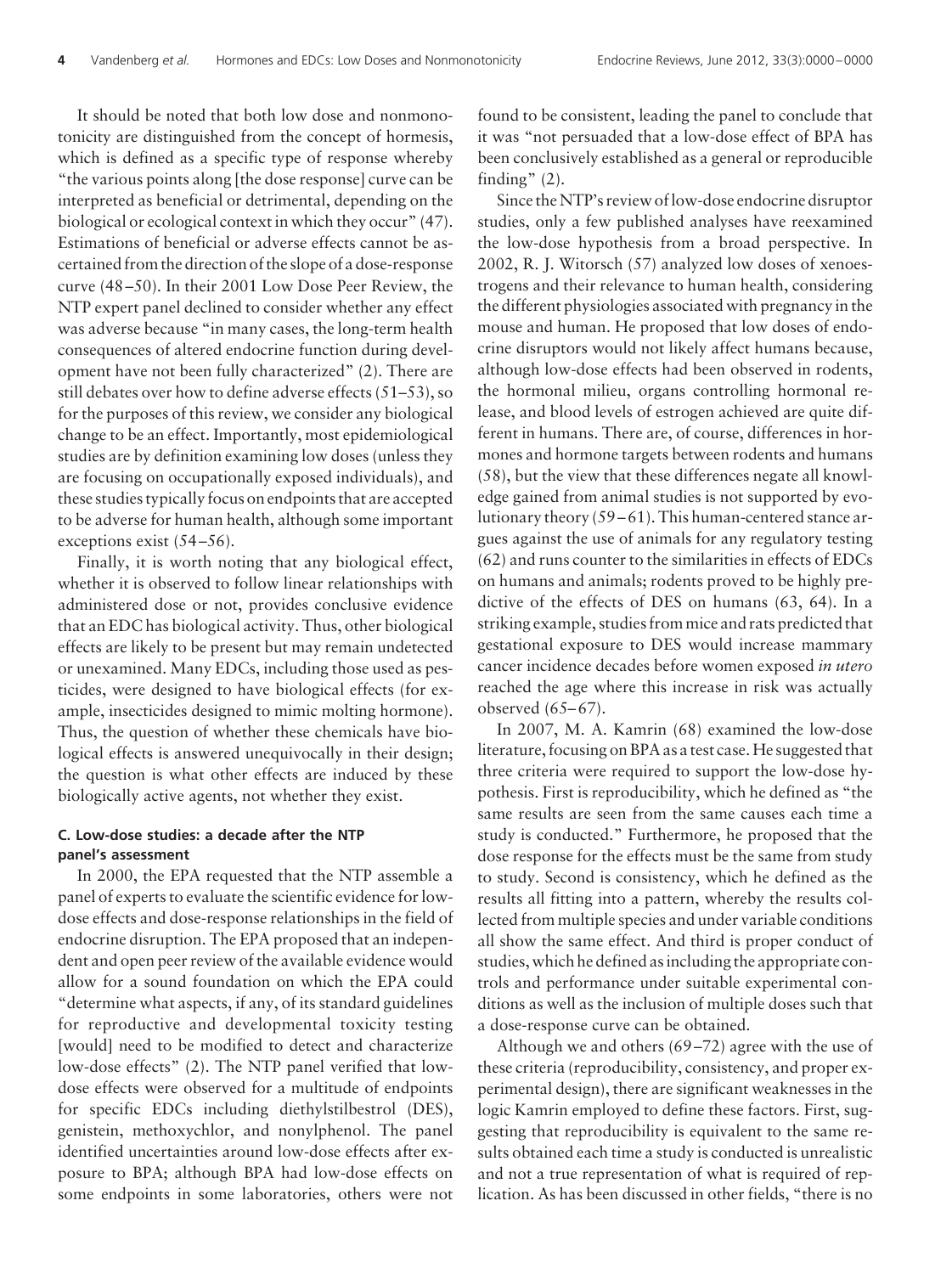It should be noted that both low dose and nonmonotonicity are distinguished from the concept of hormesis, which is defined as a specific type of response whereby "the various points along [the dose response] curve can be interpreted as beneficial or detrimental, depending on the biological or ecological context in which they occur" (47). Estimations of beneficial or adverse effects cannot be ascertained from the direction of the slope of a dose-response curve (48–50). In their 2001 Low Dose Peer Review, the NTP expert panel declined to consider whether any effect was adverse because "in many cases, the long-term health consequences of altered endocrine function during development have not been fully characterized" (2). There are still debates over how to define adverse effects (51–53), so for the purposes of this review, we consider any biological change to be an effect. Importantly, most epidemiological studies are by definition examining low doses (unless they are focusing on occupationally exposed individuals), and these studies typically focus on endpoints that are accepted to be adverse for human health, although some important exceptions exist (54–56).

Finally, it is worth noting that any biological effect, whether it is observed to follow linear relationships with administered dose or not, provides conclusive evidence that an EDC has biological activity. Thus, other biological effects are likely to be present but may remain undetected or unexamined. Many EDCs, including those used as pesticides, were designed to have biological effects (for example, insecticides designed to mimic molting hormone). Thus, the question of whether these chemicals have biological effects is answered unequivocally in their design; the question is what other effects are induced by these biologically active agents, not whether they exist.

### C. Low-dose studies: a decade after the NTP panel's assessment

In 2000, the EPA requested that the NTP assemble a panel of experts to evaluate the scientific evidence for low-dose effects and dose-response relationships in the field of endocrine disruption. The EPA proposed that an independent and open peer review of the available evidence would allow for a sound foundation on which the EPA could "determine what aspects, if any, of its standard guidelines for reproductive and developmental toxicity testing [would] need to be modified to detect and characterize low-dose effects" (2). The NTP panel verified that low-dose effects were observed for a multitude of endpoints for specific EDCs including diethylstilbestrol (DES), genistein, methoxychlor, and nonylphenol. The panel identified uncertainties around low-dose effects after exposure to BPA; although BPA had low-dose effects on some endpoints in some laboratories, others were not found to be consistent, leading the panel to conclude that it was "not persuaded that a low-dose effect of BPA has been conclusively established as a general or reproducible finding" (2).

Since the NTP's review of low-dose endocrine disruptor studies, only a few published analyses have reexamined the low-dose hypothesis from a broad perspective. In 2002, R. J. Witorsch (57) analyzed low doses of xenoestrogens and their relevance to human health, considering the different physiologies associated with pregnancy in the mouse and human. He proposed that low doses of endocrine disruptors would not likely affect humans because, although low-dose effects had been observed in rodents, the hormonal milieu, organs controlling hormonal release, and blood levels of estrogen achieved are quite different in humans. There are, of course, differences in hormones and hormone targets between rodents and humans (58), but the view that these differences negate all knowledge gained from animal studies is not supported by evolutionary theory (59–61). This human-centered stance argues against the use of animals for any regulatory testing (62) and runs counter to the similarities in effects of EDCs on humans and animals; rodents proved to be highly predictive of the effects of DES on humans (63, 64). In a striking example, studies from mice and rats predicted that gestational exposure to DES would increase mammary cancer incidence decades before women exposed *in utero* reached the age where this increase in risk was actually observed (65–67).

In 2007, M. A. Kamrin (68) examined the low-dose literature, focusing on BPA as a test case. He suggested that three criteria were required to support the low-dose hypothesis. First is reproducibility, which he defined as "the same results are seen from the same causes each time a study is conducted." Furthermore, he proposed that the dose response for the effects must be the same from study to study. Second is consistency, which he defined as the results all fitting into a pattern, whereby the results collected from multiple species and under variable conditions all show the same effect. And third is proper conduct of studies, which he defined as including the appropriate controls and performance under suitable experimental conditions as well as the inclusion of multiple doses such that a dose-response curve can be obtained.

Although we and others (69–72) agree with the use of these criteria (reproducibility, consistency, and proper experimental design), there are significant weaknesses in the logic Kamrin employed to define these factors. First, suggesting that reproducibility is equivalent to the same results obtained each time a study is conducted is unrealistic and not a true representation of what is required of replication. As has been discussed in other fields, "there is no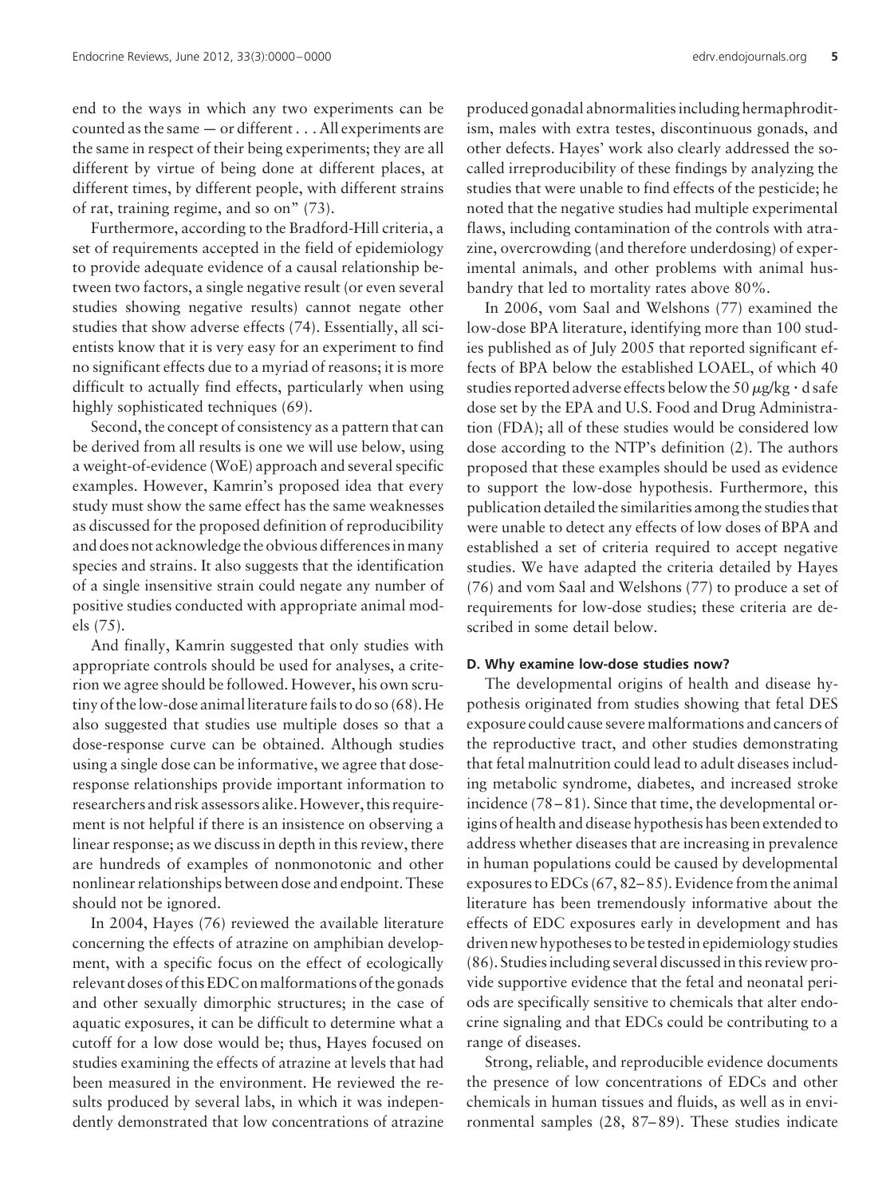end to the ways in which any two experiments can be counted as the same — or different . . . All experiments are the same in respect of their being experiments; they are all different by virtue of being done at different places, at different times, by different people, with different strains of rat, training regime, and so on" (73).

Furthermore, according to the Bradford-Hill criteria, a set of requirements accepted in the field of epidemiology to provide adequate evidence of a causal relationship between two factors, a single negative result (or even several studies showing negative results) cannot negate other studies that show adverse effects (74). Essentially, all scientists know that it is very easy for an experiment to find no significant effects due to a myriad of reasons; it is more difficult to actually find effects, particularly when using highly sophisticated techniques (69).

Second, the concept of consistency as a pattern that can be derived from all results is one we will use below, using a weight-of-evidence (WoE) approach and several specific examples. However, Kamrin's proposed idea that every study must show the same effect has the same weaknesses as discussed for the proposed definition of reproducibility and does not acknowledge the obvious differences in many species and strains. It also suggests that the identification of a single insensitive strain could negate any number of positive studies conducted with appropriate animal models (75).

And finally, Kamrin suggested that only studies with appropriate controls should be used for analyses, a criterion we agree should be followed. However, his own scrutiny of the low-dose animal literature fails to do so (68). He also suggested that studies use multiple doses so that a dose-response curve can be obtained. Although studies using a single dose can be informative, we agree that dose-response relationships provide important information to researchers and risk assessors alike. However, this requirement is not helpful if there is an insistence on observing a linear response; as we discuss in depth in this review, there are hundreds of examples of nonmonotonic and other nonlinear relationships between dose and endpoint. These should not be ignored.

In 2004, Hayes (76) reviewed the available literature concerning the effects of atrazine on amphibian development, with a specific focus on the effect of ecologically relevant doses of this EDC on malformations of the gonads and other sexually dimorphic structures; in the case of aquatic exposures, it can be difficult to determine what a cutoff for a low dose would be; thus, Hayes focused on studies examining the effects of atrazine at levels that had been measured in the environment. He reviewed the results produced by several labs, in which it was independently demonstrated that low concentrations of atrazine produced gonadal abnormalities including hermaphroditism, males with extra testes, discontinuous gonads, and other defects. Hayes' work also clearly addressed the so-called irreproducibility of these findings by analyzing the studies that were unable to find effects of the pesticide; he noted that the negative studies had multiple experimental flaws, including contamination of the controls with atrazine, overcrowding (and therefore underdosing) of experimental animals, and other problems with animal husbandry that led to mortality rates above 80%.

In 2006, vom Saal and Welshons (77) examined the low-dose BPA literature, identifying more than 100 studies published as of July 2005 that reported significant effects of BPA below the established LOAEL, of which 40 studies reported adverse effects below the 50 $\mu g/kg \cdot d$ safe dose set by the EPA and U.S. Food and Drug Administration (FDA); all of these studies would be considered low dose according to the NTP's definition (2). The authors proposed that these examples should be used as evidence to support the low-dose hypothesis. Furthermore, this publication detailed the similarities among the studies that were unable to detect any effects of low doses of BPA and established a set of criteria required to accept negative studies. We have adapted the criteria detailed by Hayes (76) and vom Saal and Welshons (77) to produce a set of requirements for low-dose studies; these criteria are described in some detail below.

#### D. Why examine low-dose studies now?

The developmental origins of health and disease hypothesis originated from studies showing that fetal DES exposure could cause severe malformations and cancers of the reproductive tract, and other studies demonstrating that fetal malnutrition could lead to adult diseases including metabolic syndrome, diabetes, and increased stroke incidence (78–81). Since that time, the developmental origins of health and disease hypothesis has been extended to address whether diseases that are increasing in prevalence in human populations could be caused by developmental exposures to EDCs (67, 82–85). Evidence from the animal literature has been tremendously informative about the effects of EDC exposures early in development and has driven new hypotheses to be tested in epidemiology studies (86). Studies including several discussed in this review provide supportive evidence that the fetal and neonatal periods are specifically sensitive to chemicals that alter endocrine signaling and that EDCs could be contributing to a range of diseases.

Strong, reliable, and reproducible evidence documents the presence of low concentrations of EDCs and other chemicals in human tissues and fluids, as well as in environmental samples (28, 87–89). These studies indicate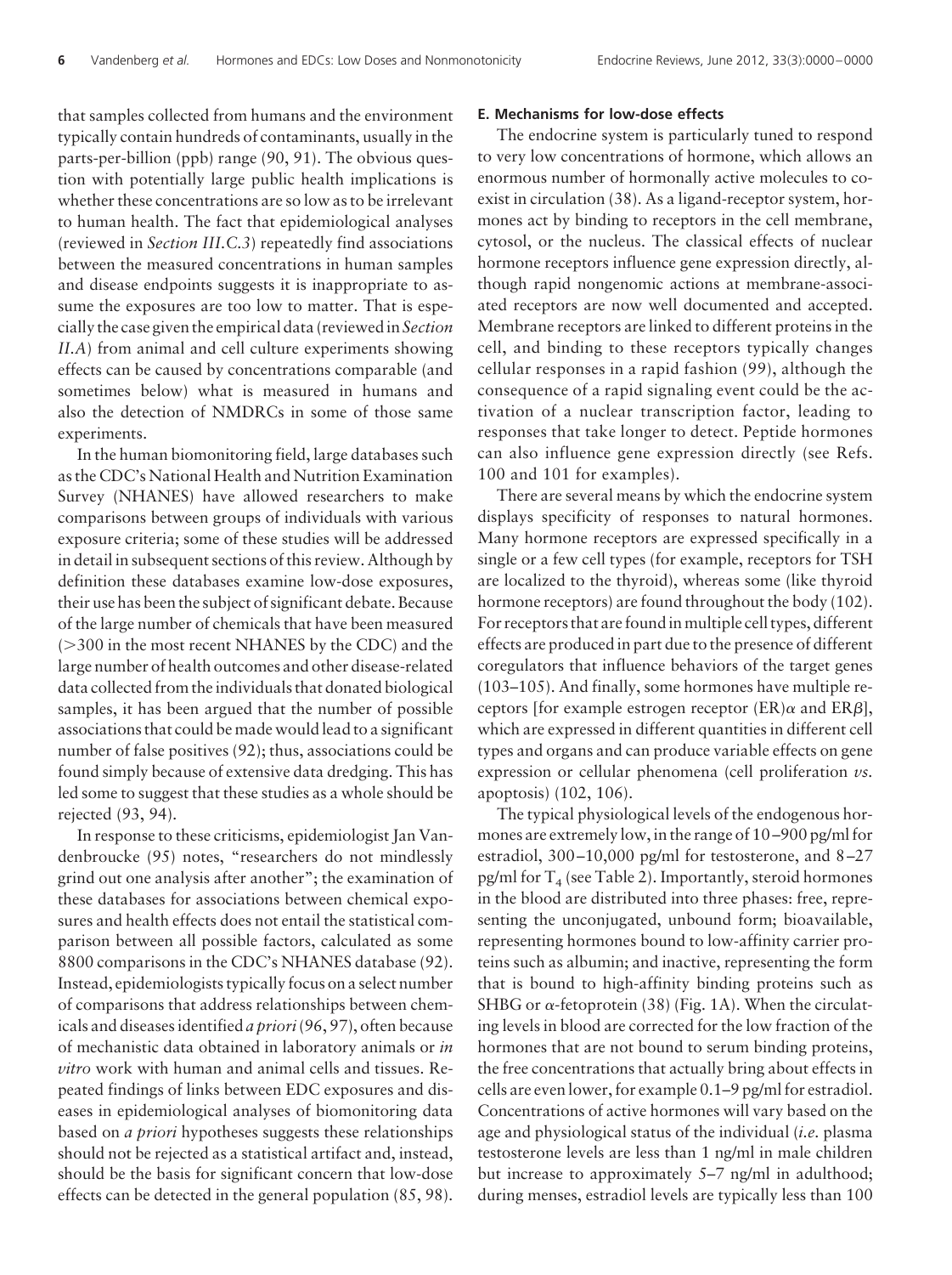that samples collected from humans and the environment typically contain hundreds of contaminants, usually in the parts-per-billion (ppb) range (90, 91). The obvious question with potentially large public health implications is whether these concentrations are so low as to be irrelevant to human health. The fact that epidemiological analyses (reviewed in *Section III.C.3*) repeatedly find associations between the measured concentrations in human samples and disease endpoints suggests it is inappropriate to assume the exposures are too low to matter. That is especially the case given the empirical data (reviewed in *Section II.A*) from animal and cell culture experiments showing effects can be caused by concentrations comparable (and sometimes below) what is measured in humans and also the detection of NMDRCs in some of those same experiments.

In the human biomonitoring field, large databases such as the CDC's National Health and Nutrition Examination Survey (NHANES) have allowed researchers to make comparisons between groups of individuals with various exposure criteria; some of these studies will be addressed in detail in subsequent sections of this review. Although by definition these databases examine low-dose exposures, their use has been the subject of significant debate. Because of the large number of chemicals that have been measured (>300 in the most recent NHANES by the CDC) and the large number of health outcomes and other disease-related data collected from the individuals that donated biological samples, it has been argued that the number of possible associations that could be made would lead to a significant number of false positives (92); thus, associations could be found simply because of extensive data dredging. This has led some to suggest that these studies as a whole should be rejected (93, 94).

In response to these criticisms, epidemiologist Jan Vandenbroucke (95) notes, "researchers do not mindlessly grind out one analysis after another"; the examination of these databases for associations between chemical exposures and health effects does not entail the statistical comparison between all possible factors, calculated as some 8800 comparisons in the CDC's NHANES database (92). Instead, epidemiologists typically focus on a select number of comparisons that address relationships between chemicals and diseases identified *a priori* (96, 97), often because of mechanistic data obtained in laboratory animals or *in vitro* work with human and animal cells and tissues. Repeated findings of links between EDC exposures and diseases in epidemiological analyses of biomonitoring data based on *a priori* hypotheses suggests these relationships should not be rejected as a statistical artifact and, instead, should be the basis for significant concern that low-dose effects can be detected in the general population (85, 98).

#### E. Mechanisms for low-dose effects

The endocrine system is particularly tuned to respond to very low concentrations of hormone, which allows an enormous number of hormonally active molecules to coexist in circulation (38). As a ligand-receptor system, hormones act by binding to receptors in the cell membrane, cytosol, or the nucleus. The classical effects of nuclear hormone receptors influence gene expression directly, although rapid nongenomic actions at membrane-associated receptors are now well documented and accepted. Membrane receptors are linked to different proteins in the cell, and binding to these receptors typically changes cellular responses in a rapid fashion (99), although the consequence of a rapid signaling event could be the activation of a nuclear transcription factor, leading to responses that take longer to detect. Peptide hormones can also influence gene expression directly (see Refs. 100 and 101 for examples).

There are several means by which the endocrine system displays specificity of responses to natural hormones. Many hormone receptors are expressed specifically in a single or a few cell types (for example, receptors for TSH are localized to the thyroid), whereas some (like thyroid hormone receptors) are found throughout the body (102). For receptors that are found in multiple cell types, different effects are produced in part due to the presence of different coregulators that influence behaviors of the target genes (103–105). And finally, some hormones have multiple receptors [for example estrogen receptor (ER)$\alpha$ and ER$\beta$], which are expressed in different quantities in different cell types and organs and can produce variable effects on gene expression or cellular phenomena (cell proliferation *vs.* apoptosis) (102, 106).

The typical physiological levels of the endogenous hormones are extremely low, in the range of 10–900 pg/ml for estradiol, 300–10,000 pg/ml for testosterone, and 8–27 pg/ml for $T_4$ (see Table 2). Importantly, steroid hormones in the blood are distributed into three phases: free, representing the unconjugated, unbound form; bioavailable, representing hormones bound to low-affinity carrier proteins such as albumin; and inactive, representing the form that is bound to high-affinity binding proteins such as SHBG or $\alpha$-fetoprotein (38) (Fig. 1A). When the circulating levels in blood are corrected for the low fraction of the hormones that are not bound to serum binding proteins, the free concentrations that actually bring about effects in cells are even lower, for example 0.1–9 pg/ml for estradiol. Concentrations of active hormones will vary based on the age and physiological status of the individual (*i.e.* plasma testosterone levels are less than 1 ng/ml in male children but increase to approximately 5–7 ng/ml in adulthood; during menses, estradiol levels are typically less than 100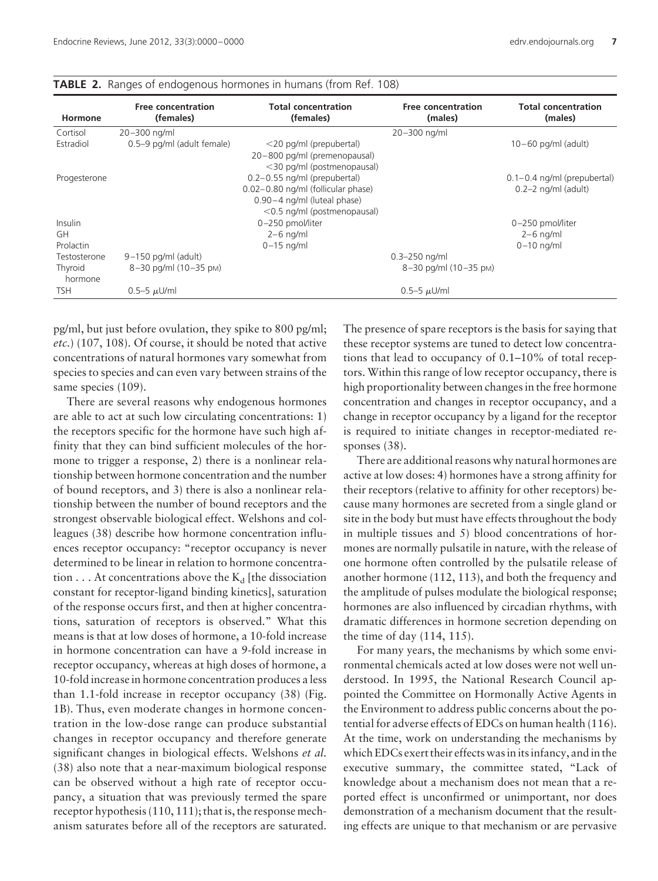**TABLE 2.** Ranges of endogenous hormones in humans (from Ref. 108)

| Hormone | Free concentration (females) | Total concentration (females) | Free concentration (males) | Total concentration (males) |
|---|---|---|---|---|
| Cortisol | 20–300 ng/ml | | 20–300 ng/ml | |
| Estradiol | 0.5–9 pg/ml (adult female) | <20 pg/ml (prepubertal)<br>20–800 pg/ml (premenopausal)<br><30 pg/ml (postmenopausal) | | 10–60 pg/ml (adult) |
| Progesterone | | 0.2–0.55 ng/ml (prepubertal)<br>0.02–0.80 ng/ml (follicular phase)<br>0.90–4 ng/ml (luteal phase)<br><0.5 ng/ml (postmenopausal) | | 0.1–0.4 ng/ml (prepubertal)<br>0.2–2 ng/ml (adult) |
| Insulin | | 0–250 pmol/liter | | 0–250 pmol/liter |
| GH | | 2–6 ng/ml | | 2–6 ng/ml |
| Prolactin | | 0–15 ng/ml | | 0–10 ng/ml |
| Testosterone | 9–150 pg/ml (adult) | | 0.3–250 ng/ml | |
| Thyroid hormone | 8–30 pg/ml (10–35 PM) | | 8–30 pg/ml (10–35 PM) | |
| TSH | 0.5–5 $\mu$U/ml | | 0.5–5 $\mu$U/ml | |

pg/ml, but just before ovulation, they spike to 800 pg/ml; *etc.*) (107, 108). Of course, it should be noted that active concentrations of natural hormones vary somewhat from species to species and can even vary between strains of the same species (109).

There are several reasons why endogenous hormones are able to act at such low circulating concentrations: 1) the receptors specific for the hormone have such high affinity that they can bind sufficient molecules of the hormone to trigger a response, 2) there is a nonlinear relationship between hormone concentration and the number of bound receptors, and 3) there is also a nonlinear relationship between the number of bound receptors and the strongest observable biological effect. Welshons and colleagues (38) describe how hormone concentration influences receptor occupancy: "receptor occupancy is never determined to be linear in relation to hormone concentration . . . At concentrations above the $K_d$ [the dissociation constant for receptor-ligand binding kinetics], saturation of the response occurs first, and then at higher concentrations, saturation of receptors is observed." What this means is that at low doses of hormone, a 10-fold increase in hormone concentration can have a 9-fold increase in receptor occupancy, whereas at high doses of hormone, a 10-fold increase in hormone concentration produces a less than 1.1-fold increase in receptor occupancy (38) (Fig. 1B). Thus, even moderate changes in hormone concentration in the low-dose range can produce substantial changes in receptor occupancy and therefore generate significant changes in biological effects. Welshons *et al.* (38) also note that a near-maximum biological response can be observed without a high rate of receptor occupancy, a situation that was previously termed the spare receptor hypothesis (110, 111); that is, the response mechanism saturates before all of the receptors are saturated. The presence of spare receptors is the basis for saying that these receptor systems are tuned to detect low concentrations that lead to occupancy of 0.1–10% of total receptors. Within this range of low receptor occupancy, there is high proportionality between changes in the free hormone concentration and changes in receptor occupancy, and a change in receptor occupancy by a ligand for the receptor is required to initiate changes in receptor-mediated responses (38).

There are additional reasons why natural hormones are active at low doses: 4) hormones have a strong affinity for their receptors (relative to affinity for other receptors) because many hormones are secreted from a single gland or site in the body but must have effects throughout the body in multiple tissues and 5) blood concentrations of hormones are normally pulsatile in nature, with the release of one hormone often controlled by the pulsatile release of another hormone (112, 113), and both the frequency and the amplitude of pulses modulate the biological response; hormones are also influenced by circadian rhythms, with dramatic differences in hormone secretion depending on the time of day (114, 115).

For many years, the mechanisms by which some environmental chemicals acted at low doses were not well understood. In 1995, the National Research Council appointed the Committee on Hormonally Active Agents in the Environment to address public concerns about the potential for adverse effects of EDCs on human health (116). At the time, work on understanding the mechanisms by which EDCs exert their effects was in its infancy, and in the executive summary, the committee stated, "Lack of knowledge about a mechanism does not mean that a reported effect is unconfirmed or unimportant, nor does demonstration of a mechanism document that the resulting effects are unique to that mechanism or are pervasive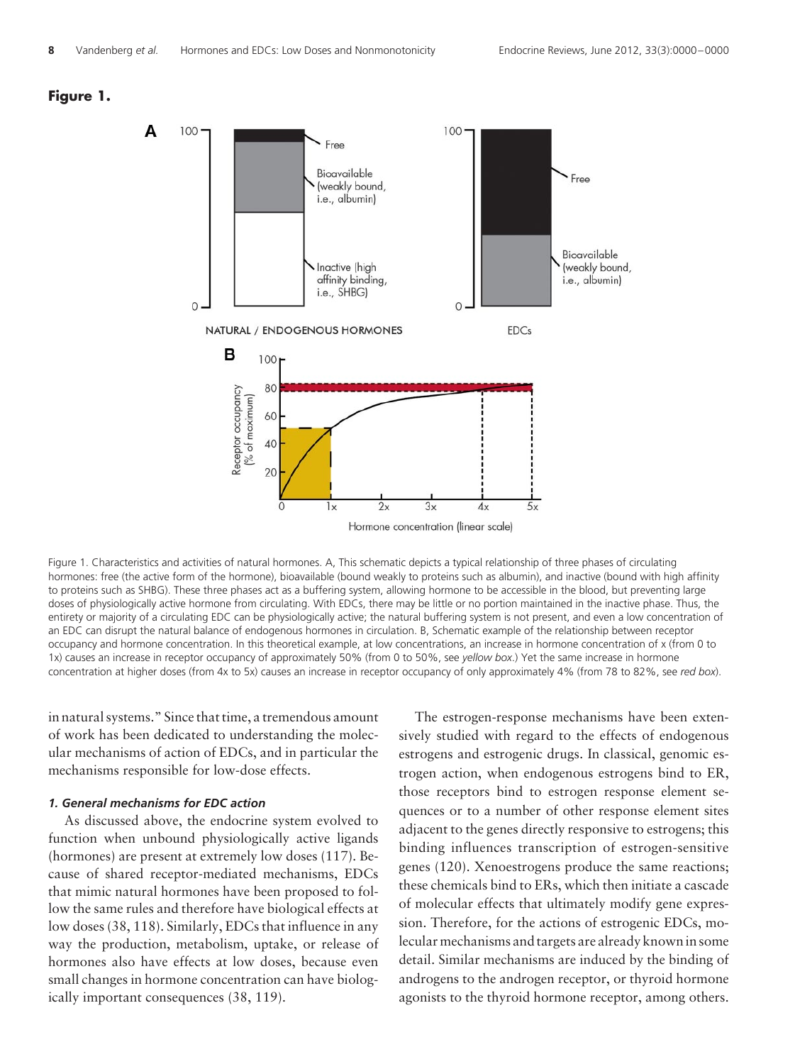**Figure 1.**

Figure 1. Characteristics and activities of natural hormones. A, This schematic depicts a typical relationship of three phases of circulating hormones: free (the active form of the hormone), bioavailable (bound weakly to proteins such as albumin), and inactive (bound with high affinity to proteins such as SHBG). These three phases act as a buffering system, allowing hormone to be accessible in the blood, but preventing large doses of physiologically active hormone from circulating. With EDCs, there may be little or no portion maintained in the inactive phase. Thus, the entirety or majority of a circulating EDC can be physiologically active; the natural buffering system is not present, and even a low concentration of an EDC can disrupt the natural balance of endogenous hormones in circulation. B, Schematic example of the relationship between receptor occupancy and hormone concentration. In this theoretical example, at low concentrations, an increase in hormone concentration of x (from 0 to 1x) causes an increase in receptor occupancy of approximately 50% (from 0 to 50%, see *yellow box*.) Yet the same increase in hormone concentration at higher doses (from 4x to 5x) causes an increase in receptor occupancy of only approximately 4% (from 78 to 82%, see *red box*).

in natural systems." Since that time, a tremendous amount of work has been dedicated to understanding the molecular mechanisms of action of EDCs, and in particular the mechanisms responsible for low-dose effects.

#### *1. General mechanisms for EDC action*

As discussed above, the endocrine system evolved to function when unbound physiologically active ligands (hormones) are present at extremely low doses (117). Because of shared receptor-mediated mechanisms, EDCs that mimic natural hormones have been proposed to follow the same rules and therefore have biological effects at low doses (38, 118). Similarly, EDCs that influence in any way the production, metabolism, uptake, or release of hormones also have effects at low doses, because even small changes in hormone concentration can have biologically important consequences (38, 119).

The estrogen-response mechanisms have been extensively studied with regard to the effects of endogenous estrogens and estrogenic drugs. In classical, genomic estrogen action, when endogenous estrogens bind to ER, those receptors bind to estrogen response element sequences or to a number of other response element sites adjacent to the genes directly responsive to estrogens; this binding influences transcription of estrogen-sensitive genes (120). Xenoestrogens produce the same reactions; these chemicals bind to ERs, which then initiate a cascade of molecular effects that ultimately modify gene expression. Therefore, for the actions of estrogenic EDCs, molecular mechanisms and targets are already known in some detail. Similar mechanisms are induced by the binding of androgens to the androgen receptor, or thyroid hormone agonists to the thyroid hormone receptor, among others.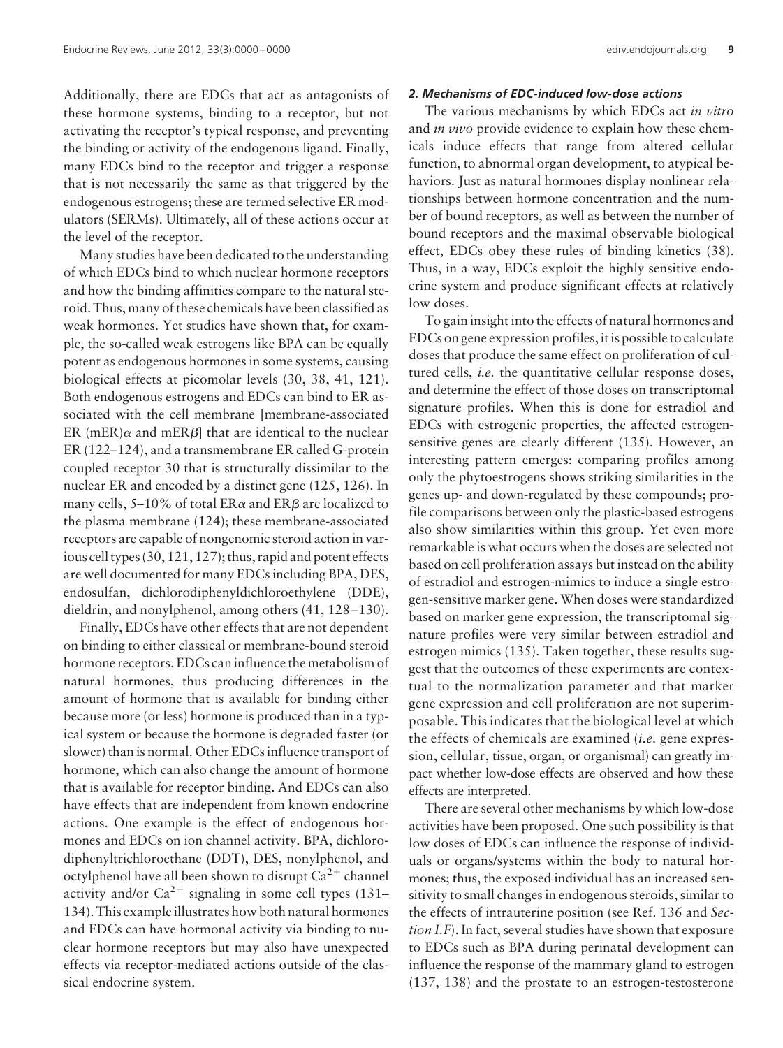Additionally, there are EDCs that act as antagonists of these hormone systems, binding to a receptor, but not activating the receptor's typical response, and preventing the binding or activity of the endogenous ligand. Finally, many EDCs bind to the receptor and trigger a response that is not necessarily the same as that triggered by the endogenous estrogens; these are termed selective ER modulators (SERMs). Ultimately, all of these actions occur at the level of the receptor.

Many studies have been dedicated to the understanding of which EDCs bind to which nuclear hormone receptors and how the binding affinities compare to the natural steroid. Thus, many of these chemicals have been classified as weak hormones. Yet studies have shown that, for example, the so-called weak estrogens like BPA can be equally potent as endogenous hormones in some systems, causing biological effects at picomolar levels (30, 38, 41, 121). Both endogenous estrogens and EDCs can bind to ER associated with the cell membrane [membrane-associated ER (mER)$\alpha$ and mER$\beta$] that are identical to the nuclear ER (122–124), and a transmembrane ER called G-protein coupled receptor 30 that is structurally dissimilar to the nuclear ER and encoded by a distinct gene (125, 126). In many cells, 5–10% of total ER$\alpha$ and ER$\beta$ are localized to the plasma membrane (124); these membrane-associated receptors are capable of nongenomic steroid action in various cell types (30, 121, 127); thus, rapid and potent effects are well documented for many EDCs including BPA, DES, endosulfan, dichlorodiphenyldichloroethylene (DDE), dieldrin, and nonylphenol, among others (41, 128–130).

Finally, EDCs have other effects that are not dependent on binding to either classical or membrane-bound steroid hormone receptors. EDCs can influence the metabolism of natural hormones, thus producing differences in the amount of hormone that is available for binding either because more (or less) hormone is produced than in a typical system or because the hormone is degraded faster (or slower) than is normal. Other EDCs influence transport of hormone, which can also change the amount of hormone that is available for receptor binding. And EDCs can also have effects that are independent from known endocrine actions. One example is the effect of endogenous hormones and EDCs on ion channel activity. BPA, dichlorodiphenyltrichloroethane (DDT), DES, nonylphenol, and octylphenol have all been shown to disrupt $Ca^{2+}$ channel activity and/or $Ca^{2+}$ signaling in some cell types (131–134). This example illustrates how both natural hormones and EDCs can have hormonal activity via binding to nuclear hormone receptors but may also have unexpected effects via receptor-mediated actions outside of the classical endocrine system.

#### *2. Mechanisms of EDC-induced low-dose actions*

The various mechanisms by which EDCs act *in vitro* and *in vivo* provide evidence to explain how these chemicals induce effects that range from altered cellular function, to abnormal organ development, to atypical behaviors. Just as natural hormones display nonlinear relationships between hormone concentration and the number of bound receptors, as well as between the number of bound receptors and the maximal observable biological effect, EDCs obey these rules of binding kinetics (38). Thus, in a way, EDCs exploit the highly sensitive endocrine system and produce significant effects at relatively low doses.

To gain insight into the effects of natural hormones and EDCs on gene expression profiles, it is possible to calculate doses that produce the same effect on proliferation of cultured cells, *i.e.* the quantitative cellular response doses, and determine the effect of those doses on transcriptomal signature profiles. When this is done for estradiol and EDCs with estrogenic properties, the affected estrogen-sensitive genes are clearly different (135). However, an interesting pattern emerges: comparing profiles among only the phytoestrogens shows striking similarities in the genes up- and down-regulated by these compounds; profile comparisons between only the plastic-based estrogens also show similarities within this group. Yet even more remarkable is what occurs when the doses are selected not based on cell proliferation assays but instead on the ability of estradiol and estrogen-mimics to induce a single estrogen-sensitive marker gene. When doses were standardized based on marker gene expression, the transcriptomal signature profiles were very similar between estradiol and estrogen mimics (135). Taken together, these results suggest that the outcomes of these experiments are contextual to the normalization parameter and that marker gene expression and cell proliferation are not superimposable. This indicates that the biological level at which the effects of chemicals are examined (*i.e.* gene expression, cellular, tissue, organ, or organismal) can greatly impact whether low-dose effects are observed and how these effects are interpreted.

There are several other mechanisms by which low-dose activities have been proposed. One such possibility is that low doses of EDCs can influence the response of individuals or organs/systems within the body to natural hormones; thus, the exposed individual has an increased sensitivity to small changes in endogenous steroids, similar to the effects of intrauterine position (see Ref. 136 and *Section I.F*). In fact, several studies have shown that exposure to EDCs such as BPA during perinatal development can influence the response of the mammary gland to estrogen (137, 138) and the prostate to an estrogen-testosterone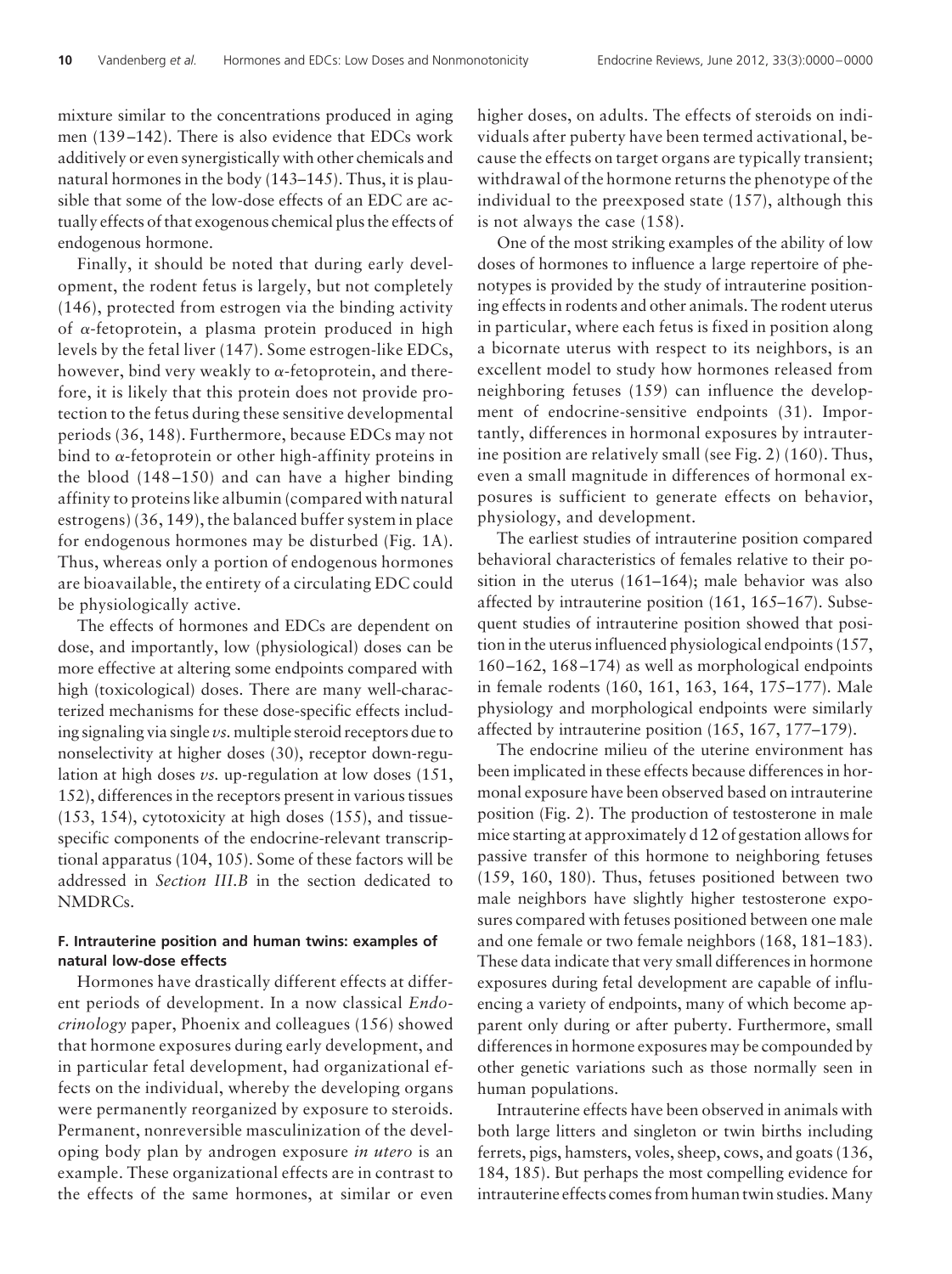mixture similar to the concentrations produced in aging men (139–142). There is also evidence that EDCs work additively or even synergistically with other chemicals and natural hormones in the body (143–145). Thus, it is plausible that some of the low-dose effects of an EDC are actually effects of that exogenous chemical plus the effects of endogenous hormone.

Finally, it should be noted that during early development, the rodent fetus is largely, but not completely (146), protected from estrogen via the binding activity of $\alpha$-fetoprotein, a plasma protein produced in high levels by the fetal liver (147). Some estrogen-like EDCs, however, bind very weakly to $\alpha$-fetoprotein, and therefore, it is likely that this protein does not provide protection to the fetus during these sensitive developmental periods (36, 148). Furthermore, because EDCs may not bind to $\alpha$-fetoprotein or other high-affinity proteins in the blood (148–150) and can have a higher binding affinity to proteins like albumin (compared with natural estrogens) (36, 149), the balanced buffer system in place for endogenous hormones may be disturbed (Fig. 1A). Thus, whereas only a portion of endogenous hormones are bioavailable, the entirety of a circulating EDC could be physiologically active.

The effects of hormones and EDCs are dependent on dose, and importantly, low (physiological) doses can be more effective at altering some endpoints compared with high (toxicological) doses. There are many well-characterized mechanisms for these dose-specific effects including signaling via single *vs.* multiple steroid receptors due to nonselectivity at higher doses (30), receptor down-regulation at high doses *vs.* up-regulation at low doses (151, 152), differences in the receptors present in various tissues (153, 154), cytotoxicity at high doses (155), and tissue-specific components of the endocrine-relevant transcriptional apparatus (104, 105). Some of these factors will be addressed in *Section III.B* in the section dedicated to NMDRCs.

### F. Intrauterine position and human twins: examples of natural low-dose effects

Hormones have drastically different effects at different periods of development. In a now classical *Endocrinology* paper, Phoenix and colleagues (156) showed that hormone exposures during early development, and in particular fetal development, had organizational effects on the individual, whereby the developing organs were permanently reorganized by exposure to steroids. Permanent, nonreversible masculinization of the developing body plan by androgen exposure *in utero* is an example. These organizational effects are in contrast to the effects of the same hormones, at similar or even higher doses, on adults. The effects of steroids on individuals after puberty have been termed activational, because the effects on target organs are typically transient; withdrawal of the hormone returns the phenotype of the individual to the preexposed state (157), although this is not always the case (158).

One of the most striking examples of the ability of low doses of hormones to influence a large repertoire of phenotypes is provided by the study of intrauterine positioning effects in rodents and other animals. The rodent uterus in particular, where each fetus is fixed in position along a bicornate uterus with respect to its neighbors, is an excellent model to study how hormones released from neighboring fetuses (159) can influence the development of endocrine-sensitive endpoints (31). Importantly, differences in hormonal exposures by intrauterine position are relatively small (see Fig. 2) (160). Thus, even a small magnitude in differences of hormonal exposures is sufficient to generate effects on behavior, physiology, and development.

The earliest studies of intrauterine position compared behavioral characteristics of females relative to their position in the uterus (161–164); male behavior was also affected by intrauterine position (161, 165–167). Subsequent studies of intrauterine position showed that position in the uterus influenced physiological endpoints (157, 160–162, 168–174) as well as morphological endpoints in female rodents (160, 161, 163, 164, 175–177). Male physiology and morphological endpoints were similarly affected by intrauterine position (165, 167, 177–179).

The endocrine milieu of the uterine environment has been implicated in these effects because differences in hormonal exposure have been observed based on intrauterine position (Fig. 2). The production of testosterone in male mice starting at approximately d 12 of gestation allows for passive transfer of this hormone to neighboring fetuses (159, 160, 180). Thus, fetuses positioned between two male neighbors have slightly higher testosterone exposures compared with fetuses positioned between one male and one female or two female neighbors (168, 181–183). These data indicate that very small differences in hormone exposures during fetal development are capable of influencing a variety of endpoints, many of which become apparent only during or after puberty. Furthermore, small differences in hormone exposures may be compounded by other genetic variations such as those normally seen in human populations.

Intrauterine effects have been observed in animals with both large litters and singleton or twin births including ferrets, pigs, hamsters, voles, sheep, cows, and goats (136, 184, 185). But perhaps the most compelling evidence for intrauterine effects comes from human twin studies. Many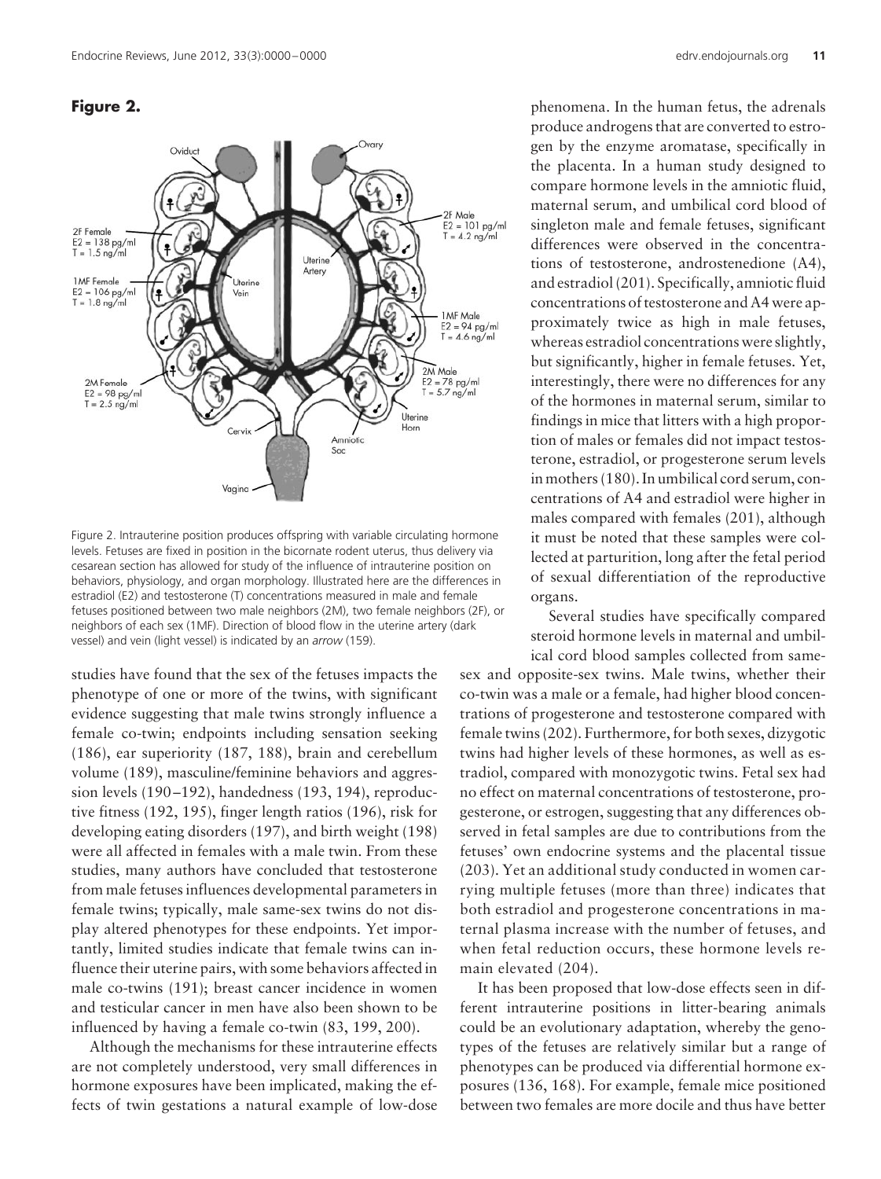**Figure 2.**

Figure 2. Intrauterine position produces offspring with variable circulating hormone levels. Fetuses are fixed in position in the bicornate rodent uterus, thus delivery via cesarean section has allowed for study of the influence of intrauterine position on behaviors, physiology, and organ morphology. Illustrated here are the differences in estradiol (E2) and testosterone (T) concentrations measured in male and female fetuses positioned between two male neighbors (2M), two female neighbors (2F), or neighbors of each sex (1MF). Direction of blood flow in the uterine artery (dark vessel) and vein (light vessel) is indicated by an *arrow* (159).

studies have found that the sex of the fetuses impacts the phenotype of one or more of the twins, with significant evidence suggesting that male twins strongly influence a female co-twin; endpoints including sensation seeking (186), ear superiority (187, 188), brain and cerebellum volume (189), masculine/feminine behaviors and aggression levels (190–192), handedness (193, 194), reproductive fitness (192, 195), finger length ratios (196), risk for developing eating disorders (197), and birth weight (198) were all affected in females with a male twin. From these studies, many authors have concluded that testosterone from male fetuses influences developmental parameters in female twins; typically, male same-sex twins do not display altered phenotypes for these endpoints. Yet importantly, limited studies indicate that female twins can influence their uterine pairs, with some behaviors affected in male co-twins (191); breast cancer incidence in women and testicular cancer in men have also been shown to be influenced by having a female co-twin (83, 199, 200).

Although the mechanisms for these intrauterine effects are not completely understood, very small differences in hormone exposures have been implicated, making the effects of twin gestations a natural example of low-dose phenomena. In the human fetus, the adrenals produce androgens that are converted to estrogen by the enzyme aromatase, specifically in the placenta. In a human study designed to compare hormone levels in the amniotic fluid, maternal serum, and umbilical cord blood of singleton male and female fetuses, significant differences were observed in the concentrations of testosterone, androstenedione (A4), and estradiol (201). Specifically, amniotic fluid concentrations of testosterone and A4 were approximately twice as high in male fetuses, whereas estradiol concentrations were slightly, but significantly, higher in female fetuses. Yet, interestingly, there were no differences for any of the hormones in maternal serum, similar to findings in mice that litters with a high proportion of males or females did not impact testosterone, estradiol, or progesterone serum levels in mothers (180). In umbilical cord serum, concentrations of A4 and estradiol were higher in males compared with females (201), although it must be noted that these samples were collected at parturition, long after the fetal period of sexual differentiation of the reproductive organs.

Several studies have specifically compared steroid hormone levels in maternal and umbilical cord blood samples collected from same-sex and opposite-sex twins. Male twins, whether their co-twin was a male or a female, had higher blood concentrations of progesterone and testosterone compared with female twins (202). Furthermore, for both sexes, dizygotic twins had higher levels of these hormones, as well as estradiol, compared with monozygotic twins. Fetal sex had no effect on maternal concentrations of testosterone, progesterone, or estrogen, suggesting that any differences observed in fetal samples are due to contributions from the fetuses' own endocrine systems and the placental tissue (203). Yet an additional study conducted in women carrying multiple fetuses (more than three) indicates that both estradiol and progesterone concentrations in maternal plasma increase with the number of fetuses, and when fetal reduction occurs, these hormone levels remain elevated (204).

It has been proposed that low-dose effects seen in different intrauterine positions in litter-bearing animals could be an evolutionary adaptation, whereby the genotypes of the fetuses are relatively similar but a range of phenotypes can be produced via differential hormone exposures (136, 168). For example, female mice positioned between two females are more docile and thus have better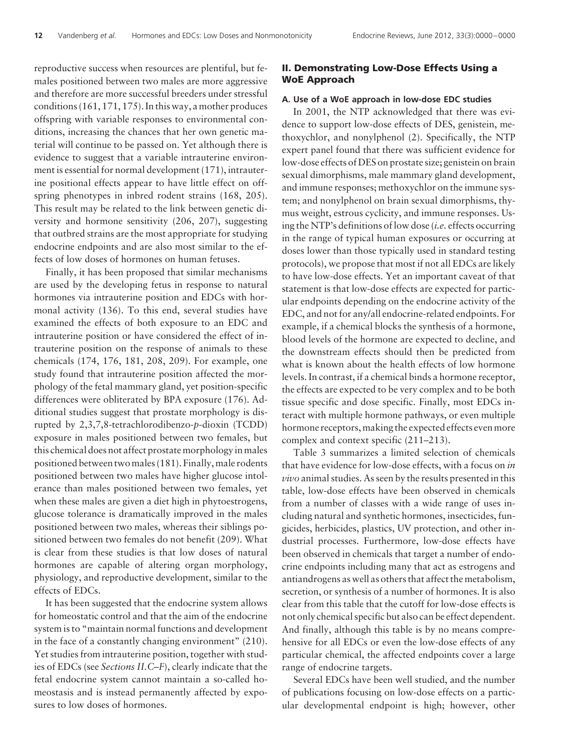reproductive success when resources are plentiful, but females positioned between two males are more aggressive and therefore are more successful breeders under stressful conditions (161, 171, 175). In this way, a mother produces offspring with variable responses to environmental conditions, increasing the chances that her own genetic material will continue to be passed on. Yet although there is evidence to suggest that a variable intrauterine environment is essential for normal development (171), intrauterine positional effects appear to have little effect on offspring phenotypes in inbred rodent strains (168, 205). This result may be related to the link between genetic diversity and hormone sensitivity (206, 207), suggesting that outbred strains are the most appropriate for studying endocrine endpoints and are also most similar to the effects of low doses of hormones on human fetuses.

Finally, it has been proposed that similar mechanisms are used by the developing fetus in response to natural hormones via intrauterine position and EDCs with hormonal activity (136). To this end, several studies have examined the effects of both exposure to an EDC and intrauterine position or have considered the effect of intrauterine position on the response of animals to these chemicals (174, 176, 181, 208, 209). For example, one study found that intrauterine position affected the morphology of the fetal mammary gland, yet position-specific differences were obliterated by BPA exposure (176). Additional studies suggest that prostate morphology is disrupted by 2,3,7,8-tetrachlorodibenzo-*p*-dioxin (TCDD) exposure in males positioned between two females, but this chemical does not affect prostate morphology in males positioned between two males (181). Finally, male rodents positioned between two males have higher glucose intolerance than males positioned between two females, yet when these males are given a diet high in phytoestrogens, glucose tolerance is dramatically improved in the males positioned between two males, whereas their siblings positioned between two females do not benefit (209). What is clear from these studies is that low doses of natural hormones are capable of altering organ morphology, physiology, and reproductive development, similar to the effects of EDCs.

It has been suggested that the endocrine system allows for homeostatic control and that the aim of the endocrine system is to "maintain normal functions and development in the face of a constantly changing environment" (210). Yet studies from intrauterine position, together with studies of EDCs (see *Sections II.C–F*), clearly indicate that the fetal endocrine system cannot maintain a so-called homeostasis and is instead permanently affected by exposures to low doses of hormones.

## II. Demonstrating Low-Dose Effects Using a WoE Approach

### A. Use of a WoE approach in low-dose EDC studies

In 2001, the NTP acknowledged that there was evidence to support low-dose effects of DES, genistein, methoxychlor, and nonylphenol (2). Specifically, the NTP expert panel found that there was sufficient evidence for low-dose effects of DES on prostate size; genistein on brain sexual dimorphisms, male mammary gland development, and immune responses; methoxychlor on the immune system; and nonylphenol on brain sexual dimorphisms, thymus weight, estrous cyclicity, and immune responses. Using the NTP's definitions of low dose (*i.e.* effects occurring in the range of typical human exposures or occurring at doses lower than those typically used in standard testing protocols), we propose that most if not all EDCs are likely to have low-dose effects. Yet an important caveat of that statement is that low-dose effects are expected for particular endpoints depending on the endocrine activity of the EDC, and not for any/all endocrine-related endpoints. For example, if a chemical blocks the synthesis of a hormone, blood levels of the hormone are expected to decline, and the downstream effects should then be predicted from what is known about the health effects of low hormone levels. In contrast, if a chemical binds a hormone receptor, the effects are expected to be very complex and to be both tissue specific and dose specific. Finally, most EDCs interact with multiple hormone pathways, or even multiple hormone receptors, making the expected effects even more complex and context specific (211–213).

Table 3 summarizes a limited selection of chemicals that have evidence for low-dose effects, with a focus on *in vivo* animal studies. As seen by the results presented in this table, low-dose effects have been observed in chemicals from a number of classes with a wide range of uses including natural and synthetic hormones, insecticides, fungicides, herbicides, plastics, UV protection, and other industrial processes. Furthermore, low-dose effects have been observed in chemicals that target a number of endocrine endpoints including many that act as estrogens and antiandrogens as well as others that affect the metabolism, secretion, or synthesis of a number of hormones. It is also clear from this table that the cutoff for low-dose effects is not only chemical specific but also can be effect dependent. And finally, although this table is by no means comprehensive for all EDCs or even the low-dose effects of any particular chemical, the affected endpoints cover a large range of endocrine targets.

Several EDCs have been well studied, and the number of publications focusing on low-dose effects on a particular developmental endpoint is high; however, other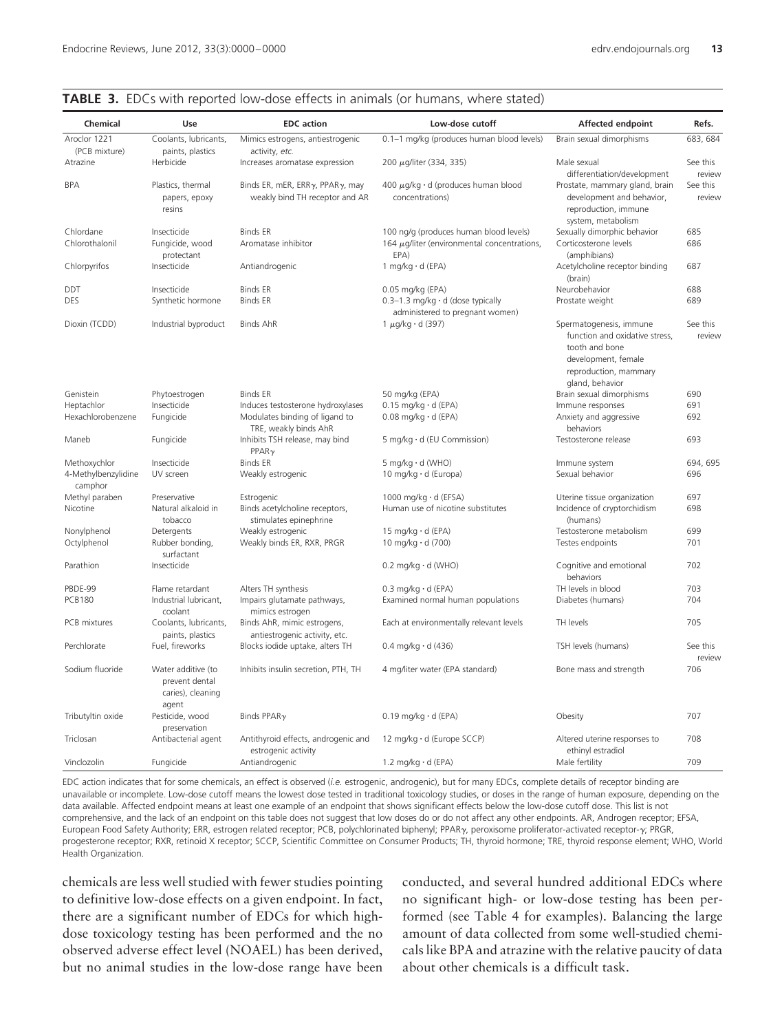**TABLE 3.** EDCs with reported low-dose effects in animals (or humans, where stated)

| Chemical | Use | EDC action | Low-dose cutoff | Affected endpoint | Refs. |
|---|---|---|---|---|---|
| Aroclor 1221 (PCB mixture) | Coolants, lubricants, paints, plastics | Mimics estrogens, antiestrogenic activity, *etc.* | 0.1–1 mg/kg (produces human blood levels) | Brain sexual dimorphisms | 683, 684 |
| Atrazine | Herbicide | Increases aromatase expression | 200 μg/liter (334, 335) | Male sexual differentiation/development | See this review |
| BPA | Plastics, thermal papers, epoxy resins | Binds ER, mER, ERRγ, PPARγ, may weakly bind TH receptor and AR | 400 μg/kg · d (produces human blood concentrations) | Prostate, mammary gland, brain development and behavior, reproduction, immune system, metabolism | See this review |
| Chlordane | Insecticide | Binds ER | 100 ng/g (produces human blood levels) | Sexually dimorphic behavior | 685 |
| Chlorothalonil | Fungicide, wood protectant | Aromatase inhibitor | 164 μg/liter (environmental concentrations, EPA) | Corticosterone levels (amphibians) | 686 |
| Chlorpyrifos | Insecticide | Antiandrogenic | 1 mg/kg · d (EPA) | Acetylcholine receptor binding (brain) | 687 |
| DDT | Insecticide | Binds ER | 0.05 mg/kg (EPA) | Neurobehavior | 688 |
| DES | Synthetic hormone | Binds ER | 0.3–1.3 mg/kg · d (dose typically administered to pregnant women) | Prostate weight | 689 |
| Dioxin (TCDD) | Industrial byproduct | Binds AhR | 1 μg/kg · d (397) | Spermatogenesis, immune function and oxidative stress, tooth and bone development, female reproduction, mammary gland, behavior | See this review |
| Genistein | Phytoestrogen | Binds ER | 50 mg/kg (EPA) | Brain sexual dimorphisms | 690 |
| Heptachlor | Insecticide | Induces testosterone hydroxylases | 0.15 mg/kg · d (EPA) | Immune responses | 691 |
| Hexachlorobenzene | Fungicide | Modulates binding of ligand to TRE, weakly binds AhR | 0.08 mg/kg · d (EPA) | Anxiety and aggressive behaviors | 692 |
| Maneb | Fungicide | Inhibits TSH release, may bind PPARγ | 5 mg/kg · d (EU Commission) | Testosterone release | 693 |
| Methoxychlor | Insecticide | Binds ER | 5 mg/kg · d (WHO) | Immune system | 694, 695 |
| 4-Methylbenzylidine camphor | UV screen | Weakly estrogenic | 10 mg/kg · d (Europa) | Sexual behavior | 696 |
| Methyl paraben | Preservative | Estrogenic | 1000 mg/kg · d (EFSA) | Uterine tissue organization | 697 |
| Nicotine | Natural alkaloid in tobacco | Binds acetylcholine receptors, stimulates epinephrine | Human use of nicotine substitutes | Incidence of cryptorchidism (humans) | 698 |
| Nonylphenol | Detergents | Weakly estrogenic | 15 mg/kg · d (EPA) | Testosterone metabolism | 699 |
| Octylphenol | Rubber bonding, surfactant | Weakly binds ER, RXR, PRGR | 10 mg/kg · d (700) | Testes endpoints | 701 |
| Parathion | Insecticide | | 0.2 mg/kg · d (WHO) | Cognitive and emotional behaviors | 702 |
| PBDE-99 | Flame retardant | Alters TH synthesis | 0.3 mg/kg · d (EPA) | TH levels in blood | 703 |
| PCB180 | Industrial lubricant, coolant | Impairs glutamate pathways, mimics estrogen | Examined normal human populations | Diabetes (humans) | 704 |
| PCB mixtures | Coolants, lubricants, paints, plastics | Binds AhR, mimic estrogens, antiestrogenic activity, etc. | Each at environmentally relevant levels | TH levels | 705 |
| Perchlorate | Fuel, fireworks | Blocks iodide uptake, alters TH | 0.4 mg/kg · d (436) | TSH levels (humans) | See this review |
| Sodium fluoride | Water additive (to prevent dental caries), cleaning agent | Inhibits insulin secretion, PTH, TH | 4 mg/liter water (EPA standard) | Bone mass and strength | 706 |
| Tributyltin oxide | Pesticide, wood preservation | Binds PPARγ | 0.19 mg/kg · d (EPA) | Obesity | 707 |
| Triclosan | Antibacterial agent | Antithyroid effects, androgenic and estrogenic activity | 12 mg/kg · d (Europe SCCP) | Altered uterine responses to ethinyl estradiol | 708 |
| Vinclozolin | Fungicide | Antiandrogenic | 1.2 mg/kg · d (EPA) | Male fertility | 709 |

EDC action indicates that for some chemicals, an effect is observed (*i.e.* estrogenic, androgenic), but for many EDCs, complete details of receptor binding are unavailable or incomplete. Low-dose cutoff means the lowest dose tested in traditional toxicology studies, or doses in the range of human exposure, depending on the data available. Affected endpoint means at least one example of an endpoint that shows significant effects below the low-dose cutoff dose. This list is not comprehensive, and the lack of an endpoint on this table does not suggest that low doses do or do not affect any other endpoints. AR, Androgen receptor; EFSA, European Food Safety Authority; ERR, estrogen related receptor; PCB, polychlorinated biphenyl; PPARγ, peroxisome proliferator-activated receptor-γ; PRGR, progesterone receptor; RXR, retinoid X receptor; SCCP, Scientific Committee on Consumer Products; TH, thyroid hormone; TRE, thyroid response element; WHO, World Health Organization.

chemicals are less well studied with fewer studies pointing to definitive low-dose effects on a given endpoint. In fact, there are a significant number of EDCs for which high-dose toxicology testing has been performed and the no observed adverse effect level (NOAEL) has been derived, but no animal studies in the low-dose range have been conducted, and several hundred additional EDCs where no significant high- or low-dose testing has been performed (see Table 4 for examples). Balancing the large amount of data collected from some well-studied chemicals like BPA and atrazine with the relative paucity of data about other chemicals is a difficult task.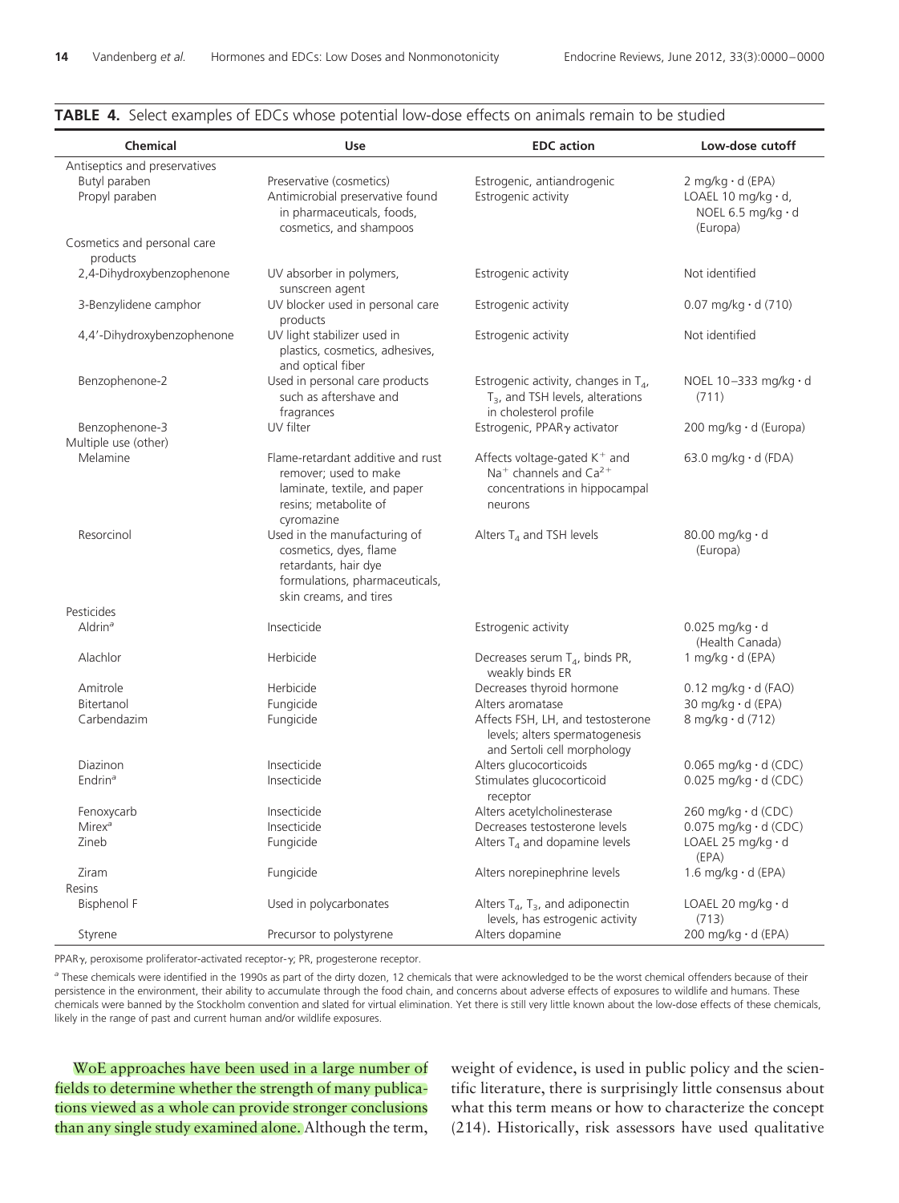**TABLE 4.** Select examples of EDCs whose potential low-dose effects on animals remain to be studied

| Chemical | Use | EDC action | Low-dose cutoff |
|---|---|---|---|
| Antiseptics and preservatives | | | |
| Butyl paraben | Preservative (cosmetics) | Estrogenic, antiandrogenic | 2 mg/kg · d (EPA) |
| Propyl paraben | Antimicrobial preservative found in pharmaceuticals, foods, cosmetics, and shampoos | Estrogenic activity | LOAEL 10 mg/kg · d, NOEL 6.5 mg/kg · d (Europa) |
| Cosmetics and personal care products | | | |
| 2,4-Dihydroxybenzophenone | UV absorber in polymers, sunscreen agent | Estrogenic activity | Not identified |
| 3-Benzylidene camphor | UV blocker used in personal care products | Estrogenic activity | 0.07 mg/kg · d (710) |
| 4,4′-Dihydroxybenzophenone | UV light stabilizer used in plastics, cosmetics, adhesives, and optical fiber | Estrogenic activity | Not identified |
| Benzophenone-2 | Used in personal care products such as aftershave and fragrances | Estrogenic activity, changes in $T_4$, $T_3$, and TSH levels, alterations in cholesterol profile | NOEL 10–333 mg/kg · d (711) |
| Benzophenone-3 | UV filter | Estrogenic, PPARγ activator | 200 mg/kg · d (Europa) |
| Multiple use (other) | | | |
| Melamine | Flame-retardant additive and rust remover; used to make laminate, textile, and paper resins; metabolite of cyromazine | Affects voltage-gated $K^+$ and $Na^+$ channels and $Ca^{2+}$ concentrations in hippocampal neurons | 63.0 mg/kg · d (FDA) |
| Resorcinol | Used in the manufacturing of cosmetics, dyes, flame retardants, hair dye formulations, pharmaceuticals, skin creams, and tires | Alters $T_4$ and TSH levels | 80.00 mg/kg · d (Europa) |
| Pesticides | | | |
| Aldrin[a] | Insecticide | Estrogenic activity | 0.025 mg/kg · d (Health Canada) |
| Alachlor | Herbicide | Decreases serum $T_4$, binds PR, weakly binds ER | 1 mg/kg · d (EPA) |
| Amitrole | Herbicide | Decreases thyroid hormone | 0.12 mg/kg · d (FAO) |
| Bitertanol | Fungicide | Alters aromatase | 30 mg/kg · d (EPA) |
| Carbendazim | Fungicide | Affects FSH, LH, and testosterone levels; alters spermatogenesis and Sertoli cell morphology | 8 mg/kg · d (712) |
| Diazinon | Insecticide | Alters glucocorticoids | 0.065 mg/kg · d (CDC) |
| Endrin[a] | Insecticide | Stimulates glucocorticoid receptor | 0.025 mg/kg · d (CDC) |
| Fenoxycarb | Insecticide | Alters acetylcholinesterase | 260 mg/kg · d (CDC) |
| Mirex[a] | Insecticide | Decreases testosterone levels | 0.075 mg/kg · d (CDC) |
| Zineb | Fungicide | Alters $T_4$ and dopamine levels | LOAEL 25 mg/kg · d (EPA) |
| Ziram | Fungicide | Alters norepinephrine levels | 1.6 mg/kg · d (EPA) |
| Resins | | | |
| Bisphenol F | Used in polycarbonates | Alters $T_4$, $T_3$, and adiponectin levels, has estrogenic activity | LOAEL 20 mg/kg · d (713) |
| Styrene | Precursor to polystyrene | Alters dopamine | 200 mg/kg · d (EPA) |

PPARγ, peroxisome proliferator-activated receptor-γ; PR, progesterone receptor.

[a] These chemicals were identified in the 1990s as part of the dirty dozen, 12 chemicals that were acknowledged to be the worst chemical offenders because of their persistence in the environment, their ability to accumulate through the food chain, and concerns about adverse effects of exposures to wildlife and humans. These chemicals were banned by the Stockholm convention and slated for virtual elimination. Yet there is still very little known about the low-dose effects of these chemicals, likely in the range of past and current human and/or wildlife exposures.

WoE approaches have been used in a large number of fields to determine whether the strength of many publications viewed as a whole can provide stronger conclusions than any single study examined alone. Although the term, weight of evidence, is used in public policy and the scientific literature, there is surprisingly little consensus about what this term means or how to characterize the concept (214). Historically, risk assessors have used qualitative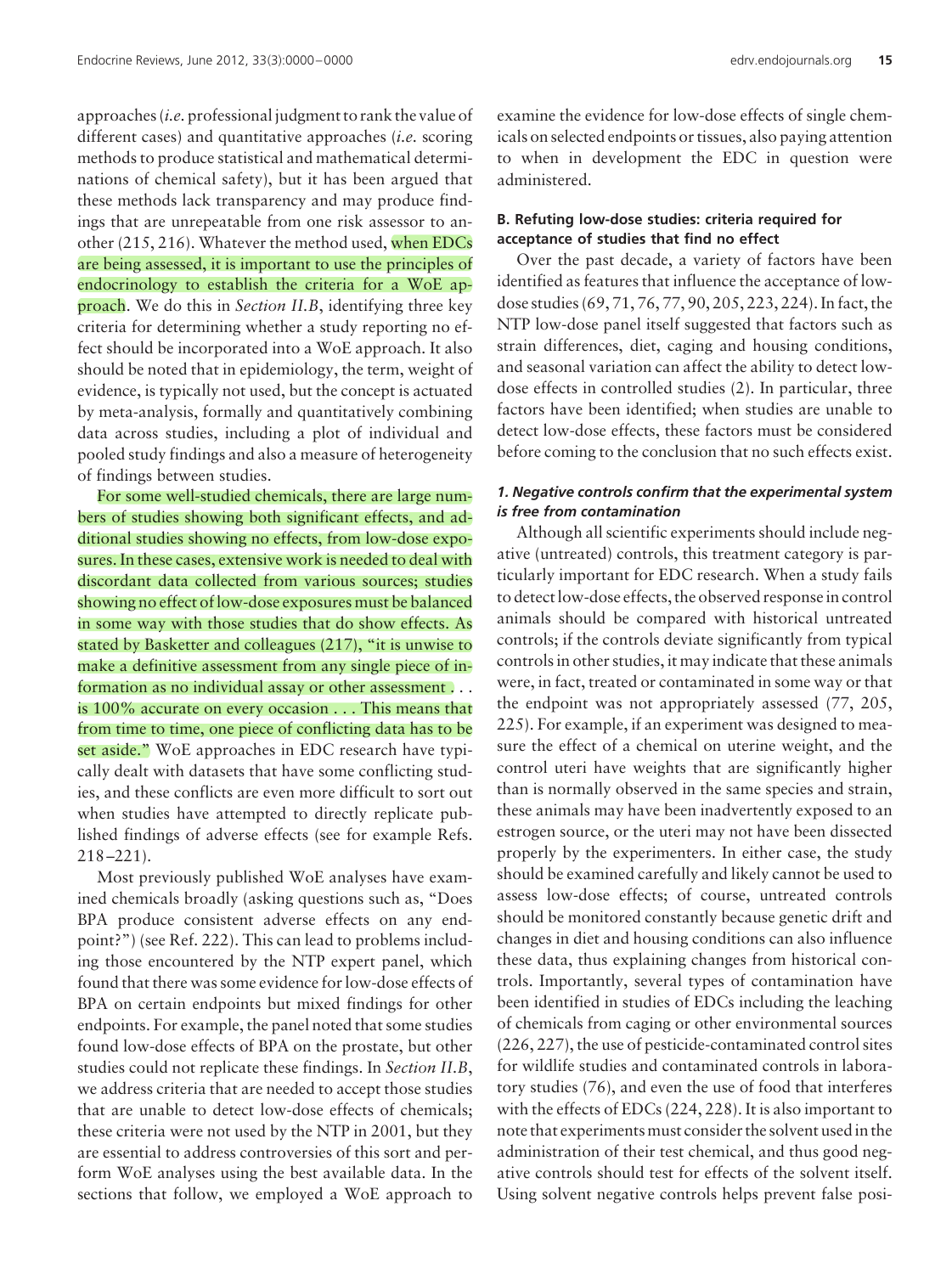approaches (*i.e.* professional judgment to rank the value of different cases) and quantitative approaches (*i.e.* scoring methods to produce statistical and mathematical determinations of chemical safety), but it has been argued that these methods lack transparency and may produce findings that are unrepeatable from one risk assessor to another (215, 216). Whatever the method used, when EDCs are being assessed, it is important to use the principles of endocrinology to establish the criteria for a WoE approach. We do this in *Section II.B*, identifying three key criteria for determining whether a study reporting no effect should be incorporated into a WoE approach. It also should be noted that in epidemiology, the term, weight of evidence, is typically not used, but the concept is actuated by meta-analysis, formally and quantitatively combining data across studies, including a plot of individual and pooled study findings and also a measure of heterogeneity of findings between studies.

For some well-studied chemicals, there are large numbers of studies showing both significant effects, and additional studies showing no effects, from low-dose exposures. In these cases, extensive work is needed to deal with discordant data collected from various sources; studies showing no effect of low-dose exposures must be balanced in some way with those studies that do show effects. As stated by Basketter and colleagues (217), "it is unwise to make a definitive assessment from any single piece of information as no individual assay or other assessment . . . is 100% accurate on every occasion . . . This means that from time to time, one piece of conflicting data has to be set aside." WoE approaches in EDC research have typically dealt with datasets that have some conflicting studies, and these conflicts are even more difficult to sort out when studies have attempted to directly replicate published findings of adverse effects (see for example Refs. 218–221).

Most previously published WoE analyses have examined chemicals broadly (asking questions such as, "Does BPA produce consistent adverse effects on any endpoint?") (see Ref. 222). This can lead to problems including those encountered by the NTP expert panel, which found that there was some evidence for low-dose effects of BPA on certain endpoints but mixed findings for other endpoints. For example, the panel noted that some studies found low-dose effects of BPA on the prostate, but other studies could not replicate these findings. In *Section II.B*, we address criteria that are needed to accept those studies that are unable to detect low-dose effects of chemicals; these criteria were not used by the NTP in 2001, but they are essential to address controversies of this sort and perform WoE analyses using the best available data. In the sections that follow, we employed a WoE approach to examine the evidence for low-dose effects of single chemicals on selected endpoints or tissues, also paying attention to when in development the EDC in question were administered.

### B. Refuting low-dose studies: criteria required for acceptance of studies that find no effect

Over the past decade, a variety of factors have been identified as features that influence the acceptance of low-dose studies (69, 71, 76, 77, 90, 205, 223, 224). In fact, the NTP low-dose panel itself suggested that factors such as strain differences, diet, caging and housing conditions, and seasonal variation can affect the ability to detect low-dose effects in controlled studies (2). In particular, three factors have been identified; when studies are unable to detect low-dose effects, these factors must be considered before coming to the conclusion that no such effects exist.

#### *1. Negative controls confirm that the experimental system is free from contamination*

Although all scientific experiments should include negative (untreated) controls, this treatment category is particularly important for EDC research. When a study fails to detect low-dose effects, the observed response in control animals should be compared with historical untreated controls; if the controls deviate significantly from typical controls in other studies, it may indicate that these animals were, in fact, treated or contaminated in some way or that the endpoint was not appropriately assessed (77, 205, 225). For example, if an experiment was designed to measure the effect of a chemical on uterine weight, and the control uteri have weights that are significantly higher than is normally observed in the same species and strain, these animals may have been inadvertently exposed to an estrogen source, or the uteri may not have been dissected properly by the experimenters. In either case, the study should be examined carefully and likely cannot be used to assess low-dose effects; of course, untreated controls should be monitored constantly because genetic drift and changes in diet and housing conditions can also influence these data, thus explaining changes from historical controls. Importantly, several types of contamination have been identified in studies of EDCs including the leaching of chemicals from caging or other environmental sources (226, 227), the use of pesticide-contaminated control sites for wildlife studies and contaminated controls in laboratory studies (76), and even the use of food that interferes with the effects of EDCs (224, 228). It is also important to note that experiments must consider the solvent used in the administration of their test chemical, and thus good negative controls should test for effects of the solvent itself. Using solvent negative controls helps prevent false posi-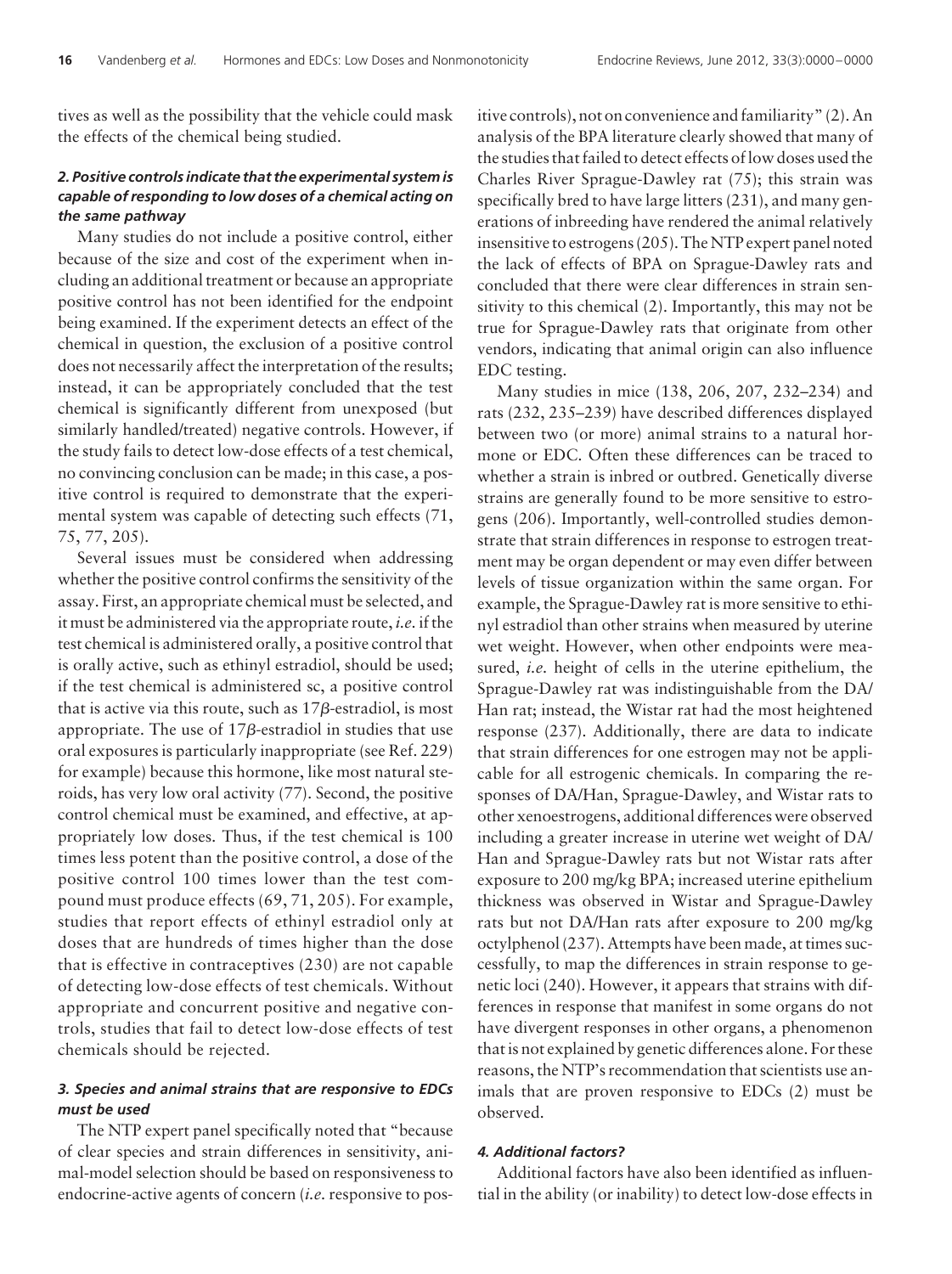tives as well as the possibility that the vehicle could mask the effects of the chemical being studied.

#### *2. Positive controls indicate that the experimental system is capable of responding to low doses of a chemical acting on the same pathway*

Many studies do not include a positive control, either because of the size and cost of the experiment when including an additional treatment or because an appropriate positive control has not been identified for the endpoint being examined. If the experiment detects an effect of the chemical in question, the exclusion of a positive control does not necessarily affect the interpretation of the results; instead, it can be appropriately concluded that the test chemical is significantly different from unexposed (but similarly handled/treated) negative controls. However, if the study fails to detect low-dose effects of a test chemical, no convincing conclusion can be made; in this case, a positive control is required to demonstrate that the experimental system was capable of detecting such effects (71, 75, 77, 205).

Several issues must be considered when addressing whether the positive control confirms the sensitivity of the assay. First, an appropriate chemical must be selected, and it must be administered via the appropriate route, *i.e.* if the test chemical is administered orally, a positive control that is orally active, such as ethinyl estradiol, should be used; if the test chemical is administered sc, a positive control that is active via this route, such as 17$\beta$-estradiol, is most appropriate. The use of 17$\beta$-estradiol in studies that use oral exposures is particularly inappropriate (see Ref. 229) for example) because this hormone, like most natural steroids, has very low oral activity (77). Second, the positive control chemical must be examined, and effective, at appropriately low doses. Thus, if the test chemical is 100 times less potent than the positive control, a dose of the positive control 100 times lower than the test compound must produce effects (69, 71, 205). For example, studies that report effects of ethinyl estradiol only at doses that are hundreds of times higher than the dose that is effective in contraceptives (230) are not capable of detecting low-dose effects of test chemicals. Without appropriate and concurrent positive and negative controls, studies that fail to detect low-dose effects of test chemicals should be rejected.

#### *3. Species and animal strains that are responsive to EDCs must be used*

The NTP expert panel specifically noted that "because of clear species and strain differences in sensitivity, animal-model selection should be based on responsiveness to endocrine-active agents of concern (*i.e.* responsive to positive controls), not on convenience and familiarity" (2). An analysis of the BPA literature clearly showed that many of the studies that failed to detect effects of low doses used the Charles River Sprague-Dawley rat (75); this strain was specifically bred to have large litters (231), and many generations of inbreeding have rendered the animal relatively insensitive to estrogens (205). The NTP expert panel noted the lack of effects of BPA on Sprague-Dawley rats and concluded that there were clear differences in strain sensitivity to this chemical (2). Importantly, this may not be true for Sprague-Dawley rats that originate from other vendors, indicating that animal origin can also influence EDC testing.

Many studies in mice (138, 206, 207, 232–234) and rats (232, 235–239) have described differences displayed between two (or more) animal strains to a natural hormone or EDC. Often these differences can be traced to whether a strain is inbred or outbred. Genetically diverse strains are generally found to be more sensitive to estrogens (206). Importantly, well-controlled studies demonstrate that strain differences in response to estrogen treatment may be organ dependent or may even differ between levels of tissue organization within the same organ. For example, the Sprague-Dawley rat is more sensitive to ethinyl estradiol than other strains when measured by uterine wet weight. However, when other endpoints were measured, *i.e.* height of cells in the uterine epithelium, the Sprague-Dawley rat was indistinguishable from the DA/Han rat; instead, the Wistar rat had the most heightened response (237). Additionally, there are data to indicate that strain differences for one estrogen may not be applicable for all estrogenic chemicals. In comparing the responses of DA/Han, Sprague-Dawley, and Wistar rats to other xenoestrogens, additional differences were observed including a greater increase in uterine wet weight of DA/Han and Sprague-Dawley rats but not Wistar rats after exposure to 200 mg/kg BPA; increased uterine epithelium thickness was observed in Wistar and Sprague-Dawley rats but not DA/Han rats after exposure to 200 mg/kg octylphenol (237). Attempts have been made, at times successfully, to map the differences in strain response to genetic loci (240). However, it appears that strains with differences in response that manifest in some organs do not have divergent responses in other organs, a phenomenon that is not explained by genetic differences alone. For these reasons, the NTP's recommendation that scientists use animals that are proven responsive to EDCs (2) must be observed.

#### *4. Additional factors?*

Additional factors have also been identified as influential in the ability (or inability) to detect low-dose effects in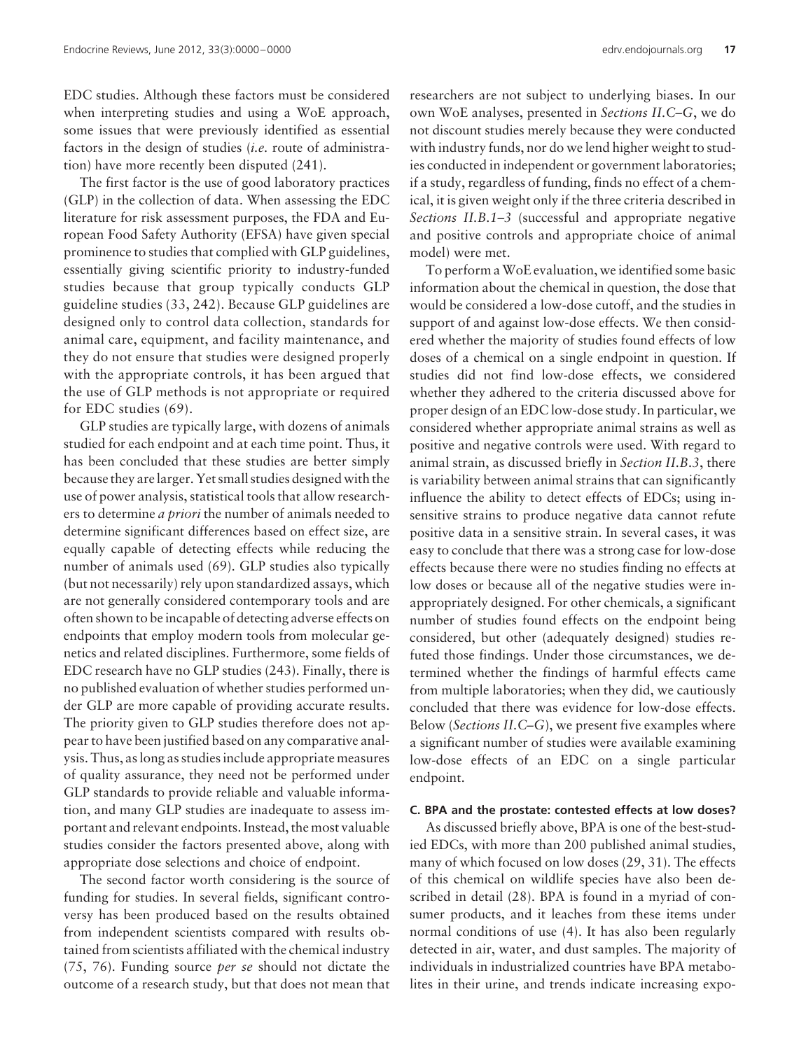EDC studies. Although these factors must be considered when interpreting studies and using a WoE approach, some issues that were previously identified as essential factors in the design of studies (*i.e.* route of administration) have more recently been disputed (241).

The first factor is the use of good laboratory practices (GLP) in the collection of data. When assessing the EDC literature for risk assessment purposes, the FDA and European Food Safety Authority (EFSA) have given special prominence to studies that complied with GLP guidelines, essentially giving scientific priority to industry-funded studies because that group typically conducts GLP guideline studies (33, 242). Because GLP guidelines are designed only to control data collection, standards for animal care, equipment, and facility maintenance, and they do not ensure that studies were designed properly with the appropriate controls, it has been argued that the use of GLP methods is not appropriate or required for EDC studies (69).

GLP studies are typically large, with dozens of animals studied for each endpoint and at each time point. Thus, it has been concluded that these studies are better simply because they are larger. Yet small studies designed with the use of power analysis, statistical tools that allow researchers to determine *a priori* the number of animals needed to determine significant differences based on effect size, are equally capable of detecting effects while reducing the number of animals used (69). GLP studies also typically (but not necessarily) rely upon standardized assays, which are not generally considered contemporary tools and are often shown to be incapable of detecting adverse effects on endpoints that employ modern tools from molecular genetics and related disciplines. Furthermore, some fields of EDC research have no GLP studies (243). Finally, there is no published evaluation of whether studies performed under GLP are more capable of providing accurate results. The priority given to GLP studies therefore does not appear to have been justified based on any comparative analysis. Thus, as long as studies include appropriate measures of quality assurance, they need not be performed under GLP standards to provide reliable and valuable information, and many GLP studies are inadequate to assess important and relevant endpoints. Instead, the most valuable studies consider the factors presented above, along with appropriate dose selections and choice of endpoint.

The second factor worth considering is the source of funding for studies. In several fields, significant controversy has been produced based on the results obtained from independent scientists compared with results obtained from scientists affiliated with the chemical industry (75, 76). Funding source *per se* should not dictate the outcome of a research study, but that does not mean that researchers are not subject to underlying biases. In our own WoE analyses, presented in *Sections II.C–G*, we do not discount studies merely because they were conducted with industry funds, nor do we lend higher weight to studies conducted in independent or government laboratories; if a study, regardless of funding, finds no effect of a chemical, it is given weight only if the three criteria described in *Sections II.B.1–3* (successful and appropriate negative and positive controls and appropriate choice of animal model) were met.

To perform a WoE evaluation, we identified some basic information about the chemical in question, the dose that would be considered a low-dose cutoff, and the studies in support of and against low-dose effects. We then considered whether the majority of studies found effects of low doses of a chemical on a single endpoint in question. If studies did not find low-dose effects, we considered whether they adhered to the criteria discussed above for proper design of an EDC low-dose study. In particular, we considered whether appropriate animal strains as well as positive and negative controls were used. With regard to animal strain, as discussed briefly in *Section II.B.3*, there is variability between animal strains that can significantly influence the ability to detect effects of EDCs; using insensitive strains to produce negative data cannot refute positive data in a sensitive strain. In several cases, it was easy to conclude that there was a strong case for low-dose effects because there were no studies finding no effects at low doses or because all of the negative studies were inappropriately designed. For other chemicals, a significant number of studies found effects on the endpoint being considered, but other (adequately designed) studies refuted those findings. Under those circumstances, we determined whether the findings of harmful effects came from multiple laboratories; when they did, we cautiously concluded that there was evidence for low-dose effects. Below (*Sections II.C–G*), we present five examples where a significant number of studies were available examining low-dose effects of an EDC on a single particular endpoint.

### C. BPA and the prostate: contested effects at low doses?

As discussed briefly above, BPA is one of the best-studied EDCs, with more than 200 published animal studies, many of which focused on low doses (29, 31). The effects of this chemical on wildlife species have also been described in detail (28). BPA is found in a myriad of consumer products, and it leaches from these items under normal conditions of use (4). It has also been regularly detected in air, water, and dust samples. The majority of individuals in industrialized countries have BPA metabolites in their urine, and trends indicate increasing expo-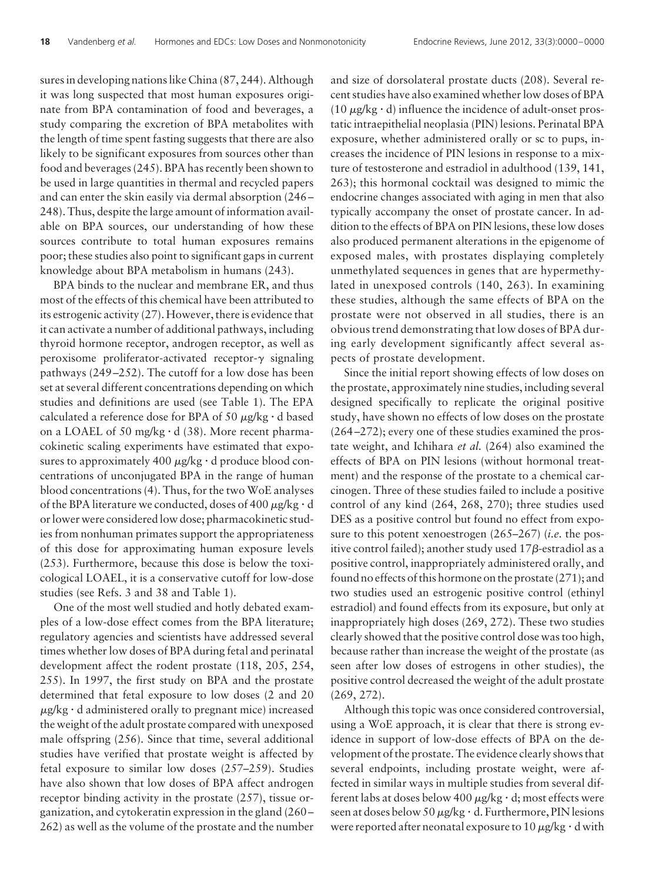sures in developing nations like China (87, 244). Although it was long suspected that most human exposures originate from BPA contamination of food and beverages, a study comparing the excretion of BPA metabolites with the length of time spent fasting suggests that there are also likely to be significant exposures from sources other than food and beverages (245). BPA has recently been shown to be used in large quantities in thermal and recycled papers and can enter the skin easily via dermal absorption (246–248). Thus, despite the large amount of information available on BPA sources, our understanding of how these sources contribute to total human exposures remains poor; these studies also point to significant gaps in current knowledge about BPA metabolism in humans (243).

BPA binds to the nuclear and membrane ER, and thus most of the effects of this chemical have been attributed to its estrogenic activity (27). However, there is evidence that it can activate a number of additional pathways, including thyroid hormone receptor, androgen receptor, as well as peroxisome proliferator-activated receptor-$\gamma$ signaling pathways (249–252). The cutoff for a low dose has been set at several different concentrations depending on which studies and definitions are used (see Table 1). The EPA calculated a reference dose for BPA of 50 $\mu$g/kg · d based on a LOAEL of 50 mg/kg · d (38). More recent pharmacokinetic scaling experiments have estimated that exposures to approximately 400 $\mu$g/kg · d produce blood concentrations of unconjugated BPA in the range of human blood concentrations (4). Thus, for the two WoE analyses of the BPA literature we conducted, doses of 400 $\mu$g/kg · d or lower were considered low dose; pharmacokinetic studies from nonhuman primates support the appropriateness of this dose for approximating human exposure levels (253). Furthermore, because this dose is below the toxicological LOAEL, it is a conservative cutoff for low-dose studies (see Refs. 3 and 38 and Table 1).

One of the most well studied and hotly debated examples of a low-dose effect comes from the BPA literature; regulatory agencies and scientists have addressed several times whether low doses of BPA during fetal and perinatal development affect the rodent prostate (118, 205, 254, 255). In 1997, the first study on BPA and the prostate determined that fetal exposure to low doses (2 and 20 $\mu$g/kg · d administered orally to pregnant mice) increased the weight of the adult prostate compared with unexposed male offspring (256). Since that time, several additional studies have verified that prostate weight is affected by fetal exposure to similar low doses (257–259). Studies have also shown that low doses of BPA affect androgen receptor binding activity in the prostate (257), tissue organization, and cytokeratin expression in the gland (260–262) as well as the volume of the prostate and the number and size of dorsolateral prostate ducts (208). Several recent studies have also examined whether low doses of BPA (10 $\mu$g/kg · d) influence the incidence of adult-onset prostatic intraepithelial neoplasia (PIN) lesions. Perinatal BPA exposure, whether administered orally or sc to pups, increases the incidence of PIN lesions in response to a mixture of testosterone and estradiol in adulthood (139, 141, 263); this hormonal cocktail was designed to mimic the endocrine changes associated with aging in men that also typically accompany the onset of prostate cancer. In addition to the effects of BPA on PIN lesions, these low doses also produced permanent alterations in the epigenome of exposed males, with prostates displaying completely unmethylated sequences in genes that are hypermethylated in unexposed controls (140, 263). In examining these studies, although the same effects of BPA on the prostate were not observed in all studies, there is an obvious trend demonstrating that low doses of BPA during early development significantly affect several aspects of prostate development.

Since the initial report showing effects of low doses on the prostate, approximately nine studies, including several designed specifically to replicate the original positive study, have shown no effects of low doses on the prostate (264–272); every one of these studies examined the prostate weight, and Ichihara *et al.* (264) also examined the effects of BPA on PIN lesions (without hormonal treatment) and the response of the prostate to a chemical carcinogen. Three of these studies failed to include a positive control of any kind (264, 268, 270); three studies used DES as a positive control but found no effect from exposure to this potent xenoestrogen (265–267) (*i.e.* the positive control failed); another study used 17$\beta$-estradiol as a positive control, inappropriately administered orally, and found no effects of this hormone on the prostate (271); and two studies used an estrogenic positive control (ethinyl estradiol) and found effects from its exposure, but only at inappropriately high doses (269, 272). These two studies clearly showed that the positive control dose was too high, because rather than increase the weight of the prostate (as seen after low doses of estrogens in other studies), the positive control decreased the weight of the adult prostate (269, 272).

Although this topic was once considered controversial, using a WoE approach, it is clear that there is strong evidence in support of low-dose effects of BPA on the development of the prostate. The evidence clearly shows that several endpoints, including prostate weight, were affected in similar ways in multiple studies from several different labs at doses below 400 $\mu$g/kg · d; most effects were seen at doses below 50 $\mu$g/kg · d. Furthermore, PIN lesions were reported after neonatal exposure to 10 $\mu$g/kg · d with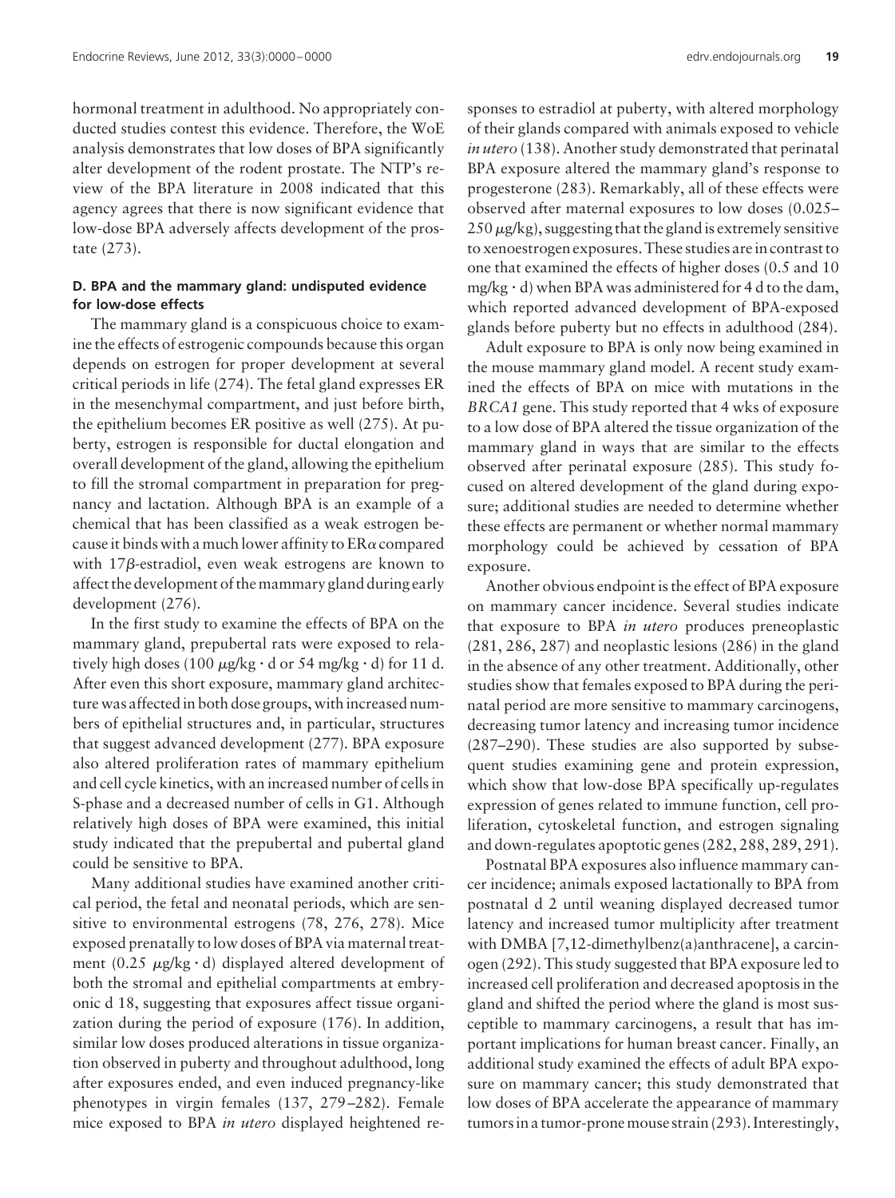hormonal treatment in adulthood. No appropriately conducted studies contest this evidence. Therefore, the WoE analysis demonstrates that low doses of BPA significantly alter development of the rodent prostate. The NTP's review of the BPA literature in 2008 indicated that this agency agrees that there is now significant evidence that low-dose BPA adversely affects development of the prostate (273).

### D. BPA and the mammary gland: undisputed evidence for low-dose effects

The mammary gland is a conspicuous choice to examine the effects of estrogenic compounds because this organ depends on estrogen for proper development at several critical periods in life (274). The fetal gland expresses ER in the mesenchymal compartment, and just before birth, the epithelium becomes ER positive as well (275). At puberty, estrogen is responsible for ductal elongation and overall development of the gland, allowing the epithelium to fill the stromal compartment in preparation for pregnancy and lactation. Although BPA is an example of a chemical that has been classified as a weak estrogen because it binds with a much lower affinity to ER$\alpha$ compared with 17$\beta$-estradiol, even weak estrogens are known to affect the development of the mammary gland during early development (276).

In the first study to examine the effects of BPA on the mammary gland, prepubertal rats were exposed to relatively high doses (100 $\mu$g/kg · d or 54 mg/kg · d) for 11 d. After even this short exposure, mammary gland architecture was affected in both dose groups, with increased numbers of epithelial structures and, in particular, structures that suggest advanced development (277). BPA exposure also altered proliferation rates of mammary epithelium and cell cycle kinetics, with an increased number of cells in S-phase and a decreased number of cells in G1. Although relatively high doses of BPA were examined, this initial study indicated that the prepubertal and pubertal gland could be sensitive to BPA.

Many additional studies have examined another critical period, the fetal and neonatal periods, which are sensitive to environmental estrogens (78, 276, 278). Mice exposed prenatally to low doses of BPA via maternal treatment (0.25 $\mu$g/kg · d) displayed altered development of both the stromal and epithelial compartments at embryonic d 18, suggesting that exposures affect tissue organization during the period of exposure (176). In addition, similar low doses produced alterations in tissue organization observed in puberty and throughout adulthood, long after exposures ended, and even induced pregnancy-like phenotypes in virgin females (137, 279–282). Female mice exposed to BPA *in utero* displayed heightened responses to estradiol at puberty, with altered morphology of their glands compared with animals exposed to vehicle *in utero* (138). Another study demonstrated that perinatal BPA exposure altered the mammary gland's response to progesterone (283). Remarkably, all of these effects were observed after maternal exposures to low doses (0.025–250 $\mu$g/kg), suggesting that the gland is extremely sensitive to xenoestrogen exposures. These studies are in contrast to one that examined the effects of higher doses (0.5 and 10 mg/kg · d) when BPA was administered for 4 d to the dam, which reported advanced development of BPA-exposed glands before puberty but no effects in adulthood (284).

Adult exposure to BPA is only now being examined in the mouse mammary gland model. A recent study examined the effects of BPA on mice with mutations in the *BRCA1* gene. This study reported that 4 wks of exposure to a low dose of BPA altered the tissue organization of the mammary gland in ways that are similar to the effects observed after perinatal exposure (285). This study focused on altered development of the gland during exposure; additional studies are needed to determine whether these effects are permanent or whether normal mammary morphology could be achieved by cessation of BPA exposure.

Another obvious endpoint is the effect of BPA exposure on mammary cancer incidence. Several studies indicate that exposure to BPA *in utero* produces preneoplastic (281, 286, 287) and neoplastic lesions (286) in the gland in the absence of any other treatment. Additionally, other studies show that females exposed to BPA during the perinatal period are more sensitive to mammary carcinogens, decreasing tumor latency and increasing tumor incidence (287–290). These studies are also supported by subsequent studies examining gene and protein expression, which show that low-dose BPA specifically up-regulates expression of genes related to immune function, cell proliferation, cytoskeletal function, and estrogen signaling and down-regulates apoptotic genes (282, 288, 289, 291).

Postnatal BPA exposures also influence mammary cancer incidence; animals exposed lactationally to BPA from postnatal d 2 until weaning displayed decreased tumor latency and increased tumor multiplicity after treatment with DMBA [7,12-dimethylbenz(a)anthracene], a carcinogen (292). This study suggested that BPA exposure led to increased cell proliferation and decreased apoptosis in the gland and shifted the period where the gland is most susceptible to mammary carcinogens, a result that has important implications for human breast cancer. Finally, an additional study examined the effects of adult BPA exposure on mammary cancer; this study demonstrated that low doses of BPA accelerate the appearance of mammary tumors in a tumor-prone mouse strain (293). Interestingly,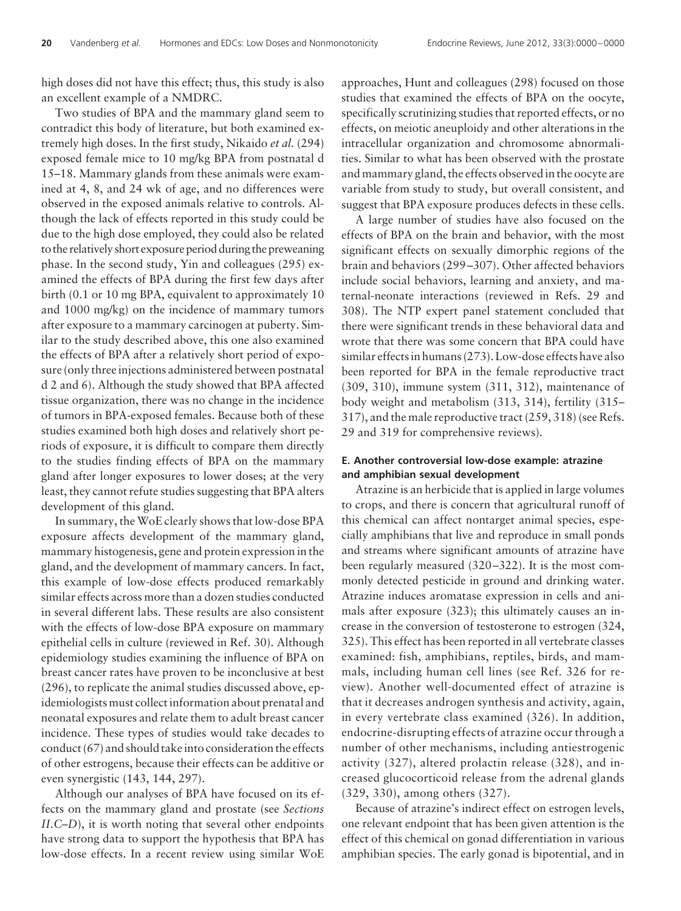high doses did not have this effect; thus, this study is also an excellent example of a NMDRC.

Two studies of BPA and the mammary gland seem to contradict this body of literature, but both examined extremely high doses. In the first study, Nikaido *et al.* (294) exposed female mice to 10 mg/kg BPA from postnatal d 15–18. Mammary glands from these animals were examined at 4, 8, and 24 wk of age, and no differences were observed in the exposed animals relative to controls. Although the lack of effects reported in this study could be due to the high dose employed, they could also be related to the relatively short exposure period during the preweaning phase. In the second study, Yin and colleagues (295) examined the effects of BPA during the first few days after birth (0.1 or 10 mg BPA, equivalent to approximately 10 and 1000 mg/kg) on the incidence of mammary tumors after exposure to a mammary carcinogen at puberty. Similar to the study described above, this one also examined the effects of BPA after a relatively short period of exposure (only three injections administered between postnatal d 2 and 6). Although the study showed that BPA affected tissue organization, there was no change in the incidence of tumors in BPA-exposed females. Because both of these studies examined both high doses and relatively short periods of exposure, it is difficult to compare them directly to the studies finding effects of BPA on the mammary gland after longer exposures to lower doses; at the very least, they cannot refute studies suggesting that BPA alters development of this gland.

In summary, the WoE clearly shows that low-dose BPA exposure affects development of the mammary gland, mammary histogenesis, gene and protein expression in the gland, and the development of mammary cancers. In fact, this example of low-dose effects produced remarkably similar effects across more than a dozen studies conducted in several different labs. These results are also consistent with the effects of low-dose BPA exposure on mammary epithelial cells in culture (reviewed in Ref. 30). Although epidemiology studies examining the influence of BPA on breast cancer rates have proven to be inconclusive at best (296), to replicate the animal studies discussed above, epidemiologists must collect information about prenatal and neonatal exposures and relate them to adult breast cancer incidence. These types of studies would take decades to conduct (67) and should take into consideration the effects of other estrogens, because their effects can be additive or even synergistic (143, 144, 297).

Although our analyses of BPA have focused on its effects on the mammary gland and prostate (see *Sections II.C–D*), it is worth noting that several other endpoints have strong data to support the hypothesis that BPA has low-dose effects. In a recent review using similar WoE approaches, Hunt and colleagues (298) focused on those studies that examined the effects of BPA on the oocyte, specifically scrutinizing studies that reported effects, or no effects, on meiotic aneuploidy and other alterations in the intracellular organization and chromosome abnormalities. Similar to what has been observed with the prostate and mammary gland, the effects observed in the oocyte are variable from study to study, but overall consistent, and suggest that BPA exposure produces defects in these cells.

A large number of studies have also focused on the effects of BPA on the brain and behavior, with the most significant effects on sexually dimorphic regions of the brain and behaviors (299–307). Other affected behaviors include social behaviors, learning and anxiety, and maternal-neonate interactions (reviewed in Refs. 29 and 308). The NTP expert panel statement concluded that there were significant trends in these behavioral data and wrote that there was some concern that BPA could have similar effects in humans (273). Low-dose effects have also been reported for BPA in the female reproductive tract (309, 310), immune system (311, 312), maintenance of body weight and metabolism (313, 314), fertility (315–317), and the male reproductive tract (259, 318) (see Refs. 29 and 319 for comprehensive reviews).

### E. Another controversial low-dose example: atrazine and amphibian sexual development

Atrazine is an herbicide that is applied in large volumes to crops, and there is concern that agricultural runoff of this chemical can affect nontarget animal species, especially amphibians that live and reproduce in small ponds and streams where significant amounts of atrazine have been regularly measured (320–322). It is the most commonly detected pesticide in ground and drinking water. Atrazine induces aromatase expression in cells and animals after exposure (323); this ultimately causes an increase in the conversion of testosterone to estrogen (324, 325). This effect has been reported in all vertebrate classes examined: fish, amphibians, reptiles, birds, and mammals, including human cell lines (see Ref. 326 for review). Another well-documented effect of atrazine is that it decreases androgen synthesis and activity, again, in every vertebrate class examined (326). In addition, endocrine-disrupting effects of atrazine occur through a number of other mechanisms, including antiestrogenic activity (327), altered prolactin release (328), and increased glucocorticoid release from the adrenal glands (329, 330), among others (327).

Because of atrazine's indirect effect on estrogen levels, one relevant endpoint that has been given attention is the effect of this chemical on gonad differentiation in various amphibian species. The early gonad is bipotential, and in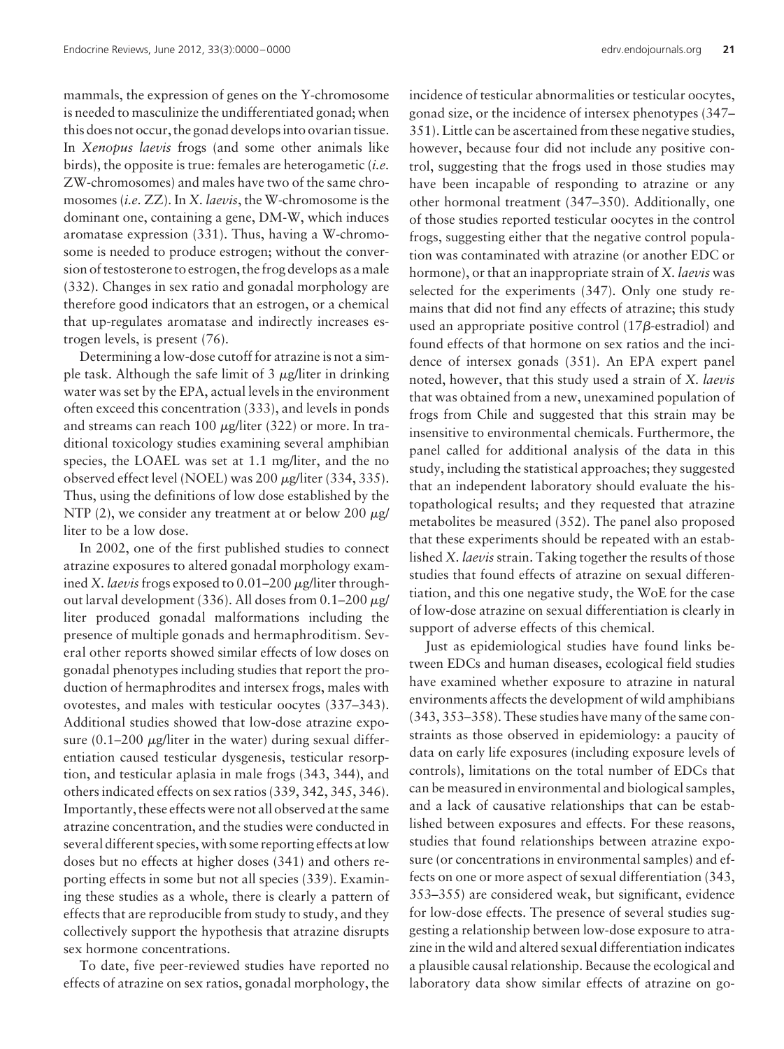mammals, the expression of genes on the Y-chromosome is needed to masculinize the undifferentiated gonad; when this does not occur, the gonad develops into ovarian tissue. In *Xenopus laevis* frogs (and some other animals like birds), the opposite is true: females are heterogametic (*i.e.* ZW-chromosomes) and males have two of the same chromosomes (*i.e.* ZZ). In *X. laevis*, the W-chromosome is the dominant one, containing a gene, DM-W, which induces aromatase expression (331). Thus, having a W-chromosome is needed to produce estrogen; without the conversion of testosterone to estrogen, the frog develops as a male (332). Changes in sex ratio and gonadal morphology are therefore good indicators that an estrogen, or a chemical that up-regulates aromatase and indirectly increases estrogen levels, is present (76).

Determining a low-dose cutoff for atrazine is not a simple task. Although the safe limit of 3 $\mu$g/liter in drinking water was set by the EPA, actual levels in the environment often exceed this concentration (333), and levels in ponds and streams can reach 100 $\mu$g/liter (322) or more. In traditional toxicology studies examining several amphibian species, the LOAEL was set at 1.1 mg/liter, and the no observed effect level (NOEL) was 200 $\mu$g/liter (334, 335). Thus, using the definitions of low dose established by the NTP (2), we consider any treatment at or below 200 $\mu$g/liter to be a low dose.

In 2002, one of the first published studies to connect atrazine exposures to altered gonadal morphology examined *X. laevis* frogs exposed to 0.01–200 $\mu$g/liter throughout larval development (336). All doses from 0.1–200 $\mu$g/liter produced gonadal malformations including the presence of multiple gonads and hermaphroditism. Several other reports showed similar effects of low doses on gonadal phenotypes including studies that report the production of hermaphrodites and intersex frogs, males with ovotestes, and males with testicular oocytes (337–343). Additional studies showed that low-dose atrazine exposure (0.1–200 $\mu$g/liter in the water) during sexual differentiation caused testicular dysgenesis, testicular resorption, and testicular aplasia in male frogs (343, 344), and others indicated effects on sex ratios (339, 342, 345, 346). Importantly, these effects were not all observed at the same atrazine concentration, and the studies were conducted in several different species, with some reporting effects at low doses but no effects at higher doses (341) and others reporting effects in some but not all species (339). Examining these studies as a whole, there is clearly a pattern of effects that are reproducible from study to study, and they collectively support the hypothesis that atrazine disrupts sex hormone concentrations.

To date, five peer-reviewed studies have reported no effects of atrazine on sex ratios, gonadal morphology, the incidence of testicular abnormalities or testicular oocytes, gonad size, or the incidence of intersex phenotypes (347–351). Little can be ascertained from these negative studies, however, because four did not include any positive control, suggesting that the frogs used in those studies may have been incapable of responding to atrazine or any other hormonal treatment (347–350). Additionally, one of those studies reported testicular oocytes in the control frogs, suggesting either that the negative control population was contaminated with atrazine (or another EDC or hormone), or that an inappropriate strain of *X. laevis* was selected for the experiments (347). Only one study remains that did not find any effects of atrazine; this study used an appropriate positive control (17$\beta$-estradiol) and found effects of that hormone on sex ratios and the incidence of intersex gonads (351). An EPA expert panel noted, however, that this study used a strain of *X. laevis* that was obtained from a new, unexamined population of frogs from Chile and suggested that this strain may be insensitive to environmental chemicals. Furthermore, the panel called for additional analysis of the data in this study, including the statistical approaches; they suggested that an independent laboratory should evaluate the histopathological results; and they requested that atrazine metabolites be measured (352). The panel also proposed that these experiments should be repeated with an established *X. laevis* strain. Taking together the results of those studies that found effects of atrazine on sexual differentiation, and this one negative study, the WoE for the case of low-dose atrazine on sexual differentiation is clearly in support of adverse effects of this chemical.

Just as epidemiological studies have found links between EDCs and human diseases, ecological field studies have examined whether exposure to atrazine in natural environments affects the development of wild amphibians (343, 353–358). These studies have many of the same constraints as those observed in epidemiology: a paucity of data on early life exposures (including exposure levels of controls), limitations on the total number of EDCs that can be measured in environmental and biological samples, and a lack of causative relationships that can be established between exposures and effects. For these reasons, studies that found relationships between atrazine exposure (or concentrations in environmental samples) and effects on one or more aspect of sexual differentiation (343, 353–355) are considered weak, but significant, evidence for low-dose effects. The presence of several studies suggesting a relationship between low-dose exposure to atrazine in the wild and altered sexual differentiation indicates a plausible causal relationship. Because the ecological and laboratory data show similar effects of atrazine on go-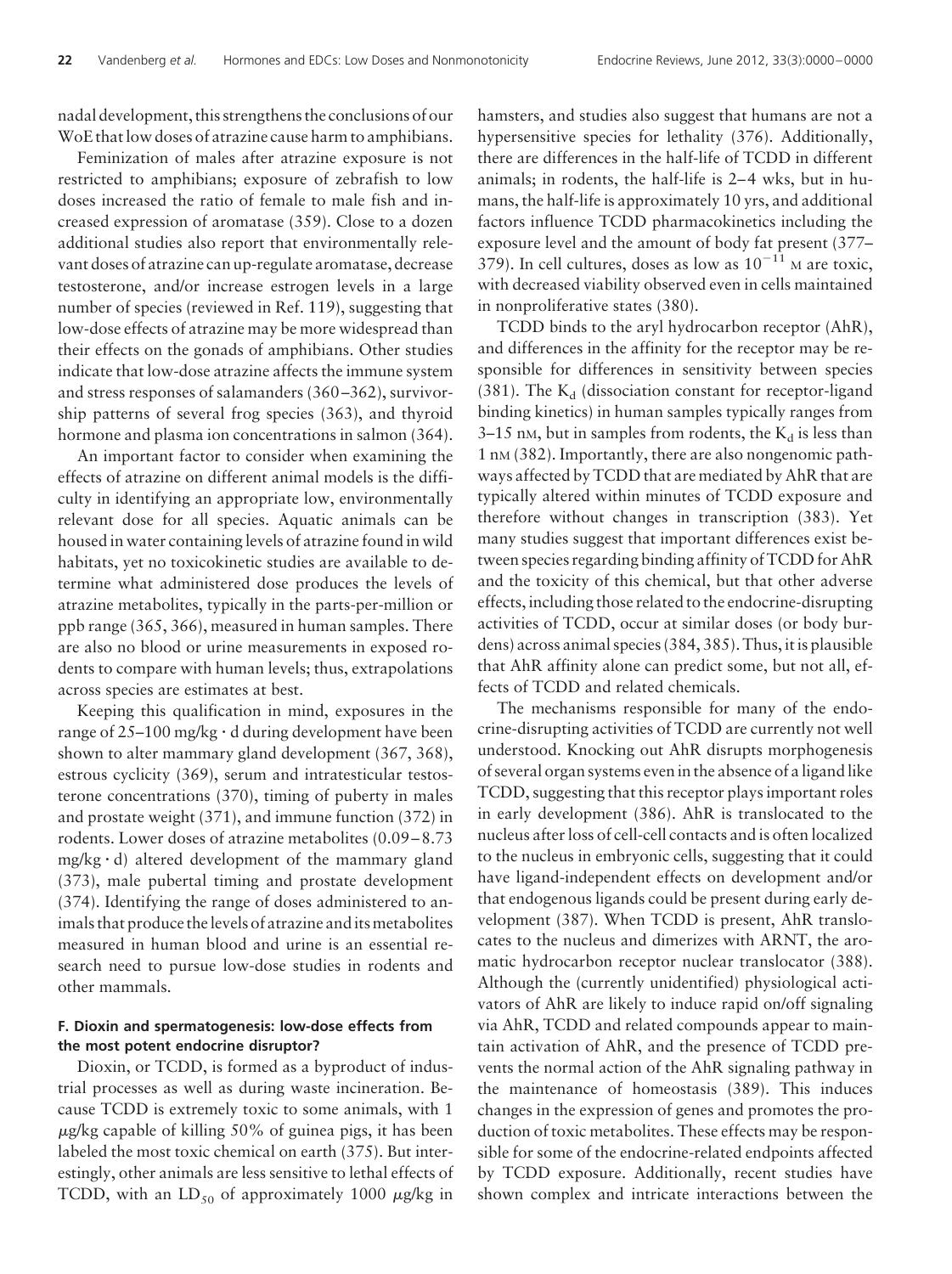nadal development, this strengthens the conclusions of our WoE that low doses of atrazine cause harm to amphibians.

Feminization of males after atrazine exposure is not restricted to amphibians; exposure of zebrafish to low doses increased the ratio of female to male fish and increased expression of aromatase (359). Close to a dozen additional studies also report that environmentally relevant doses of atrazine can up-regulate aromatase, decrease testosterone, and/or increase estrogen levels in a large number of species (reviewed in Ref. 119), suggesting that low-dose effects of atrazine may be more widespread than their effects on the gonads of amphibians. Other studies indicate that low-dose atrazine affects the immune system and stress responses of salamanders (360–362), survivorship patterns of several frog species (363), and thyroid hormone and plasma ion concentrations in salmon (364).

An important factor to consider when examining the effects of atrazine on different animal models is the difficulty in identifying an appropriate low, environmentally relevant dose for all species. Aquatic animals can be housed in water containing levels of atrazine found in wild habitats, yet no toxicokinetic studies are available to determine what administered dose produces the levels of atrazine metabolites, typically in the parts-per-million or ppb range (365, 366), measured in human samples. There are also no blood or urine measurements in exposed rodents to compare with human levels; thus, extrapolations across species are estimates at best.

Keeping this qualification in mind, exposures in the range of 25–100 mg/kg · d during development have been shown to alter mammary gland development (367, 368), estrous cyclicity (369), serum and intratesticular testosterone concentrations (370), timing of puberty in males and prostate weight (371), and immune function (372) in rodents. Lower doses of atrazine metabolites (0.09–8.73 mg/kg · d) altered development of the mammary gland (373), male pubertal timing and prostate development (374). Identifying the range of doses administered to animals that produce the levels of atrazine and its metabolites measured in human blood and urine is an essential research need to pursue low-dose studies in rodents and other mammals.

### F. Dioxin and spermatogenesis: low-dose effects from the most potent endocrine disruptor?

Dioxin, or TCDD, is formed as a byproduct of industrial processes as well as during waste incineration. Because TCDD is extremely toxic to some animals, with 1 $\mu$g/kg capable of killing 50% of guinea pigs, it has been labeled the most toxic chemical on earth (375). But interestingly, other animals are less sensitive to lethal effects of TCDD, with an $LD_{50}$ of approximately 1000 $\mu$g/kg in hamsters, and studies also suggest that humans are not a hypersensitive species for lethality (376). Additionally, there are differences in the half-life of TCDD in different animals; in rodents, the half-life is 2–4 wks, but in humans, the half-life is approximately 10 yrs, and additional factors influence TCDD pharmacokinetics including the exposure level and the amount of body fat present (377–379). In cell cultures, doses as low as $10^{-11}$ M are toxic, with decreased viability observed even in cells maintained in nonproliferative states (380).

TCDD binds to the aryl hydrocarbon receptor (AhR), and differences in the affinity for the receptor may be responsible for differences in sensitivity between species (381). The $K_d$ (dissociation constant for receptor-ligand binding kinetics) in human samples typically ranges from 3–15 nM, but in samples from rodents, the $K_d$ is less than 1 nM (382). Importantly, there are also nongenomic pathways affected by TCDD that are mediated by AhR that are typically altered within minutes of TCDD exposure and therefore without changes in transcription (383). Yet many studies suggest that important differences exist between species regarding binding affinity of TCDD for AhR and the toxicity of this chemical, but that other adverse effects, including those related to the endocrine-disrupting activities of TCDD, occur at similar doses (or body burdens) across animal species (384, 385). Thus, it is plausible that AhR affinity alone can predict some, but not all, effects of TCDD and related chemicals.

The mechanisms responsible for many of the endocrine-disrupting activities of TCDD are currently not well understood. Knocking out AhR disrupts morphogenesis of several organ systems even in the absence of a ligand like TCDD, suggesting that this receptor plays important roles in early development (386). AhR is translocated to the nucleus after loss of cell-cell contacts and is often localized to the nucleus in embryonic cells, suggesting that it could have ligand-independent effects on development and/or that endogenous ligands could be present during early development (387). When TCDD is present, AhR translocates to the nucleus and dimerizes with ARNT, the aromatic hydrocarbon receptor nuclear translocator (388). Although the (currently unidentified) physiological activators of AhR are likely to induce rapid on/off signaling via AhR, TCDD and related compounds appear to maintain activation of AhR, and the presence of TCDD prevents the normal action of the AhR signaling pathway in the maintenance of homeostasis (389). This induces changes in the expression of genes and promotes the production of toxic metabolites. These effects may be responsible for some of the endocrine-related endpoints affected by TCDD exposure. Additionally, recent studies have shown complex and intricate interactions between the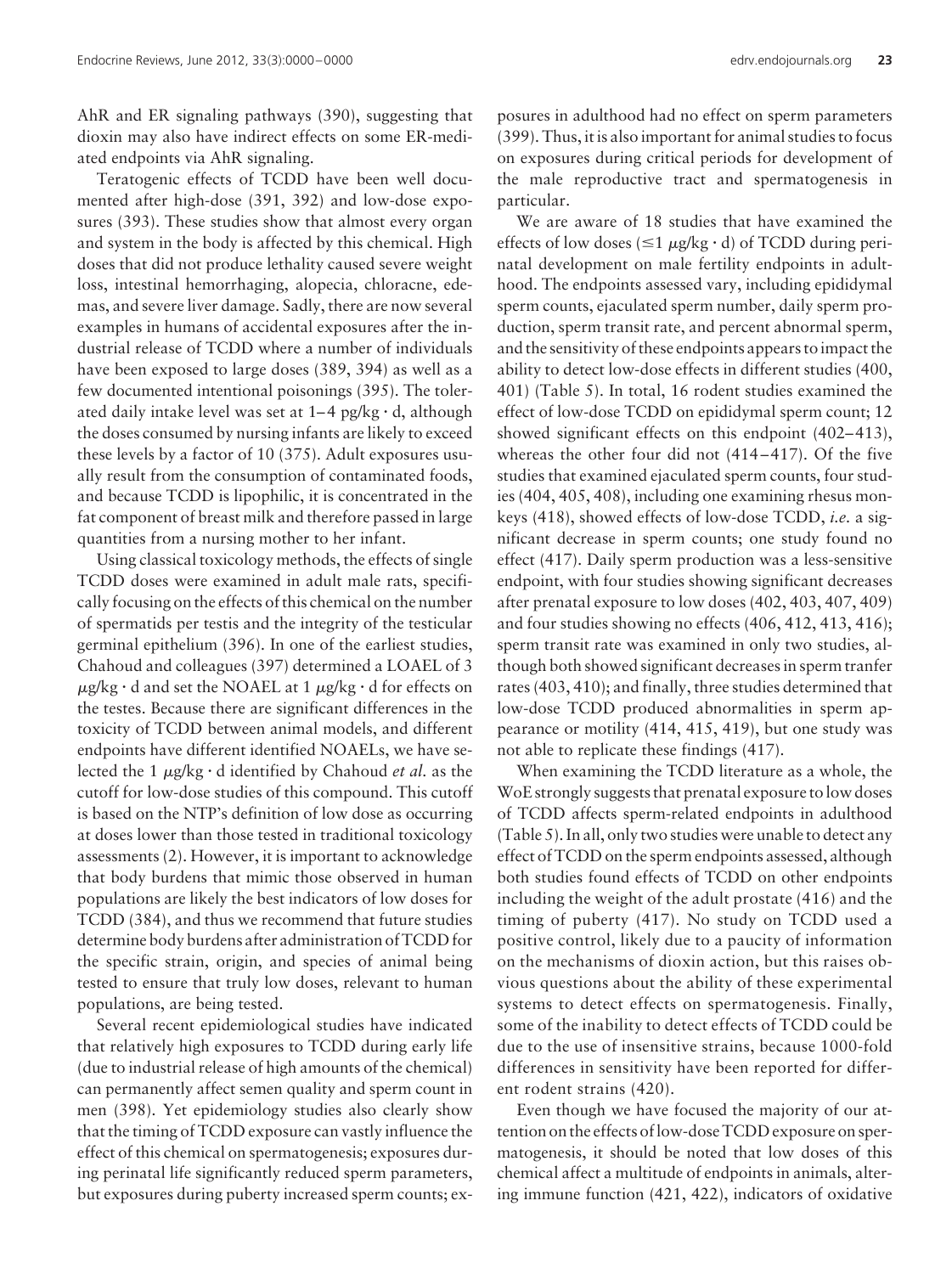AhR and ER signaling pathways (390), suggesting that dioxin may also have indirect effects on some ER-mediated endpoints via AhR signaling.

Teratogenic effects of TCDD have been well documented after high-dose (391, 392) and low-dose exposures (393). These studies show that almost every organ and system in the body is affected by this chemical. High doses that did not produce lethality caused severe weight loss, intestinal hemorrhaging, alopecia, chloracne, edemas, and severe liver damage. Sadly, there are now several examples in humans of accidental exposures after the industrial release of TCDD where a number of individuals have been exposed to large doses (389, 394) as well as a few documented intentional poisonings (395). The tolerated daily intake level was set at 1–4 pg/kg · d, although the doses consumed by nursing infants are likely to exceed these levels by a factor of 10 (375). Adult exposures usually result from the consumption of contaminated foods, and because TCDD is lipophilic, it is concentrated in the fat component of breast milk and therefore passed in large quantities from a nursing mother to her infant.

Using classical toxicology methods, the effects of single TCDD doses were examined in adult male rats, specifically focusing on the effects of this chemical on the number of spermatids per testis and the integrity of the testicular germinal epithelium (396). In one of the earliest studies, Chahoud and colleagues (397) determined a LOAEL of 3 $\mu$g/kg · d and set the NOAEL at 1 $\mu$g/kg · d for effects on the testes. Because there are significant differences in the toxicity of TCDD between animal models, and different endpoints have different identified NOAELs, we have selected the 1 $\mu$g/kg · d identified by Chahoud *et al.* as the cutoff for low-dose studies of this compound. This cutoff is based on the NTP's definition of low dose as occurring at doses lower than those tested in traditional toxicology assessments (2). However, it is important to acknowledge that body burdens that mimic those observed in human populations are likely the best indicators of low doses for TCDD (384), and thus we recommend that future studies determine body burdens after administration of TCDD for the specific strain, origin, and species of animal being tested to ensure that truly low doses, relevant to human populations, are being tested.

Several recent epidemiological studies have indicated that relatively high exposures to TCDD during early life (due to industrial release of high amounts of the chemical) can permanently affect semen quality and sperm count in men (398). Yet epidemiology studies also clearly show that the timing of TCDD exposure can vastly influence the effect of this chemical on spermatogenesis; exposures during perinatal life significantly reduced sperm parameters, but exposures during puberty increased sperm counts; exposures in adulthood had no effect on sperm parameters (399). Thus, it is also important for animal studies to focus on exposures during critical periods for development of the male reproductive tract and spermatogenesis in particular.

We are aware of 18 studies that have examined the effects of low doses ($\leq 1$ $\mu$g/kg · d) of TCDD during perinatal development on male fertility endpoints in adulthood. The endpoints assessed vary, including epididymal sperm counts, ejaculated sperm number, daily sperm production, sperm transit rate, and percent abnormal sperm, and the sensitivity of these endpoints appears to impact the ability to detect low-dose effects in different studies (400, 401) (Table 5). In total, 16 rodent studies examined the effect of low-dose TCDD on epididymal sperm count; 12 showed significant effects on this endpoint (402–413), whereas the other four did not (414–417). Of the five studies that examined ejaculated sperm counts, four studies (404, 405, 408), including one examining rhesus monkeys (418), showed effects of low-dose TCDD, *i.e.* a significant decrease in sperm counts; one study found no effect (417). Daily sperm production was a less-sensitive endpoint, with four studies showing significant decreases after prenatal exposure to low doses (402, 403, 407, 409) and four studies showing no effects (406, 412, 413, 416); sperm transit rate was examined in only two studies, although both showed significant decreases in sperm tranfer rates (403, 410); and finally, three studies determined that low-dose TCDD produced abnormalities in sperm appearance or motility (414, 415, 419), but one study was not able to replicate these findings (417).

When examining the TCDD literature as a whole, the WoE strongly suggests that prenatal exposure to low doses of TCDD affects sperm-related endpoints in adulthood (Table 5). In all, only two studies were unable to detect any effect of TCDD on the sperm endpoints assessed, although both studies found effects of TCDD on other endpoints including the weight of the adult prostate (416) and the timing of puberty (417). No study on TCDD used a positive control, likely due to a paucity of information on the mechanisms of dioxin action, but this raises obvious questions about the ability of these experimental systems to detect effects on spermatogenesis. Finally, some of the inability to detect effects of TCDD could be due to the use of insensitive strains, because 1000-fold differences in sensitivity have been reported for different rodent strains (420).

Even though we have focused the majority of our attention on the effects of low-dose TCDD exposure on spermatogenesis, it should be noted that low doses of this chemical affect a multitude of endpoints in animals, altering immune function (421, 422), indicators of oxidative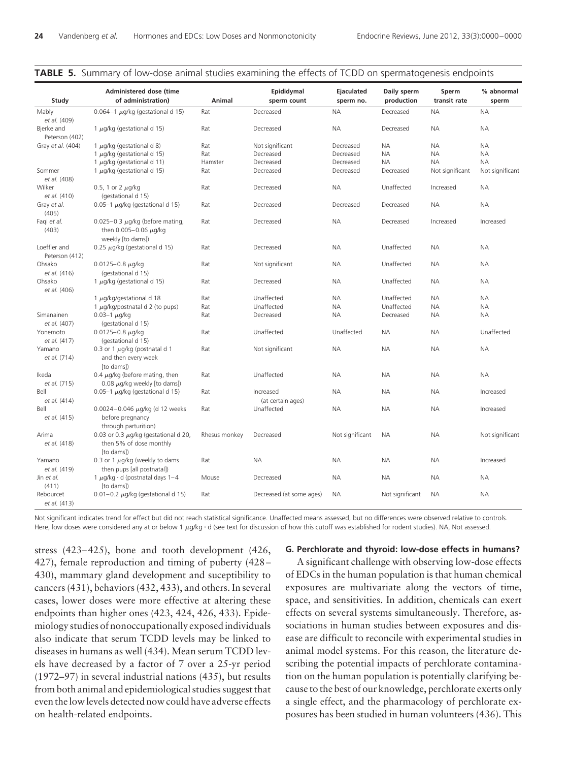**TABLE 5.** Summary of low-dose animal studies examining the effects of TCDD on spermatogenesis endpoints

| Study | Administered dose (time of administration) | Animal | Epididymal sperm count | Ejaculated sperm no. | Daily sperm production | Sperm transit rate | % abnormal sperm |
|---|---|---|---|---|---|---|---|
| Mably *et al.* (409) | 0.064–1 μg/kg (gestational d 15) | Rat | Decreased | NA | Decreased | NA | NA |
| Bjerke and Peterson (402) | 1 μg/kg (gestational d 15) | Rat | Decreased | NA | Decreased | NA | NA |
| Gray *et al.* (404) | 1 μg/kg (gestational d 8) | Rat | Not significant | Decreased | NA | NA | NA |
| | 1 μg/kg (gestational d 15) | Rat | Decreased | Decreased | NA | NA | NA |
| | 1 μg/kg (gestational d 11) | Hamster | Decreased | Decreased | NA | NA | NA |
| Sommer *et al.* (408) | 1 μg/kg (gestational d 15) | Rat | Decreased | Decreased | Decreased | Not significant | Not significant |
| Wilker *et al.* (410) | 0.5, 1 or 2 μg/kg (gestational d 15) | Rat | Decreased | NA | Unaffected | Increased | NA |
| Gray *et al.* (405) | 0.05–1 μg/kg (gestational d 15) | Rat | Decreased | Decreased | Decreased | NA | NA |
| Faqi *et al.* (403) | 0.025–0.3 μg/kg (before mating, then 0.005–0.06 μg/kg weekly [to dams]) | Rat | Decreased | NA | Decreased | Increased | Increased |
| Loeffler and Peterson (412) | 0.25 μg/kg (gestational d 15) | Rat | Decreased | NA | Unaffected | NA | NA |
| Ohsako *et al.* (416) | 0.0125–0.8 μg/kg (gestational d 15) | Rat | Not significant | NA | Unaffected | NA | NA |
| Ohsako *et al.* (406) | 1 μg/kg (gestational d 15) | Rat | Decreased | NA | Unaffected | NA | NA |
| | 1 μg/kg/gestational d 18 | Rat | Unaffected | NA | Unaffected | NA | NA |
| | 1 μg/kg/postnatal d 2 (to pups) | Rat | Unaffected | NA | Unaffected | NA | NA |
| Simanainen *et al.* (407) | 0.03–1 μg/kg (gestational d 15) | Rat | Decreased | NA | Decreased | NA | NA |
| Yonemoto *et al.* (417) | 0.0125–0.8 μg/kg (gestational d 15) | Rat | Unaffected | Unaffected | NA | NA | Unaffected |
| Yamano *et al.* (714) | 0.3 or 1 μg/kg (postnatal d 1 and then every week [to dams]) | Rat | Not significant | NA | NA | NA | NA |
| Ikeda *et al.* (715) | 0.4 μg/kg (before mating, then 0.08 μg/kg weekly [to dams]) | Rat | Unaffected | NA | NA | NA | NA |
| Bell *et al.* (414) | 0.05–1 μg/kg (gestational d 15) | Rat | Increased (at certain ages) | NA | NA | NA | Increased |
| Bell *et al.* (415) | 0.0024–0.046 μg/kg (d 12 weeks before pregnancy through parturition) | Rat | Unaffected | NA | NA | NA | Increased |
| Arima *et al.* (418) | 0.03 or 0.3 μg/kg (gestational d 20, then 5% of dose monthly [to dams]) | Rhesus monkey | Decreased | Not significant | NA | NA | Not significant |
| Yamano *et al.* (419) | 0.3 or 1 μg/kg (weekly to dams then pups [all postnatal]) | Rat | NA | NA | NA | NA | Increased |
| Jin *et al.* (411) | 1 μg/kg · d (postnatal days 1–4 [to dams]) | Mouse | Decreased | NA | NA | NA | NA |
| Rebourcet *et al.* (413) | 0.01–0.2 μg/kg (gestational d 15) | Rat | Decreased (at some ages) | NA | Not significant | NA | NA |

Not significant indicates trend for effect but did not reach statistical significance. Unaffected means assessed, but no differences were observed relative to controls. Here, low doses were considered any at or below 1 μg/kg · d (see text for discussion of how this cutoff was established for rodent studies). NA, Not assessed.

stress (423–425), bone and tooth development (426, 427), female reproduction and timing of puberty (428–430), mammary gland development and suceptibility to cancers (431), behaviors (432, 433), and others. In several cases, lower doses were more effective at altering these endpoints than higher ones (423, 424, 426, 433). Epidemiology studies of nonoccupationally exposed individuals also indicate that serum TCDD levels may be linked to diseases in humans as well (434). Mean serum TCDD levels have decreased by a factor of 7 over a 25-yr period (1972–97) in several industrial nations (435), but results from both animal and epidemiological studies suggest that even the low levels detected now could have adverse effects on health-related endpoints.

### G. Perchlorate and thyroid: low-dose effects in humans?

A significant challenge with observing low-dose effects of EDCs in the human population is that human chemical exposures are multivariate along the vectors of time, space, and sensitivities. In addition, chemicals can exert effects on several systems simultaneously. Therefore, associations in human studies between exposures and disease are difficult to reconcile with experimental studies in animal model systems. For this reason, the literature describing the potential impacts of perchlorate contamination on the human population is potentially clarifying because to the best of our knowledge, perchlorate exerts only a single effect, and the pharmacology of perchlorate exposures has been studied in human volunteers (436). This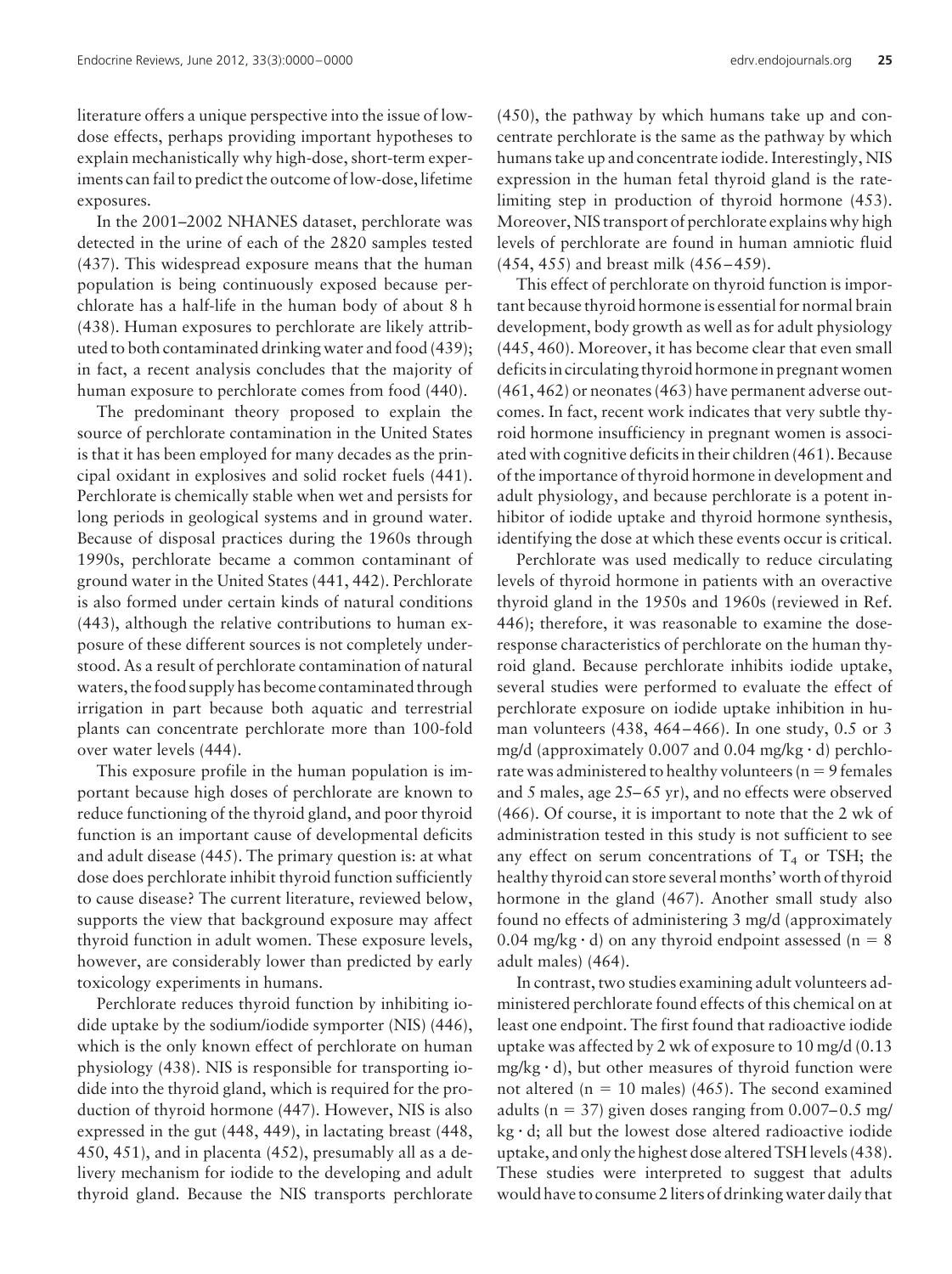literature offers a unique perspective into the issue of low-dose effects, perhaps providing important hypotheses to explain mechanistically why high-dose, short-term experiments can fail to predict the outcome of low-dose, lifetime exposures.

In the 2001–2002 NHANES dataset, perchlorate was detected in the urine of each of the 2820 samples tested (437). This widespread exposure means that the human population is being continuously exposed because perchlorate has a half-life in the human body of about 8 h (438). Human exposures to perchlorate are likely attributed to both contaminated drinking water and food (439); in fact, a recent analysis concludes that the majority of human exposure to perchlorate comes from food (440).

The predominant theory proposed to explain the source of perchlorate contamination in the United States is that it has been employed for many decades as the principal oxidant in explosives and solid rocket fuels (441). Perchlorate is chemically stable when wet and persists for long periods in geological systems and in ground water. Because of disposal practices during the 1960s through 1990s, perchlorate became a common contaminant of ground water in the United States (441, 442). Perchlorate is also formed under certain kinds of natural conditions (443), although the relative contributions to human exposure of these different sources is not completely understood. As a result of perchlorate contamination of natural waters, the food supply has become contaminated through irrigation in part because both aquatic and terrestrial plants can concentrate perchlorate more than 100-fold over water levels (444).

This exposure profile in the human population is important because high doses of perchlorate are known to reduce functioning of the thyroid gland, and poor thyroid function is an important cause of developmental deficits and adult disease (445). The primary question is: at what dose does perchlorate inhibit thyroid function sufficiently to cause disease? The current literature, reviewed below, supports the view that background exposure may affect thyroid function in adult women. These exposure levels, however, are considerably lower than predicted by early toxicology experiments in humans.

Perchlorate reduces thyroid function by inhibiting iodide uptake by the sodium/iodide symporter (NIS) (446), which is the only known effect of perchlorate on human physiology (438). NIS is responsible for transporting iodide into the thyroid gland, which is required for the production of thyroid hormone (447). However, NIS is also expressed in the gut (448, 449), in lactating breast (448, 450, 451), and in placenta (452), presumably all as a delivery mechanism for iodide to the developing and adult thyroid gland. Because the NIS transports perchlorate (450), the pathway by which humans take up and concentrate perchlorate is the same as the pathway by which humans take up and concentrate iodide. Interestingly, NIS expression in the human fetal thyroid gland is the rate-limiting step in production of thyroid hormone (453). Moreover, NIS transport of perchlorate explains why high levels of perchlorate are found in human amniotic fluid (454, 455) and breast milk (456–459).

This effect of perchlorate on thyroid function is important because thyroid hormone is essential for normal brain development, body growth as well as for adult physiology (445, 460). Moreover, it has become clear that even small deficits in circulating thyroid hormone in pregnant women (461, 462) or neonates (463) have permanent adverse outcomes. In fact, recent work indicates that very subtle thyroid hormone insufficiency in pregnant women is associated with cognitive deficits in their children (461). Because of the importance of thyroid hormone in development and adult physiology, and because perchlorate is a potent inhibitor of iodide uptake and thyroid hormone synthesis, identifying the dose at which these events occur is critical.

Perchlorate was used medically to reduce circulating levels of thyroid hormone in patients with an overactive thyroid gland in the 1950s and 1960s (reviewed in Ref. 446); therefore, it was reasonable to examine the dose-response characteristics of perchlorate on the human thyroid gland. Because perchlorate inhibits iodide uptake, several studies were performed to evaluate the effect of perchlorate exposure on iodide uptake inhibition in human volunteers (438, 464–466). In one study, 0.5 or 3 mg/d (approximately 0.007 and 0.04 mg/kg · d) perchlorate was administered to healthy volunteers ($n = 9$ females and 5 males, age 25–65 yr), and no effects were observed (466). Of course, it is important to note that the 2 wk of administration tested in this study is not sufficient to see any effect on serum concentrations of $T_4$ or TSH; the healthy thyroid can store several months' worth of thyroid hormone in the gland (467). Another small study also found no effects of administering 3 mg/d (approximately 0.04 mg/kg · d) on any thyroid endpoint assessed ($n = 8$ adult males) (464).

In contrast, two studies examining adult volunteers administered perchlorate found effects of this chemical on at least one endpoint. The first found that radioactive iodide uptake was affected by 2 wk of exposure to 10 mg/d (0.13 mg/kg · d), but other measures of thyroid function were not altered ($n = 10$ males) (465). The second examined adults ($n = 37$) given doses ranging from 0.007–0.5 mg/kg · d; all but the lowest dose altered radioactive iodide uptake, and only the highest dose altered TSH levels (438). These studies were interpreted to suggest that adults would have to consume 2 liters of drinking water daily that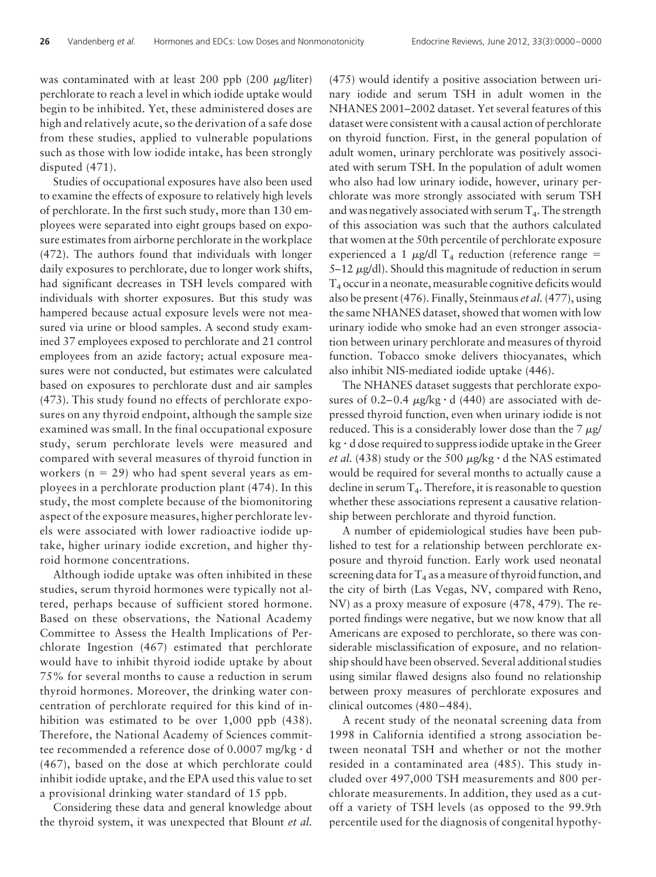was contaminated with at least 200 ppb (200 $\mu$g/liter) perchlorate to reach a level in which iodide uptake would begin to be inhibited. Yet, these administered doses are high and relatively acute, so the derivation of a safe dose from these studies, applied to vulnerable populations such as those with low iodide intake, has been strongly disputed (471).

Studies of occupational exposures have also been used to examine the effects of exposure to relatively high levels of perchlorate. In the first such study, more than 130 employees were separated into eight groups based on exposure estimates from airborne perchlorate in the workplace (472). The authors found that individuals with longer daily exposures to perchlorate, due to longer work shifts, had significant decreases in TSH levels compared with individuals with shorter exposures. But this study was hampered because actual exposure levels were not measured via urine or blood samples. A second study examined 37 employees exposed to perchlorate and 21 control employees from an azide factory; actual exposure measures were not conducted, but estimates were calculated based on exposures to perchlorate dust and air samples (473). This study found no effects of perchlorate exposures on any thyroid endpoint, although the sample size examined was small. In the final occupational exposure study, serum perchlorate levels were measured and compared with several measures of thyroid function in workers ($n = 29$) who had spent several years as employees in a perchlorate production plant (474). In this study, the most complete because of the biomonitoring aspect of the exposure measures, higher perchlorate levels were associated with lower radioactive iodide uptake, higher urinary iodide excretion, and higher thyroid hormone concentrations.

Although iodide uptake was often inhibited in these studies, serum thyroid hormones were typically not altered, perhaps because of sufficient stored hormone. Based on these observations, the National Academy Committee to Assess the Health Implications of Perchlorate Ingestion (467) estimated that perchlorate would have to inhibit thyroid iodide uptake by about 75% for several months to cause a reduction in serum thyroid hormones. Moreover, the drinking water concentration of perchlorate required for this kind of inhibition was estimated to be over 1,000 ppb (438). Therefore, the National Academy of Sciences committee recommended a reference dose of 0.0007 mg/kg · d (467), based on the dose at which perchlorate could inhibit iodide uptake, and the EPA used this value to set a provisional drinking water standard of 15 ppb.

Considering these data and general knowledge about the thyroid system, it was unexpected that Blount *et al.* (475) would identify a positive association between urinary iodide and serum TSH in adult women in the NHANES 2001–2002 dataset. Yet several features of this dataset were consistent with a causal action of perchlorate on thyroid function. First, in the general population of adult women, urinary perchlorate was positively associated with serum TSH. In the population of adult women who also had low urinary iodide, however, urinary perchlorate was more strongly associated with serum TSH and was negatively associated with serum $T_4$. The strength of this association was such that the authors calculated that women at the 50th percentile of perchlorate exposure experienced a 1 $\mu$g/dl $T_4$ reduction (reference range = 5–12 $\mu$g/dl). Should this magnitude of reduction in serum $T_4$ occur in a neonate, measurable cognitive deficits would also be present (476). Finally, Steinmaus *et al.* (477), using the same NHANES dataset, showed that women with low urinary iodide who smoke had an even stronger association between urinary perchlorate and measures of thyroid function. Tobacco smoke delivers thiocyanates, which also inhibit NIS-mediated iodide uptake (446).

The NHANES dataset suggests that perchlorate exposures of 0.2–0.4 $\mu$g/kg · d (440) are associated with depressed thyroid function, even when urinary iodide is not reduced. This is a considerably lower dose than the 7 $\mu$g/kg · d dose required to suppress iodide uptake in the Greer *et al.* (438) study or the 500 $\mu$g/kg · d the NAS estimated would be required for several months to actually cause a decline in serum $T_4$. Therefore, it is reasonable to question whether these associations represent a causative relationship between perchlorate and thyroid function.

A number of epidemiological studies have been published to test for a relationship between perchlorate exposure and thyroid function. Early work used neonatal screening data for $T_4$ as a measure of thyroid function, and the city of birth (Las Vegas, NV, compared with Reno, NV) as a proxy measure of exposure (478, 479). The reported findings were negative, but we now know that all Americans are exposed to perchlorate, so there was considerable misclassification of exposure, and no relationship should have been observed. Several additional studies using similar flawed designs also found no relationship between proxy measures of perchlorate exposures and clinical outcomes (480–484).

A recent study of the neonatal screening data from 1998 in California identified a strong association between neonatal TSH and whether or not the mother resided in a contaminated area (485). This study included over 497,000 TSH measurements and 800 perchlorate measurements. In addition, they used as a cutoff a variety of TSH levels (as opposed to the 99.9th percentile used for the diagnosis of congenital hypothy-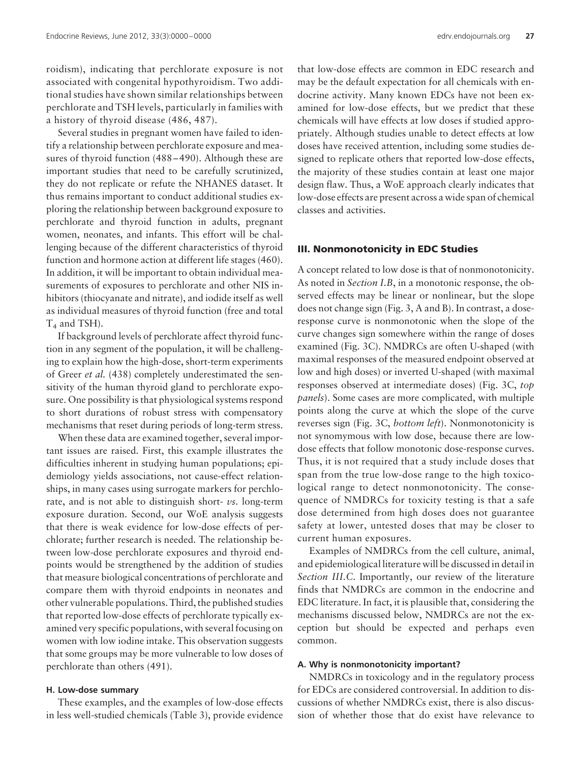roidism), indicating that perchlorate exposure is not associated with congenital hypothyroidism. Two additional studies have shown similar relationships between perchlorate and TSH levels, particularly in families with a history of thyroid disease (486, 487).

Several studies in pregnant women have failed to identify a relationship between perchlorate exposure and measures of thyroid function (488–490). Although these are important studies that need to be carefully scrutinized, they do not replicate or refute the NHANES dataset. It thus remains important to conduct additional studies exploring the relationship between background exposure to perchlorate and thyroid function in adults, pregnant women, neonates, and infants. This effort will be challenging because of the different characteristics of thyroid function and hormone action at different life stages (460). In addition, it will be important to obtain individual measurements of exposures to perchlorate and other NIS inhibitors (thiocyanate and nitrate), and iodide itself as well as individual measures of thyroid function (free and total $T_4$ and TSH).

If background levels of perchlorate affect thyroid function in any segment of the population, it will be challenging to explain how the high-dose, short-term experiments of Greer *et al.* (438) completely underestimated the sensitivity of the human thyroid gland to perchlorate exposure. One possibility is that physiological systems respond to short durations of robust stress with compensatory mechanisms that reset during periods of long-term stress.

When these data are examined together, several important issues are raised. First, this example illustrates the difficulties inherent in studying human populations; epidemiology yields associations, not cause-effect relationships, in many cases using surrogate markers for perchlorate, and is not able to distinguish short- *vs.* long-term exposure duration. Second, our WoE analysis suggests that there is weak evidence for low-dose effects of perchlorate; further research is needed. The relationship between low-dose perchlorate exposures and thyroid endpoints would be strengthened by the addition of studies that measure biological concentrations of perchlorate and compare them with thyroid endpoints in neonates and other vulnerable populations. Third, the published studies that reported low-dose effects of perchlorate typically examined very specific populations, with several focusing on women with low iodine intake. This observation suggests that some groups may be more vulnerable to low doses of perchlorate than others (491).

#### H. Low-dose summary

These examples, and the examples of low-dose effects in less well-studied chemicals (Table 3), provide evidence that low-dose effects are common in EDC research and may be the default expectation for all chemicals with endocrine activity. Many known EDCs have not been examined for low-dose effects, but we predict that these chemicals will have effects at low doses if studied appropriately. Although studies unable to detect effects at low doses have received attention, including some studies designed to replicate others that reported low-dose effects, the majority of these studies contain at least one major design flaw. Thus, a WoE approach clearly indicates that low-dose effects are present across a wide span of chemical classes and activities.

## III. Nonmonotonicity in EDC Studies

A concept related to low dose is that of nonmonotonicity. As noted in *Section I.B*, in a monotonic response, the observed effects may be linear or nonlinear, but the slope does not change sign (Fig. 3, A and B). In contrast, a dose-response curve is nonmonotonic when the slope of the curve changes sign somewhere within the range of doses examined (Fig. 3C). NMDRCs are often U-shaped (with maximal responses of the measured endpoint observed at low and high doses) or inverted U-shaped (with maximal responses observed at intermediate doses) (Fig. 3C, *top panels*). Some cases are more complicated, with multiple points along the curve at which the slope of the curve reverses sign (Fig. 3C, *bottom left*). Nonmonotonicity is not synonymous with low dose, because there are low-dose effects that follow monotonic dose-response curves. Thus, it is not required that a study include doses that span from the true low-dose range to the high toxicological range to detect nonmonotonicity. The consequence of NMDRCs for toxicity testing is that a safe dose determined from high doses does not guarantee safety at lower, untested doses that may be closer to current human exposures.

Examples of NMDRCs from the cell culture, animal, and epidemiological literature will be discussed in detail in *Section III.C*. Importantly, our review of the literature finds that NMDRCs are common in the endocrine and EDC literature. In fact, it is plausible that, considering the mechanisms discussed below, NMDRCs are not the exception but should be expected and perhaps even common.

#### A. Why is nonmonotonicity important?

NMDRCs in toxicology and in the regulatory process for EDCs are considered controversial. In addition to discussions of whether NMDRCs exist, there is also discussion of whether those that do exist have relevance to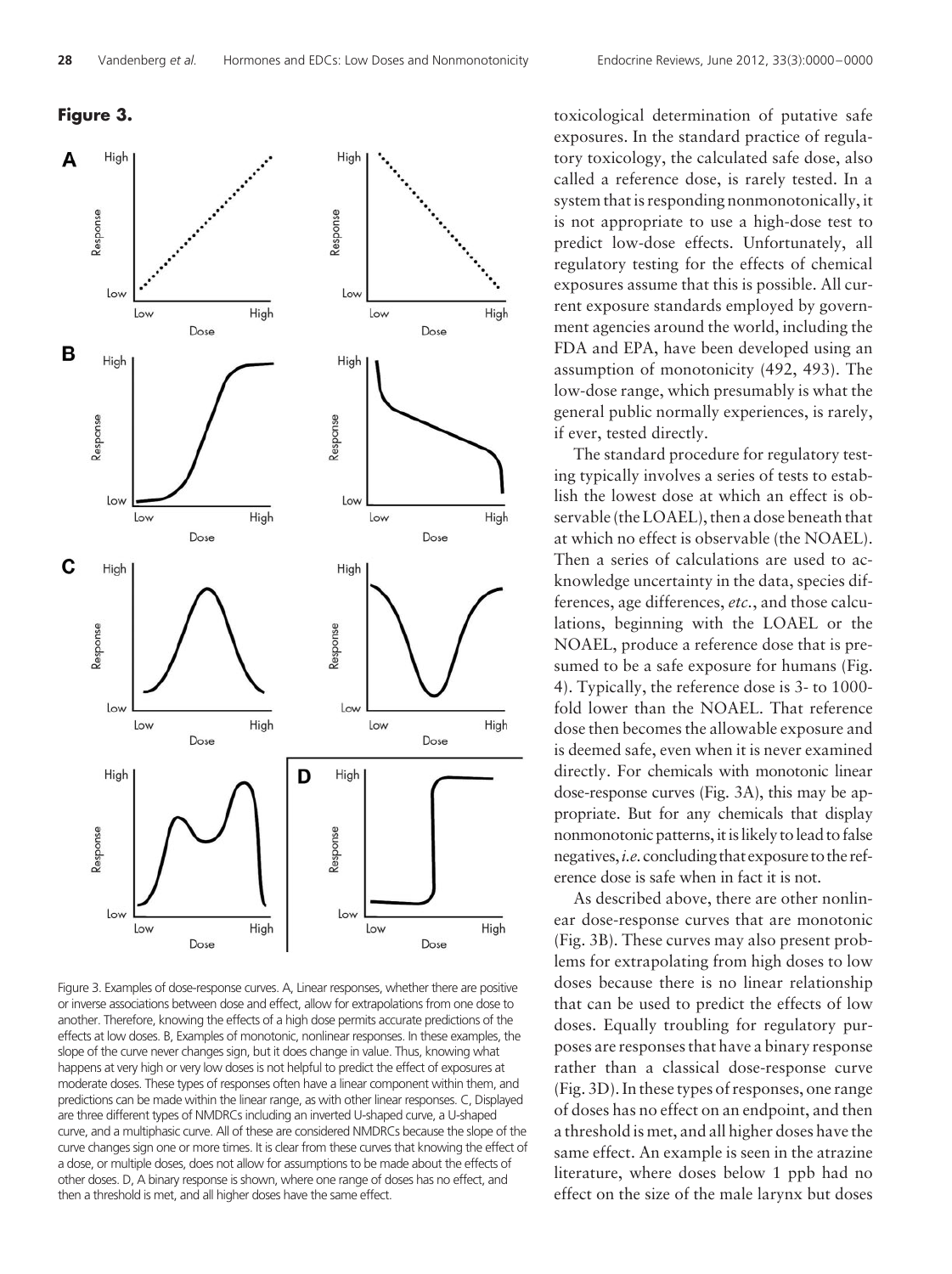**Figure 3.**

A

High

Response

Low

Low

Dose

High

High

Response

Low

Low

Dose

High

B

High

Response

Low

Low

Dose

High

High

Response

Low

Low

Dose

High

C

High

Response

Low

Low

Dose

High

High

Response

Low

Low

Dose

High

High

Response

Low

Low

Dose

High

D

High

Response

Low

Low

Dose

High

Figure 3. Examples of dose-response curves. A, Linear responses, whether there are positive or inverse associations between dose and effect, allow for extrapolations from one dose to another. Therefore, knowing the effects of a high dose permits accurate predictions of the effects at low doses. B, Examples of monotonic, nonlinear responses. In these examples, the slope of the curve never changes sign, but it does change in value. Thus, knowing what happens at very high or very low doses is not helpful to predict the effect of exposures at moderate doses. These types of responses often have a linear component within them, and predictions can be made within the linear range, as with other linear responses. C, Displayed are three different types of NMDRCs including an inverted U-shaped curve, a U-shaped curve, and a multiphasic curve. All of these are considered NMDRCs because the slope of the curve changes sign one or more times. It is clear from these curves that knowing the effect of a dose, or multiple doses, does not allow for assumptions to be made about the effects of other doses. D, A binary response is shown, where one range of doses has no effect, and then a threshold is met, and all higher doses have the same effect.

toxicological determination of putative safe exposures. In the standard practice of regulatory toxicology, the calculated safe dose, also called a reference dose, is rarely tested. In a system that is responding nonmonotonically, it is not appropriate to use a high-dose test to predict low-dose effects. Unfortunately, all regulatory testing for the effects of chemical exposures assume that this is possible. All current exposure standards employed by government agencies around the world, including the FDA and EPA, have been developed using an assumption of monotonicity (492, 493). The low-dose range, which presumably is what the general public normally experiences, is rarely, if ever, tested directly.

The standard procedure for regulatory testing typically involves a series of tests to establish the lowest dose at which an effect is observable (the LOAEL), then a dose beneath that at which no effect is observable (the NOAEL). Then a series of calculations are used to acknowledge uncertainty in the data, species differences, age differences, *etc.*, and those calculations, beginning with the LOAEL or the NOAEL, produce a reference dose that is presumed to be a safe exposure for humans (Fig. 4). Typically, the reference dose is 3- to 1000-fold lower than the NOAEL. That reference dose then becomes the allowable exposure and is deemed safe, even when it is never examined directly. For chemicals with monotonic linear dose-response curves (Fig. 3A), this may be appropriate. But for any chemicals that display nonmonotonic patterns, it is likely to lead to false negatives, *i.e.* concluding that exposure to the reference dose is safe when in fact it is not.

As described above, there are other nonlinear dose-response curves that are monotonic (Fig. 3B). These curves may also present problems for extrapolating from high doses to low doses because there is no linear relationship that can be used to predict the effects of low doses. Equally troubling for regulatory purposes are responses that have a binary response rather than a classical dose-response curve (Fig. 3D). In these types of responses, one range of doses has no effect on an endpoint, and then a threshold is met, and all higher doses have the same effect. An example is seen in the atrazine literature, where doses below 1 ppb had no effect on the size of the male larynx but doses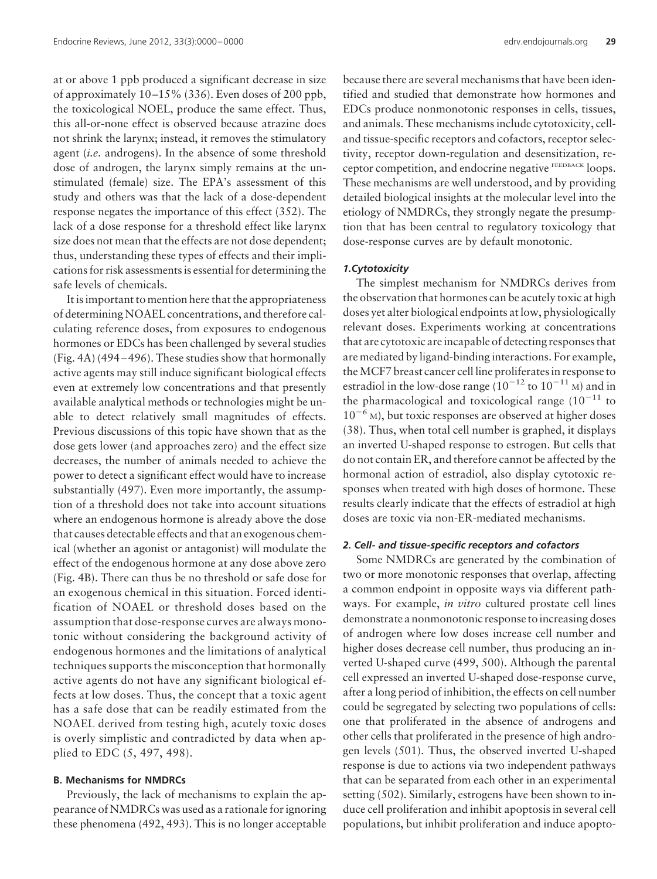at or above 1 ppb produced a significant decrease in size of approximately 10–15% (336). Even doses of 200 ppb, the toxicological NOEL, produce the same effect. Thus, this all-or-none effect is observed because atrazine does not shrink the larynx; instead, it removes the stimulatory agent (*i.e.* androgens). In the absence of some threshold dose of androgen, the larynx simply remains at the unstimulated (female) size. The EPA's assessment of this study and others was that the lack of a dose-dependent response negates the importance of this effect (352). The lack of a dose response for a threshold effect like larynx size does not mean that the effects are not dose dependent; thus, understanding these types of effects and their implications for risk assessments is essential for determining the safe levels of chemicals.

It is important to mention here that the appropriateness of determining NOAEL concentrations, and therefore calculating reference doses, from exposures to endogenous hormones or EDCs has been challenged by several studies (Fig. 4A) (494–496). These studies show that hormonally active agents may still induce significant biological effects even at extremely low concentrations and that presently available analytical methods or technologies might be unable to detect relatively small magnitudes of effects. Previous discussions of this topic have shown that as the dose gets lower (and approaches zero) and the effect size decreases, the number of animals needed to achieve the power to detect a significant effect would have to increase substantially (497). Even more importantly, the assumption of a threshold does not take into account situations where an endogenous hormone is already above the dose that causes detectable effects and that an exogenous chemical (whether an agonist or antagonist) will modulate the effect of the endogenous hormone at any dose above zero (Fig. 4B). There can thus be no threshold or safe dose for an exogenous chemical in this situation. Forced identification of NOAEL or threshold doses based on the assumption that dose-response curves are always monotonic without considering the background activity of endogenous hormones and the limitations of analytical techniques supports the misconception that hormonally active agents do not have any significant biological effects at low doses. Thus, the concept that a toxic agent has a safe dose that can be readily estimated from the NOAEL derived from testing high, acutely toxic doses is overly simplistic and contradicted by data when applied to EDC (5, 497, 498).

### B. Mechanisms for NMDRCs

Previously, the lack of mechanisms to explain the appearance of NMDRCs was used as a rationale for ignoring these phenomena (492, 493). This is no longer acceptable because there are several mechanisms that have been identified and studied that demonstrate how hormones and EDCs produce nonmonotonic responses in cells, tissues, and animals. These mechanisms include cytotoxicity, cell- and tissue-specific receptors and cofactors, receptor selectivity, receptor down-regulation and desensitization, receptor competition, and endocrine negative FEEDBACK loops. These mechanisms are well understood, and by providing detailed biological insights at the molecular level into the etiology of NMDRCs, they strongly negate the presumption that has been central to regulatory toxicology that dose-response curves are by default monotonic.

#### *1. Cytotoxicity*

The simplest mechanism for NMDRCs derives from the observation that hormones can be acutely toxic at high doses yet alter biological endpoints at low, physiologically relevant doses. Experiments working at concentrations that are cytotoxic are incapable of detecting responses that are mediated by ligand-binding interactions. For example, the MCF7 breast cancer cell line proliferates in response to estradiol in the low-dose range ($10^{-12}$ to $10^{-11}$ M) and in the pharmacological and toxicological range ($10^{-11}$ to $10^{-6}$ M), but toxic responses are observed at higher doses (38). Thus, when total cell number is graphed, it displays an inverted U-shaped response to estrogen. But cells that do not contain ER, and therefore cannot be affected by the hormonal action of estradiol, also display cytotoxic responses when treated with high doses of hormone. These results clearly indicate that the effects of estradiol at high doses are toxic via non-ER-mediated mechanisms.

#### *2. Cell- and tissue-specific receptors and cofactors*

Some NMDRCs are generated by the combination of two or more monotonic responses that overlap, affecting a common endpoint in opposite ways via different pathways. For example, *in vitro* cultured prostate cell lines demonstrate a nonmonotonic response to increasing doses of androgen where low doses increase cell number and higher doses decrease cell number, thus producing an inverted U-shaped curve (499, 500). Although the parental cell expressed an inverted U-shaped dose-response curve, after a long period of inhibition, the effects on cell number could be segregated by selecting two populations of cells: one that proliferated in the absence of androgens and other cells that proliferated in the presence of high androgen levels (501). Thus, the observed inverted U-shaped response is due to actions via two independent pathways that can be separated from each other in an experimental setting (502). Similarly, estrogens have been shown to induce cell proliferation and inhibit apoptosis in several cell populations, but inhibit proliferation and induce apopto-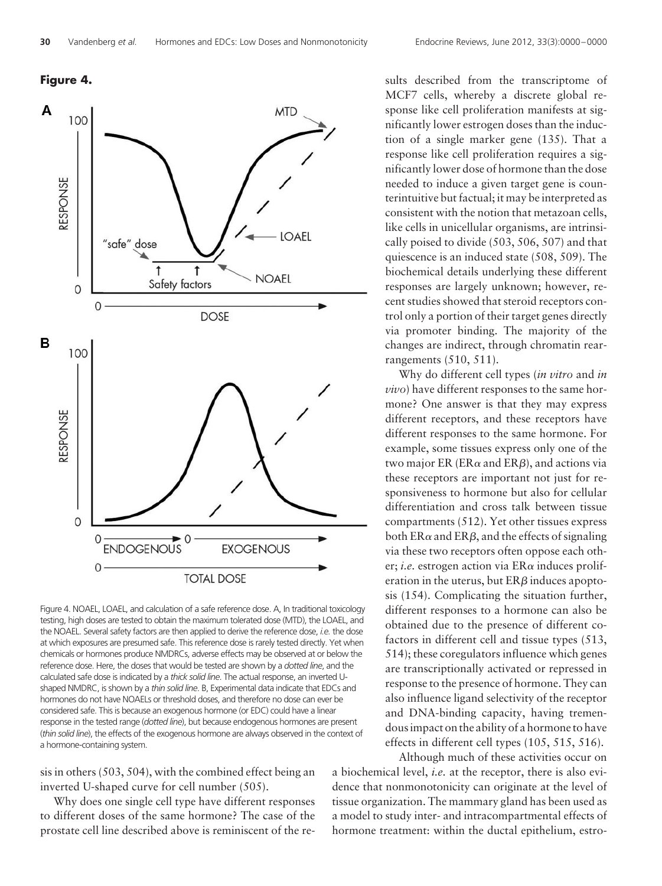**Figure 4.**

Figure 4. NOAEL, LOAEL, and calculation of a safe reference dose. A, In traditional toxicology testing, high doses are tested to obtain the maximum tolerated dose (MTD), the LOAEL, and the NOAEL. Several safety factors are then applied to derive the reference dose, *i.e.* the dose at which exposures are presumed safe. This reference dose is rarely tested directly. Yet when chemicals or hormones produce NMDRCs, adverse effects may be observed at or below the reference dose. Here, the doses that would be tested are shown by a *dotted line*, and the calculated safe dose is indicated by a *thick solid line*. The actual response, an inverted U-shaped NMDRC, is shown by a *thin solid line*. B, Experimental data indicate that EDCs and hormones do not have NOAELs or threshold doses, and therefore no dose can ever be considered safe. This is because an exogenous hormone (or EDC) could have a linear response in the tested range (*dotted line*), but because endogenous hormones are present (*thin solid line*), the effects of the exogenous hormone are always observed in the context of a hormone-containing system.

sis in others (503, 504), with the combined effect being an inverted U-shaped curve for cell number (505).

Why does one single cell type have different responses to different doses of the same hormone? The case of the prostate cell line described above is reminiscent of the results described from the transcriptome of MCF7 cells, whereby a discrete global response like cell proliferation manifests at significantly lower estrogen doses than the induction of a single marker gene (135). That a response like cell proliferation requires a significantly lower dose of hormone than the dose needed to induce a given target gene is counterintuitive but factual; it may be interpreted as consistent with the notion that metazoan cells, like cells in unicellular organisms, are intrinsically poised to divide (503, 506, 507) and that quiescence is an induced state (508, 509). The biochemical details underlying these different responses are largely unknown; however, recent studies showed that steroid receptors control only a portion of their target genes directly via promoter binding. The majority of the changes are indirect, through chromatin rearrangements (510, 511).

Why do different cell types (*in vitro* and *in vivo*) have different responses to the same hormone? One answer is that they may express different receptors, and these receptors have different responses to the same hormone. For example, some tissues express only one of the two major ER (ER$\alpha$ and ER$\beta$), and actions via these receptors are important not just for responsiveness to hormone but also for cellular differentiation and cross talk between tissue compartments (512). Yet other tissues express both ER$\alpha$ and ER$\beta$, and the effects of signaling via these two receptors often oppose each other; *i.e.* estrogen action via ER$\alpha$ induces proliferation in the uterus, but ER$\beta$ induces apoptosis (154). Complicating the situation further, different responses to a hormone can also be obtained due to the presence of different cofactors in different cell and tissue types (513, 514); these coregulators influence which genes are transcriptionally activated or repressed in response to the presence of hormone. They can also influence ligand selectivity of the receptor and DNA-binding capacity, having tremendous impact on the ability of a hormone to have effects in different cell types (105, 515, 516).

Although much of these activities occur on a biochemical level, *i.e.* at the receptor, there is also evidence that nonmonotonicity can originate at the level of tissue organization. The mammary gland has been used as a model to study inter- and intracompartmental effects of hormone treatment: within the ductal epithelium, estro-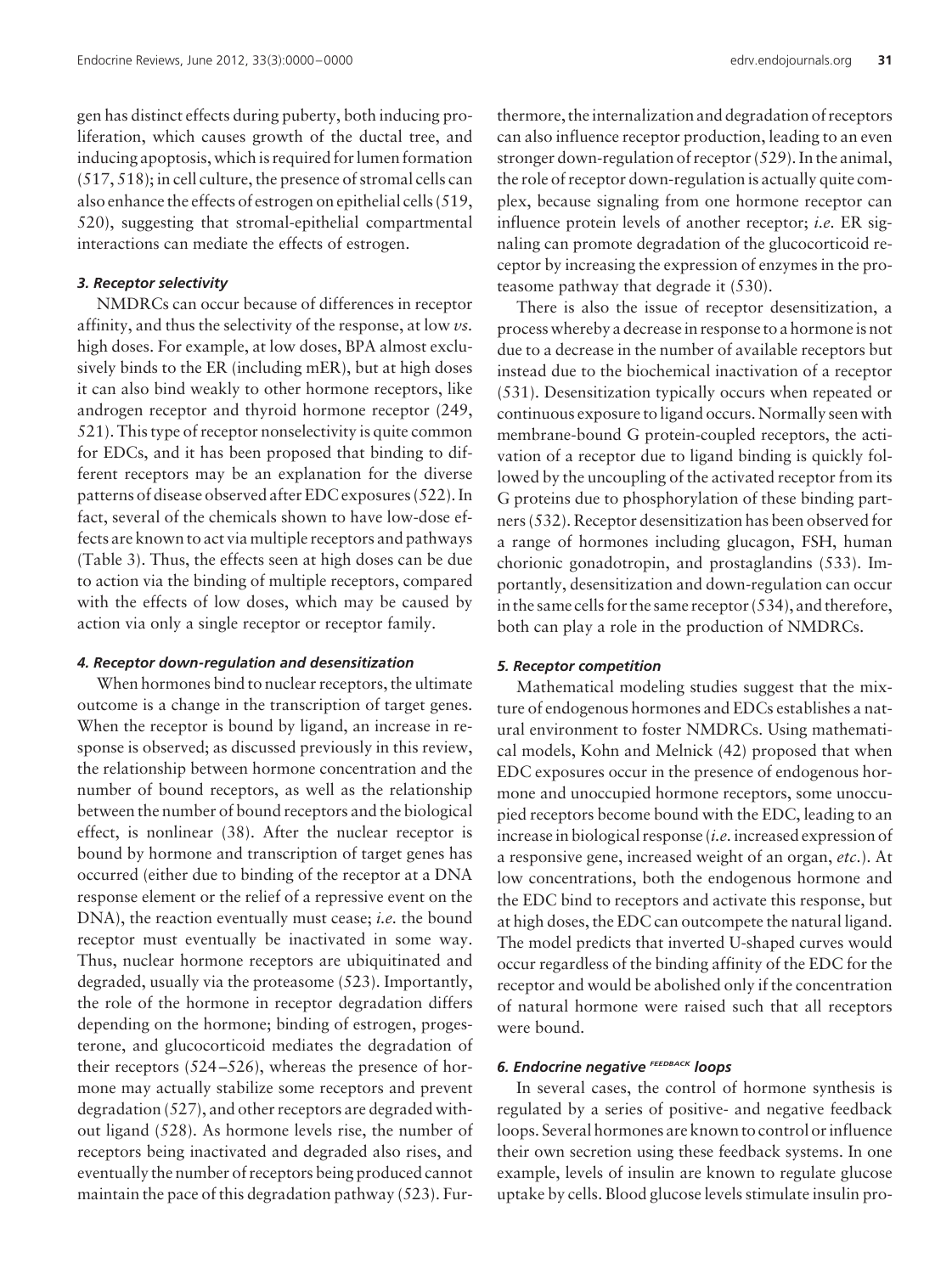gen has distinct effects during puberty, both inducing proliferation, which causes growth of the ductal tree, and inducing apoptosis, which is required for lumen formation (517, 518); in cell culture, the presence of stromal cells can also enhance the effects of estrogen on epithelial cells (519, 520), suggesting that stromal-epithelial compartmental interactions can mediate the effects of estrogen.

### *3. Receptor selectivity*

NMDRCs can occur because of differences in receptor affinity, and thus the selectivity of the response, at low *vs.* high doses. For example, at low doses, BPA almost exclusively binds to the ER (including mER), but at high doses it can also bind weakly to other hormone receptors, like androgen receptor and thyroid hormone receptor (249, 521). This type of receptor nonselectivity is quite common for EDCs, and it has been proposed that binding to different receptors may be an explanation for the diverse patterns of disease observed after EDC exposures (522). In fact, several of the chemicals shown to have low-dose effects are known to act via multiple receptors and pathways (Table 3). Thus, the effects seen at high doses can be due to action via the binding of multiple receptors, compared with the effects of low doses, which may be caused by action via only a single receptor or receptor family.

### *4. Receptor down-regulation and desensitization*

When hormones bind to nuclear receptors, the ultimate outcome is a change in the transcription of target genes. When the receptor is bound by ligand, an increase in response is observed; as discussed previously in this review, the relationship between hormone concentration and the number of bound receptors, as well as the relationship between the number of bound receptors and the biological effect, is nonlinear (38). After the nuclear receptor is bound by hormone and transcription of target genes has occurred (either due to binding of the receptor at a DNA response element or the relief of a repressive event on the DNA), the reaction eventually must cease; *i.e.* the bound receptor must eventually be inactivated in some way. Thus, nuclear hormone receptors are ubiquitinated and degraded, usually via the proteasome (523). Importantly, the role of the hormone in receptor degradation differs depending on the hormone; binding of estrogen, progesterone, and glucocorticoid mediates the degradation of their receptors (524–526), whereas the presence of hormone may actually stabilize some receptors and prevent degradation (527), and other receptors are degraded without ligand (528). As hormone levels rise, the number of receptors being inactivated and degraded also rises, and eventually the number of receptors being produced cannot maintain the pace of this degradation pathway (523). Furthermore, the internalization and degradation of receptors can also influence receptor production, leading to an even stronger down-regulation of receptor (529). In the animal, the role of receptor down-regulation is actually quite complex, because signaling from one hormone receptor can influence protein levels of another receptor; *i.e.* ER signaling can promote degradation of the glucocorticoid receptor by increasing the expression of enzymes in the proteasome pathway that degrade it (530).

There is also the issue of receptor desensitization, a process whereby a decrease in response to a hormone is not due to a decrease in the number of available receptors but instead due to the biochemical inactivation of a receptor (531). Desensitization typically occurs when repeated or continuous exposure to ligand occurs. Normally seen with membrane-bound G protein-coupled receptors, the activation of a receptor due to ligand binding is quickly followed by the uncoupling of the activated receptor from its G proteins due to phosphorylation of these binding partners (532). Receptor desensitization has been observed for a range of hormones including glucagon, FSH, human chorionic gonadotropin, and prostaglandins (533). Importantly, desensitization and down-regulation can occur in the same cells for the same receptor (534), and therefore, both can play a role in the production of NMDRCs.

### *5. Receptor competition*

Mathematical modeling studies suggest that the mixture of endogenous hormones and EDCs establishes a natural environment to foster NMDRCs. Using mathematical models, Kohn and Melnick (42) proposed that when EDC exposures occur in the presence of endogenous hormone and unoccupied hormone receptors, some unoccupied receptors become bound with the EDC, leading to an increase in biological response (*i.e.* increased expression of a responsive gene, increased weight of an organ, *etc.*). At low concentrations, both the endogenous hormone and the EDC bind to receptors and activate this response, but at high doses, the EDC can outcompete the natural ligand. The model predicts that inverted U-shaped curves would occur regardless of the binding affinity of the EDC for the receptor and would be abolished only if the concentration of natural hormone were raised such that all receptors were bound.

### *6. Endocrine negative feedback loops*

In several cases, the control of hormone synthesis is regulated by a series of positive- and negative feedback loops. Several hormones are known to control or influence their own secretion using these feedback systems. In one example, levels of insulin are known to regulate glucose uptake by cells. Blood glucose levels stimulate insulin pro-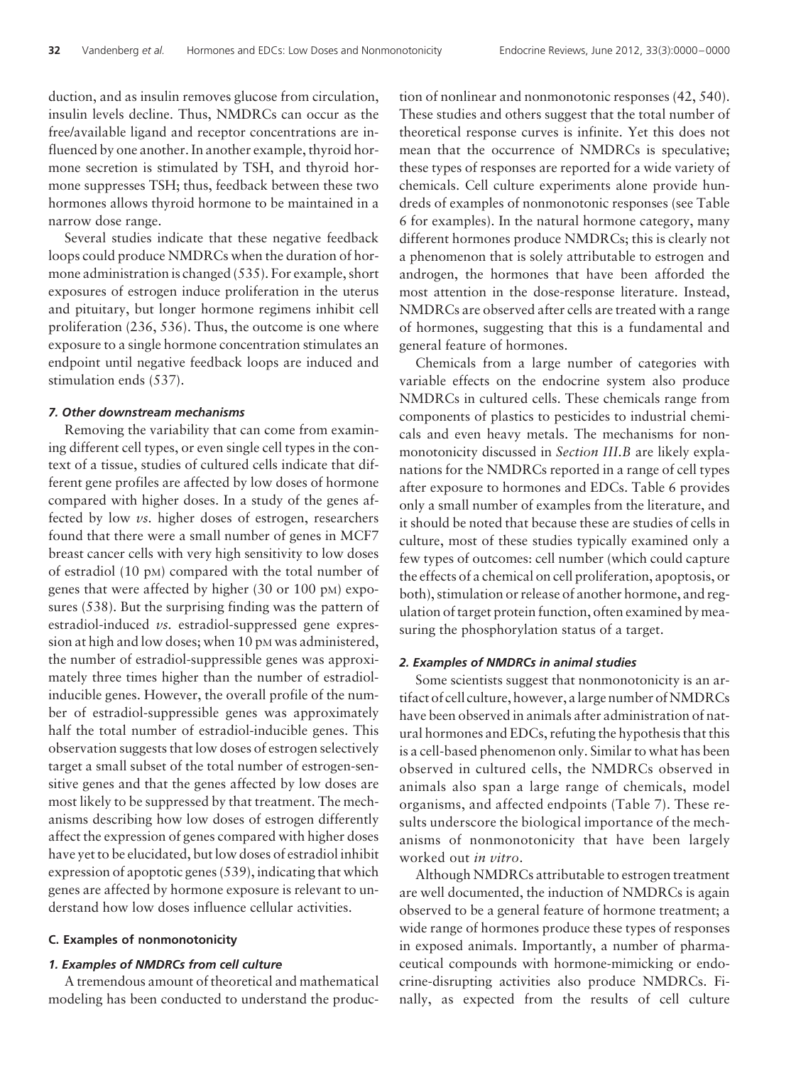duction, and as insulin removes glucose from circulation, insulin levels decline. Thus, NMDRCs can occur as the free/available ligand and receptor concentrations are influenced by one another. In another example, thyroid hormone secretion is stimulated by TSH, and thyroid hormone suppresses TSH; thus, feedback between these two hormones allows thyroid hormone to be maintained in a narrow dose range.

Several studies indicate that these negative feedback loops could produce NMDRCs when the duration of hormone administration is changed (535). For example, short exposures of estrogen induce proliferation in the uterus and pituitary, but longer hormone regimens inhibit cell proliferation (236, 536). Thus, the outcome is one where exposure to a single hormone concentration stimulates an endpoint until negative feedback loops are induced and stimulation ends (537).

#### *7. Other downstream mechanisms*

Removing the variability that can come from examining different cell types, or even single cell types in the context of a tissue, studies of cultured cells indicate that different gene profiles are affected by low doses of hormone compared with higher doses. In a study of the genes affected by low *vs.* higher doses of estrogen, researchers found that there were a small number of genes in MCF7 breast cancer cells with very high sensitivity to low doses of estradiol (10 pM) compared with the total number of genes that were affected by higher (30 or 100 pM) exposures (538). But the surprising finding was the pattern of estradiol-induced *vs.* estradiol-suppressed gene expression at high and low doses; when 10 pM was administered, the number of estradiol-suppressible genes was approximately three times higher than the number of estradiol-inducible genes. However, the overall profile of the number of estradiol-suppressible genes was approximately half the total number of estradiol-inducible genes. This observation suggests that low doses of estrogen selectively target a small subset of the total number of estrogen-sensitive genes and that the genes affected by low doses are most likely to be suppressed by that treatment. The mechanisms describing how low doses of estrogen differently affect the expression of genes compared with higher doses have yet to be elucidated, but low doses of estradiol inhibit expression of apoptotic genes (539), indicating that which genes are affected by hormone exposure is relevant to understand how low doses influence cellular activities.

### C. Examples of nonmonotonicity

#### *1. Examples of NMDRCs from cell culture*

A tremendous amount of theoretical and mathematical modeling has been conducted to understand the production of nonlinear and nonmonotonic responses (42, 540). These studies and others suggest that the total number of theoretical response curves is infinite. Yet this does not mean that the occurrence of NMDRCs is speculative; these types of responses are reported for a wide variety of chemicals. Cell culture experiments alone provide hundreds of examples of nonmonotonic responses (see Table 6 for examples). In the natural hormone category, many different hormones produce NMDRCs; this is clearly not a phenomenon that is solely attributable to estrogen and androgen, the hormones that have been afforded the most attention in the dose-response literature. Instead, NMDRCs are observed after cells are treated with a range of hormones, suggesting that this is a fundamental and general feature of hormones.

Chemicals from a large number of categories with variable effects on the endocrine system also produce NMDRCs in cultured cells. These chemicals range from components of plastics to pesticides to industrial chemicals and even heavy metals. The mechanisms for nonmonotonicity discussed in *Section III.B* are likely explanations for the NMDRCs reported in a range of cell types after exposure to hormones and EDCs. Table 6 provides only a small number of examples from the literature, and it should be noted that because these are studies of cells in culture, most of these studies typically examined only a few types of outcomes: cell number (which could capture the effects of a chemical on cell proliferation, apoptosis, or both), stimulation or release of another hormone, and regulation of target protein function, often examined by measuring the phosphorylation status of a target.

#### *2. Examples of NMDRCs in animal studies*

Some scientists suggest that nonmonotonicity is an artifact of cell culture, however, a large number of NMDRCs have been observed in animals after administration of natural hormones and EDCs, refuting the hypothesis that this is a cell-based phenomenon only. Similar to what has been observed in cultured cells, the NMDRCs observed in animals also span a large range of chemicals, model organisms, and affected endpoints (Table 7). These results underscore the biological importance of the mechanisms of nonmonotonicity that have been largely worked out *in vitro*.

Although NMDRCs attributable to estrogen treatment are well documented, the induction of NMDRCs is again observed to be a general feature of hormone treatment; a wide range of hormones produce these types of responses in exposed animals. Importantly, a number of pharmaceutical compounds with hormone-mimicking or endocrine-disrupting activities also produce NMDRCs. Finally, as expected from the results of cell culture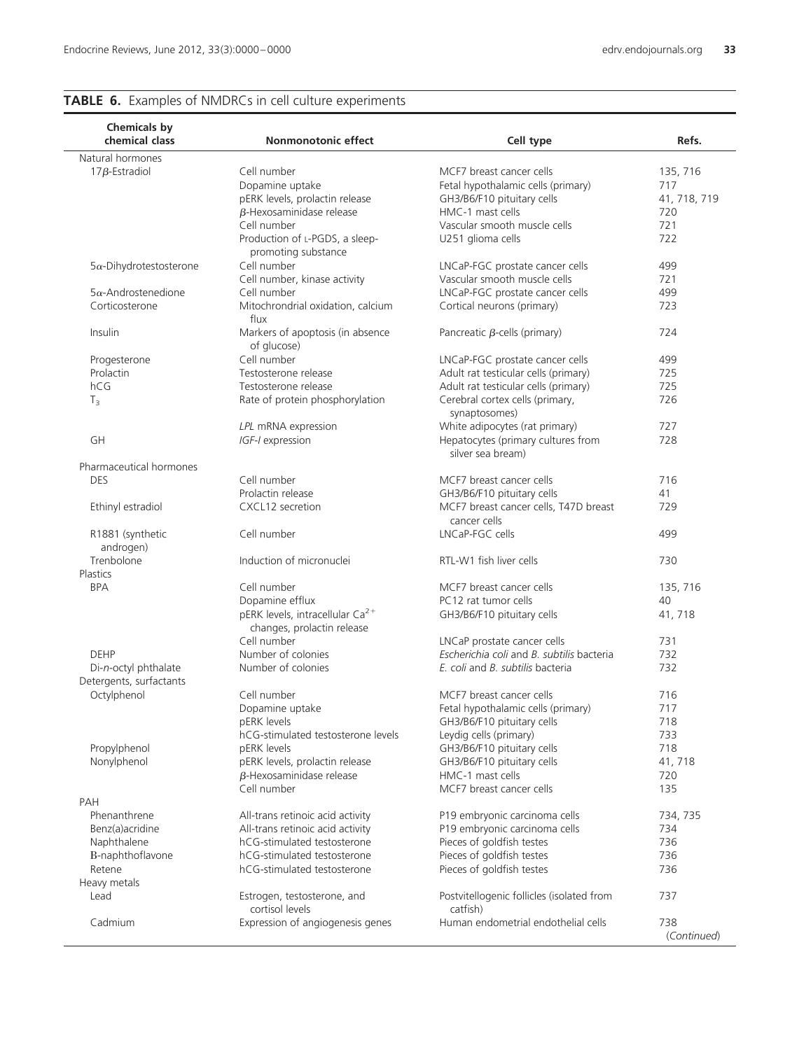**TABLE 6.** Examples of NMDRCs in cell culture experiments

| Chemicals by chemical class | Nonmonotonic effect | Cell type | Refs. |
|---|---|---|---|
| Natural hormones | | | |
| 17β-Estradiol | Cell number | MCF7 breast cancer cells | 135, 716 |
| | Dopamine uptake | Fetal hypothalamic cells (primary) | 717 |
| | pERK levels, prolactin release | GH3/B6/F10 pituitary cells | 41, 718, 719 |
| | β-Hexosaminidase release | HMC-1 mast cells | 720 |
| | Cell number | Vascular smooth muscle cells | 721 |
| | Production of L-PGDS, a sleep-promoting substance | U251 glioma cells | 722 |
| 5α-Dihydrotestosterone | Cell number | LNCaP-FGC prostate cancer cells | 499 |
| | Cell number, kinase activity | Vascular smooth muscle cells | 721 |
| 5α-Androstenedione | Cell number | LNCaP-FGC prostate cancer cells | 499 |
| Corticosterone | Mitochrondrial oxidation, calcium flux | Cortical neurons (primary) | 723 |
| Insulin | Markers of apoptosis (in absence of glucose) | Pancreatic β-cells (primary) | 724 |
| Progesterone | Cell number | LNCaP-FGC prostate cancer cells | 499 |
| Prolactin | Testosterone release | Adult rat testicular cells (primary) | 725 |
| hCG | Testosterone release | Adult rat testicular cells (primary) | 725 |
| $T_3$ | Rate of protein phosphorylation | Cerebral cortex cells (primary, synaptosomes) | 726 |
| | *LPL* mRNA expression | White adipocytes (rat primary) | 727 |
| GH | *IGF-I* expression | Hepatocytes (primary cultures from silver sea bream) | 728 |
| Pharmaceutical hormones | | | |
| DES | Cell number | MCF7 breast cancer cells | 716 |
| | Prolactin release | GH3/B6/F10 pituitary cells | 41 |
| Ethinyl estradiol | CXCL12 secretion | MCF7 breast cancer cells, T47D breast cancer cells | 729 |
| R1881 (synthetic androgen) | Cell number | LNCaP-FGC cells | 499 |
| Trenbolone | Induction of micronuclei | RTL-W1 fish liver cells | 730 |
| Plastics | | | |
| BPA | Cell number | MCF7 breast cancer cells | 135, 716 |
| | Dopamine efflux | PC12 rat tumor cells | 40 |
| | pERK levels, intracellular $Ca^{2+}$ changes, prolactin release | GH3/B6/F10 pituitary cells | 41, 718 |
| | Cell number | LNCaP prostate cancer cells | 731 |
| DEHP | Number of colonies | *Escherichia coli* and *B. subtilis* bacteria | 732 |
| Di-*n*-octyl phthalate | Number of colonies | *E. coli* and *B. subtilis* bacteria | 732 |
| Detergents, surfactants | | | |
| Octylphenol | Cell number | MCF7 breast cancer cells | 716 |
| | Dopamine uptake | Fetal hypothalamic cells (primary) | 717 |
| | pERK levels | GH3/B6/F10 pituitary cells | 718 |
| | hCG-stimulated testosterone levels | Leydig cells (primary) | 733 |
| Propylphenol | pERK levels | GH3/B6/F10 pituitary cells | 718 |
| Nonylphenol | pERK levels, prolactin release | GH3/B6/F10 pituitary cells | 41, 718 |
| | β-Hexosaminidase release | HMC-1 mast cells | 720 |
| | Cell number | MCF7 breast cancer cells | 135 |
| PAH | | | |
| Phenanthrene | All-trans retinoic acid activity | P19 embryonic carcinoma cells | 734, 735 |
| Benz(a)acridine | All-trans retinoic acid activity | P19 embryonic carcinoma cells | 734 |
| Naphthalene | hCG-stimulated testosterone | Pieces of goldfish testes | 736 |
| Β-naphthoflavone | hCG-stimulated testosterone | Pieces of goldfish testes | 736 |
| Retene | hCG-stimulated testosterone | Pieces of goldfish testes | 736 |
| Heavy metals | | | |
| Lead | Estrogen, testosterone, and cortisol levels | Postvitellogenic follicles (isolated from catfish) | 737 |
| Cadmium | Expression of angiogenesis genes | Human endometrial endothelial cells | 738 |

(*Continued*)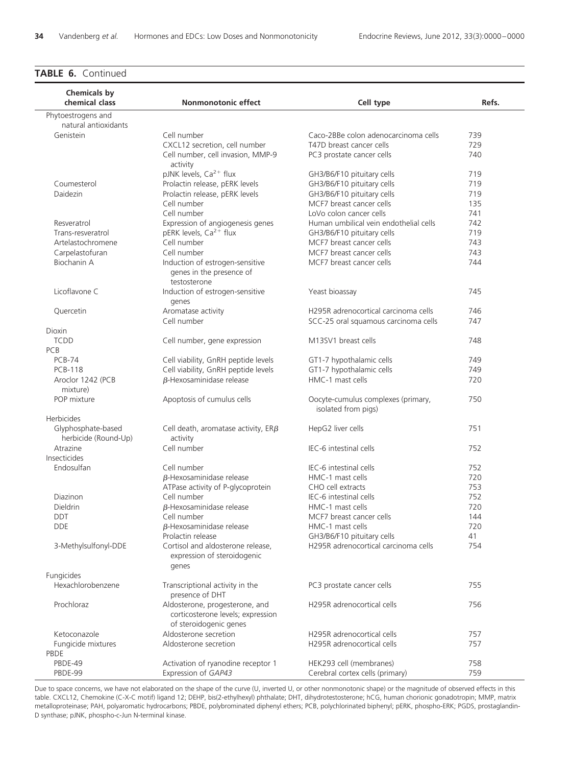**TABLE 6.** Continued

| Chemicals by chemical class | Nonmonotonic effect | Cell type | Refs. |
|---|---|---|---|
| Phytoestrogens and natural antioxidants | | | |
| Genistein | Cell number | Caco-2BBe colon adenocarcinoma cells | 739 |
| | CXCL12 secretion, cell number | T47D breast cancer cells | 729 |
| | Cell number, cell invasion, MMP-9 activity | PC3 prostate cancer cells | 740 |
| | pJNK levels, $Ca^{2+}$ flux | GH3/B6/F10 pituitary cells | 719 |
| Coumesterol | Prolactin release, pERK levels | GH3/B6/F10 pituitary cells | 719 |
| Daidezin | Prolactin release, pERK levels | GH3/B6/F10 pituitary cells | 719 |
| | Cell number | MCF7 breast cancer cells | 135 |
| | Cell number | LoVo colon cancer cells | 741 |
| Resveratrol | Expression of angiogenesis genes | Human umbilical vein endothelial cells | 742 |
| Trans-resveratrol | pERK levels, $Ca^{2+}$ flux | GH3/B6/F10 pituitary cells | 719 |
| Artelastochromene | Cell number | MCF7 breast cancer cells | 743 |
| Carpelastofuran | Cell number | MCF7 breast cancer cells | 743 |
| Biochanin A | Induction of estrogen-sensitive genes in the presence of testosterone | MCF7 breast cancer cells | 744 |
| Licoflavone C | Induction of estrogen-sensitive genes | Yeast bioassay | 745 |
| Quercetin | Aromatase activity | H295R adrenocortical carcinoma cells | 746 |
| | Cell number | SCC-25 oral squamous carcinoma cells | 747 |
| Dioxin | | | |
| TCDD | Cell number, gene expression | M13SV1 breast cells | 748 |
| PCB | | | |
| PCB-74 | Cell viability, GnRH peptide levels | GT1-7 hypothalamic cells | 749 |
| PCB-118 | Cell viability, GnRH peptide levels | GT1-7 hypothalamic cells | 749 |
| Aroclor 1242 (PCB mixture) | β-Hexosaminidase release | HMC-1 mast cells | 720 |
| POP mixture | Apoptosis of cumulus cells | Oocyte-cumulus complexes (primary, isolated from pigs) | 750 |
| Herbicides | | | |
| Glyphosphate-based herbicide (Round-Up) | Cell death, aromatase activity, ERβ activity | HepG2 liver cells | 751 |
| Atrazine | Cell number | IEC-6 intestinal cells | 752 |
| Insecticides | | | |
| Endosulfan | Cell number | IEC-6 intestinal cells | 752 |
| | β-Hexosaminidase release | HMC-1 mast cells | 720 |
| | ATPase activity of P-glycoprotein | CHO cell extracts | 753 |
| Diazinon | Cell number | IEC-6 intestinal cells | 752 |
| Dieldrin | β-Hexosaminidase release | HMC-1 mast cells | 720 |
| DDT | Cell number | MCF7 breast cancer cells | 144 |
| DDE | β-Hexosaminidase release | HMC-1 mast cells | 720 |
| | Prolactin release | GH3/B6/F10 pituitary cells | 41 |
| 3-Methylsulfonyl-DDE | Cortisol and aldosterone release, expression of steroidogenic genes | H295R adrenocortical carcinoma cells | 754 |
| Fungicides | | | |
| Hexachlorobenzene | Transcriptional activity in the presence of DHT | PC3 prostate cancer cells | 755 |
| Prochloraz | Aldosterone, progesterone, and corticosterone levels; expression of steroidogenic genes | H295R adrenocortical cells | 756 |
| Ketoconazole | Aldosterone secretion | H295R adrenocortical cells | 757 |
| Fungicide mixtures | Aldosterone secretion | H295R adrenocortical cells | 757 |
| PBDE | | | |
| PBDE-49 | Activation of ryanodine receptor 1 | HEK293 cell (membranes) | 758 |
| PBDE-99 | Expression of *GAP43* | Cerebral cortex cells (primary) | 759 |

Due to space concerns, we have not elaborated on the shape of the curve (U, inverted U, or other nonmonotonic shape) or the magnitude of observed effects in this table. CXCL12, Chemokine (C-X-C motif) ligand 12; DEHP, bis(2-ethylhexyl) phthalate; DHT, dihydrotestosterone; hCG, human chorionic gonadotropin; MMP, matrix metalloproteinase; PAH, polyaromatic hydrocarbons; PBDE, polybrominated diphenyl ethers; PCB, polychlorinated biphenyl; pERK, phospho-ERK; PGDS, prostaglandin-D synthase; pJNK, phospho-c-Jun N-terminal kinase.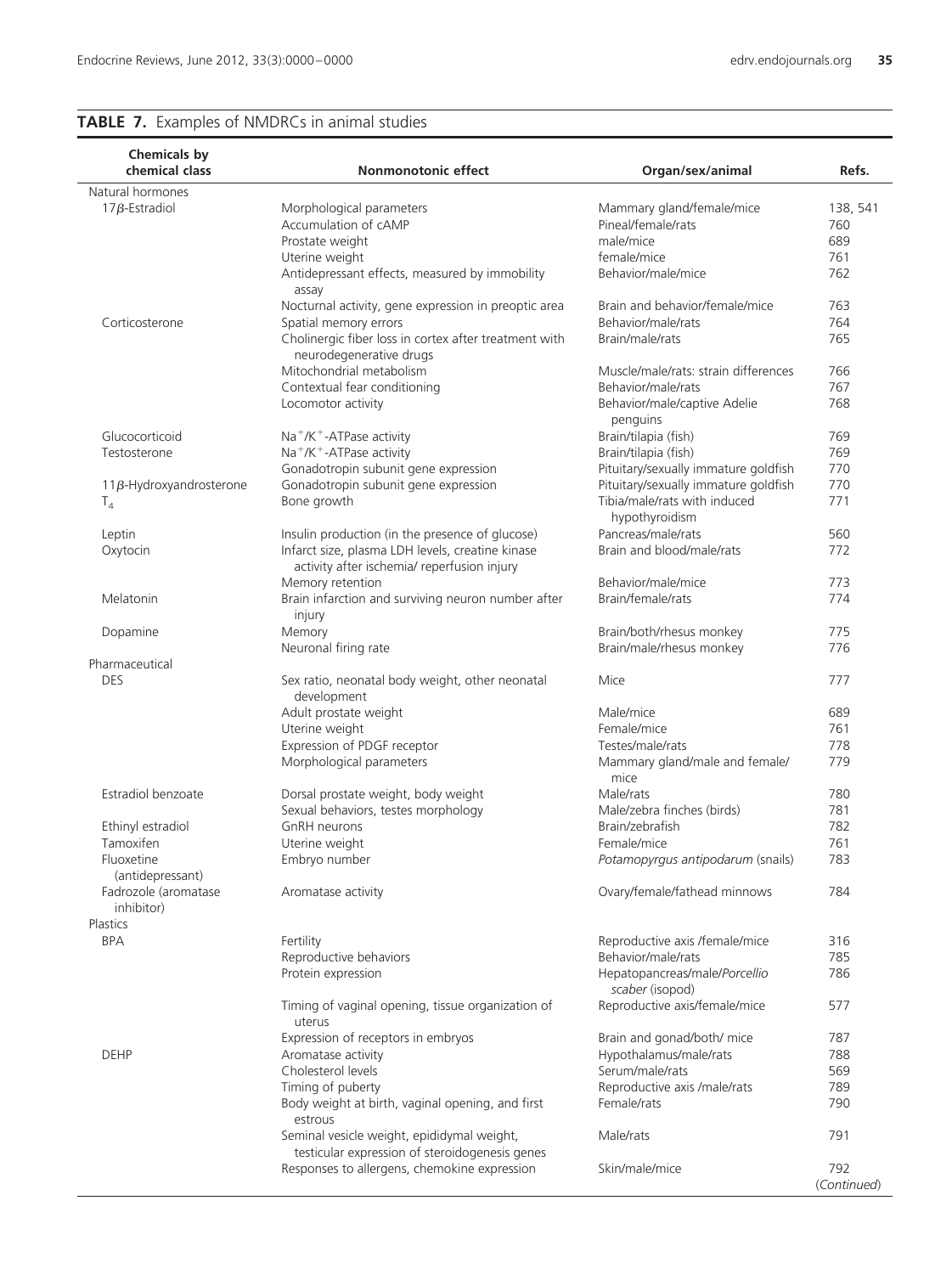**TABLE 7.** Examples of NMDRCs in animal studies

| Chemicals by chemical class | Nonmonotonic effect | Organ/sex/animal | Refs. |
|---|---|---|---|
| Natural hormones | | | |
| 17β-Estradiol | Morphological parameters | Mammary gland/female/mice | 138, 541 |
| | Accumulation of cAMP | Pineal/female/rats | 760 |
| | Prostate weight | male/mice | 689 |
| | Uterine weight | female/mice | 761 |
| | Antidepressant effects, measured by immobility assay | Behavior/male/mice | 762 |
| | Nocturnal activity, gene expression in preoptic area | Brain and behavior/female/mice | 763 |
| Corticosterone | Spatial memory errors | Behavior/male/rats | 764 |
| | Cholinergic fiber loss in cortex after treatment with neurodegenerative drugs | Brain/male/rats | 765 |
| | Mitochondrial metabolism | Muscle/male/rats: strain differences | 766 |
| | Contextual fear conditioning | Behavior/male/rats | 767 |
| | Locomotor activity | Behavior/male/captive Adelie penguins | 768 |
| Glucocorticoid | $Na^+/K^+$-ATPase activity | Brain/tilapia (fish) | 769 |
| Testosterone | $Na^+/K^+$-ATPase activity | Brain/tilapia (fish) | 769 |
| | Gonadotropin subunit gene expression | Pituitary/sexually immature goldfish | 770 |
| 11β-Hydroxyandrosterone | Gonadotropin subunit gene expression | Pituitary/sexually immature goldfish | 770 |
| $T_4$ | Bone growth | Tibia/male/rats with induced hypothyroidism | 771 |
| Leptin | Insulin production (in the presence of glucose) | Pancreas/male/rats | 560 |
| Oxytocin | Infarct size, plasma LDH levels, creatine kinase activity after ischemia/ reperfusion injury | Brain and blood/male/rats | 772 |
| | Memory retention | Behavior/male/mice | 773 |
| Melatonin | Brain infarction and surviving neuron number after injury | Brain/female/rats | 774 |
| Dopamine | Memory | Brain/both/rhesus monkey | 775 |
| | Neuronal firing rate | Brain/male/rhesus monkey | 776 |
| Pharmaceutical | | | |
| DES | Sex ratio, neonatal body weight, other neonatal development | Mice | 777 |
| | Adult prostate weight | Male/mice | 689 |
| | Uterine weight | Female/mice | 761 |
| | Expression of PDGF receptor | Testes/male/rats | 778 |
| | Morphological parameters | Mammary gland/male and female/ mice | 779 |
| Estradiol benzoate | Dorsal prostate weight, body weight | Male/rats | 780 |
| | Sexual behaviors, testes morphology | Male/zebra finches (birds) | 781 |
| Ethinyl estradiol | GnRH neurons | Brain/zebrafish | 782 |
| Tamoxifen | Uterine weight | Female/mice | 761 |
| Fluoxetine (antidepressant) | Embryo number | *Potamopyrgus antipodarum* (snails) | 783 |
| Fadrozole (aromatase inhibitor) | Aromatase activity | Ovary/female/fathead minnows | 784 |
| Plastics | | | |
| BPA | Fertility | Reproductive axis /female/mice | 316 |
| | Reproductive behaviors | Behavior/male/rats | 785 |
| | Protein expression | Hepatopancreas/male/*Porcellio scaber* (isopod) | 786 |
| | Timing of vaginal opening, tissue organization of uterus | Reproductive axis/female/mice | 577 |
| | Expression of receptors in embryos | Brain and gonad/both/ mice | 787 |
| DEHP | Aromatase activity | Hypothalamus/male/rats | 788 |
| | Cholesterol levels | Serum/male/rats | 569 |
| | Timing of puberty | Reproductive axis /male/rats | 789 |
| | Body weight at birth, vaginal opening, and first estrous | Female/rats | 790 |
| | Seminal vesicle weight, epididymal weight, testicular expression of steroidogenesis genes | Male/rats | 791 |
| | Responses to allergens, chemokine expression | Skin/male/mice | 792 |

(*Continued*)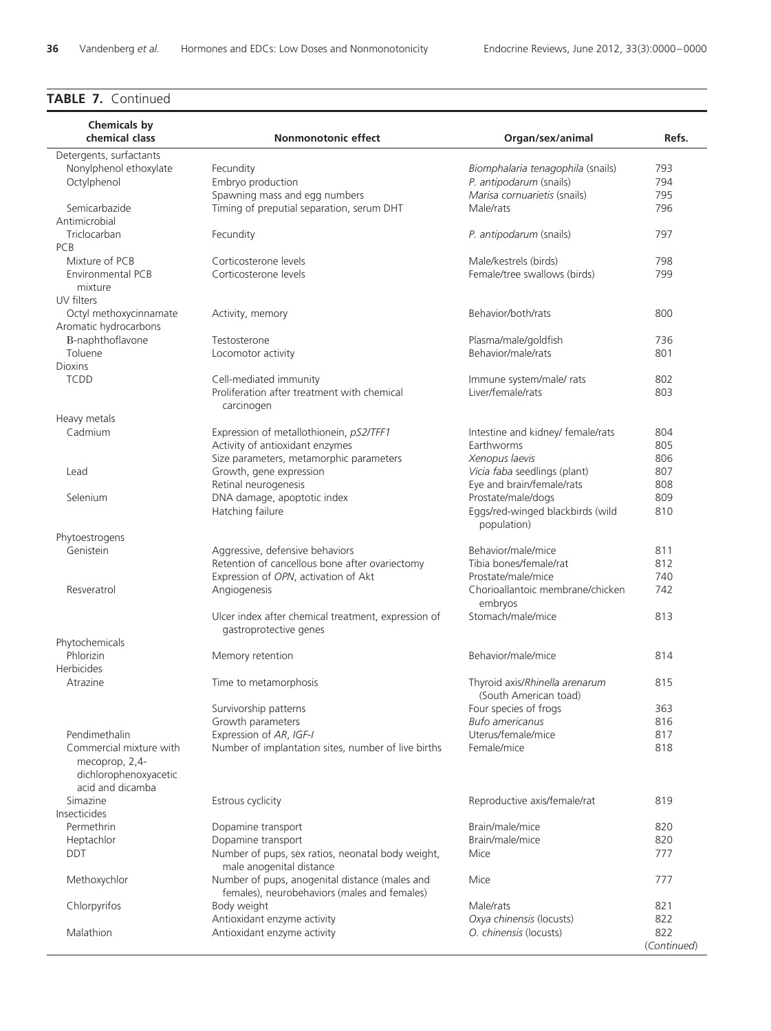**TABLE 7.** Continued

| Chemicals by chemical class | Nonmonotonic effect | Organ/sex/animal | Refs. |
|---|---|---|---|
| Detergents, surfactants | | | |
| Nonylphenol ethoxylate | Fecundity | *Biomphalaria tenagophila* (snails) | 793 |
| Octylphenol | Embryo production | *P. antipodarum* (snails) | 794 |
| | Spawning mass and egg numbers | *Marisa cornuarietis* (snails) | 795 |
| Semicarbazide | Timing of preputial separation, serum DHT | Male/rats | 796 |
| Antimicrobial | | | |
| Triclocarban | Fecundity | *P. antipodarum* (snails) | 797 |
| PCB | | | |
| Mixture of PCB | Corticosterone levels | Male/kestrels (birds) | 798 |
| Environmental PCB mixture | Corticosterone levels | Female/tree swallows (birds) | 799 |
| UV filters | | | |
| Octyl methoxycinnamate | Activity, memory | Behavior/both/rats | 800 |
| Aromatic hydrocarbons | | | |
| Β-naphthoflavone | Testosterone | Plasma/male/goldfish | 736 |
| Toluene | Locomotor activity | Behavior/male/rats | 801 |
| Dioxins | | | |
| TCDD | Cell-mediated immunity | Immune system/male/ rats | 802 |
| | Proliferation after treatment with chemical carcinogen | Liver/female/rats | 803 |
| Heavy metals | | | |
| Cadmium | Expression of metallothionein, *pS2/TFF1* | Intestine and kidney/ female/rats | 804 |
| | Activity of antioxidant enzymes | Earthworms | 805 |
| | Size parameters, metamorphic parameters | *Xenopus laevis* | 806 |
| Lead | Growth, gene expression | *Vicia faba* seedlings (plant) | 807 |
| | Retinal neurogenesis | Eye and brain/female/rats | 808 |
| Selenium | DNA damage, apoptotic index | Prostate/male/dogs | 809 |
| | Hatching failure | Eggs/red-winged blackbirds (wild population) | 810 |
| Phytoestrogens | | | |
| Genistein | Aggressive, defensive behaviors | Behavior/male/mice | 811 |
| | Retention of cancellous bone after ovariectomy | Tibia bones/female/rat | 812 |
| | Expression of *OPN*, activation of Akt | Prostate/male/mice | 740 |
| Resveratrol | Angiogenesis | Chorioallantoic membrane/chicken embryos | 742 |
| | Ulcer index after chemical treatment, expression of gastroprotective genes | Stomach/male/mice | 813 |
| Phytochemicals | | | |
| Phlorizin | Memory retention | Behavior/male/mice | 814 |
| Herbicides | | | |
| Atrazine | Time to metamorphosis | Thyroid axis/*Rhinella arenarum* (South American toad) | 815 |
| | Survivorship patterns | Four species of frogs | 363 |
| | Growth parameters | *Bufo americanus* | 816 |
| Pendimethalin | Expression of *AR, IGF-I* | Uterus/female/mice | 817 |
| Commercial mixture with mecoprop, 2,4-dichlorophenoxyacetic acid and dicamba | Number of implantation sites, number of live births | Female/mice | 818 |
| Simazine | Estrous cyclicity | Reproductive axis/female/rat | 819 |
| Insecticides | | | |
| Permethrin | Dopamine transport | Brain/male/mice | 820 |
| Heptachlor | Dopamine transport | Brain/male/mice | 820 |
| DDT | Number of pups, sex ratios, neonatal body weight, male anogenital distance | Mice | 777 |
| Methoxychlor | Number of pups, anogenital distance (males and females), neurobehaviors (males and females) | Mice | 777 |
| Chlorpyrifos | Body weight | Male/rats | 821 |
| | Antioxidant enzyme activity | *Oxya chinensis* (locusts) | 822 |
| Malathion | Antioxidant enzyme activity | *O. chinensis* (locusts) | 822 |

(*Continued*)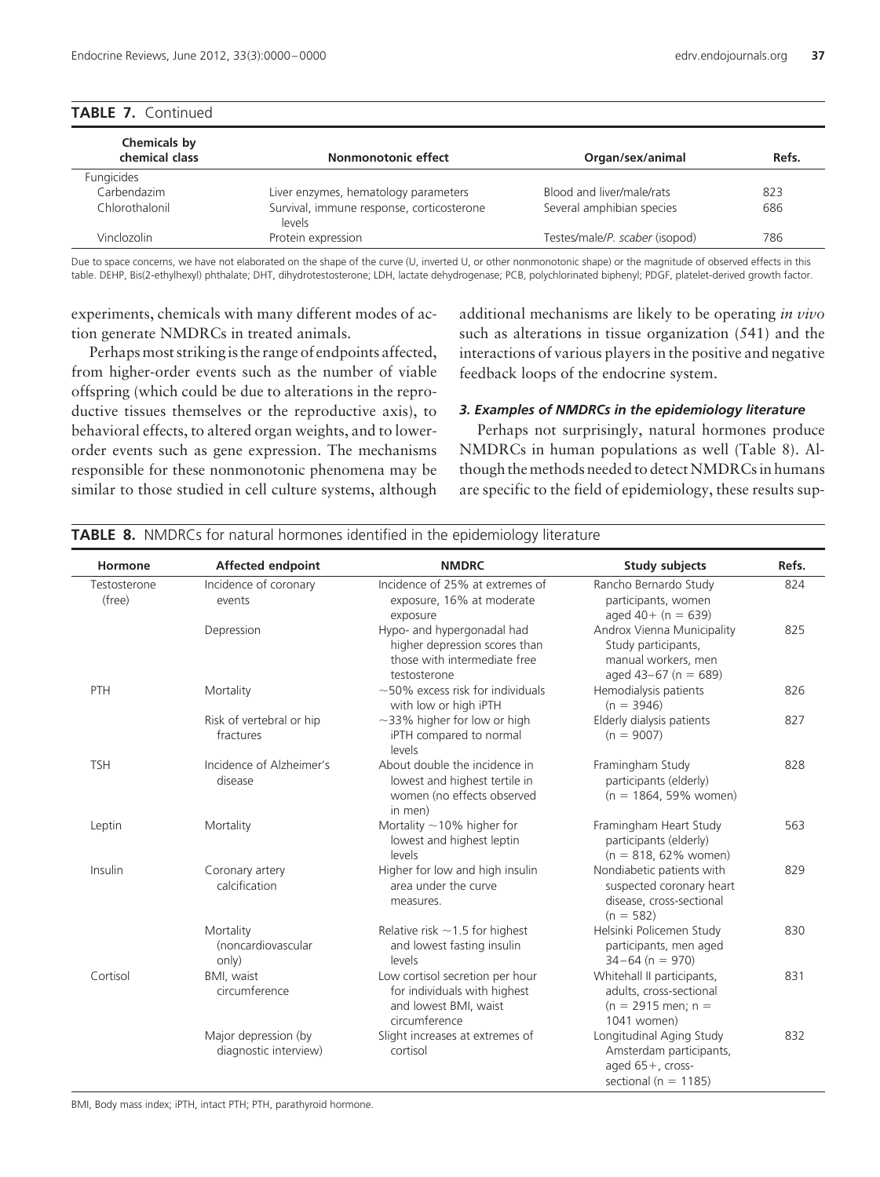**TABLE 7.** Continued

| Chemicals by chemical class | Nonmonotonic effect | Organ/sex/animal | Refs. |
|---|---|---|---|
| Fungicides | | | |
| Carbendazim | Liver enzymes, hematology parameters | Blood and liver/male/rats | 823 |
| Chlorothalonil | Survival, immune response, corticosterone levels | Several amphibian species | 686 |
| Vinclozolin | Protein expression | Testes/male/*P. scaber* (isopod) | 786 |

Due to space concerns, we have not elaborated on the shape of the curve (U, inverted U, or other nonmonotonic shape) or the magnitude of observed effects in this table. DEHP, Bis(2-ethylhexyl) phthalate; DHT, dihydrotestosterone; LDH, lactate dehydrogenase; PCB, polychlorinated biphenyl; PDGF, platelet-derived growth factor.

experiments, chemicals with many different modes of action generate NMDRCs in treated animals.

Perhaps most striking is the range of endpoints affected, from higher-order events such as the number of viable offspring (which could be due to alterations in the reproductive tissues themselves or the reproductive axis), to behavioral effects, to altered organ weights, and to lower-order events such as gene expression. The mechanisms responsible for these nonmonotonic phenomena may be similar to those studied in cell culture systems, although additional mechanisms are likely to be operating *in vivo* such as alterations in tissue organization (541) and the interactions of various players in the positive and negative feedback loops of the endocrine system.

### *3. Examples of NMDRCs in the epidemiology literature*

Perhaps not surprisingly, natural hormones produce NMDRCs in human populations as well (Table 8). Although the methods needed to detect NMDRCs in humans are specific to the field of epidemiology, these results sup-

**TABLE 8.** NMDRCs for natural hormones identified in the epidemiology literature

| Hormone | Affected endpoint | NMDRC | Study subjects | Refs. |
|---|---|---|---|---|
| Testosterone (free) | Incidence of coronary events | Incidence of 25% at extremes of exposure, 16% at moderate exposure | Rancho Bernardo Study participants, women aged 40+ (n = 639) | 824 |
| | Depression | Hypo- and hypergonadal had higher depression scores than those with intermediate free testosterone | Androx Vienna Municipality Study participants, manual workers, men aged 43–67 (n = 689) | 825 |
| PTH | Mortality | ~50% excess risk for individuals with low or high iPTH | Hemodialysis patients (n = 3946) | 826 |
| | Risk of vertebral or hip fractures | ~33% higher for low or high iPTH compared to normal levels | Elderly dialysis patients (n = 9007) | 827 |
| TSH | Incidence of Alzheimer's disease | About double the incidence in lowest and highest tertile in women (no effects observed in men) | Framingham Study participants (elderly) (n = 1864, 59% women) | 828 |
| Leptin | Mortality | Mortality ~10% higher for lowest and highest leptin levels | Framingham Heart Study participants (elderly) (n = 818, 62% women) | 563 |
| Insulin | Coronary artery calcification | Higher for low and high insulin area under the curve measures. | Nondiabetic patients with suspected coronary heart disease, cross-sectional (n = 582) | 829 |
| | Mortality (noncardiovascular only) | Relative risk ~1.5 for highest and lowest fasting insulin levels | Helsinki Policemen Study participants, men aged 34–64 (n = 970) | 830 |
| Cortisol | BMI, waist circumference | Low cortisol secretion per hour for individuals with highest and lowest BMI, waist circumference | Whitehall II participants, adults, cross-sectional (n = 2915 men; n = 1041 women) | 831 |
| | Major depression (by diagnostic interview) | Slight increases at extremes of cortisol | Longitudinal Aging Study Amsterdam participants, aged 65+, cross-sectional (n = 1185) | 832 |

BMI, Body mass index; iPTH, intact PTH; PTH, parathyroid hormone.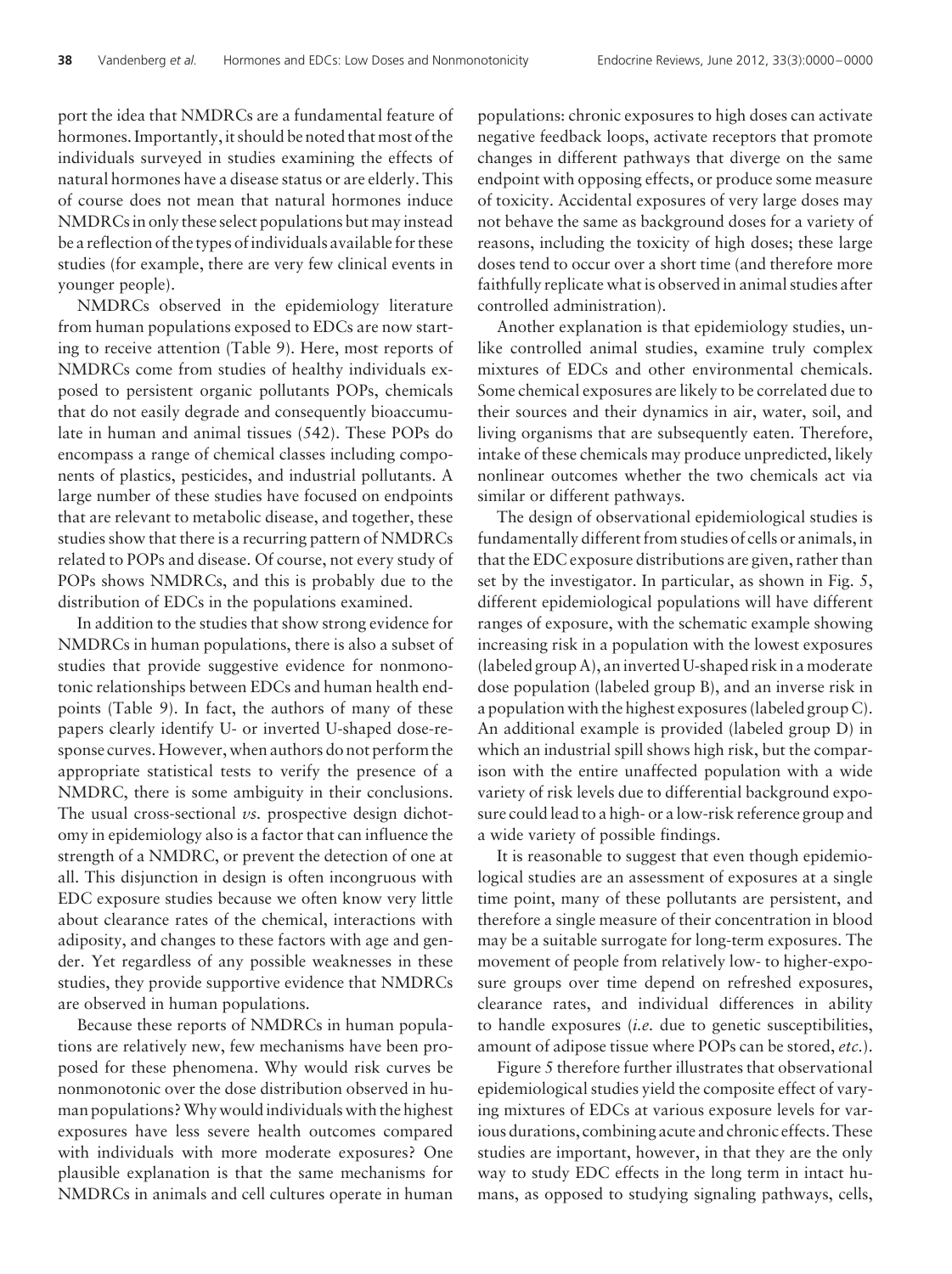port the idea that NMDRCs are a fundamental feature of hormones. Importantly, it should be noted that most of the individuals surveyed in studies examining the effects of natural hormones have a disease status or are elderly. This of course does not mean that natural hormones induce NMDRCs in only these select populations but may instead be a reflection of the types of individuals available for these studies (for example, there are very few clinical events in younger people).

NMDRCs observed in the epidemiology literature from human populations exposed to EDCs are now starting to receive attention (Table 9). Here, most reports of NMDRCs come from studies of healthy individuals exposed to persistent organic pollutants POPs, chemicals that do not easily degrade and consequently bioaccumulate in human and animal tissues (542). These POPs do encompass a range of chemical classes including components of plastics, pesticides, and industrial pollutants. A large number of these studies have focused on endpoints that are relevant to metabolic disease, and together, these studies show that there is a recurring pattern of NMDRCs related to POPs and disease. Of course, not every study of POPs shows NMDRCs, and this is probably due to the distribution of EDCs in the populations examined.

In addition to the studies that show strong evidence for NMDRCs in human populations, there is also a subset of studies that provide suggestive evidence for nonmonotonic relationships between EDCs and human health endpoints (Table 9). In fact, the authors of many of these papers clearly identify U- or inverted U-shaped dose-response curves. However, when authors do not perform the appropriate statistical tests to verify the presence of a NMDRC, there is some ambiguity in their conclusions. The usual cross-sectional *vs.* prospective design dichotomy in epidemiology also is a factor that can influence the strength of a NMDRC, or prevent the detection of one at all. This disjunction in design is often incongruous with EDC exposure studies because we often know very little about clearance rates of the chemical, interactions with adiposity, and changes to these factors with age and gender. Yet regardless of any possible weaknesses in these studies, they provide supportive evidence that NMDRCs are observed in human populations.

Because these reports of NMDRCs in human populations are relatively new, few mechanisms have been proposed for these phenomena. Why would risk curves be nonmonotonic over the dose distribution observed in human populations? Why would individuals with the highest exposures have less severe health outcomes compared with individuals with more moderate exposures? One plausible explanation is that the same mechanisms for NMDRCs in animals and cell cultures operate in human populations: chronic exposures to high doses can activate negative feedback loops, activate receptors that promote changes in different pathways that diverge on the same endpoint with opposing effects, or produce some measure of toxicity. Accidental exposures of very large doses may not behave the same as background doses for a variety of reasons, including the toxicity of high doses; these large doses tend to occur over a short time (and therefore more faithfully replicate what is observed in animal studies after controlled administration).

Another explanation is that epidemiology studies, unlike controlled animal studies, examine truly complex mixtures of EDCs and other environmental chemicals. Some chemical exposures are likely to be correlated due to their sources and their dynamics in air, water, soil, and living organisms that are subsequently eaten. Therefore, intake of these chemicals may produce unpredicted, likely nonlinear outcomes whether the two chemicals act via similar or different pathways.

The design of observational epidemiological studies is fundamentally different from studies of cells or animals, in that the EDC exposure distributions are given, rather than set by the investigator. In particular, as shown in Fig. 5, different epidemiological populations will have different ranges of exposure, with the schematic example showing increasing risk in a population with the lowest exposures (labeled group A), an inverted U-shaped risk in a moderate dose population (labeled group B), and an inverse risk in a population with the highest exposures (labeled group C). An additional example is provided (labeled group D) in which an industrial spill shows high risk, but the comparison with the entire unaffected population with a wide variety of risk levels due to differential background exposure could lead to a high- or a low-risk reference group and a wide variety of possible findings.

It is reasonable to suggest that even though epidemiological studies are an assessment of exposures at a single time point, many of these pollutants are persistent, and therefore a single measure of their concentration in blood may be a suitable surrogate for long-term exposures. The movement of people from relatively low- to higher-exposure groups over time depend on refreshed exposures, clearance rates, and individual differences in ability to handle exposures (*i.e.* due to genetic susceptibilities, amount of adipose tissue where POPs can be stored, *etc.*).

Figure 5 therefore further illustrates that observational epidemiological studies yield the composite effect of varying mixtures of EDCs at various exposure levels for various durations, combining acute and chronic effects. These studies are important, however, in that they are the only way to study EDC effects in the long term in intact humans, as opposed to studying signaling pathways, cells,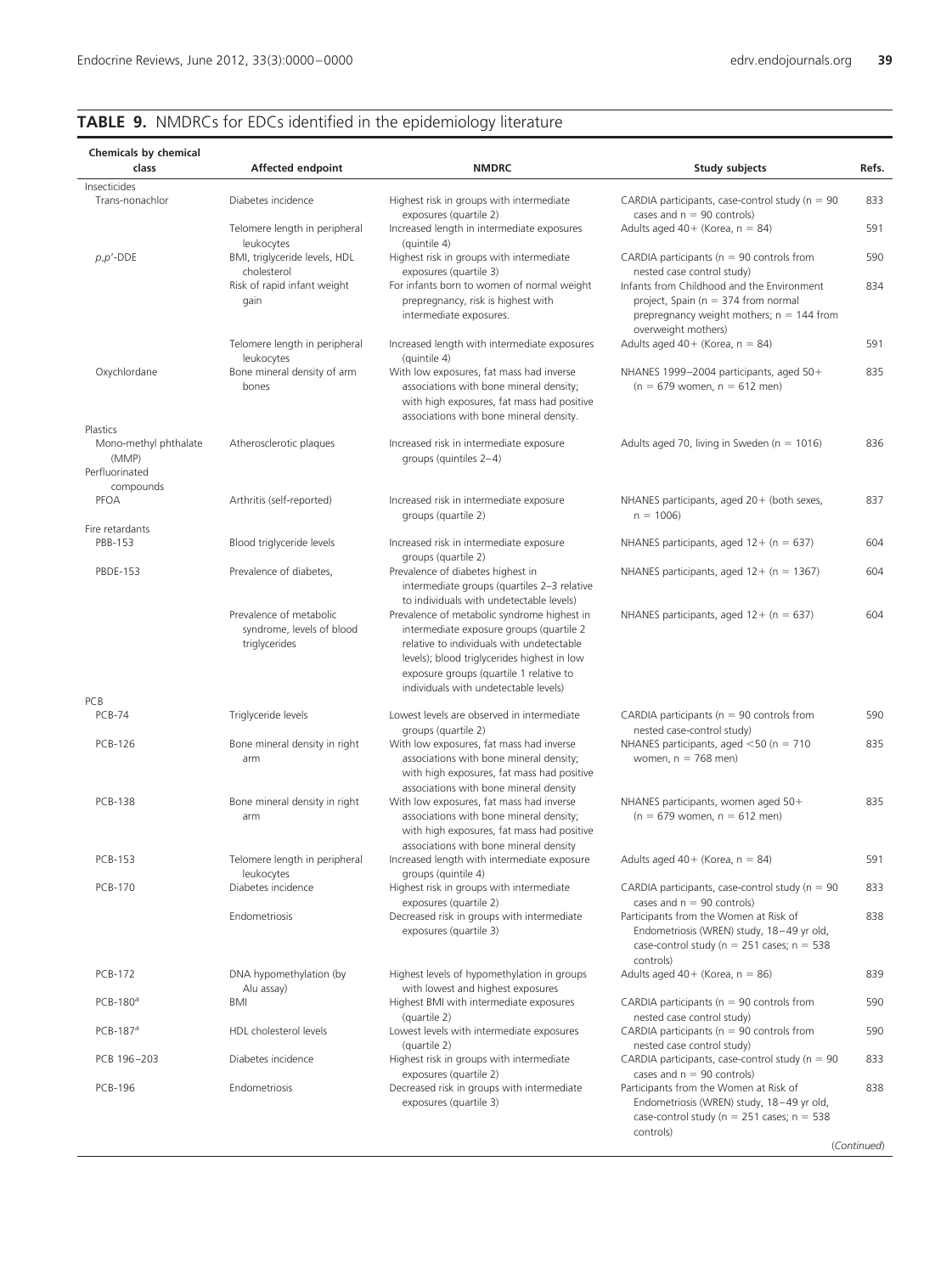## TABLE 9. NMDRCs for EDCs identified in the epidemiology literature

| Chemicals by chemical class | Affected endpoint | NMDRC | Study subjects | Refs. |
|---|---|---|---|---|
| Insecticides | | | | |
| Trans-nonachlor | Diabetes incidence | Highest risk in groups with intermediate exposures (quartile 2) | CARDIA participants, case-control study (n = 90 cases and n = 90 controls) | 833 |
| | Telomere length in peripheral leukocytes | Increased length in intermediate exposures (quintile 4) | Adults aged 40+ (Korea, n = 84) | 591 |
| *p,p′*-DDE | BMI, triglyceride levels, HDL cholesterol | Highest risk in groups with intermediate exposures (quartile 3) | CARDIA participants (n = 90 controls from nested case control study) | 590 |
| | Risk of rapid infant weight gain | For infants born to women of normal weight prepregnancy, risk is highest with intermediate exposures. | Infants from Childhood and the Environment project, Spain (n = 374 from normal prepregnancy weight mothers; n = 144 from overweight mothers) | 834 |
| | Telomere length in peripheral leukocytes | Increased length with intermediate exposures (quintile 4) | Adults aged 40+ (Korea, n = 84) | 591 |
| Oxychlordane | Bone mineral density of arm bones | With low exposures, fat mass had inverse associations with bone mineral density; with high exposures, fat mass had positive associations with bone mineral density. | NHANES 1999–2004 participants, aged 50+ (n = 679 women, n = 612 men) | 835 |
| Plastics | | | | |
| Mono-methyl phthalate (MMP) | Atherosclerotic plaques | Increased risk in intermediate exposure groups (quintiles 2–4) | Adults aged 70, living in Sweden (n = 1016) | 836 |
| Perfluorinated compounds | | | | |
| PFOA | Arthritis (self-reported) | Increased risk in intermediate exposure groups (quartile 2) | NHANES participants, aged 20+ (both sexes, n = 1006) | 837 |
| Fire retardants | | | | |
| PBB-153 | Blood triglyceride levels | Increased risk in intermediate exposure groups (quartile 2) | NHANES participants, aged 12+ (n = 637) | 604 |
| PBDE-153 | Prevalence of diabetes, | Prevalence of diabetes highest in intermediate groups (quartiles 2–3 relative to individuals with undetectable levels) | NHANES participants, aged 12+ (n = 1367) | 604 |
| | Prevalence of metabolic syndrome, levels of blood triglycerides | Prevalence of metabolic syndrome highest in intermediate exposure groups (quartile 2 relative to individuals with undetectable levels); blood triglycerides highest in low exposure groups (quartile 1 relative to individuals with undetectable levels) | NHANES participants, aged 12+ (n = 637) | 604 |
| PCB | | | | |
| PCB-74 | Triglyceride levels | Lowest levels are observed in intermediate groups (quartile 2) | CARDIA participants (n = 90 controls from nested case-control study) | 590 |
| PCB-126 | Bone mineral density in right arm | With low exposures, fat mass had inverse associations with bone mineral density; with high exposures, fat mass had positive associations with bone mineral density | NHANES participants, aged <50 (n = 710 women, n = 768 men) | 835 |
| PCB-138 | Bone mineral density in right arm | With low exposures, fat mass had inverse associations with bone mineral density; with high exposures, fat mass had positive associations with bone mineral density | NHANES participants, women aged 50+ (n = 679 women, n = 612 men) | 835 |
| PCB-153 | Telomere length in peripheral leukocytes | Increased length with intermediate exposure groups (quintile 4) | Adults aged 40+ (Korea, n = 84) | 591 |
| PCB-170 | Diabetes incidence | Highest risk in groups with intermediate exposures (quartile 2) | CARDIA participants, case-control study (n = 90 cases and n = 90 controls) | 833 |
| | Endometriosis | Decreased risk in groups with intermediate exposures (quartile 3) | Participants from the Women at Risk of Endometriosis (WREN) study, 18–49 yr old, case-control study (n = 251 cases; n = 538 controls) | 838 |
| PCB-172 | DNA hypomethylation (by Alu assay) | Highest levels of hypomethylation in groups with lowest and highest exposures | Adults aged 40+ (Korea, n = 86) | 839 |
| PCB-180[a] | BMI | Highest BMI with intermediate exposures (quartile 2) | CARDIA participants (n = 90 controls from nested case control study) | 590 |
| PCB-187[a] | HDL cholesterol levels | Lowest levels with intermediate exposures (quartile 2) | CARDIA participants (n = 90 controls from nested case control study) | 590 |
| PCB 196–203 | Diabetes incidence | Highest risk in groups with intermediate exposures (quartile 2) | CARDIA participants, case-control study (n = 90 cases and n = 90 controls) | 833 |
| PCB-196 | Endometriosis | Decreased risk in groups with intermediate exposures (quartile 3) | Participants from the Women at Risk of Endometriosis (WREN) study, 18–49 yr old, case-control study (n = 251 cases; n = 538 controls) | 838 |

(*Continued*)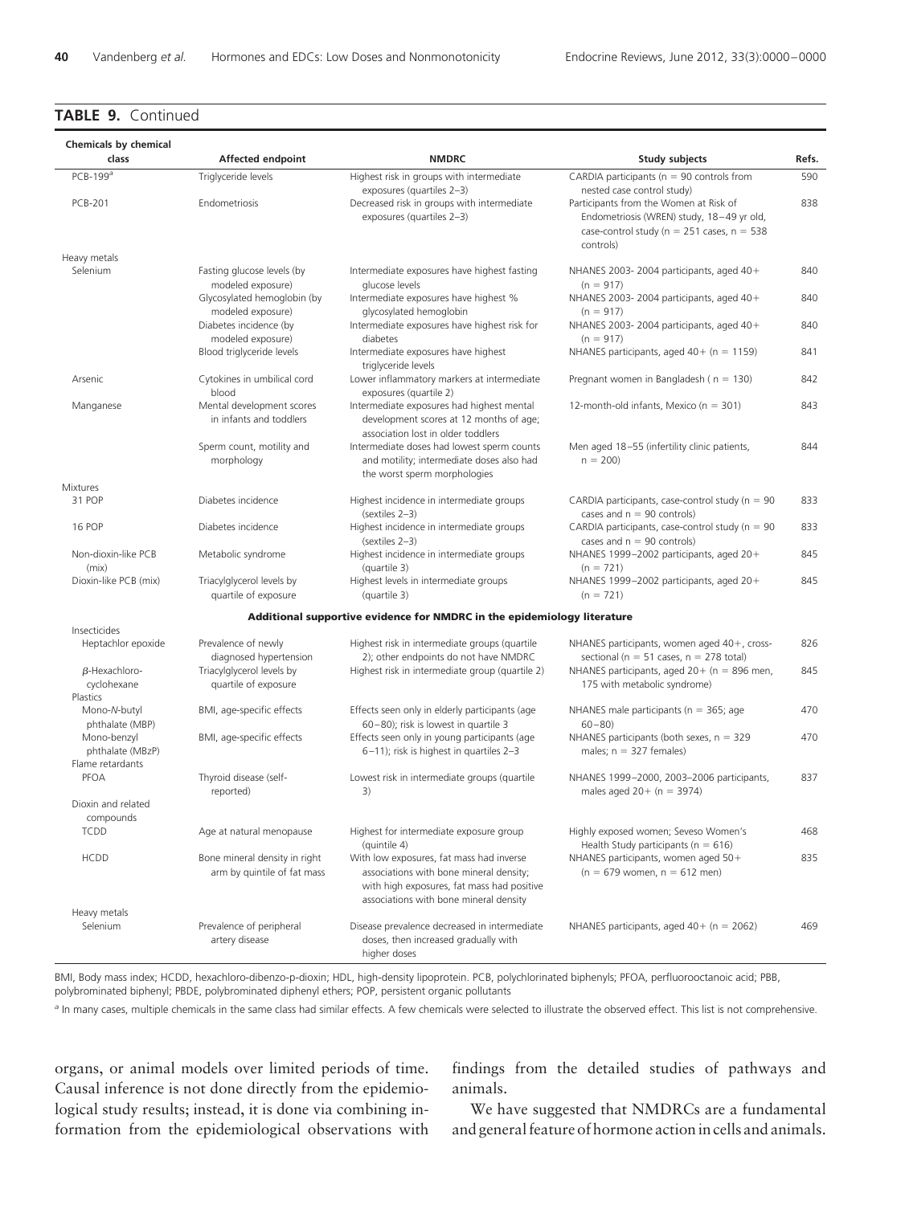**TABLE 9.** Continued

| Chemicals by chemical class | Affected endpoint | NMDRC | Study subjects | Refs. |
|---|---|---|---|---|
| PCB-199[a] | Triglyceride levels | Highest risk in groups with intermediate exposures (quartiles 2–3) | CARDIA participants (n = 90 controls from nested case control study) | 590 |
| PCB-201 | Endometriosis | Decreased risk in groups with intermediate exposures (quartiles 2–3) | Participants from the Women at Risk of Endometriosis (WREN) study, 18–49 yr old, case-control study (n = 251 cases, n = 538 controls) | 838 |
| Heavy metals | | | | |
| Selenium | Fasting glucose levels (by modeled exposure) | Intermediate exposures have highest fasting glucose levels | NHANES 2003- 2004 participants, aged 40+ (n = 917) | 840 |
| | Glycosylated hemoglobin (by modeled exposure) | Intermediate exposures have highest % glycosylated hemoglobin | NHANES 2003- 2004 participants, aged 40+ (n = 917) | 840 |
| | Diabetes incidence (by modeled exposure) | Intermediate exposures have highest risk for diabetes | NHANES 2003- 2004 participants, aged 40+ (n = 917) | 840 |
| | Blood triglyceride levels | Intermediate exposures have highest triglyceride levels | NHANES participants, aged 40+ (n = 1159) | 841 |
| Arsenic | Cytokines in umbilical cord blood | Lower inflammatory markers at intermediate exposures (quartile 2) | Pregnant women in Bangladesh ( n = 130) | 842 |
| Manganese | Mental development scores in infants and toddlers | Intermediate exposures had highest mental development scores at 12 months of age; association lost in older toddlers | 12-month-old infants, Mexico (n = 301) | 843 |
| | Sperm count, motility and morphology | Intermediate doses had lowest sperm counts and motility; intermediate doses also had the worst sperm morphologies | Men aged 18–55 (infertility clinic patients, n = 200) | 844 |
| Mixtures | | | | |
| 31 POP | Diabetes incidence | Highest incidence in intermediate groups (sextiles 2–3) | CARDIA participants, case-control study (n = 90 cases and n = 90 controls) | 833 |
| 16 POP | Diabetes incidence | Highest incidence in intermediate groups (sextiles 2–3) | CARDIA participants, case-control study (n = 90 cases and n = 90 controls) | 833 |
| Non-dioxin-like PCB (mix) | Metabolic syndrome | Highest incidence in intermediate groups (quartile 3) | NHANES 1999–2002 participants, aged 20+ (n = 721) | 845 |
| Dioxin-like PCB (mix) | Triacylglycerol levels by quartile of exposure | Highest levels in intermediate groups (quartile 3) | NHANES 1999–2002 participants, aged 20+ (n = 721) | 845 |
| | | **Additional supportive evidence for NMDRC in the epidemiology literature** | | |
| Insecticides | | | | |
| Heptachlor epoxide | Prevalence of newly diagnosed hypertension | Highest risk in intermediate groups (quartile 2); other endpoints do not have NMDRC | NHANES participants, women aged 40+, cross-sectional (n = 51 cases, n = 278 total) | 826 |
| β-Hexachloro-cyclohexane | Triacylglycerol levels by quartile of exposure | Highest risk in intermediate group (quartile 2) | NHANES participants, aged 20+ (n = 896 men, 175 with metabolic syndrome) | 845 |
| Plastics | | | | |
| Mono-*N*-butyl phthalate (MBP) | BMI, age-specific effects | Effects seen only in elderly participants (age 60–80); risk is lowest in quartile 3 | NHANES male participants (n = 365; age 60–80) | 470 |
| Mono-benzyl phthalate (MBzP) | BMI, age-specific effects | Effects seen only in young participants (age 6–11); risk is highest in quartiles 2–3 | NHANES participants (both sexes, n = 329 males; n = 327 females) | 470 |
| Flame retardants | | | | |
| PFOA | Thyroid disease (self-reported) | Lowest risk in intermediate groups (quartile 3) | NHANES 1999–2000, 2003–2006 participants, males aged 20+ (n = 3974) | 837 |
| Dioxin and related compounds | | | | |
| TCDD | Age at natural menopause | Highest for intermediate exposure group (quintile 4) | Highly exposed women; Seveso Women's Health Study participants (n = 616) | 468 |
| HCDD | Bone mineral density in right arm by quintile of fat mass | With low exposures, fat mass had inverse associations with bone mineral density; with high exposures, fat mass had positive associations with bone mineral density | NHANES participants, women aged 50+ (n = 679 women, n = 612 men) | 835 |
| Heavy metals | | | | |
| Selenium | Prevalence of peripheral artery disease | Disease prevalence decreased in intermediate doses, then increased gradually with higher doses | NHANES participants, aged 40+ (n = 2062) | 469 |

BMI, Body mass index; HCDD, hexachloro-dibenzo-p-dioxin; HDL, high-density lipoprotein. PCB, polychlorinated biphenyls; PFOA, perfluorooctanoic acid; PBB, polybrominated biphenyl; PBDE, polybrominated diphenyl ethers; POP, persistent organic pollutants

[a] In many cases, multiple chemicals in the same class had similar effects. A few chemicals were selected to illustrate the observed effect. This list is not comprehensive.

organs, or animal models over limited periods of time. Causal inference is not done directly from the epidemiological study results; instead, it is done via combining information from the epidemiological observations with findings from the detailed studies of pathways and animals.

We have suggested that NMDRCs are a fundamental and general feature of hormone action in cells and animals.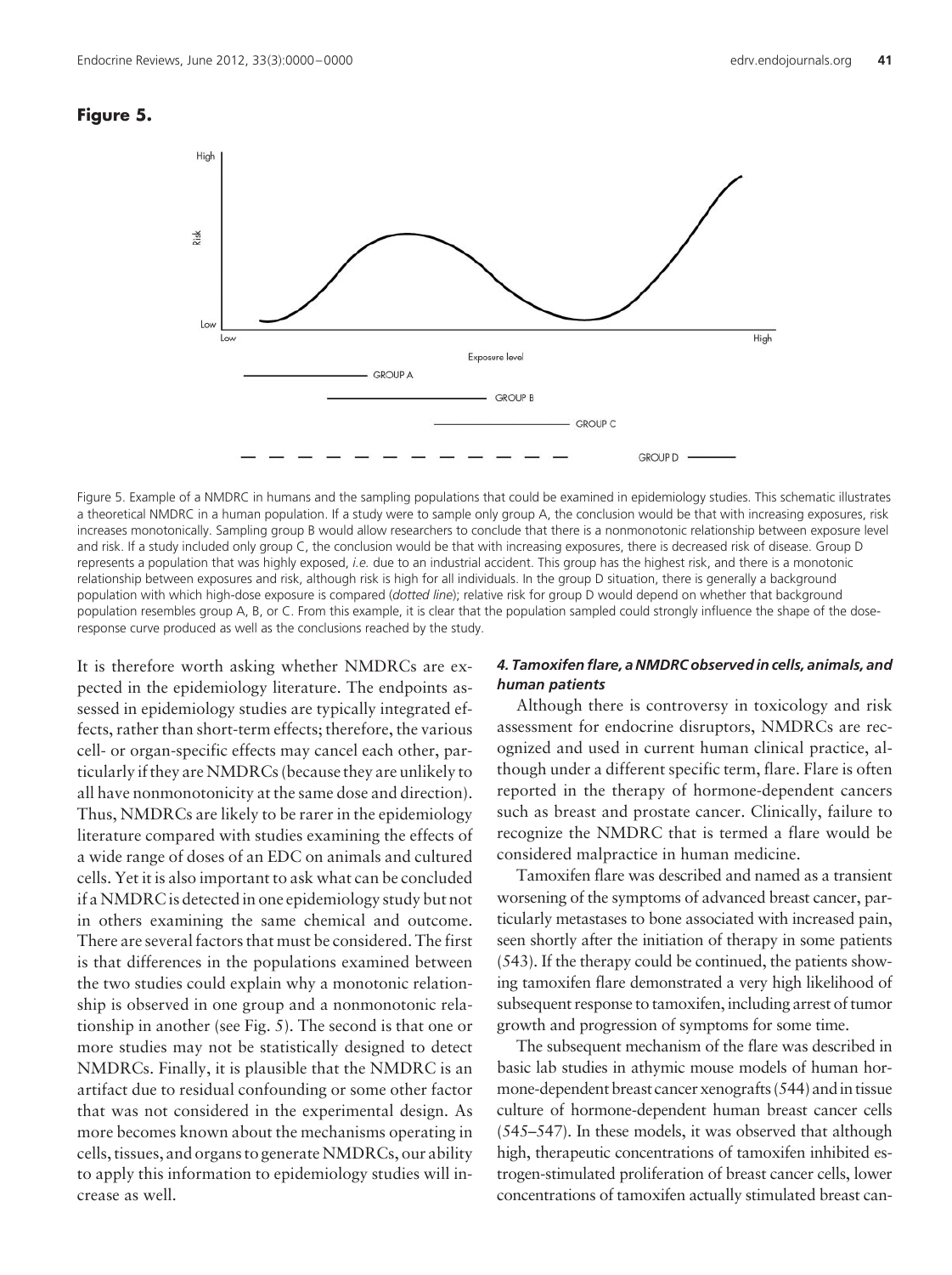**Figure 5.**

High

Risk

Low

Low

Exposure level

High

GROUP A

GROUP B

GROUP C

GROUP D

Figure 5. Example of a NMDRC in humans and the sampling populations that could be examined in epidemiology studies. This schematic illustrates a theoretical NMDRC in a human population. If a study were to sample only group A, the conclusion would be that with increasing exposures, risk increases monotonically. Sampling group B would allow researchers to conclude that there is a nonmonotonic relationship between exposure level and risk. If a study included only group C, the conclusion would be that with increasing exposures, there is decreased risk of disease. Group D represents a population that was highly exposed, *i.e.* due to an industrial accident. This group has the highest risk, and there is a monotonic relationship between exposures and risk, although risk is high for all individuals. In the group D situation, there is generally a background population with which high-dose exposure is compared (*dotted line*); relative risk for group D would depend on whether that background population resembles group A, B, or C. From this example, it is clear that the population sampled could strongly influence the shape of the dose-response curve produced as well as the conclusions reached by the study.

It is therefore worth asking whether NMDRCs are expected in the epidemiology literature. The endpoints assessed in epidemiology studies are typically integrated effects, rather than short-term effects; therefore, the various cell- or organ-specific effects may cancel each other, particularly if they are NMDRCs (because they are unlikely to all have nonmonotonicity at the same dose and direction). Thus, NMDRCs are likely to be rarer in the epidemiology literature compared with studies examining the effects of a wide range of doses of an EDC on animals and cultured cells. Yet it is also important to ask what can be concluded if a NMDRC is detected in one epidemiology study but not in others examining the same chemical and outcome. There are several factors that must be considered. The first is that differences in the populations examined between the two studies could explain why a monotonic relationship is observed in one group and a nonmonotonic relationship in another (see Fig. 5). The second is that one or more studies may not be statistically designed to detect NMDRCs. Finally, it is plausible that the NMDRC is an artifact due to residual confounding or some other factor that was not considered in the experimental design. As more becomes known about the mechanisms operating in cells, tissues, and organs to generate NMDRCs, our ability to apply this information to epidemiology studies will increase as well.

#### *4. Tamoxifen flare, a NMDRC observed in cells, animals, and human patients*

Although there is controversy in toxicology and risk assessment for endocrine disruptors, NMDRCs are recognized and used in current human clinical practice, although under a different specific term, flare. Flare is often reported in the therapy of hormone-dependent cancers such as breast and prostate cancer. Clinically, failure to recognize the NMDRC that is termed a flare would be considered malpractice in human medicine.

Tamoxifen flare was described and named as a transient worsening of the symptoms of advanced breast cancer, particularly metastases to bone associated with increased pain, seen shortly after the initiation of therapy in some patients (543). If the therapy could be continued, the patients showing tamoxifen flare demonstrated a very high likelihood of subsequent response to tamoxifen, including arrest of tumor growth and progression of symptoms for some time.

The subsequent mechanism of the flare was described in basic lab studies in athymic mouse models of human hormone-dependent breast cancer xenografts (544) and in tissue culture of hormone-dependent human breast cancer cells (545–547). In these models, it was observed that although high, therapeutic concentrations of tamoxifen inhibited estrogen-stimulated proliferation of breast cancer cells, lower concentrations of tamoxifen actually stimulated breast can-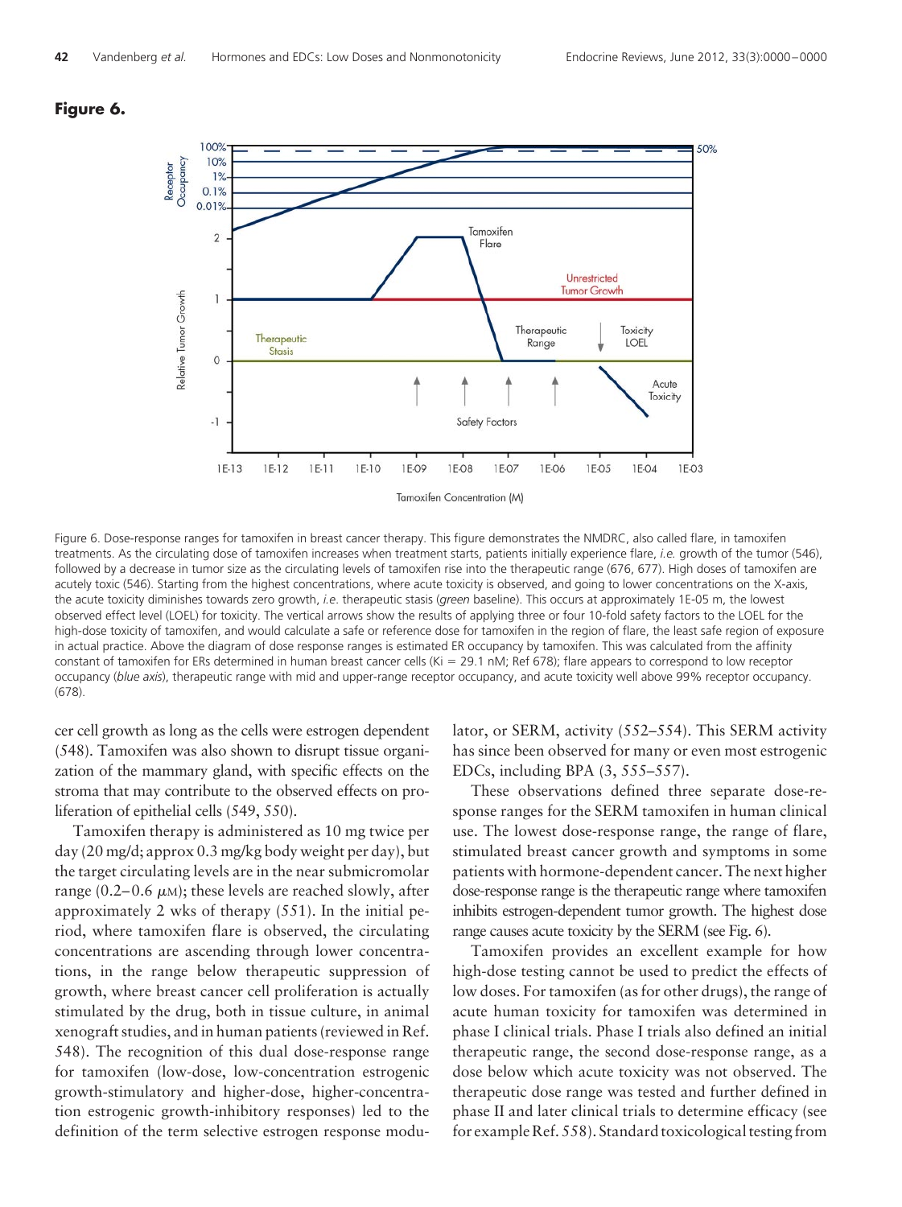**Figure 6.**

Figure 6. Dose-response ranges for tamoxifen in breast cancer therapy. This figure demonstrates the NMDRC, also called flare, in tamoxifen treatments. As the circulating dose of tamoxifen increases when treatment starts, patients initially experience flare, *i.e.* growth of the tumor (546), followed by a decrease in tumor size as the circulating levels of tamoxifen rise into the therapeutic range (676, 677). High doses of tamoxifen are acutely toxic (546). Starting from the highest concentrations, where acute toxicity is observed, and going to lower concentrations on the X-axis, the acute toxicity diminishes towards zero growth, *i.e.* therapeutic stasis (*green* baseline). This occurs at approximately 1E-05 m, the lowest observed effect level (LOEL) for toxicity. The vertical arrows show the results of applying three or four 10-fold safety factors to the LOEL for the high-dose toxicity of tamoxifen, and would calculate a safe or reference dose for tamoxifen in the region of flare, the least safe region of exposure in actual practice. Above the diagram of dose response ranges is estimated ER occupancy by tamoxifen. This was calculated from the affinity constant of tamoxifen for ERs determined in human breast cancer cells (Ki = 29.1 nM; Ref 678); flare appears to correspond to low receptor occupancy (*blue axis*), therapeutic range with mid and upper-range receptor occupancy, and acute toxicity well above 99% receptor occupancy. (678).

cer cell growth as long as the cells were estrogen dependent (548). Tamoxifen was also shown to disrupt tissue organization of the mammary gland, with specific effects on the stroma that may contribute to the observed effects on proliferation of epithelial cells (549, 550).

Tamoxifen therapy is administered as 10 mg twice per day (20 mg/d; approx 0.3 mg/kg body weight per day), but the target circulating levels are in the near submicromolar range (0.2–0.6 $\mu$M); these levels are reached slowly, after approximately 2 wks of therapy (551). In the initial period, where tamoxifen flare is observed, the circulating concentrations are ascending through lower concentrations, in the range below therapeutic suppression of growth, where breast cancer cell proliferation is actually stimulated by the drug, both in tissue culture, in animal xenograft studies, and in human patients (reviewed in Ref. 548). The recognition of this dual dose-response range for tamoxifen (low-dose, low-concentration estrogenic growth-stimulatory and higher-dose, higher-concentration estrogenic growth-inhibitory responses) led to the definition of the term selective estrogen response modulator, or SERM, activity (552–554). This SERM activity has since been observed for many or even most estrogenic EDCs, including BPA (3, 555–557).

These observations defined three separate dose-response ranges for the SERM tamoxifen in human clinical use. The lowest dose-response range, the range of flare, stimulated breast cancer growth and symptoms in some patients with hormone-dependent cancer. The next higher dose-response range is the therapeutic range where tamoxifen inhibits estrogen-dependent tumor growth. The highest dose range causes acute toxicity by the SERM (see Fig. 6).

Tamoxifen provides an excellent example for how high-dose testing cannot be used to predict the effects of low doses. For tamoxifen (as for other drugs), the range of acute human toxicity for tamoxifen was determined in phase I clinical trials. Phase I trials also defined an initial therapeutic range, the second dose-response range, as a dose below which acute toxicity was not observed. The therapeutic dose range was tested and further defined in phase II and later clinical trials to determine efficacy (see for example Ref. 558). Standard toxicological testing from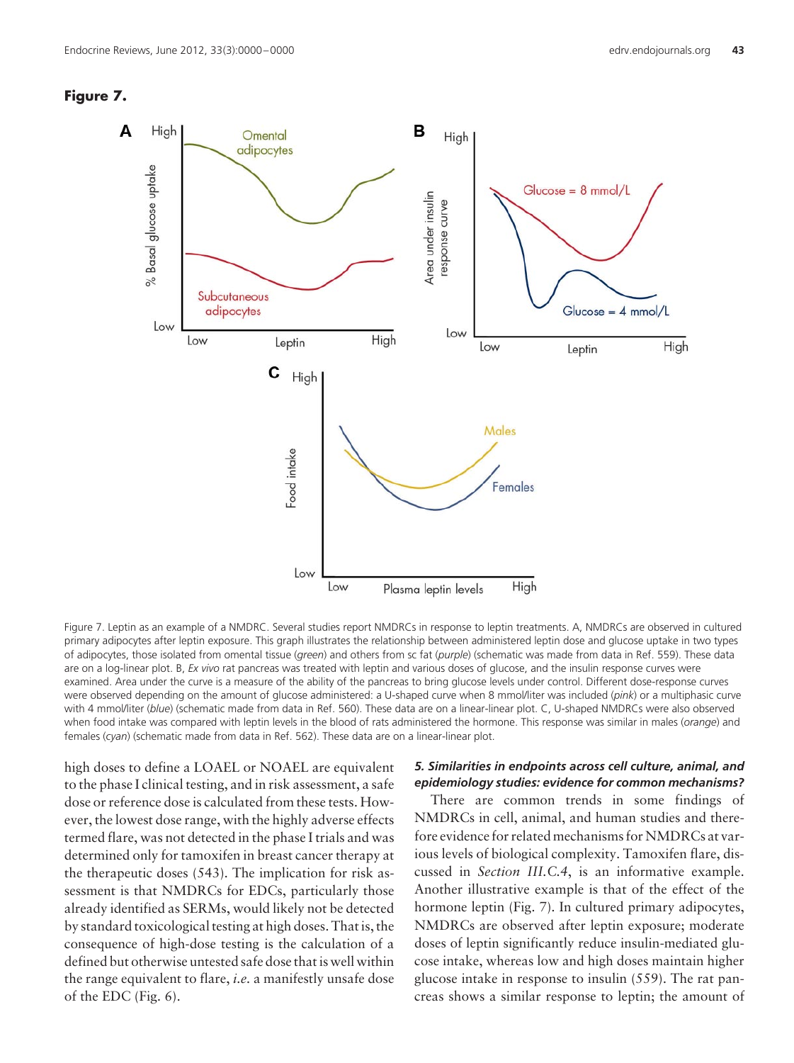**Figure 7.**

Figure 7. Leptin as an example of a NMDRC. Several studies report NMDRCs in response to leptin treatments. A, NMDRCs are observed in cultured primary adipocytes after leptin exposure. This graph illustrates the relationship between administered leptin dose and glucose uptake in two types of adipocytes, those isolated from omental tissue (*green*) and others from sc fat (*purple*) (schematic was made from data in Ref. 559). These data are on a log-linear plot. B, *Ex vivo* rat pancreas was treated with leptin and various doses of glucose, and the insulin response curves were examined. Area under the curve is a measure of the ability of the pancreas to bring glucose levels under control. Different dose-response curves were observed depending on the amount of glucose administered: a U-shaped curve when 8 mmol/liter was included (*pink*) or a multiphasic curve with 4 mmol/liter (*blue*) (schematic made from data in Ref. 560). These data are on a linear-linear plot. C, U-shaped NMDRCs were also observed when food intake was compared with leptin levels in the blood of rats administered the hormone. This response was similar in males (*orange*) and females (*cyan*) (schematic made from data in Ref. 562). These data are on a linear-linear plot.

high doses to define a LOAEL or NOAEL are equivalent to the phase I clinical testing, and in risk assessment, a safe dose or reference dose is calculated from these tests. However, the lowest dose range, with the highly adverse effects termed flare, was not detected in the phase I trials and was determined only for tamoxifen in breast cancer therapy at the therapeutic doses (543). The implication for risk assessment is that NMDRCs for EDCs, particularly those already identified as SERMs, would likely not be detected by standard toxicological testing at high doses. That is, the consequence of high-dose testing is the calculation of a defined but otherwise untested safe dose that is well within the range equivalent to flare, *i.e.* a manifestly unsafe dose of the EDC (Fig. 6).

#### *5. Similarities in endpoints across cell culture, animal, and epidemiology studies: evidence for common mechanisms?*

There are common trends in some findings of NMDRCs in cell, animal, and human studies and therefore evidence for related mechanisms for NMDRCs at various levels of biological complexity. Tamoxifen flare, discussed in *Section III.C.4*, is an informative example. Another illustrative example is that of the effect of the hormone leptin (Fig. 7). In cultured primary adipocytes, NMDRCs are observed after leptin exposure; moderate doses of leptin significantly reduce insulin-mediated glucose intake, whereas low and high doses maintain higher glucose intake in response to insulin (559). The rat pancreas shows a similar response to leptin; the amount of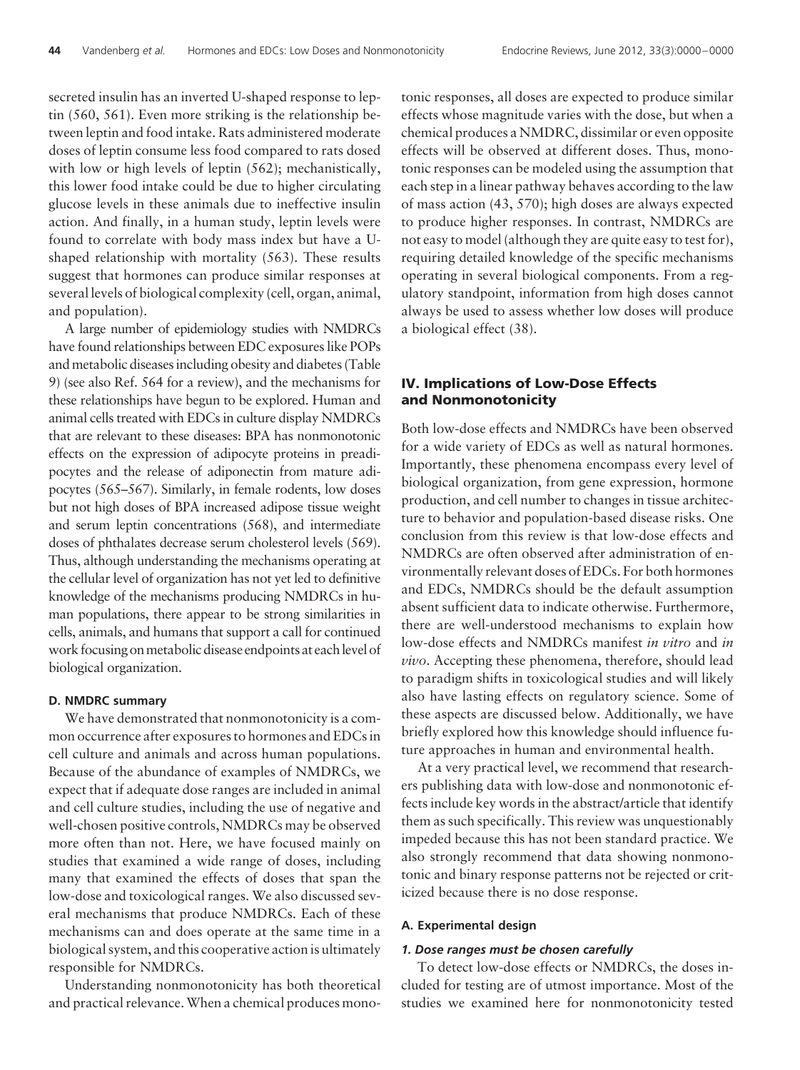secreted insulin has an inverted U-shaped response to leptin (560, 561). Even more striking is the relationship between leptin and food intake. Rats administered moderate doses of leptin consume less food compared to rats dosed with low or high levels of leptin (562); mechanistically, this lower food intake could be due to higher circulating glucose levels in these animals due to ineffective insulin action. And finally, in a human study, leptin levels were found to correlate with body mass index but have a U-shaped relationship with mortality (563). These results suggest that hormones can produce similar responses at several levels of biological complexity (cell, organ, animal, and population).

A large number of epidemiology studies with NMDRCs have found relationships between EDC exposures like POPs and metabolic diseases including obesity and diabetes (Table 9) (see also Ref. 564 for a review), and the mechanisms for these relationships have begun to be explored. Human and animal cells treated with EDCs in culture display NMDRCs that are relevant to these diseases: BPA has nonmonotonic effects on the expression of adipocyte proteins in preadipocytes and the release of adiponectin from mature adipocytes (565–567). Similarly, in female rodents, low doses but not high doses of BPA increased adipose tissue weight and serum leptin concentrations (568), and intermediate doses of phthalates decrease serum cholesterol levels (569). Thus, although understanding the mechanisms operating at the cellular level of organization has not yet led to definitive knowledge of the mechanisms producing NMDRCs in human populations, there appear to be strong similarities in cells, animals, and humans that support a call for continued work focusing on metabolic disease endpoints at each level of biological organization.

### D. NMDRC summary

We have demonstrated that nonmonotonicity is a common occurrence after exposures to hormones and EDCs in cell culture and animals and across human populations. Because of the abundance of examples of NMDRCs, we expect that if adequate dose ranges are included in animal and cell culture studies, including the use of negative and well-chosen positive controls, NMDRCs may be observed more often than not. Here, we have focused mainly on studies that examined a wide range of doses, including many that examined the effects of doses that span the low-dose and toxicological ranges. We also discussed several mechanisms that produce NMDRCs. Each of these mechanisms can and does operate at the same time in a biological system, and this cooperative action is ultimately responsible for NMDRCs.

Understanding nonmonotonicity has both theoretical and practical relevance. When a chemical produces monotonic responses, all doses are expected to produce similar effects whose magnitude varies with the dose, but when a chemical produces a NMDRC, dissimilar or even opposite effects will be observed at different doses. Thus, monotonic responses can be modeled using the assumption that each step in a linear pathway behaves according to the law of mass action (43, 570); high doses are always expected to produce higher responses. In contrast, NMDRCs are not easy to model (although they are quite easy to test for), requiring detailed knowledge of the specific mechanisms operating in several biological components. From a regulatory standpoint, information from high doses cannot always be used to assess whether low doses will produce a biological effect (38).

## IV. Implications of Low-Dose Effects and Nonmonotonicity

Both low-dose effects and NMDRCs have been observed for a wide variety of EDCs as well as natural hormones. Importantly, these phenomena encompass every level of biological organization, from gene expression, hormone production, and cell number to changes in tissue architecture to behavior and population-based disease risks. One conclusion from this review is that low-dose effects and NMDRCs are often observed after administration of environmentally relevant doses of EDCs. For both hormones and EDCs, NMDRCs should be the default assumption absent sufficient data to indicate otherwise. Furthermore, there are well-understood mechanisms to explain how low-dose effects and NMDRCs manifest *in vitro* and *in vivo*. Accepting these phenomena, therefore, should lead to paradigm shifts in toxicological studies and will likely also have lasting effects on regulatory science. Some of these aspects are discussed below. Additionally, we have briefly explored how this knowledge should influence future approaches in human and environmental health.

At a very practical level, we recommend that researchers publishing data with low-dose and nonmonotonic effects include key words in the abstract/article that identify them as such specifically. This review was unquestionably impeded because this has not been standard practice. We also strongly recommend that data showing nonmonotonic and binary response patterns not be rejected or criticized because there is no dose response.

### A. Experimental design

#### *1. Dose ranges must be chosen carefully*

To detect low-dose effects or NMDRCs, the doses included for testing are of utmost importance. Most of the studies we examined here for nonmonotonicity tested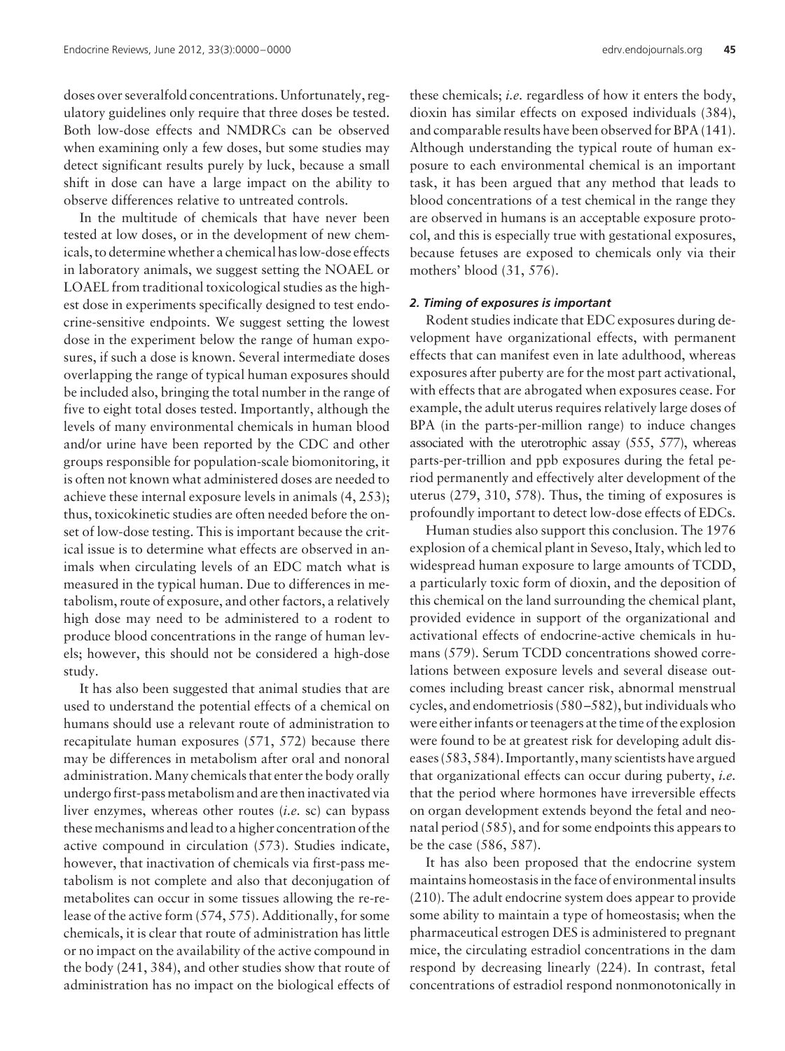doses over severalfold concentrations. Unfortunately, regulatory guidelines only require that three doses be tested. Both low-dose effects and NMDRCs can be observed when examining only a few doses, but some studies may detect significant results purely by luck, because a small shift in dose can have a large impact on the ability to observe differences relative to untreated controls.

In the multitude of chemicals that have never been tested at low doses, or in the development of new chemicals, to determine whether a chemical has low-dose effects in laboratory animals, we suggest setting the NOAEL or LOAEL from traditional toxicological studies as the highest dose in experiments specifically designed to test endocrine-sensitive endpoints. We suggest setting the lowest dose in the experiment below the range of human exposures, if such a dose is known. Several intermediate doses overlapping the range of typical human exposures should be included also, bringing the total number in the range of five to eight total doses tested. Importantly, although the levels of many environmental chemicals in human blood and/or urine have been reported by the CDC and other groups responsible for population-scale biomonitoring, it is often not known what administered doses are needed to achieve these internal exposure levels in animals (4, 253); thus, toxicokinetic studies are often needed before the onset of low-dose testing. This is important because the critical issue is to determine what effects are observed in animals when circulating levels of an EDC match what is measured in the typical human. Due to differences in metabolism, route of exposure, and other factors, a relatively high dose may need to be administered to a rodent to produce blood concentrations in the range of human levels; however, this should not be considered a high-dose study.

It has also been suggested that animal studies that are used to understand the potential effects of a chemical on humans should use a relevant route of administration to recapitulate human exposures (571, 572) because there may be differences in metabolism after oral and nonoral administration. Many chemicals that enter the body orally undergo first-pass metabolism and are then inactivated via liver enzymes, whereas other routes (*i.e.* sc) can bypass these mechanisms and lead to a higher concentration of the active compound in circulation (573). Studies indicate, however, that inactivation of chemicals via first-pass metabolism is not complete and also that deconjugation of metabolites can occur in some tissues allowing the re-release of the active form (574, 575). Additionally, for some chemicals, it is clear that route of administration has little or no impact on the availability of the active compound in the body (241, 384), and other studies show that route of administration has no impact on the biological effects of these chemicals; *i.e.* regardless of how it enters the body, dioxin has similar effects on exposed individuals (384), and comparable results have been observed for BPA (141). Although understanding the typical route of human exposure to each environmental chemical is an important task, it has been argued that any method that leads to blood concentrations of a test chemical in the range they are observed in humans is an acceptable exposure protocol, and this is especially true with gestational exposures, because fetuses are exposed to chemicals only via their mothers' blood (31, 576).

#### *2. Timing of exposures is important*

Rodent studies indicate that EDC exposures during development have organizational effects, with permanent effects that can manifest even in late adulthood, whereas exposures after puberty are for the most part activational, with effects that are abrogated when exposures cease. For example, the adult uterus requires relatively large doses of BPA (in the parts-per-million range) to induce changes associated with the uterotrophic assay (555, 577), whereas parts-per-trillion and ppb exposures during the fetal period permanently and effectively alter development of the uterus (279, 310, 578). Thus, the timing of exposures is profoundly important to detect low-dose effects of EDCs.

Human studies also support this conclusion. The 1976 explosion of a chemical plant in Seveso, Italy, which led to widespread human exposure to large amounts of TCDD, a particularly toxic form of dioxin, and the deposition of this chemical on the land surrounding the chemical plant, provided evidence in support of the organizational and activational effects of endocrine-active chemicals in humans (579). Serum TCDD concentrations showed correlations between exposure levels and several disease outcomes including breast cancer risk, abnormal menstrual cycles, and endometriosis (580–582), but individuals who were either infants or teenagers at the time of the explosion were found to be at greatest risk for developing adult diseases (583, 584). Importantly, many scientists have argued that organizational effects can occur during puberty, *i.e.* that the period where hormones have irreversible effects on organ development extends beyond the fetal and neonatal period (585), and for some endpoints this appears to be the case (586, 587).

It has also been proposed that the endocrine system maintains homeostasis in the face of environmental insults (210). The adult endocrine system does appear to provide some ability to maintain a type of homeostasis; when the pharmaceutical estrogen DES is administered to pregnant mice, the circulating estradiol concentrations in the dam respond by decreasing linearly (224). In contrast, fetal concentrations of estradiol respond nonmonotonically in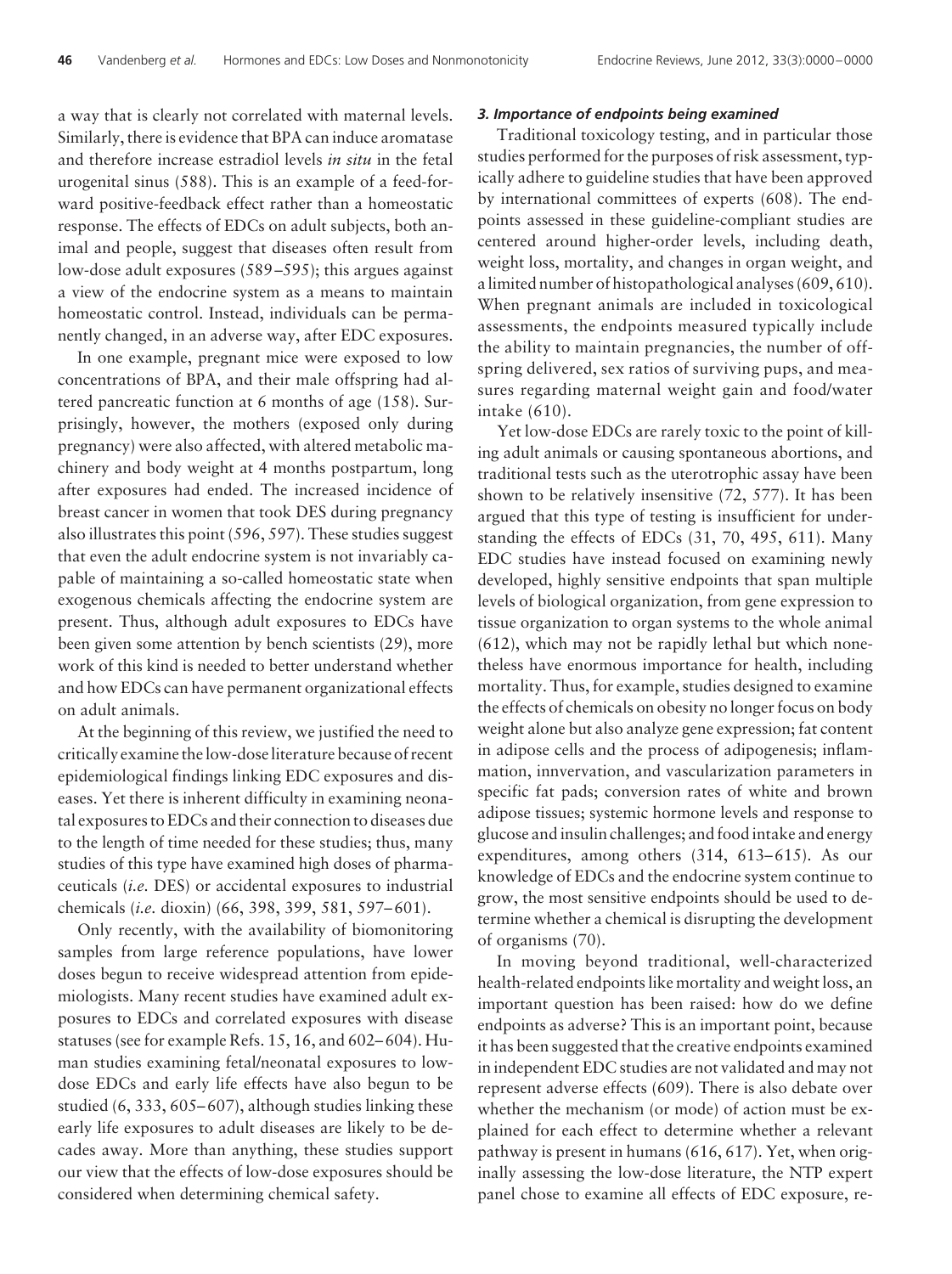a way that is clearly not correlated with maternal levels. Similarly, there is evidence that BPA can induce aromatase and therefore increase estradiol levels *in situ* in the fetal urogenital sinus (588). This is an example of a feed-forward positive-feedback effect rather than a homeostatic response. The effects of EDCs on adult subjects, both animal and people, suggest that diseases often result from low-dose adult exposures (589–595); this argues against a view of the endocrine system as a means to maintain homeostatic control. Instead, individuals can be permanently changed, in an adverse way, after EDC exposures.

In one example, pregnant mice were exposed to low concentrations of BPA, and their male offspring had altered pancreatic function at 6 months of age (158). Surprisingly, however, the mothers (exposed only during pregnancy) were also affected, with altered metabolic machinery and body weight at 4 months postpartum, long after exposures had ended. The increased incidence of breast cancer in women that took DES during pregnancy also illustrates this point (596, 597). These studies suggest that even the adult endocrine system is not invariably capable of maintaining a so-called homeostatic state when exogenous chemicals affecting the endocrine system are present. Thus, although adult exposures to EDCs have been given some attention by bench scientists (29), more work of this kind is needed to better understand whether and how EDCs can have permanent organizational effects on adult animals.

At the beginning of this review, we justified the need to critically examine the low-dose literature because of recent epidemiological findings linking EDC exposures and diseases. Yet there is inherent difficulty in examining neonatal exposures to EDCs and their connection to diseases due to the length of time needed for these studies; thus, many studies of this type have examined high doses of pharmaceuticals (*i.e.* DES) or accidental exposures to industrial chemicals (*i.e.* dioxin) (66, 398, 399, 581, 597–601).

Only recently, with the availability of biomonitoring samples from large reference populations, have lower doses begun to receive widespread attention from epidemiologists. Many recent studies have examined adult exposures to EDCs and correlated exposures with disease statuses (see for example Refs. 15, 16, and 602–604). Human studies examining fetal/neonatal exposures to low-dose EDCs and early life effects have also begun to be studied (6, 333, 605–607), although studies linking these early life exposures to adult diseases are likely to be decades away. More than anything, these studies support our view that the effects of low-dose exposures should be considered when determining chemical safety.

### *3. Importance of endpoints being examined*

Traditional toxicology testing, and in particular those studies performed for the purposes of risk assessment, typically adhere to guideline studies that have been approved by international committees of experts (608). The endpoints assessed in these guideline-compliant studies are centered around higher-order levels, including death, weight loss, mortality, and changes in organ weight, and a limited number of histopathological analyses (609, 610). When pregnant animals are included in toxicological assessments, the endpoints measured typically include the ability to maintain pregnancies, the number of offspring delivered, sex ratios of surviving pups, and measures regarding maternal weight gain and food/water intake (610).

Yet low-dose EDCs are rarely toxic to the point of killing adult animals or causing spontaneous abortions, and traditional tests such as the uterotrophic assay have been shown to be relatively insensitive (72, 577). It has been argued that this type of testing is insufficient for understanding the effects of EDCs (31, 70, 495, 611). Many EDC studies have instead focused on examining newly developed, highly sensitive endpoints that span multiple levels of biological organization, from gene expression to tissue organization to organ systems to the whole animal (612), which may not be rapidly lethal but which nonetheless have enormous importance for health, including mortality. Thus, for example, studies designed to examine the effects of chemicals on obesity no longer focus on body weight alone but also analyze gene expression; fat content in adipose cells and the process of adipogenesis; inflammation, innervation, and vascularization parameters in specific fat pads; conversion rates of white and brown adipose tissues; systemic hormone levels and response to glucose and insulin challenges; and food intake and energy expenditures, among others (314, 613–615). As our knowledge of EDCs and the endocrine system continue to grow, the most sensitive endpoints should be used to determine whether a chemical is disrupting the development of organisms (70).

In moving beyond traditional, well-characterized health-related endpoints like mortality and weight loss, an important question has been raised: how do we define endpoints as adverse? This is an important point, because it has been suggested that the creative endpoints examined in independent EDC studies are not validated and may not represent adverse effects (609). There is also debate over whether the mechanism (or mode) of action must be explained for each effect to determine whether a relevant pathway is present in humans (616, 617). Yet, when originally assessing the low-dose literature, the NTP expert panel chose to examine all effects of EDC exposure, re-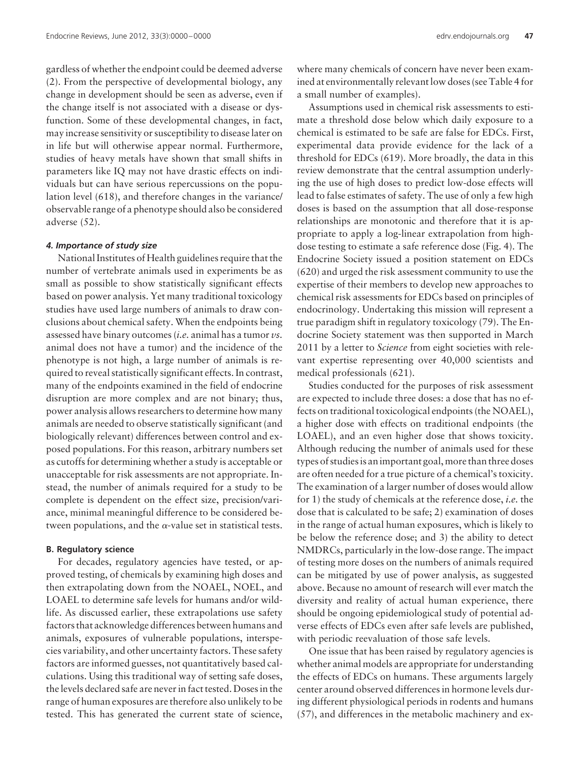gardless of whether the endpoint could be deemed adverse (2). From the perspective of developmental biology, any change in development should be seen as adverse, even if the change itself is not associated with a disease or dysfunction. Some of these developmental changes, in fact, may increase sensitivity or susceptibility to disease later on in life but will otherwise appear normal. Furthermore, studies of heavy metals have shown that small shifts in parameters like IQ may not have drastic effects on individuals but can have serious repercussions on the population level (618), and therefore changes in the variance/observable range of a phenotype should also be considered adverse (52).

#### *4. Importance of study size*

National Institutes of Health guidelines require that the number of vertebrate animals used in experiments be as small as possible to show statistically significant effects based on power analysis. Yet many traditional toxicology studies have used large numbers of animals to draw conclusions about chemical safety. When the endpoints being assessed have binary outcomes (*i.e.* animal has a tumor *vs.* animal does not have a tumor) and the incidence of the phenotype is not high, a large number of animals is required to reveal statistically significant effects. In contrast, many of the endpoints examined in the field of endocrine disruption are more complex and are not binary; thus, power analysis allows researchers to determine how many animals are needed to observe statistically significant (and biologically relevant) differences between control and exposed populations. For this reason, arbitrary numbers set as cutoffs for determining whether a study is acceptable or unacceptable for risk assessments are not appropriate. Instead, the number of animals required for a study to be complete is dependent on the effect size, precision/variance, minimal meaningful difference to be considered between populations, and the $\alpha$-value set in statistical tests.

### B. Regulatory science

For decades, regulatory agencies have tested, or approved testing, of chemicals by examining high doses and then extrapolating down from the NOAEL, NOEL, and LOAEL to determine safe levels for humans and/or wildlife. As discussed earlier, these extrapolations use safety factors that acknowledge differences between humans and animals, exposures of vulnerable populations, interspecies variability, and other uncertainty factors. These safety factors are informed guesses, not quantitatively based calculations. Using this traditional way of setting safe doses, the levels declared safe are never in fact tested. Doses in the range of human exposures are therefore also unlikely to be tested. This has generated the current state of science, where many chemicals of concern have never been examined at environmentally relevant low doses (see Table 4 for a small number of examples).

Assumptions used in chemical risk assessments to estimate a threshold dose below which daily exposure to a chemical is estimated to be safe are false for EDCs. First, experimental data provide evidence for the lack of a threshold for EDCs (619). More broadly, the data in this review demonstrate that the central assumption underlying the use of high doses to predict low-dose effects will lead to false estimates of safety. The use of only a few high doses is based on the assumption that all dose-response relationships are monotonic and therefore that it is appropriate to apply a log-linear extrapolation from high-dose testing to estimate a safe reference dose (Fig. 4). The Endocrine Society issued a position statement on EDCs (620) and urged the risk assessment community to use the expertise of their members to develop new approaches to chemical risk assessments for EDCs based on principles of endocrinology. Undertaking this mission will represent a true paradigm shift in regulatory toxicology (79). The Endocrine Society statement was then supported in March 2011 by a letter to *Science* from eight societies with relevant expertise representing over 40,000 scientists and medical professionals (621).

Studies conducted for the purposes of risk assessment are expected to include three doses: a dose that has no effects on traditional toxicological endpoints (the NOAEL), a higher dose with effects on traditional endpoints (the LOAEL), and an even higher dose that shows toxicity. Although reducing the number of animals used for these types of studies is an important goal, more than three doses are often needed for a true picture of a chemical's toxicity. The examination of a larger number of doses would allow for 1) the study of chemicals at the reference dose, *i.e.* the dose that is calculated to be safe; 2) examination of doses in the range of actual human exposures, which is likely to be below the reference dose; and 3) the ability to detect NMDRCs, particularly in the low-dose range. The impact of testing more doses on the numbers of animals required can be mitigated by use of power analysis, as suggested above. Because no amount of research will ever match the diversity and reality of actual human experience, there should be ongoing epidemiological study of potential adverse effects of EDCs even after safe levels are published, with periodic reevaluation of those safe levels.

One issue that has been raised by regulatory agencies is whether animal models are appropriate for understanding the effects of EDCs on humans. These arguments largely center around observed differences in hormone levels during different physiological periods in rodents and humans (57), and differences in the metabolic machinery and ex-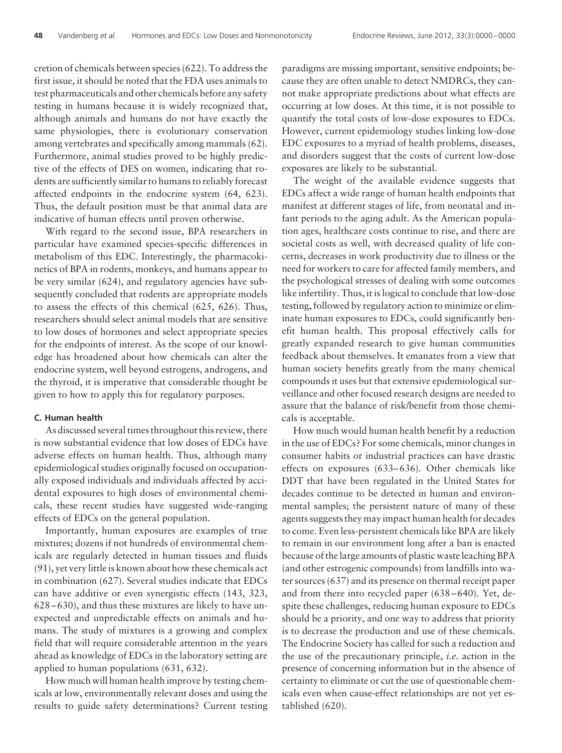cretion of chemicals between species (622). To address the first issue, it should be noted that the FDA uses animals to test pharmaceuticals and other chemicals before any safety testing in humans because it is widely recognized that, although animals and humans do not have exactly the same physiologies, there is evolutionary conservation among vertebrates and specifically among mammals (62). Furthermore, animal studies proved to be highly predictive of the effects of DES on women, indicating that rodents are sufficiently similar to humans to reliably forecast affected endpoints in the endocrine system (64, 623). Thus, the default position must be that animal data are indicative of human effects until proven otherwise.

With regard to the second issue, BPA researchers in particular have examined species-specific differences in metabolism of this EDC. Interestingly, the pharmacokinetics of BPA in rodents, monkeys, and humans appear to be very similar (624), and regulatory agencies have subsequently concluded that rodents are appropriate models to assess the effects of this chemical (625, 626). Thus, researchers should select animal models that are sensitive to low doses of hormones and select appropriate species for the endpoints of interest. As the scope of our knowledge has broadened about how chemicals can alter the endocrine system, well beyond estrogens, androgens, and the thyroid, it is imperative that considerable thought be given to how to apply this for regulatory purposes.

### C. Human health

As discussed several times throughout this review, there is now substantial evidence that low doses of EDCs have adverse effects on human health. Thus, although many epidemiological studies originally focused on occupationally exposed individuals and individuals affected by accidental exposures to high doses of environmental chemicals, these recent studies have suggested wide-ranging effects of EDCs on the general population.

Importantly, human exposures are examples of true mixtures; dozens if not hundreds of environmental chemicals are regularly detected in human tissues and fluids (91), yet very little is known about how these chemicals act in combination (627). Several studies indicate that EDCs can have additive or even synergistic effects (143, 323, 628–630), and thus these mixtures are likely to have unexpected and unpredictable effects on animals and humans. The study of mixtures is a growing and complex field that will require considerable attention in the years ahead as knowledge of EDCs in the laboratory setting are applied to human populations (631, 632).

How much will human health improve by testing chemicals at low, environmentally relevant doses and using the results to guide safety determinations? Current testing paradigms are missing important, sensitive endpoints; because they are often unable to detect NMDRCs, they cannot make appropriate predictions about what effects are occurring at low doses. At this time, it is not possible to quantify the total costs of low-dose exposures to EDCs. However, current epidemiology studies linking low-dose EDC exposures to a myriad of health problems, diseases, and disorders suggest that the costs of current low-dose exposures are likely to be substantial.

The weight of the available evidence suggests that EDCs affect a wide range of human health endpoints that manifest at different stages of life, from neonatal and infant periods to the aging adult. As the American population ages, healthcare costs continue to rise, and there are societal costs as well, with decreased quality of life concerns, decreases in work productivity due to illness or the need for workers to care for affected family members, and the psychological stresses of dealing with some outcomes like infertility. Thus, it is logical to conclude that low-dose testing, followed by regulatory action to minimize or eliminate human exposures to EDCs, could significantly benefit human health. This proposal effectively calls for greatly expanded research to give human communities feedback about themselves. It emanates from a view that human society benefits greatly from the many chemical compounds it uses but that extensive epidemiological surveillance and other focused research designs are needed to assure that the balance of risk/benefit from those chemicals is acceptable.

How much would human health benefit by a reduction in the use of EDCs? For some chemicals, minor changes in consumer habits or industrial practices can have drastic effects on exposures (633–636). Other chemicals like DDT that have been regulated in the United States for decades continue to be detected in human and environmental samples; the persistent nature of many of these agents suggests they may impact human health for decades to come. Even less-persistent chemicals like BPA are likely to remain in our environment long after a ban is enacted because of the large amounts of plastic waste leaching BPA (and other estrogenic compounds) from landfills into water sources (637) and its presence on thermal receipt paper and from there into recycled paper (638–640). Yet, despite these challenges, reducing human exposure to EDCs should be a priority, and one way to address that priority is to decrease the production and use of these chemicals. The Endocrine Society has called for such a reduction and the use of the precautionary principle, *i.e.* action in the presence of concerning information but in the absence of certainty to eliminate or cut the use of questionable chemicals even when cause-effect relationships are not yet established (620).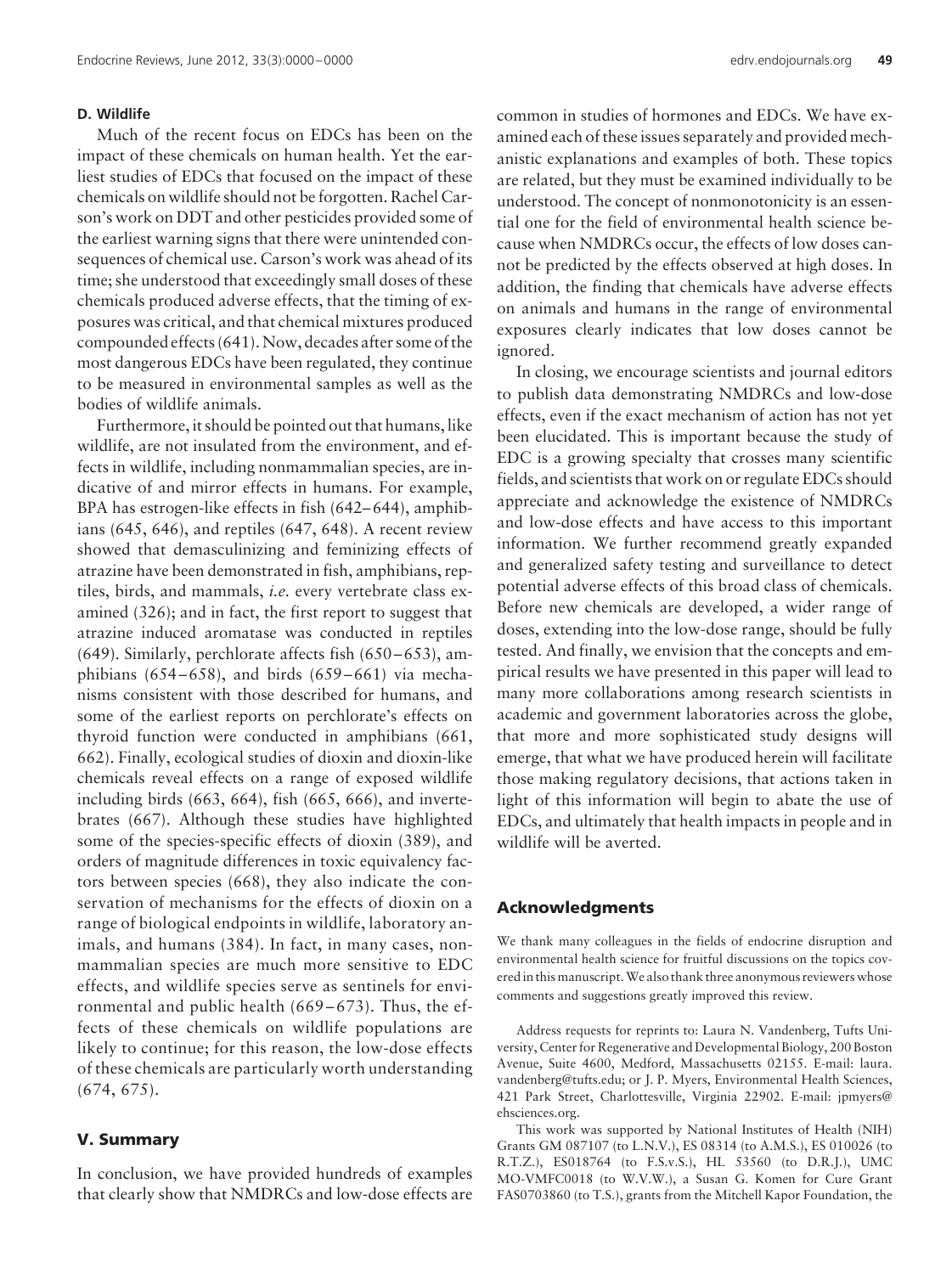### D. Wildlife

Much of the recent focus on EDCs has been on the impact of these chemicals on human health. Yet the earliest studies of EDCs that focused on the impact of these chemicals on wildlife should not be forgotten. Rachel Carson's work on DDT and other pesticides provided some of the earliest warning signs that there were unintended consequences of chemical use. Carson's work was ahead of its time; she understood that exceedingly small doses of these chemicals produced adverse effects, that the timing of exposures was critical, and that chemical mixtures produced compounded effects (641). Now, decades after some of the most dangerous EDCs have been regulated, they continue to be measured in environmental samples as well as the bodies of wildlife animals.

Furthermore, it should be pointed out that humans, like wildlife, are not insulated from the environment, and effects in wildlife, including nonmammalian species, are indicative of and mirror effects in humans. For example, BPA has estrogen-like effects in fish (642–644), amphibians (645, 646), and reptiles (647, 648). A recent review showed that demasculinizing and feminizing effects of atrazine have been demonstrated in fish, amphibians, reptiles, birds, and mammals, *i.e.* every vertebrate class examined (326); and in fact, the first report to suggest that atrazine induced aromatase was conducted in reptiles (649). Similarly, perchlorate affects fish (650–653), amphibians (654–658), and birds (659–661) via mechanisms consistent with those described for humans, and some of the earliest reports on perchlorate's effects on thyroid function were conducted in amphibians (661, 662). Finally, ecological studies of dioxin and dioxin-like chemicals reveal effects on a range of exposed wildlife including birds (663, 664), fish (665, 666), and invertebrates (667). Although these studies have highlighted some of the species-specific effects of dioxin (389), and orders of magnitude differences in toxic equivalency factors between species (668), they also indicate the conservation of mechanisms for the effects of dioxin on a range of biological endpoints in wildlife, laboratory animals, and humans (384). In fact, in many cases, nonmammalian species are much more sensitive to EDC effects, and wildlife species serve as sentinels for environmental and public health (669–673). Thus, the effects of these chemicals on wildlife populations are likely to continue; for this reason, the low-dose effects of these chemicals are particularly worth understanding (674, 675).

## V. Summary

In conclusion, we have provided hundreds of examples that clearly show that NMDRCs and low-dose effects are common in studies of hormones and EDCs. We have examined each of these issues separately and provided mechanistic explanations and examples of both. These topics are related, but they must be examined individually to be understood. The concept of nonmonotonicity is an essential one for the field of environmental health science because when NMDRCs occur, the effects of low doses cannot be predicted by the effects observed at high doses. In addition, the finding that chemicals have adverse effects on animals and humans in the range of environmental exposures clearly indicates that low doses cannot be ignored.

In closing, we encourage scientists and journal editors to publish data demonstrating NMDRCs and low-dose effects, even if the exact mechanism of action has not yet been elucidated. This is important because the study of EDC is a growing specialty that crosses many scientific fields, and scientists that work on or regulate EDCs should appreciate and acknowledge the existence of NMDRCs and low-dose effects and have access to this important information. We further recommend greatly expanded and generalized safety testing and surveillance to detect potential adverse effects of this broad class of chemicals. Before new chemicals are developed, a wider range of doses, extending into the low-dose range, should be fully tested. And finally, we envision that the concepts and empirical results we have presented in this paper will lead to many more collaborations among research scientists in academic and government laboratories across the globe, that more and more sophisticated study designs will emerge, that what we have produced herein will facilitate those making regulatory decisions, that actions taken in light of this information will begin to abate the use of EDCs, and ultimately that health impacts in people and in wildlife will be averted.

## Acknowledgments

We thank many colleagues in the fields of endocrine disruption and environmental health science for fruitful discussions on the topics covered in this manuscript. We also thank three anonymous reviewers whose comments and suggestions greatly improved this review.

Address requests for reprints to: Laura N. Vandenberg, Tufts University, Center for Regenerative and Developmental Biology, 200 Boston Avenue, Suite 4600, Medford, Massachusetts 02155. E-mail: laura.vandenberg@tufts.edu; or J. P. Myers, Environmental Health Sciences, 421 Park Street, Charlottesville, Virginia 22902. E-mail: jpmyers@ehsciences.org.

This work was supported by National Institutes of Health (NIH) Grants GM 087107 (to L.N.V.), ES 08314 (to A.M.S.), ES 010026 (to R.T.Z.), ES018764 (to F.S.v.S.), HL 53560 (to D.R.J.), UMC MO-VMFC0018 (to W.V.W.), a Susan G. Komen for Cure Grant FAS0703860 (to T.S.), grants from the Mitchell Kapor Foundation, the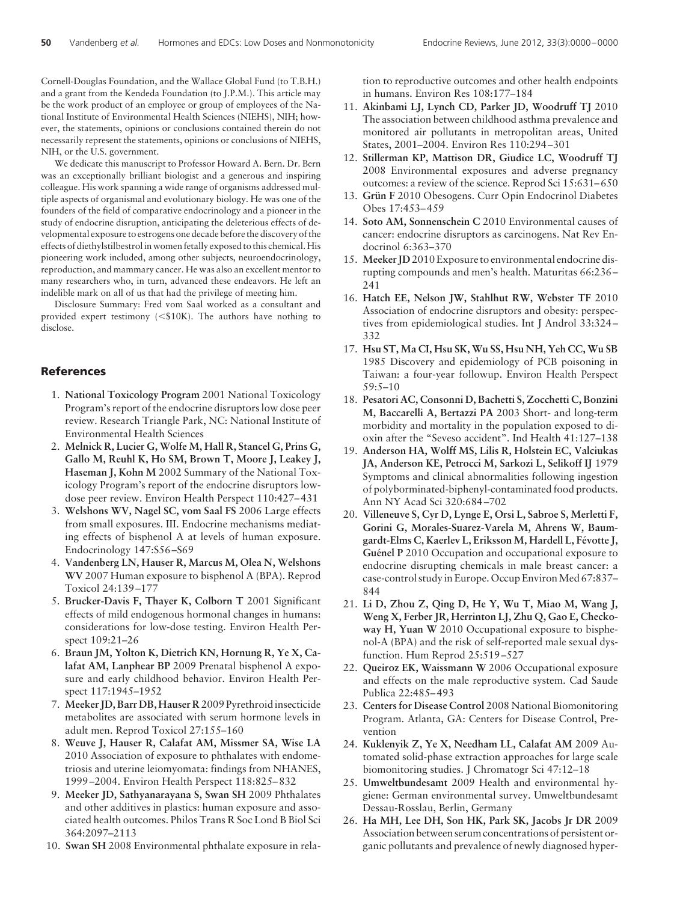Cornell-Douglas Foundation, and the Wallace Global Fund (to T.B.H.) and a grant from the Kendeda Foundation (to J.P.M.). This article may be the work product of an employee or group of employees of the National Institute of Environmental Health Sciences (NIEHS), NIH; however, the statements, opinions or conclusions contained therein do not necessarily represent the statements, opinions or conclusions of NIEHS, NIH, or the U.S. government.

We dedicate this manuscript to Professor Howard A. Bern. Dr. Bern was an exceptionally brilliant biologist and a generous and inspiring colleague. His work spanning a wide range of organisms addressed multiple aspects of organismal and evolutionary biology. He was one of the founders of the field of comparative endocrinology and a pioneer in the study of endocrine disruption, anticipating the deleterious effects of developmental exposure to estrogens one decade before the discovery of the effects of diethylstilbestrol in women fetally exposed to this chemical. His pioneering work included, among other subjects, neuroendocrinology, reproduction, and mammary cancer. He was also an excellent mentor to many researchers who, in turn, advanced these endeavors. He left an indelible mark on all of us that had the privilege of meeting him.

Disclosure Summary: Fred vom Saal worked as a consultant and provided expert testimony (<$10K). The authors have nothing to disclose.

## References

1. **National Toxicology Program** 2001 National Toxicology Program's report of the endocrine disruptors low dose peer review. Research Triangle Park, NC: National Institute of Environmental Health Sciences
2. **Melnick R, Lucier G, Wolfe M, Hall R, Stancel G, Prins G, Gallo M, Reuhl K, Ho SM, Brown T, Moore J, Leakey J, Haseman J, Kohn M** 2002 Summary of the National Toxicology Program's report of the endocrine disruptors low-dose peer review. Environ Health Perspect 110:427–431
3. **Welshons WV, Nagel SC, vom Saal FS** 2006 Large effects from small exposures. III. Endocrine mechanisms mediating effects of bisphenol A at levels of human exposure. Endocrinology 147:S56–S69
4. **Vandenberg LN, Hauser R, Marcus M, Olea N, Welshons WV** 2007 Human exposure to bisphenol A (BPA). Reprod Toxicol 24:139–177
5. **Brucker-Davis F, Thayer K, Colborn T** 2001 Significant effects of mild endogenous hormonal changes in humans: considerations for low-dose testing. Environ Health Perspect 109:21–26
6. **Braun JM, Yolton K, Dietrich KN, Hornung R, Ye X, Calafat AM, Lanphear BP** 2009 Prenatal bisphenol A exposure and early childhood behavior. Environ Health Perspect 117:1945–1952
7. **Meeker JD, Barr DB, Hauser R** 2009 Pyrethroid insecticide metabolites are associated with serum hormone levels in adult men. Reprod Toxicol 27:155–160
8. **Weuve J, Hauser R, Calafat AM, Missmer SA, Wise LA** 2010 Association of exposure to phthalates with endometriosis and uterine leiomyomata: findings from NHANES, 1999–2004. Environ Health Perspect 118:825–832
9. **Meeker JD, Sathyanarayana S, Swan SH** 2009 Phthalates and other additives in plastics: human exposure and associated health outcomes. Philos Trans R Soc Lond B Biol Sci 364:2097–2113
10. **Swan SH** 2008 Environmental phthalate exposure in relation to reproductive outcomes and other health endpoints in humans. Environ Res 108:177–184
11. **Akinbami LJ, Lynch CD, Parker JD, Woodruff TJ** 2010 The association between childhood asthma prevalence and monitored air pollutants in metropolitan areas, United States, 2001–2004. Environ Res 110:294–301
12. **Stillerman KP, Mattison DR, Giudice LC, Woodruff TJ** 2008 Environmental exposures and adverse pregnancy outcomes: a review of the science. Reprod Sci 15:631–650
13. **Grün F** 2010 Obesogens. Curr Opin Endocrinol Diabetes Obes 17:453–459
14. **Soto AM, Sonnenschein C** 2010 Environmental causes of cancer: endocrine disruptors as carcinogens. Nat Rev Endocrinol 6:363–370
15. **Meeker JD** 2010 Exposure to environmental endocrine disrupting compounds and men's health. Maturitas 66:236–241
16. **Hatch EE, Nelson JW, Stahlhut RW, Webster TF** 2010 Association of endocrine disruptors and obesity: perspectives from epidemiological studies. Int J Androl 33:324–332
17. **Hsu ST, Ma CI, Hsu SK, Wu SS, Hsu NH, Yeh CC, Wu SB** 1985 Discovery and epidemiology of PCB poisoning in Taiwan: a four-year followup. Environ Health Perspect 59:5–10
18. **Pesatori AC, Consonni D, Bachetti S, Zocchetti C, Bonzini M, Baccarelli A, Bertazzi PA** 2003 Short- and long-term morbidity and mortality in the population exposed to dioxin after the "Seveso accident". Ind Health 41:127–138
19. **Anderson HA, Wolff MS, Lilis R, Holstein EC, Valciukas JA, Anderson KE, Petrocci M, Sarkozi L, Selikoff IJ** 1979 Symptoms and clinical abnormalities following ingestion of polyborminated-biphenyl-contaminated food products. Ann NY Acad Sci 320:684–702
20. **Villeneuve S, Cyr D, Lynge E, Orsi L, Sabroe S, Merletti F, Gorini G, Morales-Suarez-Varela M, Ahrens W, Baumgardt-Elms C, Kaerlev L, Eriksson M, Hardell L, Févotte J, Guénel P** 2010 Occupation and occupational exposure to endocrine disrupting chemicals in male breast cancer: a case-control study in Europe. Occup Environ Med 67:837–844
21. **Li D, Zhou Z, Qing D, He Y, Wu T, Miao M, Wang J, Weng X, Ferber JR, Herrinton LJ, Zhu Q, Gao E, Checkoway H, Yuan W** 2010 Occupational exposure to bisphenol-A (BPA) and the risk of self-reported male sexual dysfunction. Hum Reprod 25:519–527
22. **Queiroz EK, Waissmann W** 2006 Occupational exposure and effects on the male reproductive system. Cad Saude Publica 22:485–493
23. **Centers for Disease Control** 2008 National Biomonitoring Program. Atlanta, GA: Centers for Disease Control, Prevention
24. **Kuklenyik Z, Ye X, Needham LL, Calafat AM** 2009 Automated solid-phase extraction approaches for large scale biomonitoring studies. J Chromatogr Sci 47:12–18
25. **Umweltbundesamt** 2009 Health and environmental hygiene: German environmental survey. Umweltbundesamt Dessau-Rosslau, Berlin, Germany
26. **Ha MH, Lee DH, Son HK, Park SK, Jacobs Jr DR** 2009 Association between serum concentrations of persistent organic pollutants and prevalence of newly diagnosed hyper-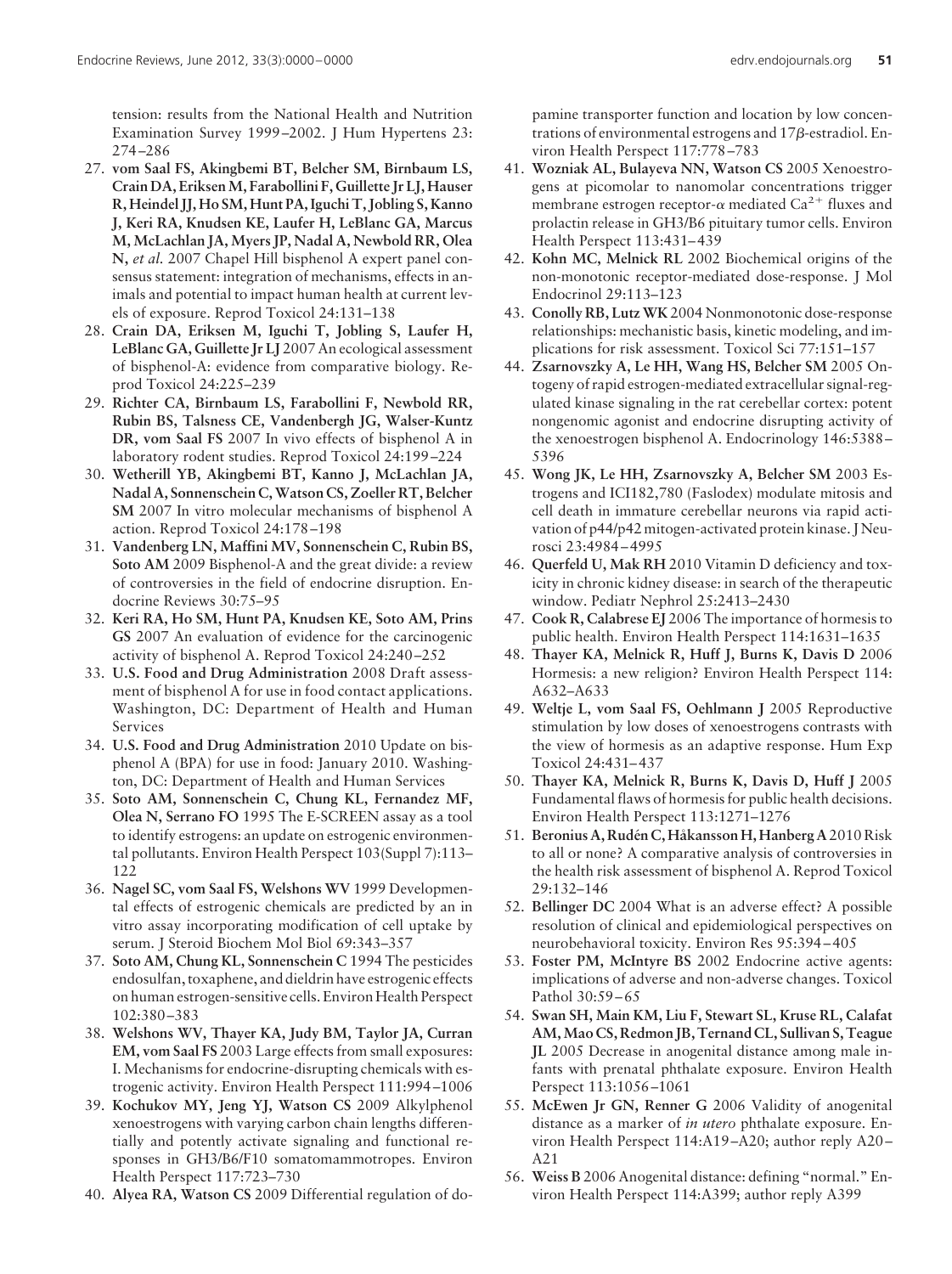tension: results from the National Health and Nutrition Examination Survey 1999–2002. J Hum Hypertens 23: 274–286

27. **vom Saal FS, Akingbemi BT, Belcher SM, Birnbaum LS, Crain DA, Eriksen M, Farabollini F, Guillette Jr LJ, Hauser R, Heindel JJ, Ho SM, Hunt PA, Iguchi T, Jobling S, Kanno J, Keri RA, Knudsen KE, Laufer H, LeBlanc GA, Marcus M, McLachlan JA, Myers JP, Nadal A, Newbold RR, Olea N,** *et al.* 2007 Chapel Hill bisphenol A expert panel consensus statement: integration of mechanisms, effects in animals and potential to impact human health at current levels of exposure. Reprod Toxicol 24:131–138
28. **Crain DA, Eriksen M, Iguchi T, Jobling S, Laufer H, LeBlanc GA, Guillette Jr LJ** 2007 An ecological assessment of bisphenol-A: evidence from comparative biology. Reprod Toxicol 24:225–239
29. **Richter CA, Birnbaum LS, Farabollini F, Newbold RR, Rubin BS, Talsness CE, Vandenbergh JG, Walser-Kuntz DR, vom Saal FS** 2007 In vivo effects of bisphenol A in laboratory rodent studies. Reprod Toxicol 24:199–224
30. **Wetherill YB, Akingbemi BT, Kanno J, McLachlan JA, Nadal A, Sonnenschein C, Watson CS, Zoeller RT, Belcher SM** 2007 In vitro molecular mechanisms of bisphenol A action. Reprod Toxicol 24:178–198
31. **Vandenberg LN, Maffini MV, Sonnenschein C, Rubin BS, Soto AM** 2009 Bisphenol-A and the great divide: a review of controversies in the field of endocrine disruption. Endocrine Reviews 30:75–95
32. **Keri RA, Ho SM, Hunt PA, Knudsen KE, Soto AM, Prins GS** 2007 An evaluation of evidence for the carcinogenic activity of bisphenol A. Reprod Toxicol 24:240–252
33. **U.S. Food and Drug Administration** 2008 Draft assessment of bisphenol A for use in food contact applications. Washington, DC: Department of Health and Human Services
34. **U.S. Food and Drug Administration** 2010 Update on bisphenol A (BPA) for use in food: January 2010. Washington, DC: Department of Health and Human Services
35. **Soto AM, Sonnenschein C, Chung KL, Fernandez MF, Olea N, Serrano FO** 1995 The E-SCREEN assay as a tool to identify estrogens: an update on estrogenic environmental pollutants. Environ Health Perspect 103(Suppl 7):113–122
36. **Nagel SC, vom Saal FS, Welshons WV** 1999 Developmental effects of estrogenic chemicals are predicted by an in vitro assay incorporating modification of cell uptake by serum. J Steroid Biochem Mol Biol 69:343–357
37. **Soto AM, Chung KL, Sonnenschein C** 1994 The pesticides endosulfan, toxaphene, and dieldrin have estrogenic effects on human estrogen-sensitive cells. Environ Health Perspect 102:380–383
38. **Welshons WV, Thayer KA, Judy BM, Taylor JA, Curran EM, vom Saal FS** 2003 Large effects from small exposures: I. Mechanisms for endocrine-disrupting chemicals with estrogenic activity. Environ Health Perspect 111:994–1006
39. **Kochukov MY, Jeng YJ, Watson CS** 2009 Alkylphenol xenoestrogens with varying carbon chain lengths differentially and potently activate signaling and functional responses in GH3/B6/F10 somatomammotropes. Environ Health Perspect 117:723–730
40. **Alyea RA, Watson CS** 2009 Differential regulation of dopamine transporter function and location by low concentrations of environmental estrogens and 17$\beta$-estradiol. Environ Health Perspect 117:778–783
41. **Wozniak AL, Bulayeva NN, Watson CS** 2005 Xenoestrogens at picomolar to nanomolar concentrations trigger membrane estrogen receptor-$\alpha$ mediated $Ca^{2+}$ fluxes and prolactin release in GH3/B6 pituitary tumor cells. Environ Health Perspect 113:431–439
42. **Kohn MC, Melnick RL** 2002 Biochemical origins of the non-monotonic receptor-mediated dose-response. J Mol Endocrinol 29:113–123
43. **Conolly RB, Lutz WK** 2004 Nonmonotonic dose-response relationships: mechanistic basis, kinetic modeling, and implications for risk assessment. Toxicol Sci 77:151–157
44. **Zsarnovszky A, Le HH, Wang HS, Belcher SM** 2005 Ontogeny of rapid estrogen-mediated extracellular signal-regulated kinase signaling in the rat cerebellar cortex: potent nongenomic agonist and endocrine disrupting activity of the xenoestrogen bisphenol A. Endocrinology 146:5388–5396
45. **Wong JK, Le HH, Zsarnovszky A, Belcher SM** 2003 Estrogens and ICI182,780 (Faslodex) modulate mitosis and cell death in immature cerebellar neurons via rapid activation of p44/p42 mitogen-activated protein kinase. J Neurosci 23:4984–4995
46. **Querfeld U, Mak RH** 2010 Vitamin D deficiency and toxicity in chronic kidney disease: in search of the therapeutic window. Pediatr Nephrol 25:2413–2430
47. **Cook R, Calabrese EJ** 2006 The importance of hormesis to public health. Environ Health Perspect 114:1631–1635
48. **Thayer KA, Melnick R, Huff J, Burns K, Davis D** 2006 Hormesis: a new religion? Environ Health Perspect 114: A632–A633
49. **Weltje L, vom Saal FS, Oehlmann J** 2005 Reproductive stimulation by low doses of xenoestrogens contrasts with the view of hormesis as an adaptive response. Hum Exp Toxicol 24:431–437
50. **Thayer KA, Melnick R, Burns K, Davis D, Huff J** 2005 Fundamental flaws of hormesis for public health decisions. Environ Health Perspect 113:1271–1276
51. **Beronius A, Rudén C, Håkansson H, Hanberg A** 2010 Risk to all or none? A comparative analysis of controversies in the health risk assessment of bisphenol A. Reprod Toxicol 29:132–146
52. **Bellinger DC** 2004 What is an adverse effect? A possible resolution of clinical and epidemiological perspectives on neurobehavioral toxicity. Environ Res 95:394–405
53. **Foster PM, McIntyre BS** 2002 Endocrine active agents: implications of adverse and non-adverse changes. Toxicol Pathol 30:59–65
54. **Swan SH, Main KM, Liu F, Stewart SL, Kruse RL, Calafat AM, Mao CS, Redmon JB, Ternand CL, Sullivan S, Teague JL** 2005 Decrease in anogenital distance among male infants with prenatal phthalate exposure. Environ Health Perspect 113:1056–1061
55. **McEwen Jr GN, Renner G** 2006 Validity of anogenital distance as a marker of *in utero* phthalate exposure. Environ Health Perspect 114:A19–A20; author reply A20–A21
56. **Weiss B** 2006 Anogenital distance: defining "normal." Environ Health Perspect 114:A399; author reply A399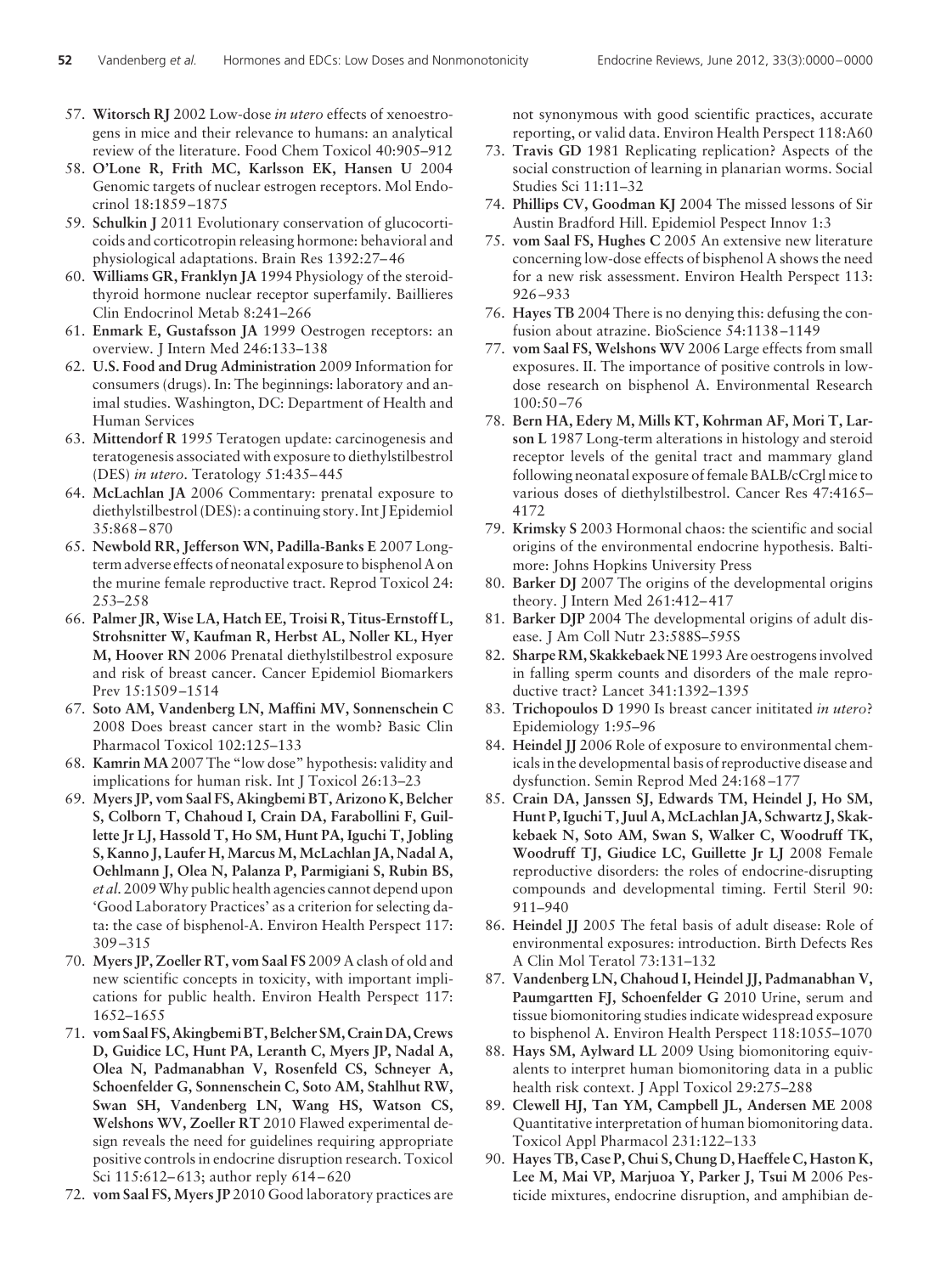57. **Witorsch RJ** 2002 Low-dose *in utero* effects of xenoestrogens in mice and their relevance to humans: an analytical review of the literature. Food Chem Toxicol 40:905–912
58. **O'Lone R, Frith MC, Karlsson EK, Hansen U** 2004 Genomic targets of nuclear estrogen receptors. Mol Endocrinol 18:1859–1875
59. **Schulkin J** 2011 Evolutionary conservation of glucocorticoids and corticotropin releasing hormone: behavioral and physiological adaptations. Brain Res 1392:27–46
60. **Williams GR, Franklyn JA** 1994 Physiology of the steroid-thyroid hormone nuclear receptor superfamily. Baillieres Clin Endocrinol Metab 8:241–266
61. **Enmark E, Gustafsson JA** 1999 Oestrogen receptors: an overview. J Intern Med 246:133–138
62. **U.S. Food and Drug Administration** 2009 Information for consumers (drugs). In: The beginnings: laboratory and animal studies. Washington, DC: Department of Health and Human Services
63. **Mittendorf R** 1995 Teratogen update: carcinogenesis and teratogenesis associated with exposure to diethylstilbestrol (DES) *in utero*. Teratology 51:435–445
64. **McLachlan JA** 2006 Commentary: prenatal exposure to diethylstilbestrol (DES): a continuing story. Int J Epidemiol 35:868–870
65. **Newbold RR, Jefferson WN, Padilla-Banks E** 2007 Long-term adverse effects of neonatal exposure to bisphenol A on the murine female reproductive tract. Reprod Toxicol 24: 253–258
66. **Palmer JR, Wise LA, Hatch EE, Troisi R, Titus-Ernstoff L, Strohsnitter W, Kaufman R, Herbst AL, Noller KL, Hyer M, Hoover RN** 2006 Prenatal diethylstilbestrol exposure and risk of breast cancer. Cancer Epidemiol Biomarkers Prev 15:1509–1514
67. **Soto AM, Vandenberg LN, Maffini MV, Sonnenschein C** 2008 Does breast cancer start in the womb? Basic Clin Pharmacol Toxicol 102:125–133
68. **Kamrin MA** 2007 The "low dose" hypothesis: validity and implications for human risk. Int J Toxicol 26:13–23
69. **Myers JP, vom Saal FS, Akingbemi BT, Arizono K, Belcher S, Colborn T, Chahoud I, Crain DA, Farabollini F, Guillette Jr LJ, Hassold T, Ho SM, Hunt PA, Iguchi T, Jobling S, Kanno J, Laufer H, Marcus M, McLachlan JA, Nadal A, Oehlmann J, Olea N, Palanza P, Parmigiani S, Rubin BS,** *et al.* 2009 Why public health agencies cannot depend upon 'Good Laboratory Practices' as a criterion for selecting data: the case of bisphenol-A. Environ Health Perspect 117: 309–315
70. **Myers JP, Zoeller RT, vom Saal FS** 2009 A clash of old and new scientific concepts in toxicity, with important implications for public health. Environ Health Perspect 117: 1652–1655
71. **vom Saal FS, Akingbemi BT, Belcher SM, Crain DA, Crews D, Guidice LC, Hunt PA, Leranth C, Myers JP, Nadal A, Olea N, Padmanabhan V, Rosenfeld CS, Schneyer A, Schoenfelder G, Sonnenschein C, Soto AM, Stahlhut RW, Swan SH, Vandenberg LN, Wang HS, Watson CS, Welshons WV, Zoeller RT** 2010 Flawed experimental design reveals the need for guidelines requiring appropriate positive controls in endocrine disruption research. Toxicol Sci 115:612–613; author reply 614–620
72. **vom Saal FS, Myers JP** 2010 Good laboratory practices are not synonymous with good scientific practices, accurate reporting, or valid data. Environ Health Perspect 118:A60
73. **Travis GD** 1981 Replicating replication? Aspects of the social construction of learning in planarian worms. Social Studies Sci 11:11–32
74. **Phillips CV, Goodman KJ** 2004 The missed lessons of Sir Austin Bradford Hill. Epidemiol Pespect Innov 1:3
75. **vom Saal FS, Hughes C** 2005 An extensive new literature concerning low-dose effects of bisphenol A shows the need for a new risk assessment. Environ Health Perspect 113: 926–933
76. **Hayes TB** 2004 There is no denying this: defusing the confusion about atrazine. BioScience 54:1138–1149
77. **vom Saal FS, Welshons WV** 2006 Large effects from small exposures. II. The importance of positive controls in low-dose research on bisphenol A. Environmental Research 100:50–76
78. **Bern HA, Edery M, Mills KT, Kohrman AF, Mori T, Larson L** 1987 Long-term alterations in histology and steroid receptor levels of the genital tract and mammary gland following neonatal exposure of female BALB/cCrgl mice to various doses of diethylstilbestrol. Cancer Res 47:4165–4172
79. **Krimsky S** 2003 Hormonal chaos: the scientific and social origins of the environmental endocrine hypothesis. Baltimore: Johns Hopkins University Press
80. **Barker DJ** 2007 The origins of the developmental origins theory. J Intern Med 261:412–417
81. **Barker DJP** 2004 The developmental origins of adult disease. J Am Coll Nutr 23:588S–595S
82. **Sharpe RM, Skakkebaek NE** 1993 Are oestrogens involved in falling sperm counts and disorders of the male reproductive tract? Lancet 341:1392–1395
83. **Trichopoulos D** 1990 Is breast cancer inititated *in utero*? Epidemiology 1:95–96
84. **Heindel JJ** 2006 Role of exposure to environmental chemicals in the developmental basis of reproductive disease and dysfunction. Semin Reprod Med 24:168–177
85. **Crain DA, Janssen SJ, Edwards TM, Heindel J, Ho SM, Hunt P, Iguchi T, Juul A, McLachlan JA, Schwartz J, Skakkebaek N, Soto AM, Swan S, Walker C, Woodruff TK, Woodruff TJ, Giudice LC, Guillette Jr LJ** 2008 Female reproductive disorders: the roles of endocrine-disrupting compounds and developmental timing. Fertil Steril 90: 911–940
86. **Heindel JJ** 2005 The fetal basis of adult disease: Role of environmental exposures: introduction. Birth Defects Res A Clin Mol Teratol 73:131–132
87. **Vandenberg LN, Chahoud I, Heindel JJ, Padmanabhan V, Paumgartten FJ, Schoenfelder G** 2010 Urine, serum and tissue biomonitoring studies indicate widespread exposure to bisphenol A. Environ Health Perspect 118:1055–1070
88. **Hays SM, Aylward LL** 2009 Using biomonitoring equivalents to interpret human biomonitoring data in a public health risk context. J Appl Toxicol 29:275–288
89. **Clewell HJ, Tan YM, Campbell JL, Andersen ME** 2008 Quantitative interpretation of human biomonitoring data. Toxicol Appl Pharmacol 231:122–133
90. **Hayes TB, Case P, Chui S, Chung D, Haeffele C, Haston K, Lee M, Mai VP, Marjuoa Y, Parker J, Tsui M** 2006 Pesticide mixtures, endocrine disruption, and amphibian de-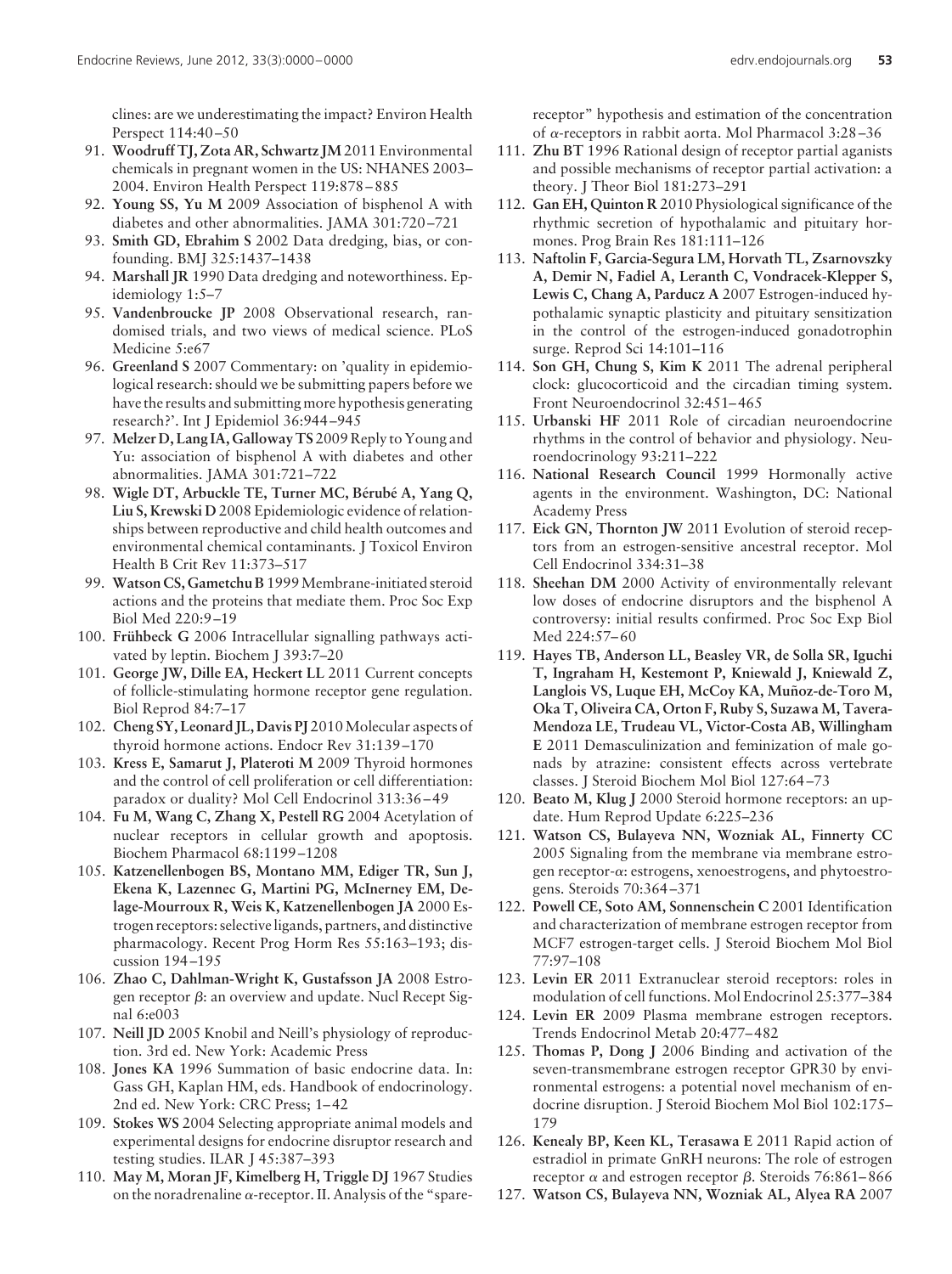clines: are we underestimating the impact? Environ Health Perspect 114:40–50

91. **Woodruff TJ, Zota AR, Schwartz JM** 2011 Environmental chemicals in pregnant women in the US: NHANES 2003–2004. Environ Health Perspect 119:878–885
92. **Young SS, Yu M** 2009 Association of bisphenol A with diabetes and other abnormalities. JAMA 301:720–721
93. **Smith GD, Ebrahim S** 2002 Data dredging, bias, or confounding. BMJ 325:1437–1438
94. **Marshall JR** 1990 Data dredging and noteworthiness. Epidemiology 1:5–7
95. **Vandenbroucke JP** 2008 Observational research, randomised trials, and two views of medical science. PLoS Medicine 5:e67
96. **Greenland S** 2007 Commentary: on 'quality in epidemiological research: should we be submitting papers before we have the results and submitting more hypothesis generating research?'. Int J Epidemiol 36:944–945
97. **Melzer D, Lang IA, Galloway TS** 2009 Reply to Young and Yu: association of bisphenol A with diabetes and other abnormalities. JAMA 301:721–722
98. **Wigle DT, Arbuckle TE, Turner MC, Bérubé A, Yang Q, Liu S, Krewski D** 2008 Epidemiologic evidence of relationships between reproductive and child health outcomes and environmental chemical contaminants. J Toxicol Environ Health B Crit Rev 11:373–517
99. **Watson CS, Gametchu B** 1999 Membrane-initiated steroid actions and the proteins that mediate them. Proc Soc Exp Biol Med 220:9–19
100. **Frühbeck G** 2006 Intracellular signalling pathways activated by leptin. Biochem J 393:7–20
101. **George JW, Dille EA, Heckert LL** 2011 Current concepts of follicle-stimulating hormone receptor gene regulation. Biol Reprod 84:7–17
102. **Cheng SY, Leonard JL, Davis PJ** 2010 Molecular aspects of thyroid hormone actions. Endocr Rev 31:139–170
103. **Kress E, Samarut J, Plateroti M** 2009 Thyroid hormones and the control of cell proliferation or cell differentiation: paradox or duality? Mol Cell Endocrinol 313:36–49
104. **Fu M, Wang C, Zhang X, Pestell RG** 2004 Acetylation of nuclear receptors in cellular growth and apoptosis. Biochem Pharmacol 68:1199–1208
105. **Katzenellenbogen BS, Montano MM, Ediger TR, Sun J, Ekena K, Lazennec G, Martini PG, McInerney EM, Delage-Mourroux R, Weis K, Katzenellenbogen JA** 2000 Estrogen receptors: selective ligands, partners, and distinctive pharmacology. Recent Prog Horm Res 55:163–193; discussion 194–195
106. **Zhao C, Dahlman-Wright K, Gustafsson JA** 2008 Estrogen receptor $\beta$: an overview and update. Nucl Recept Signal 6:e003
107. **Neill JD** 2005 Knobil and Neill's physiology of reproduction. 3rd ed. New York: Academic Press
108. **Jones KA** 1996 Summation of basic endocrine data. In: Gass GH, Kaplan HM, eds. Handbook of endocrinology. 2nd ed. New York: CRC Press; 1–42
109. **Stokes WS** 2004 Selecting appropriate animal models and experimental designs for endocrine disruptor research and testing studies. ILAR J 45:387–393
110. **May M, Moran JF, Kimelberg H, Triggle DJ** 1967 Studies on the noradrenaline $\alpha$-receptor. II. Analysis of the "spare-receptor" hypothesis and estimation of the concentration of $\alpha$-receptors in rabbit aorta. Mol Pharmacol 3:28–36
111. **Zhu BT** 1996 Rational design of receptor partial aganists and possible mechanisms of receptor partial activation: a theory. J Theor Biol 181:273–291
112. **Gan EH, Quinton R** 2010 Physiological significance of the rhythmic secretion of hypothalamic and pituitary hormones. Prog Brain Res 181:111–126
113. **Naftolin F, Garcia-Segura LM, Horvath TL, Zsarnovszky A, Demir N, Fadiel A, Leranth C, Vondracek-Klepper S, Lewis C, Chang A, Parducz A** 2007 Estrogen-induced hypothalamic synaptic plasticity and pituitary sensitization in the control of the estrogen-induced gonadotrophin surge. Reprod Sci 14:101–116
114. **Son GH, Chung S, Kim K** 2011 The adrenal peripheral clock: glucocorticoid and the circadian timing system. Front Neuroendocrinol 32:451–465
115. **Urbanski HF** 2011 Role of circadian neuroendocrine rhythms in the control of behavior and physiology. Neuroendocrinology 93:211–222
116. **National Research Council** 1999 Hormonally active agents in the environment. Washington, DC: National Academy Press
117. **Eick GN, Thornton JW** 2011 Evolution of steroid receptors from an estrogen-sensitive ancestral receptor. Mol Cell Endocrinol 334:31–38
118. **Sheehan DM** 2000 Activity of environmentally relevant low doses of endocrine disruptors and the bisphenol A controversy: initial results confirmed. Proc Soc Exp Biol Med 224:57–60
119. **Hayes TB, Anderson LL, Beasley VR, de Solla SR, Iguchi T, Ingraham H, Kestemont P, Kniewald J, Kniewald Z, Langlois VS, Luque EH, McCoy KA, Muñoz-de-Toro M, Oka T, Oliveira CA, Orton F, Ruby S, Suzawa M, Tavera-Mendoza LE, Trudeau VL, Victor-Costa AB, Willingham E** 2011 Demasculinization and feminization of male gonads by atrazine: consistent effects across vertebrate classes. J Steroid Biochem Mol Biol 127:64–73
120. **Beato M, Klug J** 2000 Steroid hormone receptors: an update. Hum Reprod Update 6:225–236
121. **Watson CS, Bulayeva NN, Wozniak AL, Finnerty CC** 2005 Signaling from the membrane via membrane estrogen receptor-$\alpha$: estrogens, xenoestrogens, and phytoestrogens. Steroids 70:364–371
122. **Powell CE, Soto AM, Sonnenschein C** 2001 Identification and characterization of membrane estrogen receptor from MCF7 estrogen-target cells. J Steroid Biochem Mol Biol 77:97–108
123. **Levin ER** 2011 Extranuclear steroid receptors: roles in modulation of cell functions. Mol Endocrinol 25:377–384
124. **Levin ER** 2009 Plasma membrane estrogen receptors. Trends Endocrinol Metab 20:477–482
125. **Thomas P, Dong J** 2006 Binding and activation of the seven-transmembrane estrogen receptor GPR30 by environmental estrogens: a potential novel mechanism of endocrine disruption. J Steroid Biochem Mol Biol 102:175–179
126. **Kenealy BP, Keen KL, Terasawa E** 2011 Rapid action of estradiol in primate GnRH neurons: The role of estrogen receptor $\alpha$ and estrogen receptor $\beta$. Steroids 76:861–866
127. **Watson CS, Bulayeva NN, Wozniak AL, Alyea RA** 2007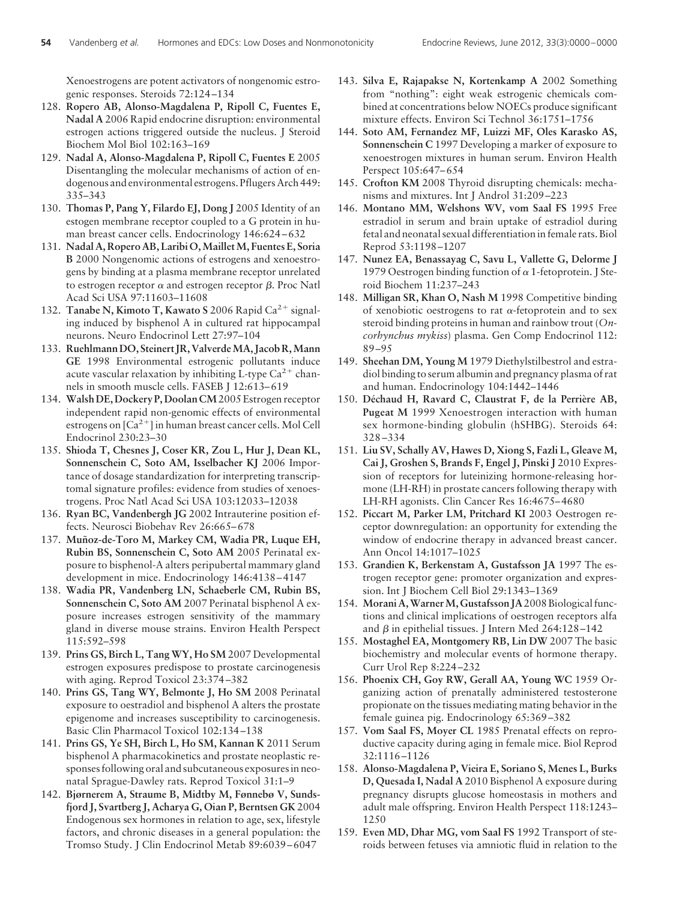Xenoestrogens are potent activators of nongenomic estrogenic responses. Steroids 72:124–134

128. **Ropero AB, Alonso-Magdalena P, Ripoll C, Fuentes E, Nadal A** 2006 Rapid endocrine disruption: environmental estrogen actions triggered outside the nucleus. J Steroid Biochem Mol Biol 102:163–169
129. **Nadal A, Alonso-Magdalena P, Ripoll C, Fuentes E** 2005 Disentangling the molecular mechanisms of action of endogenous and environmental estrogens. Pflugers Arch 449: 335–343
130. **Thomas P, Pang Y, Filardo EJ, Dong J** 2005 Identity of an estogen membrane receptor coupled to a G protein in human breast cancer cells. Endocrinology 146:624–632
131. **Nadal A, Ropero AB, Laribi O, Maillet M, Fuentes E, Soria B** 2000 Nongenomic actions of estrogens and xenoestrogens by binding at a plasma membrane receptor unrelated to estrogen receptor α and estrogen receptor β. Proc Natl Acad Sci USA 97:11603–11608
132. **Tanabe N, Kimoto T, Kawato S** 2006 Rapid $Ca^{2+}$ signaling induced by bisphenol A in cultured rat hippocampal neurons. Neuro Endocrinol Lett 27:97–104
133. **Ruehlmann DO, Steinert JR, Valverde MA, Jacob R, Mann GE** 1998 Environmental estrogenic pollutants induce acute vascular relaxation by inhibiting L-type $Ca^{2+}$ channels in smooth muscle cells. FASEB J 12:613–619
134. **Walsh DE, Dockery P, Doolan CM** 2005 Estrogen receptor independent rapid non-genomic effects of environmental estrogens on $[Ca^{2+}]$ in human breast cancer cells. Mol Cell Endocrinol 230:23–30
135. **Shioda T, Chesnes J, Coser KR, Zou L, Hur J, Dean KL, Sonnenschein C, Soto AM, Isselbacher KJ** 2006 Importance of dosage standardization for interpreting transcriptomal signature profiles: evidence from studies of xenoestrogens. Proc Natl Acad Sci USA 103:12033–12038
136. **Ryan BC, Vandenbergh JG** 2002 Intrauterine position effects. Neurosci Biobehav Rev 26:665–678
137. **Muñoz-de-Toro M, Markey CM, Wadia PR, Luque EH, Rubin BS, Sonnenschein C, Soto AM** 2005 Perinatal exposure to bisphenol-A alters peripubertal mammary gland development in mice. Endocrinology 146:4138–4147
138. **Wadia PR, Vandenberg LN, Schaeberle CM, Rubin BS, Sonnenschein C, Soto AM** 2007 Perinatal bisphenol A exposure increases estrogen sensitivity of the mammary gland in diverse mouse strains. Environ Health Perspect 115:592–598
139. **Prins GS, Birch L, Tang WY, Ho SM** 2007 Developmental estrogen exposures predispose to prostate carcinogenesis with aging. Reprod Toxicol 23:374–382
140. **Prins GS, Tang WY, Belmonte J, Ho SM** 2008 Perinatal exposure to oestradiol and bisphenol A alters the prostate epigenome and increases susceptibility to carcinogenesis. Basic Clin Pharmacol Toxicol 102:134–138
141. **Prins GS, Ye SH, Birch L, Ho SM, Kannan K** 2011 Serum bisphenol A pharmacokinetics and prostate neoplastic responses following oral and subcutaneous exposures in neonatal Sprague-Dawley rats. Reprod Toxicol 31:1–9
142. **Bjørnerem A, Straume B, Midtby M, Fønnebø V, Sundsfjord J, Svartberg J, Acharya G, Oian P, Berntsen GK** 2004 Endogenous sex hormones in relation to age, sex, lifestyle factors, and chronic diseases in a general population: the Tromso Study. J Clin Endocrinol Metab 89:6039–6047
143. **Silva E, Rajapakse N, Kortenkamp A** 2002 Something from "nothing": eight weak estrogenic chemicals combined at concentrations below NOECs produce significant mixture effects. Environ Sci Technol 36:1751–1756
144. **Soto AM, Fernandez MF, Luizzi MF, Oles Karasko AS, Sonnenschein C** 1997 Developing a marker of exposure to xenoestrogen mixtures in human serum. Environ Health Perspect 105:647–654
145. **Crofton KM** 2008 Thyroid disrupting chemicals: mechanisms and mixtures. Int J Androl 31:209–223
146. **Montano MM, Welshons WV, vom Saal FS** 1995 Free estradiol in serum and brain uptake of estradiol during fetal and neonatal sexual differentiation in female rats. Biol Reprod 53:1198–1207
147. **Nunez EA, Benassayag C, Savu L, Vallette G, Delorme J** 1979 Oestrogen binding function of α 1-fetoprotein. J Steroid Biochem 11:237–243
148. **Milligan SR, Khan O, Nash M** 1998 Competitive binding of xenobiotic oestrogens to rat α-fetoprotein and to sex steroid binding proteins in human and rainbow trout (*Oncorhynchus mykiss*) plasma. Gen Comp Endocrinol 112: 89–95
149. **Sheehan DM, Young M** 1979 Diethylstilbestrol and estradiol binding to serum albumin and pregnancy plasma of rat and human. Endocrinology 104:1442–1446
150. **Déchaud H, Ravard C, Claustrat F, de la Perrière AB, Pugeat M** 1999 Xenoestrogen interaction with human sex hormone-binding globulin (hSHBG). Steroids 64: 328–334
151. **Liu SV, Schally AV, Hawes D, Xiong S, Fazli L, Gleave M, Cai J, Groshen S, Brands F, Engel J, Pinski J** 2010 Expression of receptors for luteinizing hormone-releasing hormone (LH-RH) in prostate cancers following therapy with LH-RH agonists. Clin Cancer Res 16:4675–4680
152. **Piccart M, Parker LM, Pritchard KI** 2003 Oestrogen receptor downregulation: an opportunity for extending the window of endocrine therapy in advanced breast cancer. Ann Oncol 14:1017–1025
153. **Grandien K, Berkenstam A, Gustafsson JA** 1997 The estrogen receptor gene: promoter organization and expression. Int J Biochem Cell Biol 29:1343–1369
154. **Morani A, Warner M, Gustafsson JA** 2008 Biological functions and clinical implications of oestrogen receptors alfa and β in epithelial tissues. J Intern Med 264:128–142
155. **Mostaghel EA, Montgomery RB, Lin DW** 2007 The basic biochemistry and molecular events of hormone therapy. Curr Urol Rep 8:224–232
156. **Phoenix CH, Goy RW, Gerall AA, Young WC** 1959 Organizing action of prenatally administered testosterone propionate on the tissues mediating mating behavior in the female guinea pig. Endocrinology 65:369–382
157. **Vom Saal FS, Moyer CL** 1985 Prenatal effects on reproductive capacity during aging in female mice. Biol Reprod 32:1116–1126
158. **Alonso-Magdalena P, Vieira E, Soriano S, Menes L, Burks D, Quesada I, Nadal A** 2010 Bisphenol A exposure during pregnancy disrupts glucose homeostasis in mothers and adult male offspring. Environ Health Perspect 118:1243–1250
159. **Even MD, Dhar MG, vom Saal FS** 1992 Transport of steroids between fetuses via amniotic fluid in relation to the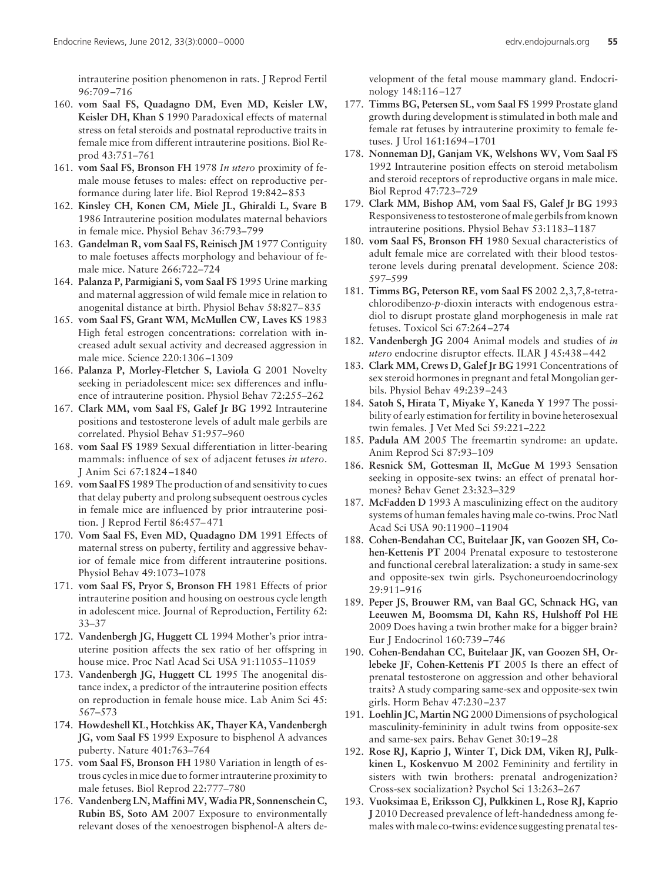intrauterine position phenomenon in rats. J Reprod Fertil 96:709–716

160. **vom Saal FS, Quadagno DM, Even MD, Keisler LW, Keisler DH, Khan S** 1990 Paradoxical effects of maternal stress on fetal steroids and postnatal reproductive traits in female mice from different intrauterine positions. Biol Reprod 43:751–761
161. **vom Saal FS, Bronson FH** 1978 *In utero* proximity of female mouse fetuses to males: effect on reproductive performance during later life. Biol Reprod 19:842–853
162. **Kinsley CH, Konen CM, Miele JL, Ghiraldi L, Svare B** 1986 Intrauterine position modulates maternal behaviors in female mice. Physiol Behav 36:793–799
163. **Gandelman R, vom Saal FS, Reinisch JM** 1977 Contiguity to male foetuses affects morphology and behaviour of female mice. Nature 266:722–724
164. **Palanza P, Parmigiani S, vom Saal FS** 1995 Urine marking and maternal aggression of wild female mice in relation to anogenital distance at birth. Physiol Behav 58:827–835
165. **vom Saal FS, Grant WM, McMullen CW, Laves KS** 1983 High fetal estrogen concentrations: correlation with increased adult sexual activity and decreased aggression in male mice. Science 220:1306–1309
166. **Palanza P, Morley-Fletcher S, Laviola G** 2001 Novelty seeking in periadolescent mice: sex differences and influence of intrauterine position. Physiol Behav 72:255–262
167. **Clark MM, vom Saal FS, Galef Jr BG** 1992 Intrauterine positions and testosterone levels of adult male gerbils are correlated. Physiol Behav 51:957–960
168. **vom Saal FS** 1989 Sexual differentiation in litter-bearing mammals: influence of sex of adjacent fetuses *in utero*. J Anim Sci 67:1824–1840
169. **vom Saal FS** 1989 The production of and sensitivity to cues that delay puberty and prolong subsequent oestrous cycles in female mice are influenced by prior intrauterine position. J Reprod Fertil 86:457–471
170. **Vom Saal FS, Even MD, Quadagno DM** 1991 Effects of maternal stress on puberty, fertility and aggressive behavior of female mice from different intrauterine positions. Physiol Behav 49:1073–1078
171. **vom Saal FS, Pryor S, Bronson FH** 1981 Effects of prior intrauterine position and housing on oestrous cycle length in adolescent mice. Journal of Reproduction, Fertility 62: 33–37
172. **Vandenbergh JG, Huggett CL** 1994 Mother's prior intrauterine position affects the sex ratio of her offspring in house mice. Proc Natl Acad Sci USA 91:11055–11059
173. **Vandenbergh JG, Huggett CL** 1995 The anogenital distance index, a predictor of the intrauterine position effects on reproduction in female house mice. Lab Anim Sci 45: 567–573
174. **Howdeshell KL, Hotchkiss AK, Thayer KA, Vandenbergh JG, vom Saal FS** 1999 Exposure to bisphenol A advances puberty. Nature 401:763–764
175. **vom Saal FS, Bronson FH** 1980 Variation in length of estrous cycles in mice due to former intrauterine proximity to male fetuses. Biol Reprod 22:777–780
176. **Vandenberg LN, Maffini MV, Wadia PR, Sonnenschein C, Rubin BS, Soto AM** 2007 Exposure to environmentally relevant doses of the xenoestrogen bisphenol-A alters development of the fetal mouse mammary gland. Endocrinology 148:116–127
177. **Timms BG, Petersen SL, vom Saal FS** 1999 Prostate gland growth during development is stimulated in both male and female rat fetuses by intrauterine proximity to female fetuses. J Urol 161:1694–1701
178. **Nonneman DJ, Ganjam VK, Welshons WV, Vom Saal FS** 1992 Intrauterine position effects on steroid metabolism and steroid receptors of reproductive organs in male mice. Biol Reprod 47:723–729
179. **Clark MM, Bishop AM, vom Saal FS, Galef Jr BG** 1993 Responsiveness to testosterone of male gerbils from known intrauterine positions. Physiol Behav 53:1183–1187
180. **vom Saal FS, Bronson FH** 1980 Sexual characteristics of adult female mice are correlated with their blood testosterone levels during prenatal development. Science 208: 597–599
181. **Timms BG, Peterson RE, vom Saal FS** 2002 2,3,7,8-tetrachlorodibenzo-*p*-dioxin interacts with endogenous estradiol to disrupt prostate gland morphogenesis in male rat fetuses. Toxicol Sci 67:264–274
182. **Vandenbergh JG** 2004 Animal models and studies of *in utero* endocrine disruptor effects. ILAR J 45:438–442
183. **Clark MM, Crews D, Galef Jr BG** 1991 Concentrations of sex steroid hormones in pregnant and fetal Mongolian gerbils. Physiol Behav 49:239–243
184. **Satoh S, Hirata T, Miyake Y, Kaneda Y** 1997 The possibility of early estimation for fertility in bovine heterosexual twin females. J Vet Med Sci 59:221–222
185. **Padula AM** 2005 The freemartin syndrome: an update. Anim Reprod Sci 87:93–109
186. **Resnick SM, Gottesman II, McGue M** 1993 Sensation seeking in opposite-sex twins: an effect of prenatal hormones? Behav Genet 23:323–329
187. **McFadden D** 1993 A masculinizing effect on the auditory systems of human females having male co-twins. Proc Natl Acad Sci USA 90:11900–11904
188. **Cohen-Bendahan CC, Buitelaar JK, van Goozen SH, Cohen-Kettenis PT** 2004 Prenatal exposure to testosterone and functional cerebral lateralization: a study in same-sex and opposite-sex twin girls. Psychoneuroendocrinology 29:911–916
189. **Peper JS, Brouwer RM, van Baal GC, Schnack HG, van Leeuwen M, Boomsma DI, Kahn RS, Hulshoff Pol HE** 2009 Does having a twin brother make for a bigger brain? Eur J Endocrinol 160:739–746
190. **Cohen-Bendahan CC, Buitelaar JK, van Goozen SH, Orlebeke JF, Cohen-Kettenis PT** 2005 Is there an effect of prenatal testosterone on aggression and other behavioral traits? A study comparing same-sex and opposite-sex twin girls. Horm Behav 47:230–237
191. **Loehlin JC, Martin NG** 2000 Dimensions of psychological masculinity-femininity in adult twins from opposite-sex and same-sex pairs. Behav Genet 30:19–28
192. **Rose RJ, Kaprio J, Winter T, Dick DM, Viken RJ, Pulkkinen L, Koskenvuo M** 2002 Femininity and fertility in sisters with twin brothers: prenatal androgenization? Cross-sex socialization? Psychol Sci 13:263–267
193. **Vuoksimaa E, Eriksson CJ, Pulkkinen L, Rose RJ, Kaprio J** 2010 Decreased prevalence of left-handedness among females with male co-twins: evidence suggesting prenatal tes-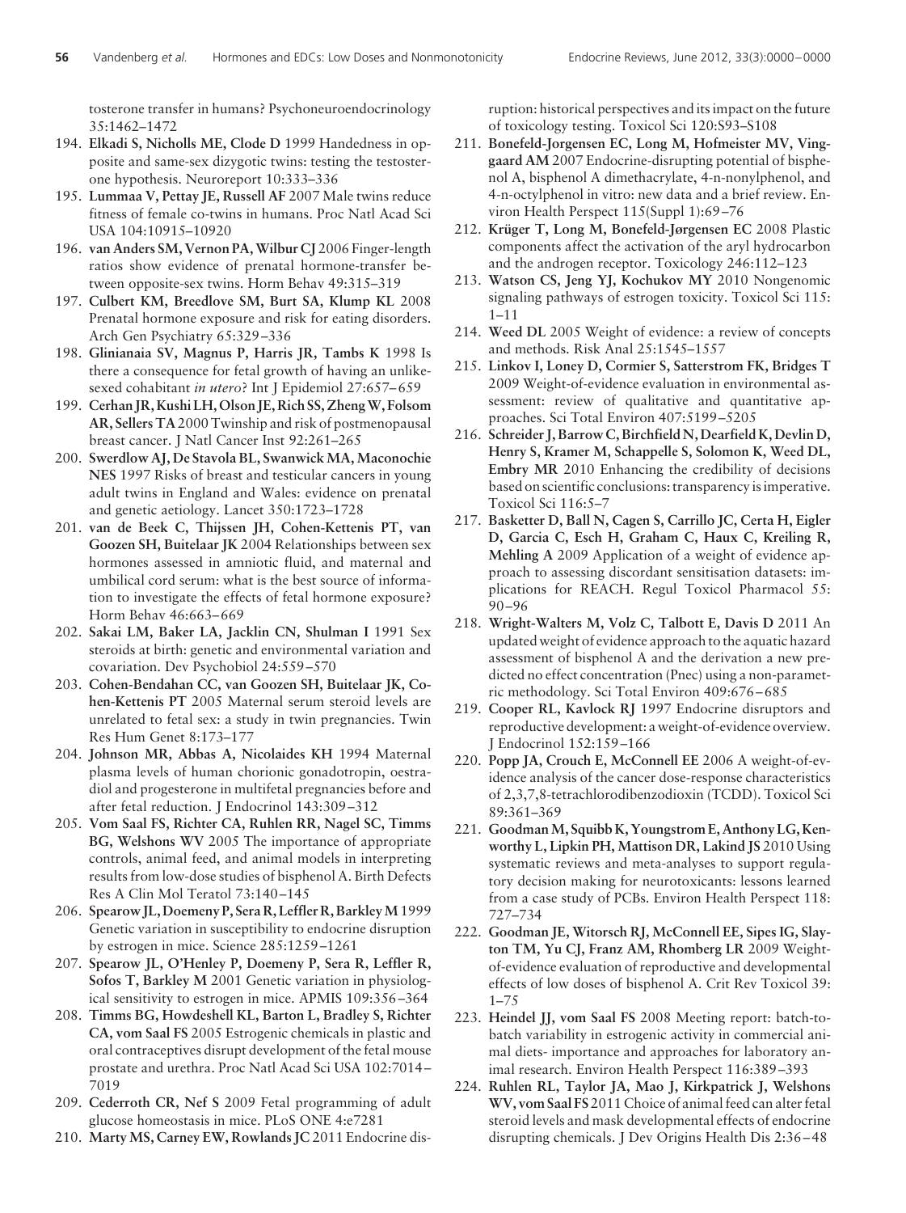tosterone transfer in humans? Psychoneuroendocrinology 35:1462–1472

194. **Elkadi S, Nicholls ME, Clode D** 1999 Handedness in opposite and same-sex dizygotic twins: testing the testosterone hypothesis. Neuroreport 10:333–336
195. **Lummaa V, Pettay JE, Russell AF** 2007 Male twins reduce fitness of female co-twins in humans. Proc Natl Acad Sci USA 104:10915–10920
196. **van Anders SM, Vernon PA, Wilbur CJ** 2006 Finger-length ratios show evidence of prenatal hormone-transfer between opposite-sex twins. Horm Behav 49:315–319
197. **Culbert KM, Breedlove SM, Burt SA, Klump KL** 2008 Prenatal hormone exposure and risk for eating disorders. Arch Gen Psychiatry 65:329–336
198. **Glinianaia SV, Magnus P, Harris JR, Tambs K** 1998 Is there a consequence for fetal growth of having an unlike-sexed cohabitant *in utero*? Int J Epidemiol 27:657–659
199. **Cerhan JR, Kushi LH, Olson JE, Rich SS, Zheng W, Folsom AR, Sellers TA** 2000 Twinship and risk of postmenopausal breast cancer. J Natl Cancer Inst 92:261–265
200. **Swerdlow AJ, De Stavola BL, Swanwick MA, Maconochie NES** 1997 Risks of breast and testicular cancers in young adult twins in England and Wales: evidence on prenatal and genetic aetiology. Lancet 350:1723–1728
201. **van de Beek C, Thijssen JH, Cohen-Kettenis PT, van Goozen SH, Buitelaar JK** 2004 Relationships between sex hormones assessed in amniotic fluid, and maternal and umbilical cord serum: what is the best source of information to investigate the effects of fetal hormone exposure? Horm Behav 46:663–669
202. **Sakai LM, Baker LA, Jacklin CN, Shulman I** 1991 Sex steroids at birth: genetic and environmental variation and covariation. Dev Psychobiol 24:559–570
203. **Cohen-Bendahan CC, van Goozen SH, Buitelaar JK, Cohen-Kettenis PT** 2005 Maternal serum steroid levels are unrelated to fetal sex: a study in twin pregnancies. Twin Res Hum Genet 8:173–177
204. **Johnson MR, Abbas A, Nicolaides KH** 1994 Maternal plasma levels of human chorionic gonadotropin, oestradiol and progesterone in multifetal pregnancies before and after fetal reduction. J Endocrinol 143:309–312
205. **Vom Saal FS, Richter CA, Ruhlen RR, Nagel SC, Timms BG, Welshons WV** 2005 The importance of appropriate controls, animal feed, and animal models in interpreting results from low-dose studies of bisphenol A. Birth Defects Res A Clin Mol Teratol 73:140–145
206. **Spearow JL, Doemeny P, Sera R, Leffler R, Barkley M** 1999 Genetic variation in susceptibility to endocrine disruption by estrogen in mice. Science 285:1259–1261
207. **Spearow JL, O'Henley P, Doemeny P, Sera R, Leffler R, Sofos T, Barkley M** 2001 Genetic variation in physiological sensitivity to estrogen in mice. APMIS 109:356–364
208. **Timms BG, Howdeshell KL, Barton L, Bradley S, Richter CA, vom Saal FS** 2005 Estrogenic chemicals in plastic and oral contraceptives disrupt development of the fetal mouse prostate and urethra. Proc Natl Acad Sci USA 102:7014–7019
209. **Cederroth CR, Nef S** 2009 Fetal programming of adult glucose homeostasis in mice. PLoS ONE 4:e7281
210. **Marty MS, Carney EW, Rowlands JC** 2011 Endocrine disruption: historical perspectives and its impact on the future of toxicology testing. Toxicol Sci 120:S93–S108
211. **Bonefeld-Jorgensen EC, Long M, Hofmeister MV, Vinggaard AM** 2007 Endocrine-disrupting potential of bisphenol A, bisphenol A dimethacrylate, 4-n-nonylphenol, and 4-n-octylphenol in vitro: new data and a brief review. Environ Health Perspect 115(Suppl 1):69–76
212. **Krüger T, Long M, Bonefeld-Jørgensen EC** 2008 Plastic components affect the activation of the aryl hydrocarbon and the androgen receptor. Toxicology 246:112–123
213. **Watson CS, Jeng YJ, Kochukov MY** 2010 Nongenomic signaling pathways of estrogen toxicity. Toxicol Sci 115: 1–11
214. **Weed DL** 2005 Weight of evidence: a review of concepts and methods. Risk Anal 25:1545–1557
215. **Linkov I, Loney D, Cormier S, Satterstrom FK, Bridges T** 2009 Weight-of-evidence evaluation in environmental assessment: review of qualitative and quantitative approaches. Sci Total Environ 407:5199–5205
216. **Schreider J, Barrow C, Birchfield N, Dearfield K, Devlin D, Henry S, Kramer M, Schappelle S, Solomon K, Weed DL, Embry MR** 2010 Enhancing the credibility of decisions based on scientific conclusions: transparency is imperative. Toxicol Sci 116:5–7
217. **Basketter D, Ball N, Cagen S, Carrillo JC, Certa H, Eigler D, Garcia C, Esch H, Graham C, Haux C, Kreiling R, Mehling A** 2009 Application of a weight of evidence approach to assessing discordant sensitisation datasets: implications for REACH. Regul Toxicol Pharmacol 55: 90–96
218. **Wright-Walters M, Volz C, Talbott E, Davis D** 2011 An updated weight of evidence approach to the aquatic hazard assessment of bisphenol A and the derivation a new predicted no effect concentration (Pnec) using a non-parametric methodology. Sci Total Environ 409:676–685
219. **Cooper RL, Kavlock RJ** 1997 Endocrine disruptors and reproductive development: a weight-of-evidence overview. J Endocrinol 152:159–166
220. **Popp JA, Crouch E, McConnell EE** 2006 A weight-of-evidence analysis of the cancer dose-response characteristics of 2,3,7,8-tetrachlorodibenzodioxin (TCDD). Toxicol Sci 89:361–369
221. **Goodman M, Squibb K, Youngstrom E, Anthony LG, Kenworthy L, Lipkin PH, Mattison DR, Lakind JS** 2010 Using systematic reviews and meta-analyses to support regulatory decision making for neurotoxicants: lessons learned from a case study of PCBs. Environ Health Perspect 118: 727–734
222. **Goodman JE, Witorsch RJ, McConnell EE, Sipes IG, Slayton TM, Yu CJ, Franz AM, Rhomberg LR** 2009 Weight-of-evidence evaluation of reproductive and developmental effects of low doses of bisphenol A. Crit Rev Toxicol 39: 1–75
223. **Heindel JJ, vom Saal FS** 2008 Meeting report: batch-to-batch variability in estrogenic activity in commercial animal diets- importance and approaches for laboratory animal research. Environ Health Perspect 116:389–393
224. **Ruhlen RL, Taylor JA, Mao J, Kirkpatrick J, Welshons WV, vom Saal FS** 2011 Choice of animal feed can alter fetal steroid levels and mask developmental effects of endocrine disrupting chemicals. J Dev Origins Health Dis 2:36–48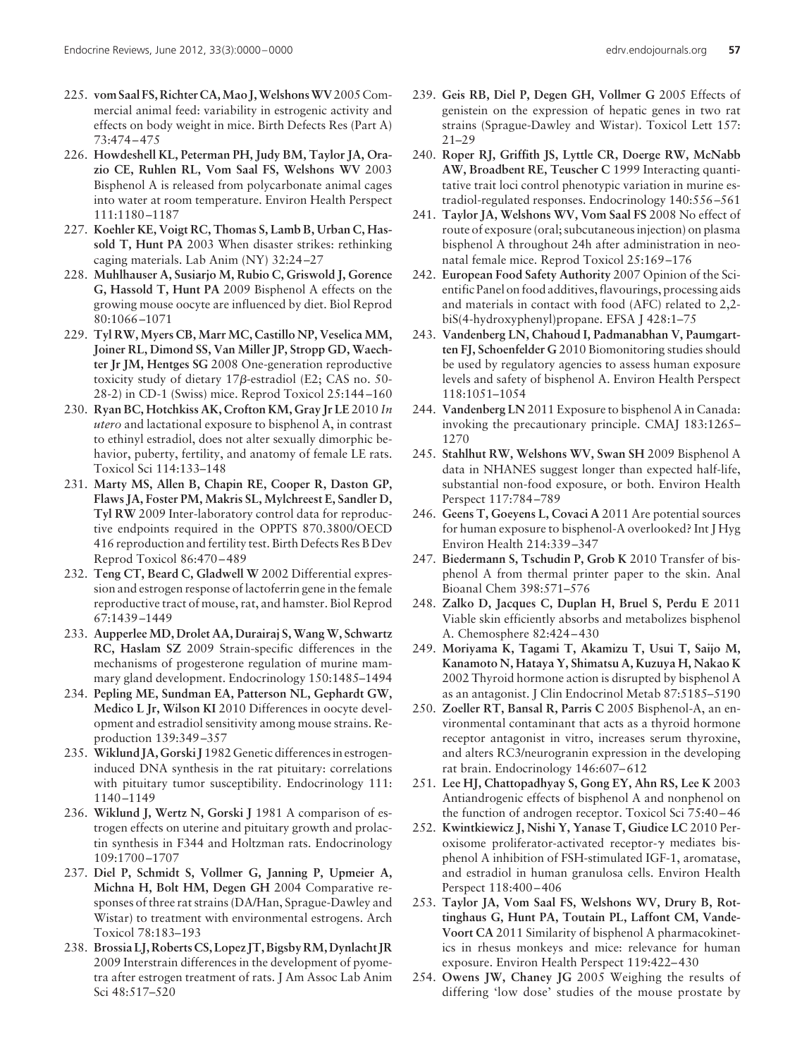225. **vom Saal FS, Richter CA, Mao J, Welshons WV** 2005 Commercial animal feed: variability in estrogenic activity and effects on body weight in mice. Birth Defects Res (Part A) 73:474–475
226. **Howdeshell KL, Peterman PH, Judy BM, Taylor JA, Orazio CE, Ruhlen RL, Vom Saal FS, Welshons WV** 2003 Bisphenol A is released from polycarbonate animal cages into water at room temperature. Environ Health Perspect 111:1180–1187
227. **Koehler KE, Voigt RC, Thomas S, Lamb B, Urban C, Hassold T, Hunt PA** 2003 When disaster strikes: rethinking caging materials. Lab Anim (NY) 32:24–27
228. **Muhlhauser A, Susiarjo M, Rubio C, Griswold J, Gorence G, Hassold T, Hunt PA** 2009 Bisphenol A effects on the growing mouse oocyte are influenced by diet. Biol Reprod 80:1066–1071
229. **Tyl RW, Myers CB, Marr MC, Castillo NP, Veselica MM, Joiner RL, Dimond SS, Van Miller JP, Stropp GD, Waechter Jr JM, Hentges SG** 2008 One-generation reproductive toxicity study of dietary 17β-estradiol (E2; CAS no. 50-28-2) in CD-1 (Swiss) mice. Reprod Toxicol 25:144–160
230. **Ryan BC, Hotchkiss AK, Crofton KM, Gray Jr LE** 2010 *In utero* and lactational exposure to bisphenol A, in contrast to ethinyl estradiol, does not alter sexually dimorphic behavior, puberty, fertility, and anatomy of female LE rats. Toxicol Sci 114:133–148
231. **Marty MS, Allen B, Chapin RE, Cooper R, Daston GP, Flaws JA, Foster PM, Makris SL, Mylchreest E, Sandler D, Tyl RW** 2009 Inter-laboratory control data for reproductive endpoints required in the OPPTS 870.3800/OECD 416 reproduction and fertility test. Birth Defects Res B Dev Reprod Toxicol 86:470–489
232. **Teng CT, Beard C, Gladwell W** 2002 Differential expression and estrogen response of lactoferrin gene in the female reproductive tract of mouse, rat, and hamster. Biol Reprod 67:1439–1449
233. **Aupperlee MD, Drolet AA, Durairaj S, Wang W, Schwartz RC, Haslam SZ** 2009 Strain-specific differences in the mechanisms of progesterone regulation of murine mammary gland development. Endocrinology 150:1485–1494
234. **Pepling ME, Sundman EA, Patterson NL, Gephardt GW, Medico L Jr, Wilson KI** 2010 Differences in oocyte development and estradiol sensitivity among mouse strains. Reproduction 139:349–357
235. **Wiklund JA, Gorski J** 1982 Genetic differences in estrogen-induced DNA synthesis in the rat pituitary: correlations with pituitary tumor susceptibility. Endocrinology 111:1140–1149
236. **Wiklund J, Wertz N, Gorski J** 1981 A comparison of estrogen effects on uterine and pituitary growth and prolactin synthesis in F344 and Holtzman rats. Endocrinology 109:1700–1707
237. **Diel P, Schmidt S, Vollmer G, Janning P, Upmeier A, Michna H, Bolt HM, Degen GH** 2004 Comparative responses of three rat strains (DA/Han, Sprague-Dawley and Wistar) to treatment with environmental estrogens. Arch Toxicol 78:183–193
238. **Brossia LJ, Roberts CS, Lopez JT, Bigsby RM, Dynlacht JR** 2009 Interstrain differences in the development of pyometra after estrogen treatment of rats. J Am Assoc Lab Anim Sci 48:517–520
239. **Geis RB, Diel P, Degen GH, Vollmer G** 2005 Effects of genistein on the expression of hepatic genes in two rat strains (Sprague-Dawley and Wistar). Toxicol Lett 157:21–29
240. **Roper RJ, Griffith JS, Lyttle CR, Doerge RW, McNabb AW, Broadbent RE, Teuscher C** 1999 Interacting quantitative trait loci control phenotypic variation in murine estradiol-regulated responses. Endocrinology 140:556–561
241. **Taylor JA, Welshons WV, Vom Saal FS** 2008 No effect of route of exposure (oral; subcutaneous injection) on plasma bisphenol A throughout 24h after administration in neonatal female mice. Reprod Toxicol 25:169–176
242. **European Food Safety Authority** 2007 Opinion of the Scientific Panel on food additives, flavourings, processing aids and materials in contact with food (AFC) related to 2,2-biS(4-hydroxyphenyl)propane. EFSA J 428:1–75
243. **Vandenberg LN, Chahoud I, Padmanabhan V, Paumgartten FJ, Schoenfelder G** 2010 Biomonitoring studies should be used by regulatory agencies to assess human exposure levels and safety of bisphenol A. Environ Health Perspect 118:1051–1054
244. **Vandenberg LN** 2011 Exposure to bisphenol A in Canada: invoking the precautionary principle. CMAJ 183:1265–1270
245. **Stahlhut RW, Welshons WV, Swan SH** 2009 Bisphenol A data in NHANES suggest longer than expected half-life, substantial non-food exposure, or both. Environ Health Perspect 117:784–789
246. **Geens T, Goeyens L, Covaci A** 2011 Are potential sources for human exposure to bisphenol-A overlooked? Int J Hyg Environ Health 214:339–347
247. **Biedermann S, Tschudin P, Grob K** 2010 Transfer of bisphenol A from thermal printer paper to the skin. Anal Bioanal Chem 398:571–576
248. **Zalko D, Jacques C, Duplan H, Bruel S, Perdu E** 2011 Viable skin efficiently absorbs and metabolizes bisphenol A. Chemosphere 82:424–430
249. **Moriyama K, Tagami T, Akamizu T, Usui T, Saijo M, Kanamoto N, Hataya Y, Shimatsu A, Kuzuya H, Nakao K** 2002 Thyroid hormone action is disrupted by bisphenol A as an antagonist. J Clin Endocrinol Metab 87:5185–5190
250. **Zoeller RT, Bansal R, Parris C** 2005 Bisphenol-A, an environmental contaminant that acts as a thyroid hormone receptor antagonist in vitro, increases serum thyroxine, and alters RC3/neurogranin expression in the developing rat brain. Endocrinology 146:607–612
251. **Lee HJ, Chattopadhyay S, Gong EY, Ahn RS, Lee K** 2003 Antiandrogenic effects of bisphenol A and nonphenol on the function of androgen receptor. Toxicol Sci 75:40–46
252. **Kwintkiewicz J, Nishi Y, Yanase T, Giudice LC** 2010 Peroxisome proliferator-activated receptor-γ mediates bisphenol A inhibition of FSH-stimulated IGF-1, aromatase, and estradiol in human granulosa cells. Environ Health Perspect 118:400–406
253. **Taylor JA, Vom Saal FS, Welshons WV, Drury B, Rottinghaus G, Hunt PA, Toutain PL, Laffont CM, VandeVoort CA** 2011 Similarity of bisphenol A pharmacokinetics in rhesus monkeys and mice: relevance for human exposure. Environ Health Perspect 119:422–430
254. **Owens JW, Chaney JG** 2005 Weighing the results of differing 'low dose' studies of the mouse prostate by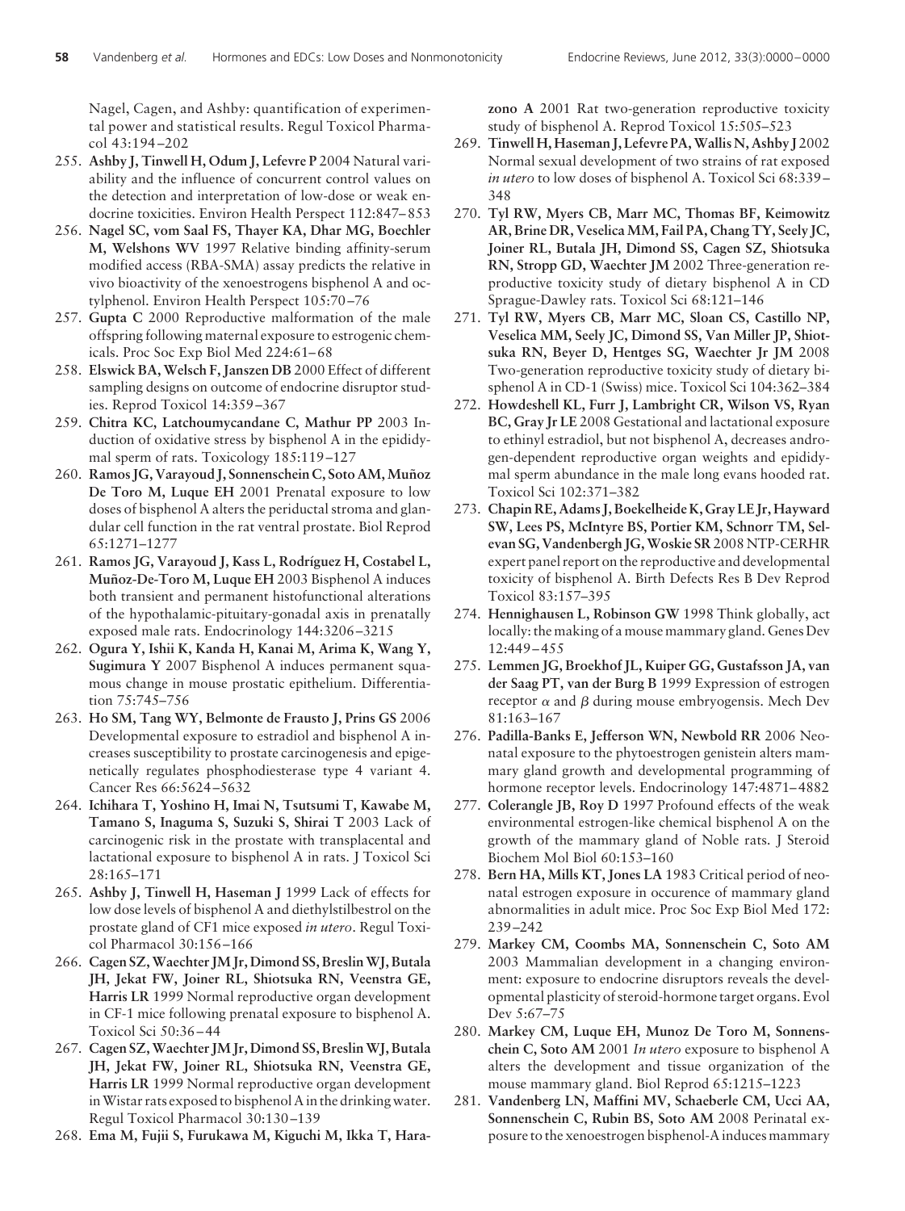Nagel, Cagen, and Ashby: quantification of experimental power and statistical results. Regul Toxicol Pharmacol 43:194–202

255. **Ashby J, Tinwell H, Odum J, Lefevre P** 2004 Natural variability and the influence of concurrent control values on the detection and interpretation of low-dose or weak endocrine toxicities. Environ Health Perspect 112:847–853
256. **Nagel SC, vom Saal FS, Thayer KA, Dhar MG, Boechler M, Welshons WV** 1997 Relative binding affinity-serum modified access (RBA-SMA) assay predicts the relative in vivo bioactivity of the xenoestrogens bisphenol A and octylphenol. Environ Health Perspect 105:70–76
257. **Gupta C** 2000 Reproductive malformation of the male offspring following maternal exposure to estrogenic chemicals. Proc Soc Exp Biol Med 224:61–68
258. **Elswick BA, Welsch F, Janszen DB** 2000 Effect of different sampling designs on outcome of endocrine disruptor studies. Reprod Toxicol 14:359–367
259. **Chitra KC, Latchoumycandane C, Mathur PP** 2003 Induction of oxidative stress by bisphenol A in the epididymal sperm of rats. Toxicology 185:119–127
260. **Ramos JG, Varayoud J, Sonnenschein C, Soto AM, Muñoz De Toro M, Luque EH** 2001 Prenatal exposure to low doses of bisphenol A alters the periductal stroma and glandular cell function in the rat ventral prostate. Biol Reprod 65:1271–1277
261. **Ramos JG, Varayoud J, Kass L, Rodríguez H, Costabel L, Muñoz-De-Toro M, Luque EH** 2003 Bisphenol A induces both transient and permanent histofunctional alterations of the hypothalamic-pituitary-gonadal axis in prenatally exposed male rats. Endocrinology 144:3206–3215
262. **Ogura Y, Ishii K, Kanda H, Kanai M, Arima K, Wang Y, Sugimura Y** 2007 Bisphenol A induces permanent squamous change in mouse prostatic epithelium. Differentiation 75:745–756
263. **Ho SM, Tang WY, Belmonte de Frausto J, Prins GS** 2006 Developmental exposure to estradiol and bisphenol A increases susceptibility to prostate carcinogenesis and epigenetically regulates phosphodiesterase type 4 variant 4. Cancer Res 66:5624–5632
264. **Ichihara T, Yoshino H, Imai N, Tsutsumi T, Kawabe M, Tamano S, Inaguma S, Suzuki S, Shirai T** 2003 Lack of carcinogenic risk in the prostate with transplacental and lactational exposure to bisphenol A in rats. J Toxicol Sci 28:165–171
265. **Ashby J, Tinwell H, Haseman J** 1999 Lack of effects for low dose levels of bisphenol A and diethylstilbestrol on the prostate gland of CF1 mice exposed *in utero*. Regul Toxicol Pharmacol 30:156–166
266. **Cagen SZ, Waechter JM Jr, Dimond SS, Breslin WJ, Butala JH, Jekat FW, Joiner RL, Shiotsuka RN, Veenstra GE, Harris LR** 1999 Normal reproductive organ development in CF-1 mice following prenatal exposure to bisphenol A. Toxicol Sci 50:36–44
267. **Cagen SZ, Waechter JM Jr, Dimond SS, Breslin WJ, Butala JH, Jekat FW, Joiner RL, Shiotsuka RN, Veenstra GE, Harris LR** 1999 Normal reproductive organ development in Wistar rats exposed to bisphenol A in the drinking water. Regul Toxicol Pharmacol 30:130–139
268. **Ema M, Fujii S, Furukawa M, Kiguchi M, Ikka T, Harazono A** 2001 Rat two-generation reproductive toxicity study of bisphenol A. Reprod Toxicol 15:505–523
269. **Tinwell H, Haseman J, Lefevre PA, Wallis N, Ashby J** 2002 Normal sexual development of two strains of rat exposed *in utero* to low doses of bisphenol A. Toxicol Sci 68:339–348
270. **Tyl RW, Myers CB, Marr MC, Thomas BF, Keimowitz AR, Brine DR, Veselica MM, Fail PA, Chang TY, Seely JC, Joiner RL, Butala JH, Dimond SS, Cagen SZ, Shiotsuka RN, Stropp GD, Waechter JM** 2002 Three-generation reproductive toxicity study of dietary bisphenol A in CD Sprague-Dawley rats. Toxicol Sci 68:121–146
271. **Tyl RW, Myers CB, Marr MC, Sloan CS, Castillo NP, Veselica MM, Seely JC, Dimond SS, Van Miller JP, Shiotsuka RN, Beyer D, Hentges SG, Waechter Jr JM** 2008 Two-generation reproductive toxicity study of dietary bisphenol A in CD-1 (Swiss) mice. Toxicol Sci 104:362–384
272. **Howdeshell KL, Furr J, Lambright CR, Wilson VS, Ryan BC, Gray Jr LE** 2008 Gestational and lactational exposure to ethinyl estradiol, but not bisphenol A, decreases androgen-dependent reproductive organ weights and epididymal sperm abundance in the male long evans hooded rat. Toxicol Sci 102:371–382
273. **Chapin RE, Adams J, Boekelheide K, Gray LE Jr, Hayward SW, Lees PS, McIntyre BS, Portier KM, Schnorr TM, Selevan SG, Vandenbergh JG, Woskie SR** 2008 NTP-CERHR expert panel report on the reproductive and developmental toxicity of bisphenol A. Birth Defects Res B Dev Reprod Toxicol 83:157–395
274. **Hennighausen L, Robinson GW** 1998 Think globally, act locally: the making of a mouse mammary gland. Genes Dev 12:449–455
275. **Lemmen JG, Broekhof JL, Kuiper GG, Gustafsson JA, van der Saag PT, van der Burg B** 1999 Expression of estrogen receptor $\alpha$ and $\beta$ during mouse embryogensis. Mech Dev 81:163–167
276. **Padilla-Banks E, Jefferson WN, Newbold RR** 2006 Neonatal exposure to the phytoestrogen genistein alters mammary gland growth and developmental programming of hormone receptor levels. Endocrinology 147:4871–4882
277. **Colerangle JB, Roy D** 1997 Profound effects of the weak environmental estrogen-like chemical bisphenol A on the growth of the mammary gland of Noble rats. J Steroid Biochem Mol Biol 60:153–160
278. **Bern HA, Mills KT, Jones LA** 1983 Critical period of neonatal estrogen exposure in occurence of mammary gland abnormalities in adult mice. Proc Soc Exp Biol Med 172:239–242
279. **Markey CM, Coombs MA, Sonnenschein C, Soto AM** 2003 Mammalian development in a changing environment: exposure to endocrine disruptors reveals the developmental plasticity of steroid-hormone target organs. Evol Dev 5:67–75
280. **Markey CM, Luque EH, Munoz De Toro M, Sonnenschein C, Soto AM** 2001 *In utero* exposure to bisphenol A alters the development and tissue organization of the mouse mammary gland. Biol Reprod 65:1215–1223
281. **Vandenberg LN, Maffini MV, Schaeberle CM, Ucci AA, Sonnenschein C, Rubin BS, Soto AM** 2008 Perinatal exposure to the xenoestrogen bisphenol-A induces mammary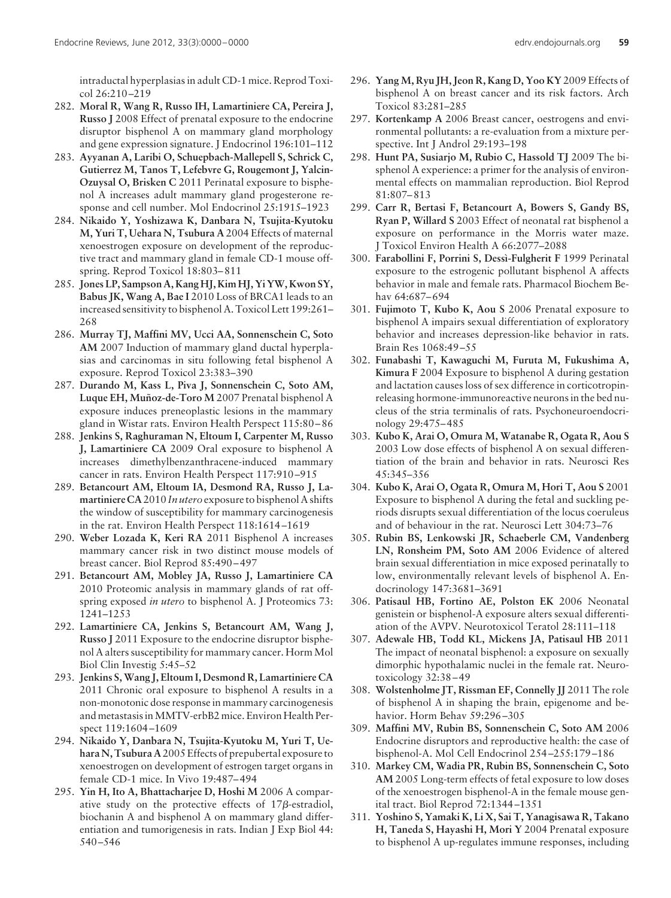intraductal hyperplasias in adult CD-1 mice. Reprod Toxicol 26:210–219

282. **Moral R, Wang R, Russo IH, Lamartiniere CA, Pereira J, Russo J** 2008 Effect of prenatal exposure to the endocrine disruptor bisphenol A on mammary gland morphology and gene expression signature. J Endocrinol 196:101–112
283. **Ayyanan A, Laribi O, Schuepbach-Mallepell S, Schrick C, Gutierrez M, Tanos T, Lefebvre G, Rougemont J, Yalcin-Ozuysal O, Brisken C** 2011 Perinatal exposure to bisphenol A increases adult mammary gland progesterone response and cell number. Mol Endocrinol 25:1915–1923
284. **Nikaido Y, Yoshizawa K, Danbara N, Tsujita-Kyutoku M, Yuri T, Uehara N, Tsubura A** 2004 Effects of maternal xenoestrogen exposure on development of the reproductive tract and mammary gland in female CD-1 mouse offspring. Reprod Toxicol 18:803–811
285. **Jones LP, Sampson A, Kang HJ, Kim HJ, Yi YW, Kwon SY, Babus JK, Wang A, Bae I** 2010 Loss of BRCA1 leads to an increased sensitivity to bisphenol A. Toxicol Lett 199:261–268
286. **Murray TJ, Maffini MV, Ucci AA, Sonnenschein C, Soto AM** 2007 Induction of mammary gland ductal hyperplasias and carcinomas in situ following fetal bisphenol A exposure. Reprod Toxicol 23:383–390
287. **Durando M, Kass L, Piva J, Sonnenschein C, Soto AM, Luque EH, Muñoz-de-Toro M** 2007 Prenatal bisphenol A exposure induces preneoplastic lesions in the mammary gland in Wistar rats. Environ Health Perspect 115:80–86
288. **Jenkins S, Raghuraman N, Eltoum I, Carpenter M, Russo J, Lamartiniere CA** 2009 Oral exposure to bisphenol A increases dimethylbenzanthracene-induced mammary cancer in rats. Environ Health Perspect 117:910–915
289. **Betancourt AM, Eltoum IA, Desmond RA, Russo J, Lamartiniere CA** 2010 *In utero* exposure to bisphenol A shifts the window of susceptibility for mammary carcinogenesis in the rat. Environ Health Perspect 118:1614–1619
290. **Weber Lozada K, Keri RA** 2011 Bisphenol A increases mammary cancer risk in two distinct mouse models of breast cancer. Biol Reprod 85:490–497
291. **Betancourt AM, Mobley JA, Russo J, Lamartiniere CA** 2010 Proteomic analysis in mammary glands of rat offspring exposed *in utero* to bisphenol A. J Proteomics 73: 1241–1253
292. **Lamartiniere CA, Jenkins S, Betancourt AM, Wang J, Russo J** 2011 Exposure to the endocrine disruptor bisphenol A alters susceptibility for mammary cancer. Horm Mol Biol Clin Investig 5:45–52
293. **Jenkins S, Wang J, Eltoum I, Desmond R, Lamartiniere CA** 2011 Chronic oral exposure to bisphenol A results in a non-monotonic dose response in mammary carcinogenesis and metastasis in MMTV-erbB2 mice. Environ Health Perspect 119:1604–1609
294. **Nikaido Y, Danbara N, Tsujita-Kyutoku M, Yuri T, Uehara N, Tsubura A** 2005 Effects of prepubertal exposure to xenoestrogen on development of estrogen target organs in female CD-1 mice. In Vivo 19:487–494
295. **Yin H, Ito A, Bhattacharjee D, Hoshi M** 2006 A comparative study on the protective effects of 17$\beta$-estradiol, biochanin A and bisphenol A on mammary gland differentiation and tumorigenesis in rats. Indian J Exp Biol 44: 540–546
296. **Yang M, Ryu JH, Jeon R, Kang D, Yoo KY** 2009 Effects of bisphenol A on breast cancer and its risk factors. Arch Toxicol 83:281–285
297. **Kortenkamp A** 2006 Breast cancer, oestrogens and environmental pollutants: a re-evaluation from a mixture perspective. Int J Androl 29:193–198
298. **Hunt PA, Susiarjo M, Rubio C, Hassold TJ** 2009 The bisphenol A experience: a primer for the analysis of environmental effects on mammalian reproduction. Biol Reprod 81:807–813
299. **Carr R, Bertasi F, Betancourt A, Bowers S, Gandy BS, Ryan P, Willard S** 2003 Effect of neonatal rat bisphenol a exposure on performance in the Morris water maze. J Toxicol Environ Health A 66:2077–2088
300. **Farabollini F, Porrini S, Dessì-Fulgherit F** 1999 Perinatal exposure to the estrogenic pollutant bisphenol A affects behavior in male and female rats. Pharmacol Biochem Behav 64:687–694
301. **Fujimoto T, Kubo K, Aou S** 2006 Prenatal exposure to bisphenol A impairs sexual differentiation of exploratory behavior and increases depression-like behavior in rats. Brain Res 1068:49–55
302. **Funabashi T, Kawaguchi M, Furuta M, Fukushima A, Kimura F** 2004 Exposure to bisphenol A during gestation and lactation causes loss of sex difference in corticotropin-releasing hormone-immunoreactive neurons in the bed nucleus of the stria terminalis of rats. Psychoneuroendocrinology 29:475–485
303. **Kubo K, Arai O, Omura M, Watanabe R, Ogata R, Aou S** 2003 Low dose effects of bisphenol A on sexual differentiation of the brain and behavior in rats. Neurosci Res 45:345–356
304. **Kubo K, Arai O, Ogata R, Omura M, Hori T, Aou S** 2001 Exposure to bisphenol A during the fetal and suckling periods disrupts sexual differentiation of the locus coeruleus and of behaviour in the rat. Neurosci Lett 304:73–76
305. **Rubin BS, Lenkowski JR, Schaeberle CM, Vandenberg LN, Ronsheim PM, Soto AM** 2006 Evidence of altered brain sexual differentiation in mice exposed perinatally to low, environmentally relevant levels of bisphenol A. Endocrinology 147:3681–3691
306. **Patisaul HB, Fortino AE, Polston EK** 2006 Neonatal genistein or bisphenol-A exposure alters sexual differentiation of the AVPV. Neurotoxicol Teratol 28:111–118
307. **Adewale HB, Todd KL, Mickens JA, Patisaul HB** 2011 The impact of neonatal bisphenol: a exposure on sexually dimorphic hypothalamic nuclei in the female rat. Neurotoxicology 32:38–49
308. **Wolstenholme JT, Rissman EF, Connelly JJ** 2011 The role of bisphenol A in shaping the brain, epigenome and behavior. Horm Behav 59:296–305
309. **Maffini MV, Rubin BS, Sonnenschein C, Soto AM** 2006 Endocrine disruptors and reproductive health: the case of bisphenol-A. Mol Cell Endocrinol 254–255:179–186
310. **Markey CM, Wadia PR, Rubin BS, Sonnenschein C, Soto AM** 2005 Long-term effects of fetal exposure to low doses of the xenoestrogen bisphenol-A in the female mouse genital tract. Biol Reprod 72:1344–1351
311. **Yoshino S, Yamaki K, Li X, Sai T, Yanagisawa R, Takano H, Taneda S, Hayashi H, Mori Y** 2004 Prenatal exposure to bisphenol A up-regulates immune responses, including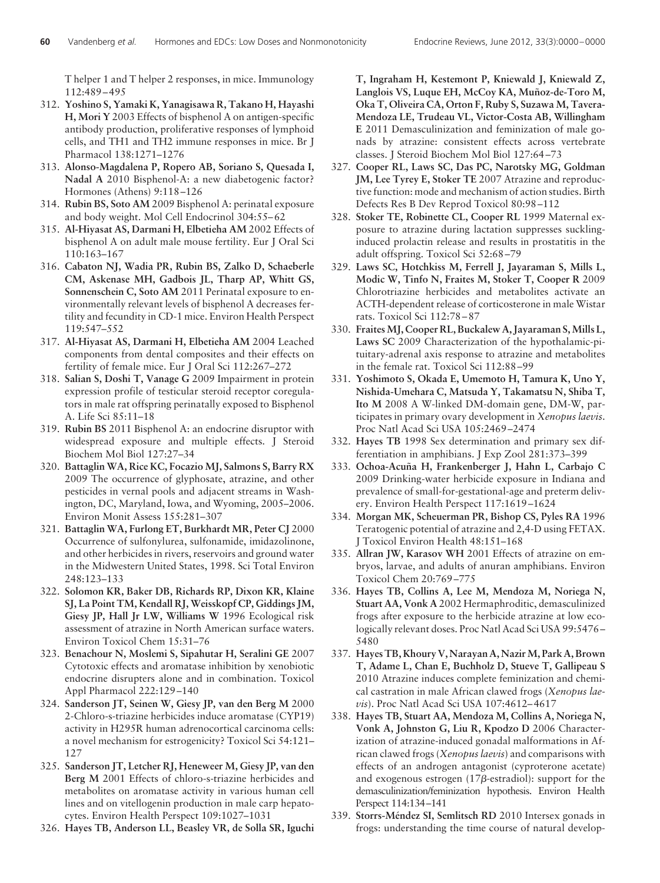T helper 1 and T helper 2 responses, in mice. Immunology 112:489–495

312. **Yoshino S, Yamaki K, Yanagisawa R, Takano H, Hayashi H, Mori Y** 2003 Effects of bisphenol A on antigen-specific antibody production, proliferative responses of lymphoid cells, and TH1 and TH2 immune responses in mice. Br J Pharmacol 138:1271–1276
313. **Alonso-Magdalena P, Ropero AB, Soriano S, Quesada I, Nadal A** 2010 Bisphenol-A: a new diabetogenic factor? Hormones (Athens) 9:118–126
314. **Rubin BS, Soto AM** 2009 Bisphenol A: perinatal exposure and body weight. Mol Cell Endocrinol 304:55–62
315. **Al-Hiyasat AS, Darmani H, Elbetieha AM** 2002 Effects of bisphenol A on adult male mouse fertility. Eur J Oral Sci 110:163–167
316. **Cabaton NJ, Wadia PR, Rubin BS, Zalko D, Schaeberle CM, Askenase MH, Gadbois JL, Tharp AP, Whitt GS, Sonnenschein C, Soto AM** 2011 Perinatal exposure to environmentally relevant levels of bisphenol A decreases fertility and fecundity in CD-1 mice. Environ Health Perspect 119:547–552
317. **Al-Hiyasat AS, Darmani H, Elbetieha AM** 2004 Leached components from dental composites and their effects on fertility of female mice. Eur J Oral Sci 112:267–272
318. **Salian S, Doshi T, Vanage G** 2009 Impairment in protein expression profile of testicular steroid receptor coregulators in male rat offspring perinatally exposed to Bisphenol A. Life Sci 85:11–18
319. **Rubin BS** 2011 Bisphenol A: an endocrine disruptor with widespread exposure and multiple effects. J Steroid Biochem Mol Biol 127:27–34
320. **Battaglin WA, Rice KC, Focazio MJ, Salmons S, Barry RX** 2009 The occurrence of glyphosate, atrazine, and other pesticides in vernal pools and adjacent streams in Washington, DC, Maryland, Iowa, and Wyoming, 2005–2006. Environ Monit Assess 155:281–307
321. **Battaglin WA, Furlong ET, Burkhardt MR, Peter CJ** 2000 Occurrence of sulfonylurea, sulfonamide, imidazolinone, and other herbicides in rivers, reservoirs and ground water in the Midwestern United States, 1998. Sci Total Environ 248:123–133
322. **Solomon KR, Baker DB, Richards RP, Dixon KR, Klaine SJ, La Point TM, Kendall RJ, Weisskopf CP, Giddings JM, Giesy JP, Hall Jr LW, Williams W** 1996 Ecological risk assessment of atrazine in North American surface waters. Environ Toxicol Chem 15:31–76
323. **Benachour N, Moslemi S, Sipahutar H, Seralini GE** 2007 Cytotoxic effects and aromatase inhibition by xenobiotic endocrine disrupters alone and in combination. Toxicol Appl Pharmacol 222:129–140
324. **Sanderson JT, Seinen W, Giesy JP, van den Berg M** 2000 2-Chloro-s-triazine herbicides induce aromatase (CYP19) activity in H295R human adrenocortical carcinoma cells: a novel mechanism for estrogenicity? Toxicol Sci 54:121–127
325. **Sanderson JT, Letcher RJ, Heneweer M, Giesy JP, van den Berg M** 2001 Effects of chloro-s-triazine herbicides and metabolites on aromatase activity in various human cell lines and on vitellogenin production in male carp hepatocytes. Environ Health Perspect 109:1027–1031
326. **Hayes TB, Anderson LL, Beasley VR, de Solla SR, Iguchi T, Ingraham H, Kestemont P, Kniewald J, Kniewald Z, Langlois VS, Luque EH, McCoy KA, Muñoz-de-Toro M, Oka T, Oliveira CA, Orton F, Ruby S, Suzawa M, Tavera-Mendoza LE, Trudeau VL, Victor-Costa AB, Willingham E** 2011 Demasculinization and feminization of male gonads by atrazine: consistent effects across vertebrate classes. J Steroid Biochem Mol Biol 127:64–73
327. **Cooper RL, Laws SC, Das PC, Narotsky MG, Goldman JM, Lee Tyrey E, Stoker TE** 2007 Atrazine and reproductive function: mode and mechanism of action studies. Birth Defects Res B Dev Reprod Toxicol 80:98–112
328. **Stoker TE, Robinette CL, Cooper RL** 1999 Maternal exposure to atrazine during lactation suppresses suckling-induced prolactin release and results in prostatitis in the adult offspring. Toxicol Sci 52:68–79
329. **Laws SC, Hotchkiss M, Ferrell J, Jayaraman S, Mills L, Modic W, Tinfo N, Fraites M, Stoker T, Cooper R** 2009 Chlorotriazine herbicides and metabolites activate an ACTH-dependent release of corticosterone in male Wistar rats. Toxicol Sci 112:78–87
330. **Fraites MJ, Cooper RL, Buckalew A, Jayaraman S, Mills L, Laws SC** 2009 Characterization of the hypothalamic-pituitary-adrenal axis response to atrazine and metabolites in the female rat. Toxicol Sci 112:88–99
331. **Yoshimoto S, Okada E, Umemoto H, Tamura K, Uno Y, Nishida-Umehara C, Matsuda Y, Takamatsu N, Shiba T, Ito M** 2008 A W-linked DM-domain gene, DM-W, participates in primary ovary development in *Xenopus laevis*. Proc Natl Acad Sci USA 105:2469–2474
332. **Hayes TB** 1998 Sex determination and primary sex differentiation in amphibians. J Exp Zool 281:373–399
333. **Ochoa-Acuña H, Frankenberger J, Hahn L, Carbajo C** 2009 Drinking-water herbicide exposure in Indiana and prevalence of small-for-gestational-age and preterm delivery. Environ Health Perspect 117:1619–1624
334. **Morgan MK, Scheuerman PR, Bishop CS, Pyles RA** 1996 Teratogenic potential of atrazine and 2,4-D using FETAX. J Toxicol Environ Health 48:151–168
335. **Allran JW, Karasov WH** 2001 Effects of atrazine on embryos, larvae, and adults of anuran amphibians. Environ Toxicol Chem 20:769–775
336. **Hayes TB, Collins A, Lee M, Mendoza M, Noriega N, Stuart AA, Vonk A** 2002 Hermaphroditic, demasculinized frogs after exposure to the herbicide atrazine at low ecologically relevant doses. Proc Natl Acad Sci USA 99:5476–5480
337. **Hayes TB, Khoury V, Narayan A, Nazir M, Park A, Brown T, Adame L, Chan E, Buchholz D, Stueve T, Gallipeau S** 2010 Atrazine induces complete feminization and chemical castration in male African clawed frogs (*Xenopus laevis*). Proc Natl Acad Sci USA 107:4612–4617
338. **Hayes TB, Stuart AA, Mendoza M, Collins A, Noriega N, Vonk A, Johnston G, Liu R, Kpodzo D** 2006 Characterization of atrazine-induced gonadal malformations in African clawed frogs (*Xenopus laevis*) and comparisons with effects of an androgen antagonist (cyproterone acetate) and exogenous estrogen (17β-estradiol): support for the demasculinization/feminization hypothesis. Environ Health Perspect 114:134–141
339. **Storrs-Méndez SI, Semlitsch RD** 2010 Intersex gonads in frogs: understanding the time course of natural develop-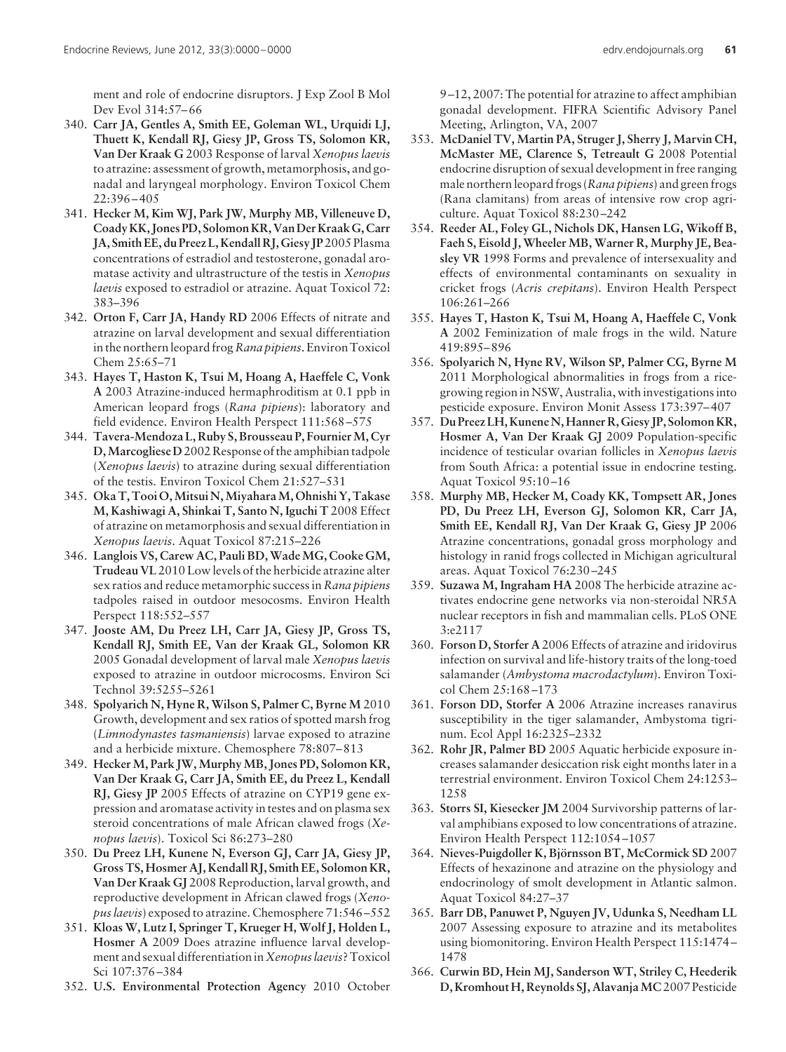ment and role of endocrine disruptors. J Exp Zool B Mol Dev Evol 314:57–66

340. **Carr JA, Gentles A, Smith EE, Goleman WL, Urquidi LJ, Thuett K, Kendall RJ, Giesy JP, Gross TS, Solomon KR, Van Der Kraak G** 2003 Response of larval *Xenopus laevis* to atrazine: assessment of growth, metamorphosis, and gonadal and laryngeal morphology. Environ Toxicol Chem 22:396–405
341. **Hecker M, Kim WJ, Park JW, Murphy MB, Villeneuve D, Coady KK, Jones PD, Solomon KR, Van Der Kraak G, Carr JA, Smith EE, du Preez L, Kendall RJ, Giesy JP** 2005 Plasma concentrations of estradiol and testosterone, gonadal aromatase activity and ultrastructure of the testis in *Xenopus laevis* exposed to estradiol or atrazine. Aquat Toxicol 72: 383–396
342. **Orton F, Carr JA, Handy RD** 2006 Effects of nitrate and atrazine on larval development and sexual differentiation in the northern leopard frog *Rana pipiens*. Environ Toxicol Chem 25:65–71
343. **Hayes T, Haston K, Tsui M, Hoang A, Haeffele C, Vonk A** 2003 Atrazine-induced hermaphroditism at 0.1 ppb in American leopard frogs (*Rana pipiens*): laboratory and field evidence. Environ Health Perspect 111:568–575
344. **Tavera-Mendoza L, Ruby S, Brousseau P, Fournier M, Cyr D, Marcogliese D** 2002 Response of the amphibian tadpole (*Xenopus laevis*) to atrazine during sexual differentiation of the testis. Environ Toxicol Chem 21:527–531
345. **Oka T, Tooi O, Mitsui N, Miyahara M, Ohnishi Y, Takase M, Kashiwagi A, Shinkai T, Santo N, Iguchi T** 2008 Effect of atrazine on metamorphosis and sexual differentiation in *Xenopus laevis*. Aquat Toxicol 87:215–226
346. **Langlois VS, Carew AC, Pauli BD, Wade MG, Cooke GM, Trudeau VL** 2010 Low levels of the herbicide atrazine alter sex ratios and reduce metamorphic success in *Rana pipiens* tadpoles raised in outdoor mesocosms. Environ Health Perspect 118:552–557
347. **Jooste AM, Du Preez LH, Carr JA, Giesy JP, Gross TS, Kendall RJ, Smith EE, Van der Kraak GL, Solomon KR** 2005 Gonadal development of larval male *Xenopus laevis* exposed to atrazine in outdoor microcosms. Environ Sci Technol 39:5255–5261
348. **Spolyarich N, Hyne R, Wilson S, Palmer C, Byrne M** 2010 Growth, development and sex ratios of spotted marsh frog (*Limnodynastes tasmaniensis*) larvae exposed to atrazine and a herbicide mixture. Chemosphere 78:807–813
349. **Hecker M, Park JW, Murphy MB, Jones PD, Solomon KR, Van Der Kraak G, Carr JA, Smith EE, du Preez L, Kendall RJ, Giesy JP** 2005 Effects of atrazine on CYP19 gene expression and aromatase activity in testes and on plasma sex steroid concentrations of male African clawed frogs (*Xenopus laevis*). Toxicol Sci 86:273–280
350. **Du Preez LH, Kunene N, Everson GJ, Carr JA, Giesy JP, Gross TS, Hosmer AJ, Kendall RJ, Smith EE, Solomon KR, Van Der Kraak GJ** 2008 Reproduction, larval growth, and reproductive development in African clawed frogs (*Xenopus laevis*) exposed to atrazine. Chemosphere 71:546–552
351. **Kloas W, Lutz I, Springer T, Krueger H, Wolf J, Holden L, Hosmer A** 2009 Does atrazine influence larval development and sexual differentiation in *Xenopus laevis*? Toxicol Sci 107:376–384
352. **U.S. Environmental Protection Agency** 2010 October 9–12, 2007: The potential for atrazine to affect amphibian gonadal development. FIFRA Scientific Advisory Panel Meeting, Arlington, VA, 2007
353. **McDaniel TV, Martin PA, Struger J, Sherry J, Marvin CH, McMaster ME, Clarence S, Tetreault G** 2008 Potential endocrine disruption of sexual development in free ranging male northern leopard frogs (*Rana pipiens*) and green frogs (Rana clamitans) from areas of intensive row crop agriculture. Aquat Toxicol 88:230–242
354. **Reeder AL, Foley GL, Nichols DK, Hansen LG, Wikoff B, Faeh S, Eisold J, Wheeler MB, Warner R, Murphy JE, Beasley VR** 1998 Forms and prevalence of intersexuality and effects of environmental contaminants on sexuality in cricket frogs (*Acris crepitans*). Environ Health Perspect 106:261–266
355. **Hayes T, Haston K, Tsui M, Hoang A, Haeffele C, Vonk A** 2002 Feminization of male frogs in the wild. Nature 419:895–896
356. **Spolyarich N, Hyne RV, Wilson SP, Palmer CG, Byrne M** 2011 Morphological abnormalities in frogs from a rice-growing region in NSW, Australia, with investigations into pesticide exposure. Environ Monit Assess 173:397–407
357. **Du Preez LH, Kunene N, Hanner R, Giesy JP, Solomon KR, Hosmer A, Van Der Kraak GJ** 2009 Population-specific incidence of testicular ovarian follicles in *Xenopus laevis* from South Africa: a potential issue in endocrine testing. Aquat Toxicol 95:10–16
358. **Murphy MB, Hecker M, Coady KK, Tompsett AR, Jones PD, Du Preez LH, Everson GJ, Solomon KR, Carr JA, Smith EE, Kendall RJ, Van Der Kraak G, Giesy JP** 2006 Atrazine concentrations, gonadal gross morphology and histology in ranid frogs collected in Michigan agricultural areas. Aquat Toxicol 76:230–245
359. **Suzawa M, Ingraham HA** 2008 The herbicide atrazine activates endocrine gene networks via non-steroidal NR5A nuclear receptors in fish and mammalian cells. PLoS ONE 3:e2117
360. **Forson D, Storfer A** 2006 Effects of atrazine and iridovirus infection on survival and life-history traits of the long-toed salamander (*Ambystoma macrodactylum*). Environ Toxicol Chem 25:168–173
361. **Forson DD, Storfer A** 2006 Atrazine increases ranavirus susceptibility in the tiger salamander, Ambystoma tigrinum. Ecol Appl 16:2325–2332
362. **Rohr JR, Palmer BD** 2005 Aquatic herbicide exposure increases salamander desiccation risk eight months later in a terrestrial environment. Environ Toxicol Chem 24:1253–1258
363. **Storrs SI, Kiesecker JM** 2004 Survivorship patterns of larval amphibians exposed to low concentrations of atrazine. Environ Health Perspect 112:1054–1057
364. **Nieves-Puigdoller K, Björnsson BT, McCormick SD** 2007 Effects of hexazinone and atrazine on the physiology and endocrinology of smolt development in Atlantic salmon. Aquat Toxicol 84:27–37
365. **Barr DB, Panuwet P, Nguyen JV, Udunka S, Needham LL** 2007 Assessing exposure to atrazine and its metabolites using biomonitoring. Environ Health Perspect 115:1474–1478
366. **Curwin BD, Hein MJ, Sanderson WT, Striley C, Heederik D, Kromhout H, Reynolds SJ, Alavanja MC** 2007 Pesticide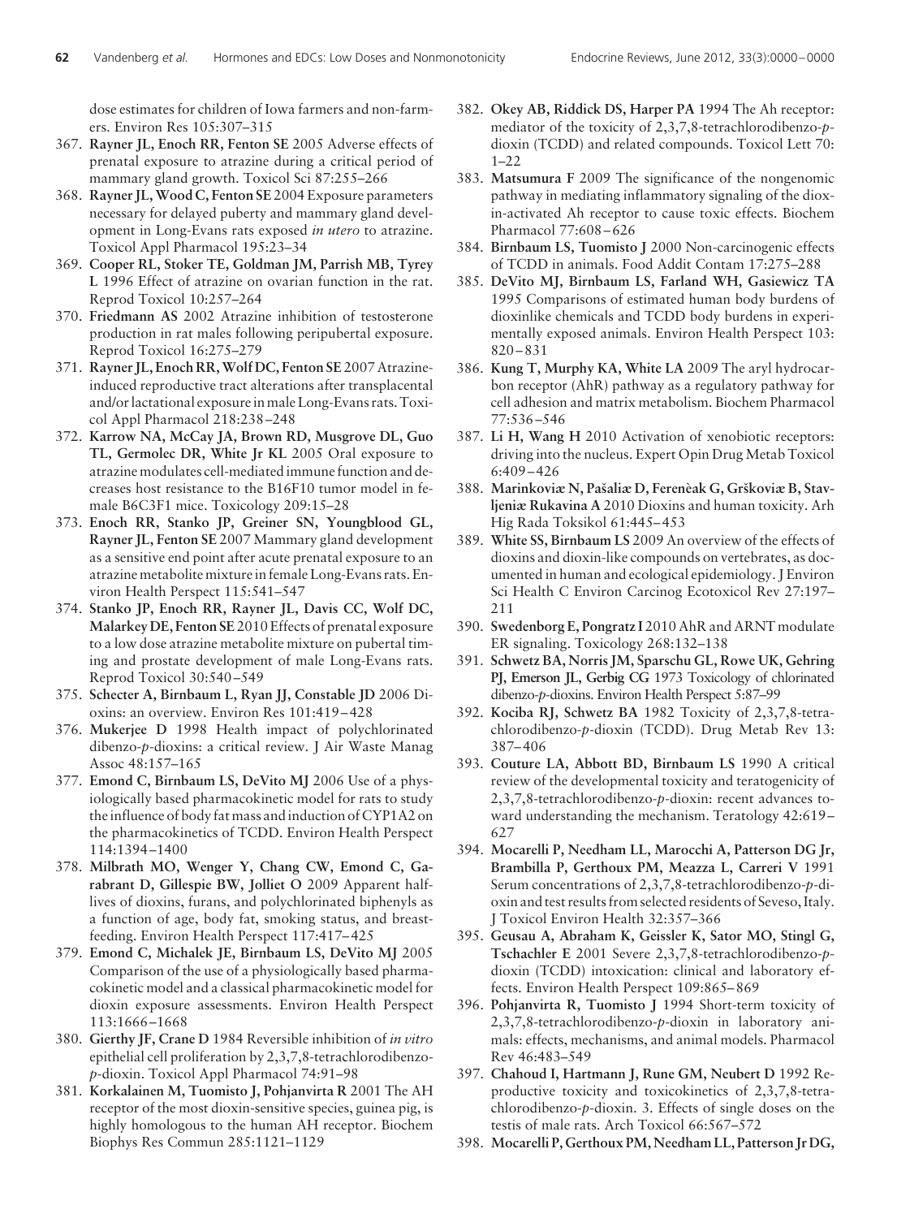dose estimates for children of Iowa farmers and non-farmers. Environ Res 105:307–315

367. **Rayner JL, Enoch RR, Fenton SE** 2005 Adverse effects of prenatal exposure to atrazine during a critical period of mammary gland growth. Toxicol Sci 87:255–266
368. **Rayner JL, Wood C, Fenton SE** 2004 Exposure parameters necessary for delayed puberty and mammary gland development in Long-Evans rats exposed *in utero* to atrazine. Toxicol Appl Pharmacol 195:23–34
369. **Cooper RL, Stoker TE, Goldman JM, Parrish MB, Tyrey L** 1996 Effect of atrazine on ovarian function in the rat. Reprod Toxicol 10:257–264
370. **Friedmann AS** 2002 Atrazine inhibition of testosterone production in rat males following peripubertal exposure. Reprod Toxicol 16:275–279
371. **Rayner JL, Enoch RR, Wolf DC, Fenton SE** 2007 Atrazine-induced reproductive tract alterations after transplacental and/or lactational exposure in male Long-Evans rats. Toxicol Appl Pharmacol 218:238–248
372. **Karrow NA, McCay JA, Brown RD, Musgrove DL, Guo TL, Germolec DR, White Jr KL** 2005 Oral exposure to atrazine modulates cell-mediated immune function and decreases host resistance to the B16F10 tumor model in female B6C3F1 mice. Toxicology 209:15–28
373. **Enoch RR, Stanko JP, Greiner SN, Youngblood GL, Rayner JL, Fenton SE** 2007 Mammary gland development as a sensitive end point after acute prenatal exposure to an atrazine metabolite mixture in female Long-Evans rats. Environ Health Perspect 115:541–547
374. **Stanko JP, Enoch RR, Rayner JL, Davis CC, Wolf DC, Malarkey DE, Fenton SE** 2010 Effects of prenatal exposure to a low dose atrazine metabolite mixture on pubertal timing and prostate development of male Long-Evans rats. Reprod Toxicol 30:540–549
375. **Schecter A, Birnbaum L, Ryan JJ, Constable JD** 2006 Dioxins: an overview. Environ Res 101:419–428
376. **Mukerjee D** 1998 Health impact of polychlorinated dibenzo-*p*-dioxins: a critical review. J Air Waste Manag Assoc 48:157–165
377. **Emond C, Birnbaum LS, DeVito MJ** 2006 Use of a physiologically based pharmacokinetic model for rats to study the influence of body fat mass and induction of CYP1A2 on the pharmacokinetics of TCDD. Environ Health Perspect 114:1394–1400
378. **Milbrath MO, Wenger Y, Chang CW, Emond C, Garabrant D, Gillespie BW, Jolliet O** 2009 Apparent half-lives of dioxins, furans, and polychlorinated biphenyls as a function of age, body fat, smoking status, and breast-feeding. Environ Health Perspect 117:417–425
379. **Emond C, Michalek JE, Birnbaum LS, DeVito MJ** 2005 Comparison of the use of a physiologically based pharmacokinetic model and a classical pharmacokinetic model for dioxin exposure assessments. Environ Health Perspect 113:1666–1668
380. **Gierthy JF, Crane D** 1984 Reversible inhibition of *in vitro* epithelial cell proliferation by 2,3,7,8-tetrachlorodibenzo-*p*-dioxin. Toxicol Appl Pharmacol 74:91–98
381. **Korkalainen M, Tuomisto J, Pohjanvirta R** 2001 The AH receptor of the most dioxin-sensitive species, guinea pig, is highly homologous to the human AH receptor. Biochem Biophys Res Commun 285:1121–1129
382. **Okey AB, Riddick DS, Harper PA** 1994 The Ah receptor: mediator of the toxicity of 2,3,7,8-tetrachlorodibenzo-*p*-dioxin (TCDD) and related compounds. Toxicol Lett 70: 1–22
383. **Matsumura F** 2009 The significance of the nongenomic pathway in mediating inflammatory signaling of the dioxin-activated Ah receptor to cause toxic effects. Biochem Pharmacol 77:608–626
384. **Birnbaum LS, Tuomisto J** 2000 Non-carcinogenic effects of TCDD in animals. Food Addit Contam 17:275–288
385. **DeVito MJ, Birnbaum LS, Farland WH, Gasiewicz TA** 1995 Comparisons of estimated human body burdens of dioxinlike chemicals and TCDD body burdens in experimentally exposed animals. Environ Health Perspect 103: 820–831
386. **Kung T, Murphy KA, White LA** 2009 The aryl hydrocarbon receptor (AhR) pathway as a regulatory pathway for cell adhesion and matrix metabolism. Biochem Pharmacol 77:536–546
387. **Li H, Wang H** 2010 Activation of xenobiotic receptors: driving into the nucleus. Expert Opin Drug Metab Toxicol 6:409–426
388. **Marinkoviæ N, Pašaliæ D, Ferenèak G, Grškoviæ B, Stavljeniæ Rukavina A** 2010 Dioxins and human toxicity. Arh Hig Rada Toksikol 61:445–453
389. **White SS, Birnbaum LS** 2009 An overview of the effects of dioxins and dioxin-like compounds on vertebrates, as documented in human and ecological epidemiology. J Environ Sci Health C Environ Carcinog Ecotoxicol Rev 27:197–211
390. **Swedenborg E, Pongratz I** 2010 AhR and ARNT modulate ER signaling. Toxicology 268:132–138
391. **Schwetz BA, Norris JM, Sparschu GL, Rowe UK, Gehring PJ, Emerson JL, Gerbig CG** 1973 Toxicology of chlorinated dibenzo-*p*-dioxins. Environ Health Perspect 5:87–99
392. **Kociba RJ, Schwetz BA** 1982 Toxicity of 2,3,7,8-tetrachlorodibenzo-*p*-dioxin (TCDD). Drug Metab Rev 13: 387–406
393. **Couture LA, Abbott BD, Birnbaum LS** 1990 A critical review of the developmental toxicity and teratogenicity of 2,3,7,8-tetrachlorodibenzo-*p*-dioxin: recent advances toward understanding the mechanism. Teratology 42:619–627
394. **Mocarelli P, Needham LL, Marocchi A, Patterson DG Jr, Brambilla P, Gerthoux PM, Meazza L, Carreri V** 1991 Serum concentrations of 2,3,7,8-tetrachlorodibenzo-*p*-dioxin and test results from selected residents of Seveso, Italy. J Toxicol Environ Health 32:357–366
395. **Geusau A, Abraham K, Geissler K, Sator MO, Stingl G, Tschachler E** 2001 Severe 2,3,7,8-tetrachlorodibenzo-*p*-dioxin (TCDD) intoxication: clinical and laboratory effects. Environ Health Perspect 109:865–869
396. **Pohjanvirta R, Tuomisto J** 1994 Short-term toxicity of 2,3,7,8-tetrachlorodibenzo-*p*-dioxin in laboratory animals: effects, mechanisms, and animal models. Pharmacol Rev 46:483–549
397. **Chahoud I, Hartmann J, Rune GM, Neubert D** 1992 Reproductive toxicity and toxicokinetics of 2,3,7,8-tetrachlorodibenzo-*p*-dioxin. 3. Effects of single doses on the testis of male rats. Arch Toxicol 66:567–572
398. **Mocarelli P, Gerthoux PM, Needham LL, Patterson Jr DG,**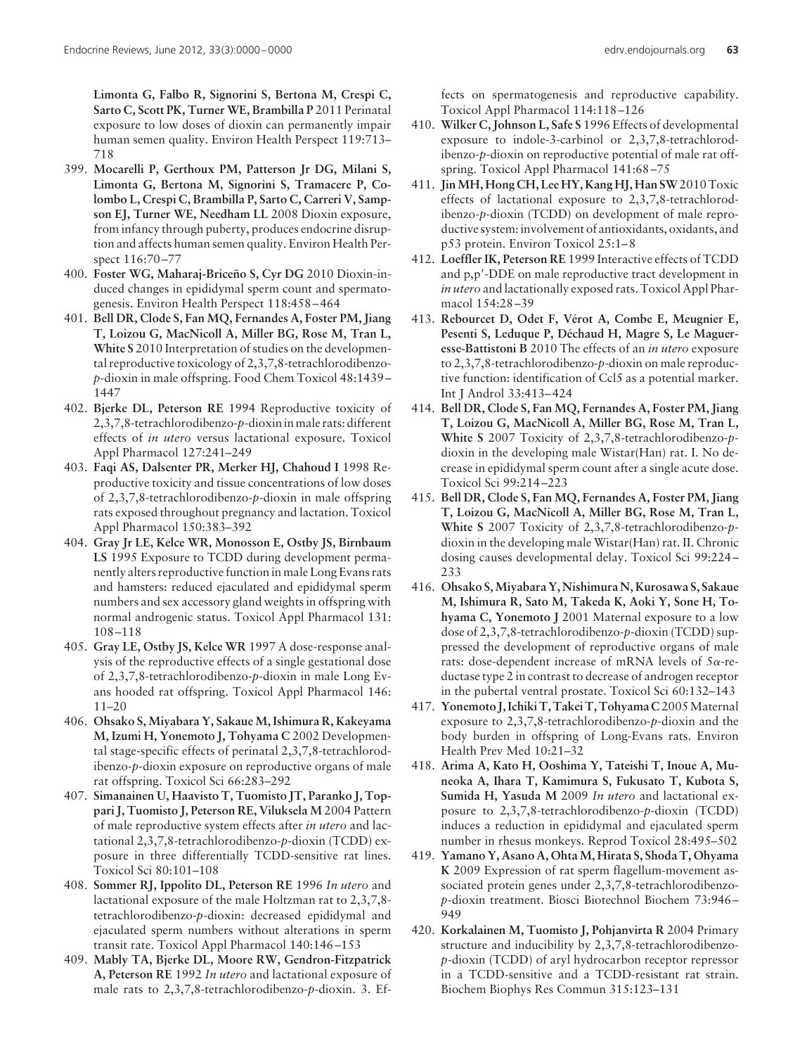**Limonta G, Falbo R, Signorini S, Bertona M, Crespi C, Sarto C, Scott PK, Turner WE, Brambilla P** 2011 Perinatal exposure to low doses of dioxin can permanently impair human semen quality. Environ Health Perspect 119:713–718

399. **Mocarelli P, Gerthoux PM, Patterson Jr DG, Milani S, Limonta G, Bertona M, Signorini S, Tramacere P, Colombo L, Crespi C, Brambilla P, Sarto C, Carreri V, Sampson EJ, Turner WE, Needham LL** 2008 Dioxin exposure, from infancy through puberty, produces endocrine disruption and affects human semen quality. Environ Health Perspect 116:70–77
400. **Foster WG, Maharaj-Briceño S, Cyr DG** 2010 Dioxin-induced changes in epididymal sperm count and spermatogenesis. Environ Health Perspect 118:458–464
401. **Bell DR, Clode S, Fan MQ, Fernandes A, Foster PM, Jiang T, Loizou G, MacNicoll A, Miller BG, Rose M, Tran L, White S** 2010 Interpretation of studies on the developmental reproductive toxicology of 2,3,7,8-tetrachlorodibenzo-*p*-dioxin in male offspring. Food Chem Toxicol 48:1439–1447
402. **Bjerke DL, Peterson RE** 1994 Reproductive toxicity of 2,3,7,8-tetrachlorodibenzo-*p*-dioxin in male rats: different effects of *in utero* versus lactational exposure. Toxicol Appl Pharmacol 127:241–249
403. **Faqi AS, Dalsenter PR, Merker HJ, Chahoud I** 1998 Reproductive toxicity and tissue concentrations of low doses of 2,3,7,8-tetrachlorodibenzo-*p*-dioxin in male offspring rats exposed throughout pregnancy and lactation. Toxicol Appl Pharmacol 150:383–392
404. **Gray Jr LE, Kelce WR, Monosson E, Ostby JS, Birnbaum LS** 1995 Exposure to TCDD during development permanently alters reproductive function in male Long Evans rats and hamsters: reduced ejaculated and epididymal sperm numbers and sex accessory gland weights in offspring with normal androgenic status. Toxicol Appl Pharmacol 131:108–118
405. **Gray LE, Ostby JS, Kelce WR** 1997 A dose-response analysis of the reproductive effects of a single gestational dose of 2,3,7,8-tetrachlorodibenzo-*p*-dioxin in male Long Evans hooded rat offspring. Toxicol Appl Pharmacol 146:11–20
406. **Ohsako S, Miyabara Y, Sakaue M, Ishimura R, Kakeyama M, Izumi H, Yonemoto J, Tohyama C** 2002 Developmental stage-specific effects of perinatal 2,3,7,8-tetrachlorodibenzo-*p*-dioxin exposure on reproductive organs of male rat offspring. Toxicol Sci 66:283–292
407. **Simanainen U, Haavisto T, Tuomisto JT, Paranko J, Toppari J, Tuomisto J, Peterson RE, Viluksela M** 2004 Pattern of male reproductive system effects after *in utero* and lactational 2,3,7,8-tetrachlorodibenzo-*p*-dioxin (TCDD) exposure in three differentially TCDD-sensitive rat lines. Toxicol Sci 80:101–108
408. **Sommer RJ, Ippolito DL, Peterson RE** 1996 *In utero* and lactational exposure of the male Holtzman rat to 2,3,7,8-tetrachlorodibenzo-*p*-dioxin: decreased epididymal and ejaculated sperm numbers without alterations in sperm transit rate. Toxicol Appl Pharmacol 140:146–153
409. **Mably TA, Bjerke DL, Moore RW, Gendron-Fitzpatrick A, Peterson RE** 1992 *In utero* and lactational exposure of male rats to 2,3,7,8-tetrachlorodibenzo-*p*-dioxin. 3. Effects on spermatogenesis and reproductive capability. Toxicol Appl Pharmacol 114:118–126
410. **Wilker C, Johnson L, Safe S** 1996 Effects of developmental exposure to indole-3-carbinol or 2,3,7,8-tetrachlorodibenzo-*p*-dioxin on reproductive potential of male rat offspring. Toxicol Appl Pharmacol 141:68–75
411. **Jin MH, Hong CH, Lee HY, Kang HJ, Han SW** 2010 Toxic effects of lactational exposure to 2,3,7,8-tetrachlorodibenzo-*p*-dioxin (TCDD) on development of male reproductive system: involvement of antioxidants, oxidants, and p53 protein. Environ Toxicol 25:1–8
412. **Loeffler IK, Peterson RE** 1999 Interactive effects of TCDD and p,p′-DDE on male reproductive tract development in *in utero* and lactationally exposed rats. Toxicol Appl Pharmacol 154:28–39
413. **Rebourcet D, Odet F, Vérot A, Combe E, Meugnier E, Pesenti S, Leduque P, Déchaud H, Magre S, Le Magueresse-Battistoni B** 2010 The effects of an *in utero* exposure to 2,3,7,8-tetrachlorodibenzo-*p*-dioxin on male reproductive function: identification of Ccl5 as a potential marker. Int J Androl 33:413–424
414. **Bell DR, Clode S, Fan MQ, Fernandes A, Foster PM, Jiang T, Loizou G, MacNicoll A, Miller BG, Rose M, Tran L, White S** 2007 Toxicity of 2,3,7,8-tetrachlorodibenzo-*p*-dioxin in the developing male Wistar(Han) rat. I. No decrease in epididymal sperm count after a single acute dose. Toxicol Sci 99:214–223
415. **Bell DR, Clode S, Fan MQ, Fernandes A, Foster PM, Jiang T, Loizou G, MacNicoll A, Miller BG, Rose M, Tran L, White S** 2007 Toxicity of 2,3,7,8-tetrachlorodibenzo-*p*-dioxin in the developing male Wistar(Han) rat. II. Chronic dosing causes developmental delay. Toxicol Sci 99:224–233
416. **Ohsako S, Miyabara Y, Nishimura N, Kurosawa S, Sakaue M, Ishimura R, Sato M, Takeda K, Aoki Y, Sone H, Tohyama C, Yonemoto J** 2001 Maternal exposure to a low dose of 2,3,7,8-tetrachlorodibenzo-*p*-dioxin (TCDD) suppressed the development of reproductive organs of male rats: dose-dependent increase of mRNA levels of 5α-reductase type 2 in contrast to decrease of androgen receptor in the pubertal ventral prostate. Toxicol Sci 60:132–143
417. **Yonemoto J, Ichiki T, Takei T, Tohyama C** 2005 Maternal exposure to 2,3,7,8-tetrachlorodibenzo-*p*-dioxin and the body burden in offspring of Long-Evans rats. Environ Health Prev Med 10:21–32
418. **Arima A, Kato H, Ooshima Y, Tateishi T, Inoue A, Muneoka A, Ihara T, Kamimura S, Fukusato T, Kubota S, Sumida H, Yasuda M** 2009 *In utero* and lactational exposure to 2,3,7,8-tetrachlorodibenzo-*p*-dioxin (TCDD) induces a reduction in epididymal and ejaculated sperm number in rhesus monkeys. Reprod Toxicol 28:495–502
419. **Yamano Y, Asano A, Ohta M, Hirata S, Shoda T, Ohyama K** 2009 Expression of rat sperm flagellum-movement associated protein genes under 2,3,7,8-tetrachlorodibenzo-*p*-dioxin treatment. Biosci Biotechnol Biochem 73:946–949
420. **Korkalainen M, Tuomisto J, Pohjanvirta R** 2004 Primary structure and inducibility by 2,3,7,8-tetrachlorodibenzo-*p*-dioxin (TCDD) of aryl hydrocarbon receptor repressor in a TCDD-sensitive and a TCDD-resistant rat strain. Biochem Biophys Res Commun 315:123–131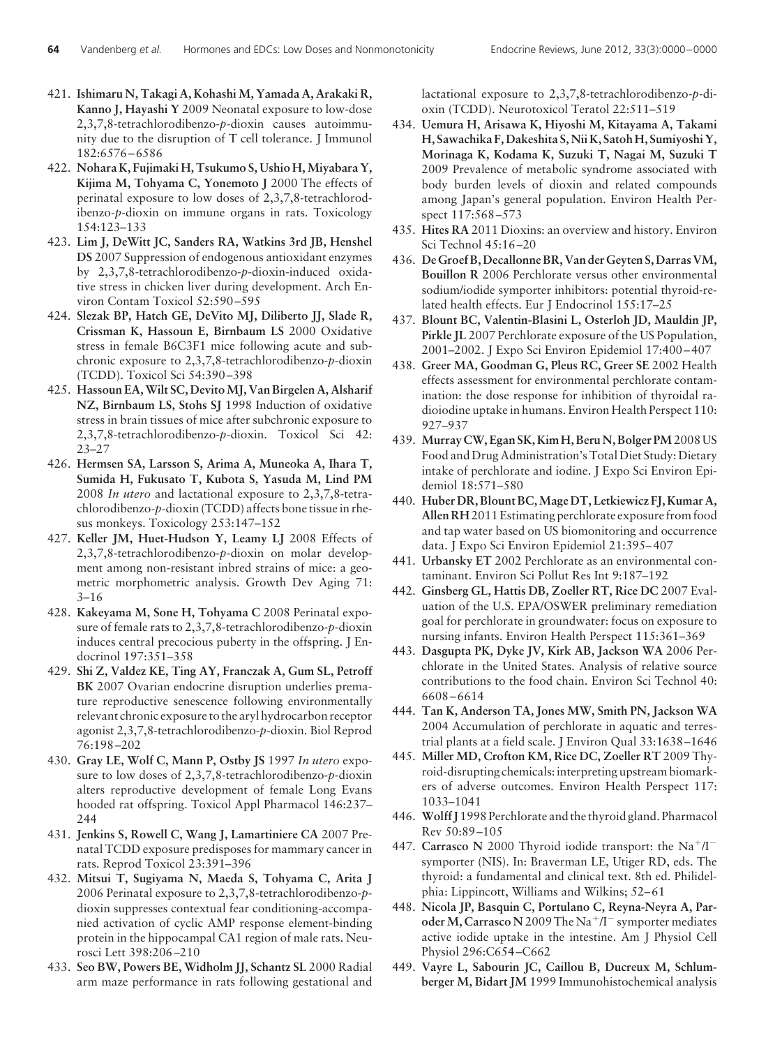421. **Ishimaru N, Takagi A, Kohashi M, Yamada A, Arakaki R, Kanno J, Hayashi Y** 2009 Neonatal exposure to low-dose 2,3,7,8-tetrachlorodibenzo-*p*-dioxin causes autoimmunity due to the disruption of T cell tolerance. J Immunol 182:6576–6586
422. **Nohara K, Fujimaki H, Tsukumo S, Ushio H, Miyabara Y, Kijima M, Tohyama C, Yonemoto J** 2000 The effects of perinatal exposure to low doses of 2,3,7,8-tetrachlorodibenzo-*p*-dioxin on immune organs in rats. Toxicology 154:123–133
423. **Lim J, DeWitt JC, Sanders RA, Watkins 3rd JB, Henshel DS** 2007 Suppression of endogenous antioxidant enzymes by 2,3,7,8-tetrachlorodibenzo-*p*-dioxin-induced oxidative stress in chicken liver during development. Arch Environ Contam Toxicol 52:590–595
424. **Slezak BP, Hatch GE, DeVito MJ, Diliberto JJ, Slade R, Crissman K, Hassoun E, Birnbaum LS** 2000 Oxidative stress in female B6C3F1 mice following acute and subchronic exposure to 2,3,7,8-tetrachlorodibenzo-*p*-dioxin (TCDD). Toxicol Sci 54:390–398
425. **Hassoun EA, Wilt SC, Devito MJ, Van Birgelen A, Alsharif NZ, Birnbaum LS, Stohs SJ** 1998 Induction of oxidative stress in brain tissues of mice after subchronic exposure to 2,3,7,8-tetrachlorodibenzo-*p*-dioxin. Toxicol Sci 42: 23–27
426. **Hermsen SA, Larsson S, Arima A, Muneoka A, Ihara T, Sumida H, Fukusato T, Kubota S, Yasuda M, Lind PM** 2008 *In utero* and lactational exposure to 2,3,7,8-tetrachlorodibenzo-*p*-dioxin (TCDD) affects bone tissue in rhesus monkeys. Toxicology 253:147–152
427. **Keller JM, Huet-Hudson Y, Leamy LJ** 2008 Effects of 2,3,7,8-tetrachlorodibenzo-*p*-dioxin on molar development among non-resistant inbred strains of mice: a geometric morphometric analysis. Growth Dev Aging 71: 3–16
428. **Kakeyama M, Sone H, Tohyama C** 2008 Perinatal exposure of female rats to 2,3,7,8-tetrachlorodibenzo-*p*-dioxin induces central precocious puberty in the offspring. J Endocrinol 197:351–358
429. **Shi Z, Valdez KE, Ting AY, Franczak A, Gum SL, Petroff BK** 2007 Ovarian endocrine disruption underlies premature reproductive senescence following environmentally relevant chronic exposure to the aryl hydrocarbon receptor agonist 2,3,7,8-tetrachlorodibenzo-*p*-dioxin. Biol Reprod 76:198–202
430. **Gray LE, Wolf C, Mann P, Ostby JS** 1997 *In utero* exposure to low doses of 2,3,7,8-tetrachlorodibenzo-*p*-dioxin alters reproductive development of female Long Evans hooded rat offspring. Toxicol Appl Pharmacol 146:237–244
431. **Jenkins S, Rowell C, Wang J, Lamartiniere CA** 2007 Prenatal TCDD exposure predisposes for mammary cancer in rats. Reprod Toxicol 23:391–396
432. **Mitsui T, Sugiyama N, Maeda S, Tohyama C, Arita J** 2006 Perinatal exposure to 2,3,7,8-tetrachlorodibenzo-*p*-dioxin suppresses contextual fear conditioning-accompanied activation of cyclic AMP response element-binding protein in the hippocampal CA1 region of male rats. Neurosci Lett 398:206–210
433. **Seo BW, Powers BE, Widholm JJ, Schantz SL** 2000 Radial arm maze performance in rats following gestational and lactational exposure to 2,3,7,8-tetrachlorodibenzo-*p*-dioxin (TCDD). Neurotoxicol Teratol 22:511–519
434. **Uemura H, Arisawa K, Hiyoshi M, Kitayama A, Takami H, Sawachika F, Dakeshita S, Nii K, Satoh H, Sumiyoshi Y, Morinaga K, Kodama K, Suzuki T, Nagai M, Suzuki T** 2009 Prevalence of metabolic syndrome associated with body burden levels of dioxin and related compounds among Japan's general population. Environ Health Perspect 117:568–573
435. **Hites RA** 2011 Dioxins: an overview and history. Environ Sci Technol 45:16–20
436. **De Groef B, Decallonne BR, Van der Geyten S, Darras VM, Bouillon R** 2006 Perchlorate versus other environmental sodium/iodide symporter inhibitors: potential thyroid-related health effects. Eur J Endocrinol 155:17–25
437. **Blount BC, Valentin-Blasini L, Osterloh JD, Mauldin JP, Pirkle JL** 2007 Perchlorate exposure of the US Population, 2001–2002. J Expo Sci Environ Epidemiol 17:400–407
438. **Greer MA, Goodman G, Pleus RC, Greer SE** 2002 Health effects assessment for environmental perchlorate contamination: the dose response for inhibition of thyroidal radioiodine uptake in humans. Environ Health Perspect 110: 927–937
439. **Murray CW, Egan SK, Kim H, Beru N, Bolger PM** 2008 US Food and Drug Administration's Total Diet Study: Dietary intake of perchlorate and iodine. J Expo Sci Environ Epidemiol 18:571–580
440. **Huber DR, Blount BC, Mage DT, Letkiewicz FJ, Kumar A, Allen RH** 2011 Estimating perchlorate exposure from food and tap water based on US biomonitoring and occurrence data. J Expo Sci Environ Epidemiol 21:395–407
441. **Urbansky ET** 2002 Perchlorate as an environmental contaminant. Environ Sci Pollut Res Int 9:187–192
442. **Ginsberg GL, Hattis DB, Zoeller RT, Rice DC** 2007 Evaluation of the U.S. EPA/OSWER preliminary remediation goal for perchlorate in groundwater: focus on exposure to nursing infants. Environ Health Perspect 115:361–369
443. **Dasgupta PK, Dyke JV, Kirk AB, Jackson WA** 2006 Perchlorate in the United States. Analysis of relative source contributions to the food chain. Environ Sci Technol 40: 6608–6614
444. **Tan K, Anderson TA, Jones MW, Smith PN, Jackson WA** 2004 Accumulation of perchlorate in aquatic and terrestrial plants at a field scale. J Environ Qual 33:1638–1646
445. **Miller MD, Crofton KM, Rice DC, Zoeller RT** 2009 Thyroid-disrupting chemicals: interpreting upstream biomarkers of adverse outcomes. Environ Health Perspect 117: 1033–1041
446. **Wolff J** 1998 Perchlorate and the thyroid gland. Pharmacol Rev 50:89–105
447. **Carrasco N** 2000 Thyroid iodide transport: the $Na^{+}/I^{-}$ symporter (NIS). In: Braverman LE, Utiger RD, eds. The thyroid: a fundamental and clinical text. 8th ed. Philidelphia: Lippincott, Williams and Wilkins; 52–61
448. **Nicola JP, Basquin C, Portulano C, Reyna-Neyra A, Paroder M, Carrasco N** 2009 The $Na^{+}/I^{-}$ symporter mediates active iodide uptake in the intestine. Am J Physiol Cell Physiol 296:C654–C662
449. **Vayre L, Sabourin JC, Caillou B, Ducreux M, Schlumberger M, Bidart JM** 1999 Immunohistochemical analysis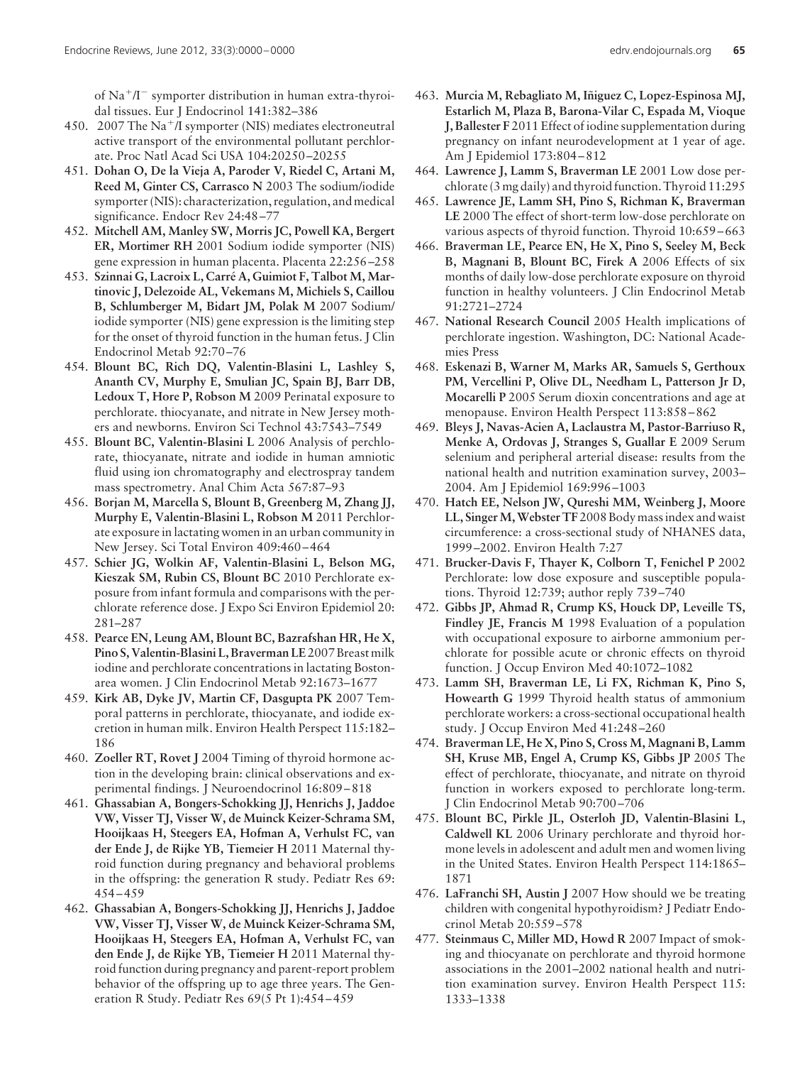of $Na^+/I^-$ symporter distribution in human extra-thyroidal tissues. Eur J Endocrinol 141:382–386

450. 2007 The $Na^+/I$ symporter (NIS) mediates electroneutral active transport of the environmental pollutant perchlorate. Proc Natl Acad Sci USA 104:20250–20255
451. **Dohan O, De la Vieja A, Paroder V, Riedel C, Artani M, Reed M, Ginter CS, Carrasco N** 2003 The sodium/iodide symporter (NIS): characterization, regulation, and medical significance. Endocr Rev 24:48–77
452. **Mitchell AM, Manley SW, Morris JC, Powell KA, Bergert ER, Mortimer RH** 2001 Sodium iodide symporter (NIS) gene expression in human placenta. Placenta 22:256–258
453. **Szinnai G, Lacroix L, Carré A, Guimiot F, Talbot M, Martinovic J, Delezoide AL, Vekemans M, Michiels S, Caillou B, Schlumberger M, Bidart JM, Polak M** 2007 Sodium/iodide symporter (NIS) gene expression is the limiting step for the onset of thyroid function in the human fetus. J Clin Endocrinol Metab 92:70–76
454. **Blount BC, Rich DQ, Valentin-Blasini L, Lashley S, Ananth CV, Murphy E, Smulian JC, Spain BJ, Barr DB, Ledoux T, Hore P, Robson M** 2009 Perinatal exposure to perchlorate. thiocyanate, and nitrate in New Jersey mothers and newborns. Environ Sci Technol 43:7543–7549
455. **Blount BC, Valentin-Blasini L** 2006 Analysis of perchlorate, thiocyanate, nitrate and iodide in human amniotic fluid using ion chromatography and electrospray tandem mass spectrometry. Anal Chim Acta 567:87–93
456. **Borjan M, Marcella S, Blount B, Greenberg M, Zhang JJ, Murphy E, Valentin-Blasini L, Robson M** 2011 Perchlorate exposure in lactating women in an urban community in New Jersey. Sci Total Environ 409:460–464
457. **Schier JG, Wolkin AF, Valentin-Blasini L, Belson MG, Kieszak SM, Rubin CS, Blount BC** 2010 Perchlorate exposure from infant formula and comparisons with the perchlorate reference dose. J Expo Sci Environ Epidemiol 20: 281–287
458. **Pearce EN, Leung AM, Blount BC, Bazrafshan HR, He X, Pino S, Valentin-Blasini L, Braverman LE** 2007 Breast milk iodine and perchlorate concentrations in lactating Boston-area women. J Clin Endocrinol Metab 92:1673–1677
459. **Kirk AB, Dyke JV, Martin CF, Dasgupta PK** 2007 Temporal patterns in perchlorate, thiocyanate, and iodide excretion in human milk. Environ Health Perspect 115:182–186
460. **Zoeller RT, Rovet J** 2004 Timing of thyroid hormone action in the developing brain: clinical observations and experimental findings. J Neuroendocrinol 16:809–818
461. **Ghassabian A, Bongers-Schokking JJ, Henrichs J, Jaddoe VW, Visser TJ, Visser W, de Muinck Keizer-Schrama SM, Hooijkaas H, Steegers EA, Hofman A, Verhulst FC, van der Ende J, de Rijke YB, Tiemeier H** 2011 Maternal thyroid function during pregnancy and behavioral problems in the offspring: the generation R study. Pediatr Res 69: 454–459
462. **Ghassabian A, Bongers-Schokking JJ, Henrichs J, Jaddoe VW, Visser TJ, Visser W, de Muinck Keizer-Schrama SM, Hooijkaas H, Steegers EA, Hofman A, Verhulst FC, van den Ende J, de Rijke YB, Tiemeier H** 2011 Maternal thyroid function during pregnancy and parent-report problem behavior of the offspring up to age three years. The Generation R Study. Pediatr Res 69(5 Pt 1):454–459
463. **Murcia M, Rebagliato M, Iñiguez C, Lopez-Espinosa MJ, Estarlich M, Plaza B, Barona-Vilar C, Espada M, Vioque J, Ballester F** 2011 Effect of iodine supplementation during pregnancy on infant neurodevelopment at 1 year of age. Am J Epidemiol 173:804–812
464. **Lawrence J, Lamm S, Braverman LE** 2001 Low dose perchlorate (3 mg daily) and thyroid function. Thyroid 11:295
465. **Lawrence JE, Lamm SH, Pino S, Richman K, Braverman LE** 2000 The effect of short-term low-dose perchlorate on various aspects of thyroid function. Thyroid 10:659–663
466. **Braverman LE, Pearce EN, He X, Pino S, Seeley M, Beck B, Magnani B, Blount BC, Firek A** 2006 Effects of six months of daily low-dose perchlorate exposure on thyroid function in healthy volunteers. J Clin Endocrinol Metab 91:2721–2724
467. **National Research Council** 2005 Health implications of perchlorate ingestion. Washington, DC: National Academies Press
468. **Eskenazi B, Warner M, Marks AR, Samuels S, Gerthoux PM, Vercellini P, Olive DL, Needham L, Patterson Jr D, Mocarelli P** 2005 Serum dioxin concentrations and age at menopause. Environ Health Perspect 113:858–862
469. **Bleys J, Navas-Acien A, Laclaustra M, Pastor-Barriuso R, Menke A, Ordovas J, Stranges S, Guallar E** 2009 Serum selenium and peripheral arterial disease: results from the national health and nutrition examination survey, 2003–2004. Am J Epidemiol 169:996–1003
470. **Hatch EE, Nelson JW, Qureshi MM, Weinberg J, Moore LL, Singer M, Webster TF** 2008 Body mass index and waist circumference: a cross-sectional study of NHANES data, 1999–2002. Environ Health 7:27
471. **Brucker-Davis F, Thayer K, Colborn T, Fenichel P** 2002 Perchlorate: low dose exposure and susceptible populations. Thyroid 12:739; author reply 739–740
472. **Gibbs JP, Ahmad R, Crump KS, Houck DP, Leveille TS, Findley JE, Francis M** 1998 Evaluation of a population with occupational exposure to airborne ammonium perchlorate for possible acute or chronic effects on thyroid function. J Occup Environ Med 40:1072–1082
473. **Lamm SH, Braverman LE, Li FX, Richman K, Pino S, Howearth G** 1999 Thyroid health status of ammonium perchlorate workers: a cross-sectional occupational health study. J Occup Environ Med 41:248–260
474. **Braverman LE, He X, Pino S, Cross M, Magnani B, Lamm SH, Kruse MB, Engel A, Crump KS, Gibbs JP** 2005 The effect of perchlorate, thiocyanate, and nitrate on thyroid function in workers exposed to perchlorate long-term. J Clin Endocrinol Metab 90:700–706
475. **Blount BC, Pirkle JL, Osterloh JD, Valentin-Blasini L, Caldwell KL** 2006 Urinary perchlorate and thyroid hormone levels in adolescent and adult men and women living in the United States. Environ Health Perspect 114:1865–1871
476. **LaFranchi SH, Austin J** 2007 How should we be treating children with congenital hypothyroidism? J Pediatr Endocrinol Metab 20:559–578
477. **Steinmaus C, Miller MD, Howd R** 2007 Impact of smoking and thiocyanate on perchlorate and thyroid hormone associations in the 2001–2002 national health and nutrition examination survey. Environ Health Perspect 115: 1333–1338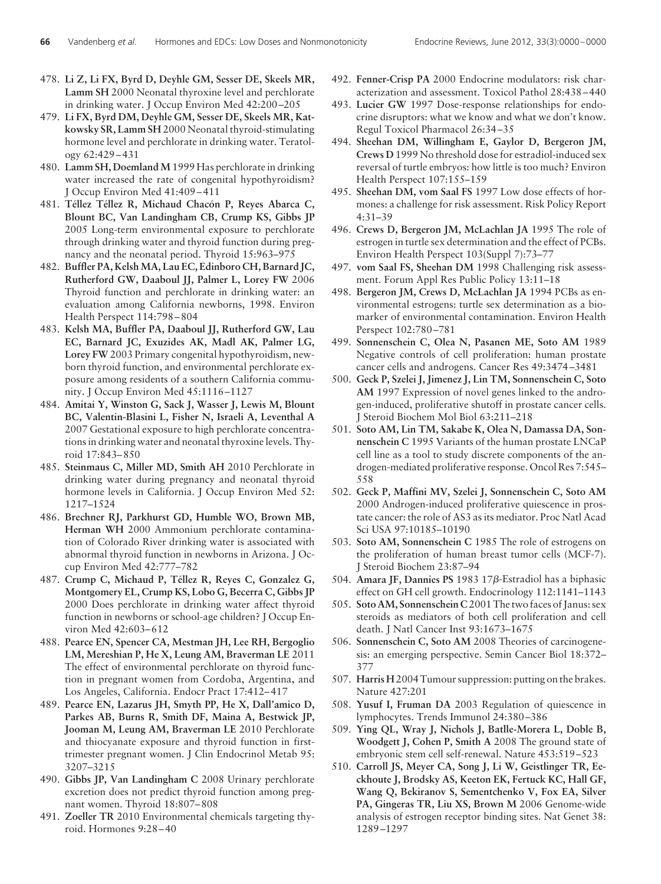478. **Li Z, Li FX, Byrd D, Deyhle GM, Sesser DE, Skeels MR, Lamm SH** 2000 Neonatal thyroxine level and perchlorate in drinking water. J Occup Environ Med 42:200–205
479. **Li FX, Byrd DM, Deyhle GM, Sesser DE, Skeels MR, Katkowsky SR, Lamm SH** 2000 Neonatal thyroid-stimulating hormone level and perchlorate in drinking water. Teratology 62:429–431
480. **Lamm SH, Doemland M** 1999 Has perchlorate in drinking water increased the rate of congenital hypothyroidism? J Occup Environ Med 41:409–411
481. **Téllez Téllez R, Michaud Chacón P, Reyes Abarca C, Blount BC, Van Landingham CB, Crump KS, Gibbs JP** 2005 Long-term environmental exposure to perchlorate through drinking water and thyroid function during pregnancy and the neonatal period. Thyroid 15:963–975
482. **Buffler PA, Kelsh MA, Lau EC, Edinboro CH, Barnard JC, Rutherford GW, Daaboul JJ, Palmer L, Lorey FW** 2006 Thyroid function and perchlorate in drinking water: an evaluation among California newborns, 1998. Environ Health Perspect 114:798–804
483. **Kelsh MA, Buffler PA, Daaboul JJ, Rutherford GW, Lau EC, Barnard JC, Exuzides AK, Madl AK, Palmer LG, Lorey FW** 2003 Primary congenital hypothyroidism, newborn thyroid function, and environmental perchlorate exposure among residents of a southern California community. J Occup Environ Med 45:1116–1127
484. **Amitai Y, Winston G, Sack J, Wasser J, Lewis M, Blount BC, Valentin-Blasini L, Fisher N, Israeli A, Leventhal A** 2007 Gestational exposure to high perchlorate concentrations in drinking water and neonatal thyroxine levels. Thyroid 17:843–850
485. **Steinmaus C, Miller MD, Smith AH** 2010 Perchlorate in drinking water during pregnancy and neonatal thyroid hormone levels in California. J Occup Environ Med 52: 1217–1524
486. **Brechner RJ, Parkhurst GD, Humble WO, Brown MB, Herman WH** 2000 Ammonium perchlorate contamination of Colorado River drinking water is associated with abnormal thyroid function in newborns in Arizona. J Occup Environ Med 42:777–782
487. **Crump C, Michaud P, Téllez R, Reyes C, Gonzalez G, Montgomery EL, Crump KS, Lobo G, Becerra C, Gibbs JP** 2000 Does perchlorate in drinking water affect thyroid function in newborns or school-age children? J Occup Environ Med 42:603–612
488. **Pearce EN, Spencer CA, Mestman JH, Lee RH, Bergoglio LM, Mereshian P, He X, Leung AM, Braverman LE** 2011 The effect of environmental perchlorate on thyroid function in pregnant women from Cordoba, Argentina, and Los Angeles, California. Endocr Pract 17:412–417
489. **Pearce EN, Lazarus JH, Smyth PP, He X, Dall'amico D, Parkes AB, Burns R, Smith DF, Maina A, Bestwick JP, Jooman M, Leung AM, Braverman LE** 2010 Perchlorate and thiocyanate exposure and thyroid function in first-trimester pregnant women. J Clin Endocrinol Metab 95: 3207–3215
490. **Gibbs JP, Van Landingham C** 2008 Urinary perchlorate excretion does not predict thyroid function among pregnant women. Thyroid 18:807–808
491. **Zoeller TR** 2010 Environmental chemicals targeting thyroid. Hormones 9:28–40
492. **Fenner-Crisp PA** 2000 Endocrine modulators: risk characterization and assessment. Toxicol Pathol 28:438–440
493. **Lucier GW** 1997 Dose-response relationships for endocrine disruptors: what we know and what we don't know. Regul Toxicol Pharmacol 26:34–35
494. **Sheehan DM, Willingham E, Gaylor D, Bergeron JM, Crews D** 1999 No threshold dose for estradiol-induced sex reversal of turtle embryos: how little is too much? Environ Health Perspect 107:155–159
495. **Sheehan DM, vom Saal FS** 1997 Low dose effects of hormones: a challenge for risk assessment. Risk Policy Report 4:31–39
496. **Crews D, Bergeron JM, McLachlan JA** 1995 The role of estrogen in turtle sex determination and the effect of PCBs. Environ Health Perspect 103(Suppl 7):73–77
497. **vom Saal FS, Sheehan DM** 1998 Challenging risk assessment. Forum Appl Res Public Policy 13:11–18
498. **Bergeron JM, Crews D, McLachlan JA** 1994 PCBs as environmental estrogens: turtle sex determination as a biomarker of environmental contamination. Environ Health Perspect 102:780–781
499. **Sonnenschein C, Olea N, Pasanen ME, Soto AM** 1989 Negative controls of cell proliferation: human prostate cancer cells and androgens. Cancer Res 49:3474–3481
500. **Geck P, Szelei J, Jimenez J, Lin TM, Sonnenschein C, Soto AM** 1997 Expression of novel genes linked to the androgen-induced, proliferative shutoff in prostate cancer cells. J Steroid Biochem Mol Biol 63:211–218
501. **Soto AM, Lin TM, Sakabe K, Olea N, Damassa DA, Sonnenschein C** 1995 Variants of the human prostate LNCaP cell line as a tool to study discrete components of the androgen-mediated proliferative response. Oncol Res 7:545–558
502. **Geck P, Maffini MV, Szelei J, Sonnenschein C, Soto AM** 2000 Androgen-induced proliferative quiescence in prostate cancer: the role of AS3 as its mediator. Proc Natl Acad Sci USA 97:10185–10190
503. **Soto AM, Sonnenschein C** 1985 The role of estrogens on the proliferation of human breast tumor cells (MCF-7). J Steroid Biochem 23:87–94
504. **Amara JF, Dannies PS** 1983 17β-Estradiol has a biphasic effect on GH cell growth. Endocrinology 112:1141–1143
505. **Soto AM, Sonnenschein C** 2001 The two faces of Janus: sex steroids as mediators of both cell proliferation and cell death. J Natl Cancer Inst 93:1673–1675
506. **Sonnenschein C, Soto AM** 2008 Theories of carcinogenesis: an emerging perspective. Semin Cancer Biol 18:372–377
507. **Harris H** 2004 Tumour suppression: putting on the brakes. Nature 427:201
508. **Yusuf I, Fruman DA** 2003 Regulation of quiescence in lymphocytes. Trends Immunol 24:380–386
509. **Ying QL, Wray J, Nichols J, Batlle-Morera L, Doble B, Woodgett J, Cohen P, Smith A** 2008 The ground state of embryonic stem cell self-renewal. Nature 453:519–523
510. **Carroll JS, Meyer CA, Song J, Li W, Geistlinger TR, Eeckhoute J, Brodsky AS, Keeton EK, Fertuck KC, Hall GF, Wang Q, Bekiranov S, Sementchenko V, Fox EA, Silver PA, Gingeras TR, Liu XS, Brown M** 2006 Genome-wide analysis of estrogen receptor binding sites. Nat Genet 38: 1289–1297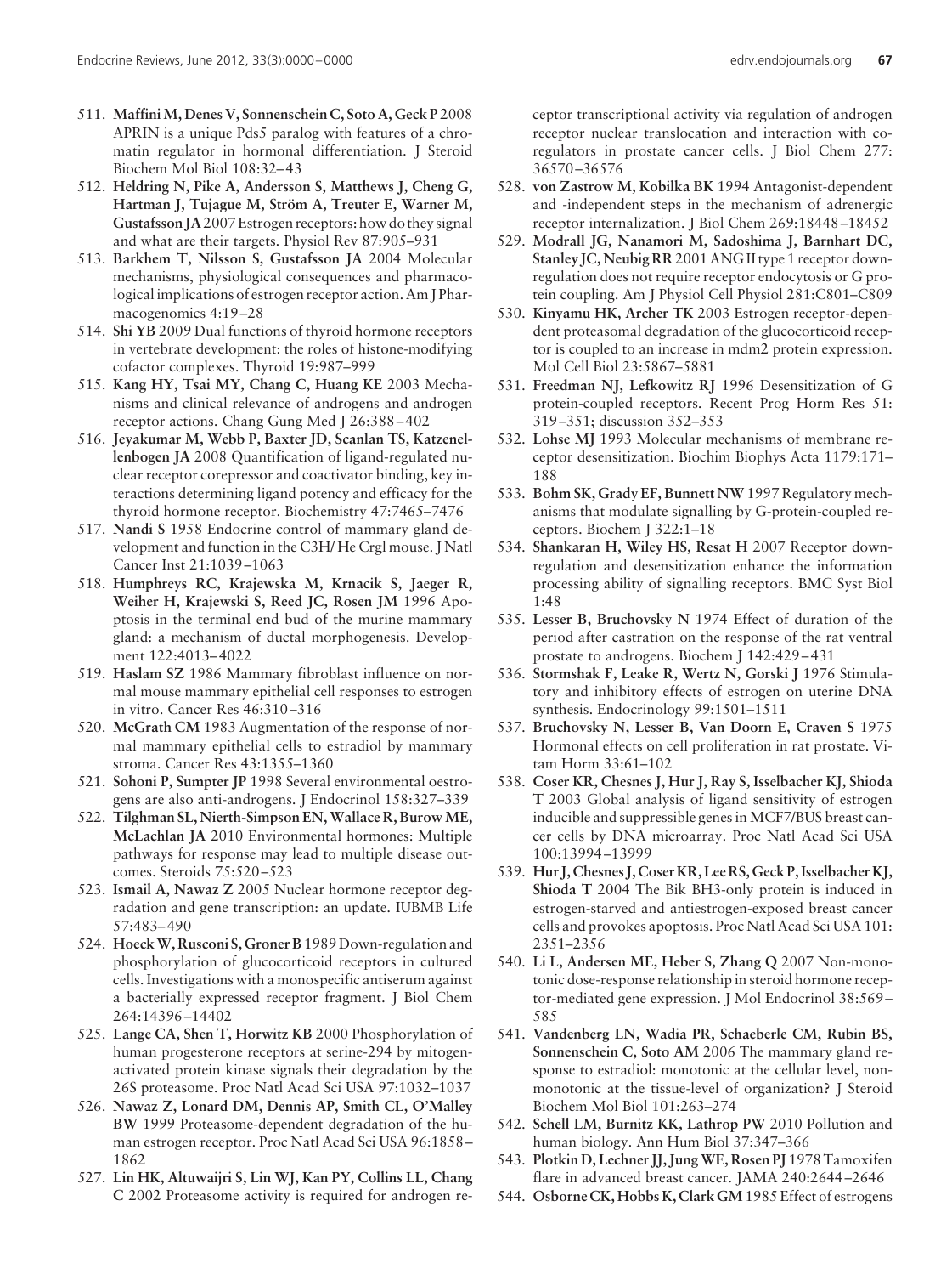511. **Maffini M, Denes V, Sonnenschein C, Soto A, Geck P** 2008 APRIN is a unique Pds5 paralog with features of a chromatin regulator in hormonal differentiation. J Steroid Biochem Mol Biol 108:32–43
512. **Heldring N, Pike A, Andersson S, Matthews J, Cheng G, Hartman J, Tujague M, Ström A, Treuter E, Warner M, Gustafsson JA** 2007 Estrogen receptors: how do they signal and what are their targets. Physiol Rev 87:905–931
513. **Barkhem T, Nilsson S, Gustafsson JA** 2004 Molecular mechanisms, physiological consequences and pharmacological implications of estrogen receptor action. Am J Pharmacogenomics 4:19–28
514. **Shi YB** 2009 Dual functions of thyroid hormone receptors in vertebrate development: the roles of histone-modifying cofactor complexes. Thyroid 19:987–999
515. **Kang HY, Tsai MY, Chang C, Huang KE** 2003 Mechanisms and clinical relevance of androgens and androgen receptor actions. Chang Gung Med J 26:388–402
516. **Jeyakumar M, Webb P, Baxter JD, Scanlan TS, Katzenellenbogen JA** 2008 Quantification of ligand-regulated nuclear receptor corepressor and coactivator binding, key interactions determining ligand potency and efficacy for the thyroid hormone receptor. Biochemistry 47:7465–7476
517. **Nandi S** 1958 Endocrine control of mammary gland development and function in the C3H/ He Crgl mouse. J Natl Cancer Inst 21:1039–1063
518. **Humphreys RC, Krajewska M, Krnacik S, Jaeger R, Weiher H, Krajewski S, Reed JC, Rosen JM** 1996 Apoptosis in the terminal end bud of the murine mammary gland: a mechanism of ductal morphogenesis. Development 122:4013–4022
519. **Haslam SZ** 1986 Mammary fibroblast influence on normal mouse mammary epithelial cell responses to estrogen in vitro. Cancer Res 46:310–316
520. **McGrath CM** 1983 Augmentation of the response of normal mammary epithelial cells to estradiol by mammary stroma. Cancer Res 43:1355–1360
521. **Sohoni P, Sumpter JP** 1998 Several environmental oestrogens are also anti-androgens. J Endocrinol 158:327–339
522. **Tilghman SL, Nierth-Simpson EN, Wallace R, Burow ME, McLachlan JA** 2010 Environmental hormones: Multiple pathways for response may lead to multiple disease outcomes. Steroids 75:520–523
523. **Ismail A, Nawaz Z** 2005 Nuclear hormone receptor degradation and gene transcription: an update. IUBMB Life 57:483–490
524. **Hoeck W, Rusconi S, Groner B** 1989 Down-regulation and phosphorylation of glucocorticoid receptors in cultured cells. Investigations with a monospecific antiserum against a bacterially expressed receptor fragment. J Biol Chem 264:14396–14402
525. **Lange CA, Shen T, Horwitz KB** 2000 Phosphorylation of human progesterone receptors at serine-294 by mitogen-activated protein kinase signals their degradation by the 26S proteasome. Proc Natl Acad Sci USA 97:1032–1037
526. **Nawaz Z, Lonard DM, Dennis AP, Smith CL, O'Malley BW** 1999 Proteasome-dependent degradation of the human estrogen receptor. Proc Natl Acad Sci USA 96:1858–1862
527. **Lin HK, Altuwaijri S, Lin WJ, Kan PY, Collins LL, Chang C** 2002 Proteasome activity is required for androgen receptor transcriptional activity via regulation of androgen receptor nuclear translocation and interaction with coregulators in prostate cancer cells. J Biol Chem 277:36570–36576
528. **von Zastrow M, Kobilka BK** 1994 Antagonist-dependent and -independent steps in the mechanism of adrenergic receptor internalization. J Biol Chem 269:18448–18452
529. **Modrall JG, Nanamori M, Sadoshima J, Barnhart DC, Stanley JC, Neubig RR** 2001 ANG II type 1 receptor downregulation does not require receptor endocytosis or G protein coupling. Am J Physiol Cell Physiol 281:C801–C809
530. **Kinyamu HK, Archer TK** 2003 Estrogen receptor-dependent proteasomal degradation of the glucocorticoid receptor is coupled to an increase in mdm2 protein expression. Mol Cell Biol 23:5867–5881
531. **Freedman NJ, Lefkowitz RJ** 1996 Desensitization of G protein-coupled receptors. Recent Prog Horm Res 51:319–351; discussion 352–353
532. **Lohse MJ** 1993 Molecular mechanisms of membrane receptor desensitization. Biochim Biophys Acta 1179:171–188
533. **Bohm SK, Grady EF, Bunnett NW** 1997 Regulatory mechanisms that modulate signalling by G-protein-coupled receptors. Biochem J 322:1–18
534. **Shankaran H, Wiley HS, Resat H** 2007 Receptor downregulation and desensitization enhance the information processing ability of signalling receptors. BMC Syst Biol 1:48
535. **Lesser B, Bruchovsky N** 1974 Effect of duration of the period after castration on the response of the rat ventral prostate to androgens. Biochem J 142:429–431
536. **Stormshak F, Leake R, Wertz N, Gorski J** 1976 Stimulatory and inhibitory effects of estrogen on uterine DNA synthesis. Endocrinology 99:1501–1511
537. **Bruchovsky N, Lesser B, Van Doorn E, Craven S** 1975 Hormonal effects on cell proliferation in rat prostate. Vitam Horm 33:61–102
538. **Coser KR, Chesnes J, Hur J, Ray S, Isselbacher KJ, Shioda T** 2003 Global analysis of ligand sensitivity of estrogen inducible and suppressible genes in MCF7/BUS breast cancer cells by DNA microarray. Proc Natl Acad Sci USA 100:13994–13999
539. **Hur J, Chesnes J, Coser KR, Lee RS, Geck P, Isselbacher KJ, Shioda T** 2004 The Bik BH3-only protein is induced in estrogen-starved and antiestrogen-exposed breast cancer cells and provokes apoptosis. Proc Natl Acad Sci USA 101:2351–2356
540. **Li L, Andersen ME, Heber S, Zhang Q** 2007 Non-monotonic dose-response relationship in steroid hormone receptor-mediated gene expression. J Mol Endocrinol 38:569–585
541. **Vandenberg LN, Wadia PR, Schaeberle CM, Rubin BS, Sonnenschein C, Soto AM** 2006 The mammary gland response to estradiol: monotonic at the cellular level, non-monotonic at the tissue-level of organization? J Steroid Biochem Mol Biol 101:263–274
542. **Schell LM, Burnitz KK, Lathrop PW** 2010 Pollution and human biology. Ann Hum Biol 37:347–366
543. **Plotkin D, Lechner JJ, Jung WE, Rosen PJ** 1978 Tamoxifen flare in advanced breast cancer. JAMA 240:2644–2646
544. **Osborne CK, Hobbs K, Clark GM** 1985 Effect of estrogens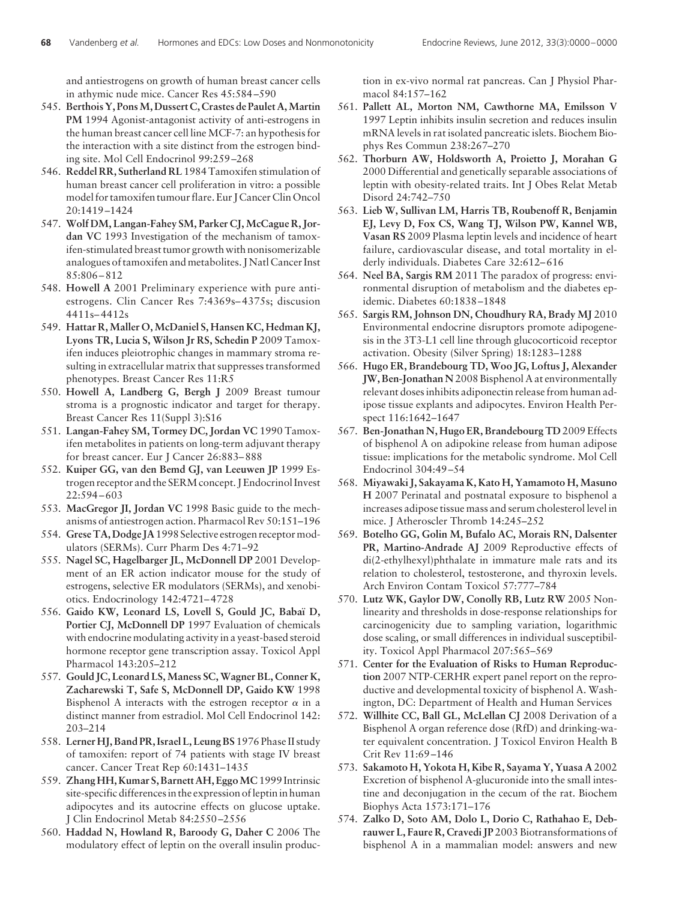and antiestrogens on growth of human breast cancer cells in athymic nude mice. Cancer Res 45:584–590

545. **Berthois Y, Pons M, Dussert C, Crastes de Paulet A, Martin PM** 1994 Agonist-antagonist activity of anti-estrogens in the human breast cancer cell line MCF-7: an hypothesis for the interaction with a site distinct from the estrogen binding site. Mol Cell Endocrinol 99:259–268
546. **Reddel RR, Sutherland RL** 1984 Tamoxifen stimulation of human breast cancer cell proliferation in vitro: a possible model for tamoxifen tumour flare. Eur J Cancer Clin Oncol 20:1419–1424
547. **Wolf DM, Langan-Fahey SM, Parker CJ, McCague R, Jordan VC** 1993 Investigation of the mechanism of tamoxifen-stimulated breast tumor growth with nonisomerizable analogues of tamoxifen and metabolites. J Natl Cancer Inst 85:806–812
548. **Howell A** 2001 Preliminary experience with pure antiestrogens. Clin Cancer Res 7:4369s–4375s; discusion 4411s–4412s
549. **Hattar R, Maller O, McDaniel S, Hansen KC, Hedman KJ, Lyons TR, Lucia S, Wilson Jr RS, Schedin P** 2009 Tamoxifen induces pleiotrophic changes in mammary stroma resulting in extracellular matrix that suppresses transformed phenotypes. Breast Cancer Res 11:R5
550. **Howell A, Landberg G, Bergh J** 2009 Breast tumour stroma is a prognostic indicator and target for therapy. Breast Cancer Res 11(Suppl 3):S16
551. **Langan-Fahey SM, Tormey DC, Jordan VC** 1990 Tamoxifen metabolites in patients on long-term adjuvant therapy for breast cancer. Eur J Cancer 26:883–888
552. **Kuiper GG, van den Bemd GJ, van Leeuwen JP** 1999 Estrogen receptor and the SERM concept. J Endocrinol Invest 22:594–603
553. **MacGregor JI, Jordan VC** 1998 Basic guide to the mechanisms of antiestrogen action. Pharmacol Rev 50:151–196
554. **Grese TA, Dodge JA** 1998 Selective estrogen receptor modulators (SERMs). Curr Pharm Des 4:71–92
555. **Nagel SC, Hagelbarger JL, McDonnell DP** 2001 Development of an ER action indicator mouse for the study of estrogens, selective ER modulators (SERMs), and xenobiotics. Endocrinology 142:4721–4728
556. **Gaido KW, Leonard LS, Lovell S, Gould JC, Babaï D, Portier CJ, McDonnell DP** 1997 Evaluation of chemicals with endocrine modulating activity in a yeast-based steroid hormone receptor gene transcription assay. Toxicol Appl Pharmacol 143:205–212
557. **Gould JC, Leonard LS, Maness SC, Wagner BL, Conner K, Zacharewski T, Safe S, McDonnell DP, Gaido KW** 1998 Bisphenol A interacts with the estrogen receptor $\alpha$ in a distinct manner from estradiol. Mol Cell Endocrinol 142: 203–214
558. **Lerner HJ, Band PR, Israel L, Leung BS** 1976 Phase II study of tamoxifen: report of 74 patients with stage IV breast cancer. Cancer Treat Rep 60:1431–1435
559. **Zhang HH, Kumar S, Barnett AH, Eggo MC** 1999 Intrinsic site-specific differences in the expression of leptin in human adipocytes and its autocrine effects on glucose uptake. J Clin Endocrinol Metab 84:2550–2556
560. **Haddad N, Howland R, Baroody G, Daher C** 2006 The modulatory effect of leptin on the overall insulin production in ex-vivo normal rat pancreas. Can J Physiol Pharmacol 84:157–162
561. **Pallett AL, Morton NM, Cawthorne MA, Emilsson V** 1997 Leptin inhibits insulin secretion and reduces insulin mRNA levels in rat isolated pancreatic islets. Biochem Biophys Res Commun 238:267–270
562. **Thorburn AW, Holdsworth A, Proietto J, Morahan G** 2000 Differential and genetically separable associations of leptin with obesity-related traits. Int J Obes Relat Metab Disord 24:742–750
563. **Lieb W, Sullivan LM, Harris TB, Roubenoff R, Benjamin EJ, Levy D, Fox CS, Wang TJ, Wilson PW, Kannel WB, Vasan RS** 2009 Plasma leptin levels and incidence of heart failure, cardiovascular disease, and total mortality in elderly individuals. Diabetes Care 32:612–616
564. **Neel BA, Sargis RM** 2011 The paradox of progress: environmental disruption of metabolism and the diabetes epidemic. Diabetes 60:1838–1848
565. **Sargis RM, Johnson DN, Choudhury RA, Brady MJ** 2010 Environmental endocrine disruptors promote adipogenesis in the 3T3-L1 cell line through glucocorticoid receptor activation. Obesity (Silver Spring) 18:1283–1288
566. **Hugo ER, Brandebourg TD, Woo JG, Loftus J, Alexander JW, Ben-Jonathan N** 2008 Bisphenol A at environmentally relevant doses inhibits adiponectin release from human adipose tissue explants and adipocytes. Environ Health Perspect 116:1642–1647
567. **Ben-Jonathan N, Hugo ER, Brandebourg TD** 2009 Effects of bisphenol A on adipokine release from human adipose tissue: implications for the metabolic syndrome. Mol Cell Endocrinol 304:49–54
568. **Miyawaki J, Sakayama K, Kato H, Yamamoto H, Masuno H** 2007 Perinatal and postnatal exposure to bisphenol a increases adipose tissue mass and serum cholesterol level in mice. J Atheroscler Thromb 14:245–252
569. **Botelho GG, Golin M, Bufalo AC, Morais RN, Dalsenter PR, Martino-Andrade AJ** 2009 Reproductive effects of di(2-ethylhexyl)phthalate in immature male rats and its relation to cholesterol, testosterone, and thyroxin levels. Arch Environ Contam Toxicol 57:777–784
570. **Lutz WK, Gaylor DW, Conolly RB, Lutz RW** 2005 Nonlinearity and thresholds in dose-response relationships for carcinogenicity due to sampling variation, logarithmic dose scaling, or small differences in individual susceptibility. Toxicol Appl Pharmacol 207:565–569
571. **Center for the Evaluation of Risks to Human Reproduction** 2007 NTP-CERHR expert panel report on the reproductive and developmental toxicity of bisphenol A. Washington, DC: Department of Health and Human Services
572. **Willhite CC, Ball GL, McLellan CJ** 2008 Derivation of a Bisphenol A organ reference dose (RfD) and drinking-water equivalent concentration. J Toxicol Environ Health B Crit Rev 11:69–146
573. **Sakamoto H, Yokota H, Kibe R, Sayama Y, Yuasa A** 2002 Excretion of bisphenol A-glucuronide into the small intestine and deconjugation in the cecum of the rat. Biochem Biophys Acta 1573:171–176
574. **Zalko D, Soto AM, Dolo L, Dorio C, Rathahao E, Debrauwer L, Faure R, Cravedi JP** 2003 Biotransformations of bisphenol A in a mammalian model: answers and new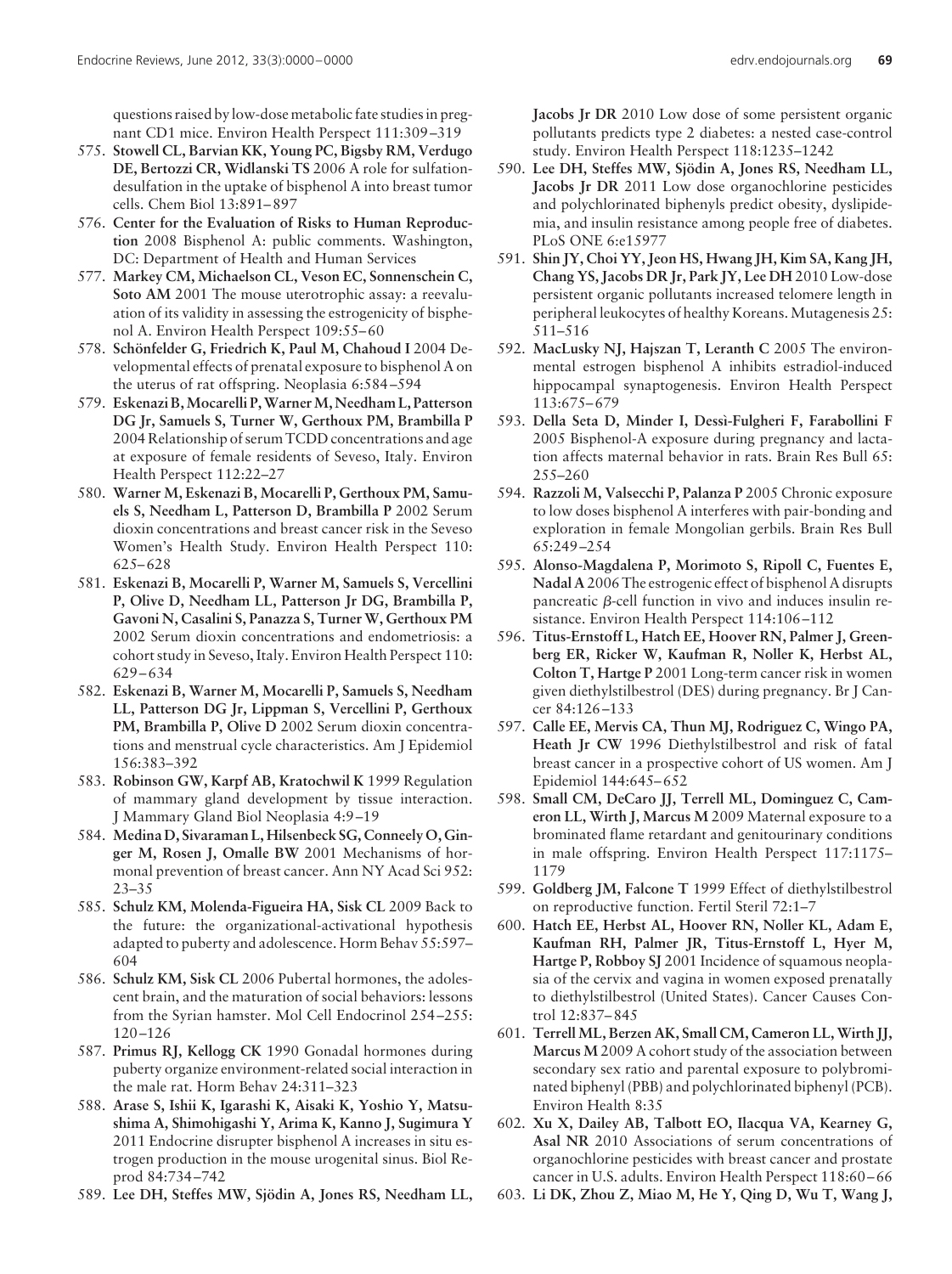questions raised by low-dose metabolic fate studies in pregnant CD1 mice. Environ Health Perspect 111:309–319

575. **Stowell CL, Barvian KK, Young PC, Bigsby RM, Verdugo DE, Bertozzi CR, Widlanski TS** 2006 A role for sulfation-desulfation in the uptake of bisphenol A into breast tumor cells. Chem Biol 13:891–897
576. **Center for the Evaluation of Risks to Human Reproduction** 2008 Bisphenol A: public comments. Washington, DC: Department of Health and Human Services
577. **Markey CM, Michaelson CL, Veson EC, Sonnenschein C, Soto AM** 2001 The mouse uterotrophic assay: a reevaluation of its validity in assessing the estrogenicity of bisphenol A. Environ Health Perspect 109:55–60
578. **Schönfelder G, Friedrich K, Paul M, Chahoud I** 2004 Developmental effects of prenatal exposure to bisphenol A on the uterus of rat offspring. Neoplasia 6:584–594
579. **Eskenazi B, Mocarelli P, Warner M, Needham L, Patterson DG Jr, Samuels S, Turner W, Gerthoux PM, Brambilla P** 2004 Relationship of serum TCDD concentrations and age at exposure of female residents of Seveso, Italy. Environ Health Perspect 112:22–27
580. **Warner M, Eskenazi B, Mocarelli P, Gerthoux PM, Samuels S, Needham L, Patterson D, Brambilla P** 2002 Serum dioxin concentrations and breast cancer risk in the Seveso Women's Health Study. Environ Health Perspect 110: 625–628
581. **Eskenazi B, Mocarelli P, Warner M, Samuels S, Vercellini P, Olive D, Needham LL, Patterson Jr DG, Brambilla P, Gavoni N, Casalini S, Panazza S, Turner W, Gerthoux PM** 2002 Serum dioxin concentrations and endometriosis: a cohort study in Seveso, Italy. Environ Health Perspect 110: 629–634
582. **Eskenazi B, Warner M, Mocarelli P, Samuels S, Needham LL, Patterson DG Jr, Lippman S, Vercellini P, Gerthoux PM, Brambilla P, Olive D** 2002 Serum dioxin concentrations and menstrual cycle characteristics. Am J Epidemiol 156:383–392
583. **Robinson GW, Karpf AB, Kratochwil K** 1999 Regulation of mammary gland development by tissue interaction. J Mammary Gland Biol Neoplasia 4:9–19
584. **Medina D, Sivaraman L, Hilsenbeck SG, Conneely O, Ginger M, Rosen J, Omalle BW** 2001 Mechanisms of hormonal prevention of breast cancer. Ann NY Acad Sci 952: 23–35
585. **Schulz KM, Molenda-Figueira HA, Sisk CL** 2009 Back to the future: the organizational-activational hypothesis adapted to puberty and adolescence. Horm Behav 55:597–604
586. **Schulz KM, Sisk CL** 2006 Pubertal hormones, the adolescent brain, and the maturation of social behaviors: lessons from the Syrian hamster. Mol Cell Endocrinol 254–255: 120–126
587. **Primus RJ, Kellogg CK** 1990 Gonadal hormones during puberty organize environment-related social interaction in the male rat. Horm Behav 24:311–323
588. **Arase S, Ishii K, Igarashi K, Aisaki K, Yoshio Y, Matsushima A, Shimohigashi Y, Arima K, Kanno J, Sugimura Y** 2011 Endocrine disrupter bisphenol A increases in situ estrogen production in the mouse urogenital sinus. Biol Reprod 84:734–742
589. **Lee DH, Steffes MW, Sjödin A, Jones RS, Needham LL, Jacobs Jr DR** 2010 Low dose of some persistent organic pollutants predicts type 2 diabetes: a nested case-control study. Environ Health Perspect 118:1235–1242
590. **Lee DH, Steffes MW, Sjödin A, Jones RS, Needham LL, Jacobs Jr DR** 2011 Low dose organochlorine pesticides and polychlorinated biphenyls predict obesity, dyslipidemia, and insulin resistance among people free of diabetes. PLoS ONE 6:e15977
591. **Shin JY, Choi YY, Jeon HS, Hwang JH, Kim SA, Kang JH, Chang YS, Jacobs DR Jr, Park JY, Lee DH** 2010 Low-dose persistent organic pollutants increased telomere length in peripheral leukocytes of healthy Koreans. Mutagenesis 25: 511–516
592. **MacLusky NJ, Hajszan T, Leranth C** 2005 The environmental estrogen bisphenol A inhibits estradiol-induced hippocampal synaptogenesis. Environ Health Perspect 113:675–679
593. **Della Seta D, Minder I, Dessì-Fulgheri F, Farabollini F** 2005 Bisphenol-A exposure during pregnancy and lactation affects maternal behavior in rats. Brain Res Bull 65: 255–260
594. **Razzoli M, Valsecchi P, Palanza P** 2005 Chronic exposure to low doses bisphenol A interferes with pair-bonding and exploration in female Mongolian gerbils. Brain Res Bull 65:249–254
595. **Alonso-Magdalena P, Morimoto S, Ripoll C, Fuentes E, Nadal A** 2006 The estrogenic effect of bisphenol A disrupts pancreatic $\beta$-cell function in vivo and induces insulin resistance. Environ Health Perspect 114:106–112
596. **Titus-Ernstoff L, Hatch EE, Hoover RN, Palmer J, Greenberg ER, Ricker W, Kaufman R, Noller K, Herbst AL, Colton T, Hartge P** 2001 Long-term cancer risk in women given diethylstilbestrol (DES) during pregnancy. Br J Cancer 84:126–133
597. **Calle EE, Mervis CA, Thun MJ, Rodriguez C, Wingo PA, Heath Jr CW** 1996 Diethylstilbestrol and risk of fatal breast cancer in a prospective cohort of US women. Am J Epidemiol 144:645–652
598. **Small CM, DeCaro JJ, Terrell ML, Dominguez C, Cameron LL, Wirth J, Marcus M** 2009 Maternal exposure to a brominated flame retardant and genitourinary conditions in male offspring. Environ Health Perspect 117:1175–1179
599. **Goldberg JM, Falcone T** 1999 Effect of diethylstilbestrol on reproductive function. Fertil Steril 72:1–7
600. **Hatch EE, Herbst AL, Hoover RN, Noller KL, Adam E, Kaufman RH, Palmer JR, Titus-Ernstoff L, Hyer M, Hartge P, Robboy SJ** 2001 Incidence of squamous neoplasia of the cervix and vagina in women exposed prenatally to diethylstilbestrol (United States). Cancer Causes Control 12:837–845
601. **Terrell ML, Berzen AK, Small CM, Cameron LL, Wirth JJ, Marcus M** 2009 A cohort study of the association between secondary sex ratio and parental exposure to polybrominated biphenyl (PBB) and polychlorinated biphenyl (PCB). Environ Health 8:35
602. **Xu X, Dailey AB, Talbott EO, Ilacqua VA, Kearney G, Asal NR** 2010 Associations of serum concentrations of organochlorine pesticides with breast cancer and prostate cancer in U.S. adults. Environ Health Perspect 118:60–66
603. **Li DK, Zhou Z, Miao M, He Y, Qing D, Wu T, Wang J,**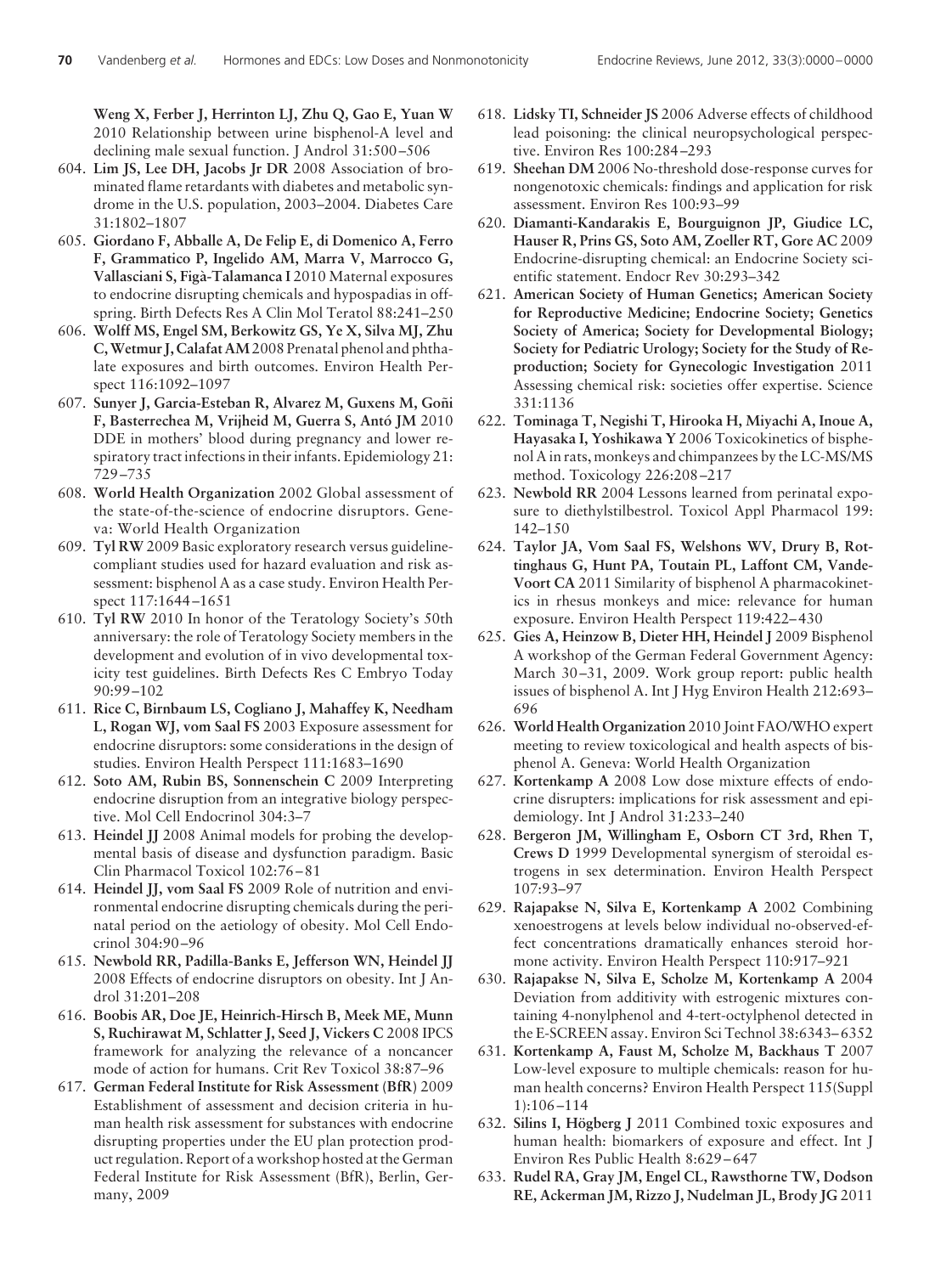Weng X, Ferber J, Herrinton LJ, Zhu Q, Gao E, Yuan W 2010 Relationship between urine bisphenol-A level and declining male sexual function. J Androl 31:500–506

604. **Lim JS, Lee DH, Jacobs Jr DR** 2008 Association of brominated flame retardants with diabetes and metabolic syndrome in the U.S. population, 2003–2004. Diabetes Care 31:1802–1807
605. **Giordano F, Abballe A, De Felip E, di Domenico A, Ferro F, Grammatico P, Ingelido AM, Marra V, Marrocco G, Vallasciani S, Figà-Talamanca I** 2010 Maternal exposures to endocrine disrupting chemicals and hypospadias in offspring. Birth Defects Res A Clin Mol Teratol 88:241–250
606. **Wolff MS, Engel SM, Berkowitz GS, Ye X, Silva MJ, Zhu C, Wetmur J, Calafat AM** 2008 Prenatal phenol and phthalate exposures and birth outcomes. Environ Health Perspect 116:1092–1097
607. **Sunyer J, Garcia-Esteban R, Alvarez M, Guxens M, Goñi F, Basterrechea M, Vrijheid M, Guerra S, Antó JM** 2010 DDE in mothers' blood during pregnancy and lower respiratory tract infections in their infants. Epidemiology 21:729–735
608. **World Health Organization** 2002 Global assessment of the state-of-the-science of endocrine disruptors. Geneva: World Health Organization
609. **Tyl RW** 2009 Basic exploratory research versus guideline-compliant studies used for hazard evaluation and risk assessment: bisphenol A as a case study. Environ Health Perspect 117:1644–1651
610. **Tyl RW** 2010 In honor of the Teratology Society's 50th anniversary: the role of Teratology Society members in the development and evolution of in vivo developmental toxicity test guidelines. Birth Defects Res C Embryo Today 90:99–102
611. **Rice C, Birnbaum LS, Cogliano J, Mahaffey K, Needham L, Rogan WJ, vom Saal FS** 2003 Exposure assessment for endocrine disruptors: some considerations in the design of studies. Environ Health Perspect 111:1683–1690
612. **Soto AM, Rubin BS, Sonnenschein C** 2009 Interpreting endocrine disruption from an integrative biology perspective. Mol Cell Endocrinol 304:3–7
613. **Heindel JJ** 2008 Animal models for probing the developmental basis of disease and dysfunction paradigm. Basic Clin Pharmacol Toxicol 102:76–81
614. **Heindel JJ, vom Saal FS** 2009 Role of nutrition and environmental endocrine disrupting chemicals during the perinatal period on the aetiology of obesity. Mol Cell Endocrinol 304:90–96
615. **Newbold RR, Padilla-Banks E, Jefferson WN, Heindel JJ** 2008 Effects of endocrine disruptors on obesity. Int J Androl 31:201–208
616. **Boobis AR, Doe JE, Heinrich-Hirsch B, Meek ME, Munn S, Ruchirawat M, Schlatter J, Seed J, Vickers C** 2008 IPCS framework for analyzing the relevance of a noncancer mode of action for humans. Crit Rev Toxicol 38:87–96
617. **German Federal Institute for Risk Assessment (BfR)** 2009 Establishment of assessment and decision criteria in human health risk assessment for substances with endocrine disrupting properties under the EU plan protection product regulation. Report of a workshop hosted at the German Federal Institute for Risk Assessment (BfR), Berlin, Germany, 2009
618. **Lidsky TI, Schneider JS** 2006 Adverse effects of childhood lead poisoning: the clinical neuropsychological perspective. Environ Res 100:284–293
619. **Sheehan DM** 2006 No-threshold dose-response curves for nongenotoxic chemicals: findings and application for risk assessment. Environ Res 100:93–99
620. **Diamanti-Kandarakis E, Bourguignon JP, Giudice LC, Hauser R, Prins GS, Soto AM, Zoeller RT, Gore AC** 2009 Endocrine-disrupting chemical: an Endocrine Society scientific statement. Endocr Rev 30:293–342
621. **American Society of Human Genetics; American Society for Reproductive Medicine; Endocrine Society; Genetics Society of America; Society for Developmental Biology; Society for Pediatric Urology; Society for the Study of Reproduction; Society for Gynecologic Investigation** 2011 Assessing chemical risk: societies offer expertise. Science 331:1136
622. **Tominaga T, Negishi T, Hirooka H, Miyachi A, Inoue A, Hayasaka I, Yoshikawa Y** 2006 Toxicokinetics of bisphenol A in rats, monkeys and chimpanzees by the LC-MS/MS method. Toxicology 226:208–217
623. **Newbold RR** 2004 Lessons learned from perinatal exposure to diethylstilbestrol. Toxicol Appl Pharmacol 199:142–150
624. **Taylor JA, Vom Saal FS, Welshons WV, Drury B, Rottinghaus G, Hunt PA, Toutain PL, Laffont CM, VandeVoort CA** 2011 Similarity of bisphenol A pharmacokinetics in rhesus monkeys and mice: relevance for human exposure. Environ Health Perspect 119:422–430
625. **Gies A, Heinzow B, Dieter HH, Heindel J** 2009 Bisphenol A workshop of the German Federal Government Agency: March 30–31, 2009. Work group report: public health issues of bisphenol A. Int J Hyg Environ Health 212:693–696
626. **World Health Organization** 2010 Joint FAO/WHO expert meeting to review toxicological and health aspects of bisphenol A. Geneva: World Health Organization
627. **Kortenkamp A** 2008 Low dose mixture effects of endocrine disrupters: implications for risk assessment and epidemiology. Int J Androl 31:233–240
628. **Bergeron JM, Willingham E, Osborn CT 3rd, Rhen T, Crews D** 1999 Developmental synergism of steroidal estrogens in sex determination. Environ Health Perspect 107:93–97
629. **Rajapakse N, Silva E, Kortenkamp A** 2002 Combining xenoestrogens at levels below individual no-observed-effect concentrations dramatically enhances steroid hormone activity. Environ Health Perspect 110:917–921
630. **Rajapakse N, Silva E, Scholze M, Kortenkamp A** 2004 Deviation from additivity with estrogenic mixtures containing 4-nonylphenol and 4-tert-octylphenol detected in the E-SCREEN assay. Environ Sci Technol 38:6343–6352
631. **Kortenkamp A, Faust M, Scholze M, Backhaus T** 2007 Low-level exposure to multiple chemicals: reason for human health concerns? Environ Health Perspect 115(Suppl 1):106–114
632. **Silins I, Högberg J** 2011 Combined toxic exposures and human health: biomarkers of exposure and effect. Int J Environ Res Public Health 8:629–647
633. **Rudel RA, Gray JM, Engel CL, Rawsthorne TW, Dodson RE, Ackerman JM, Rizzo J, Nudelman JL, Brody JG** 2011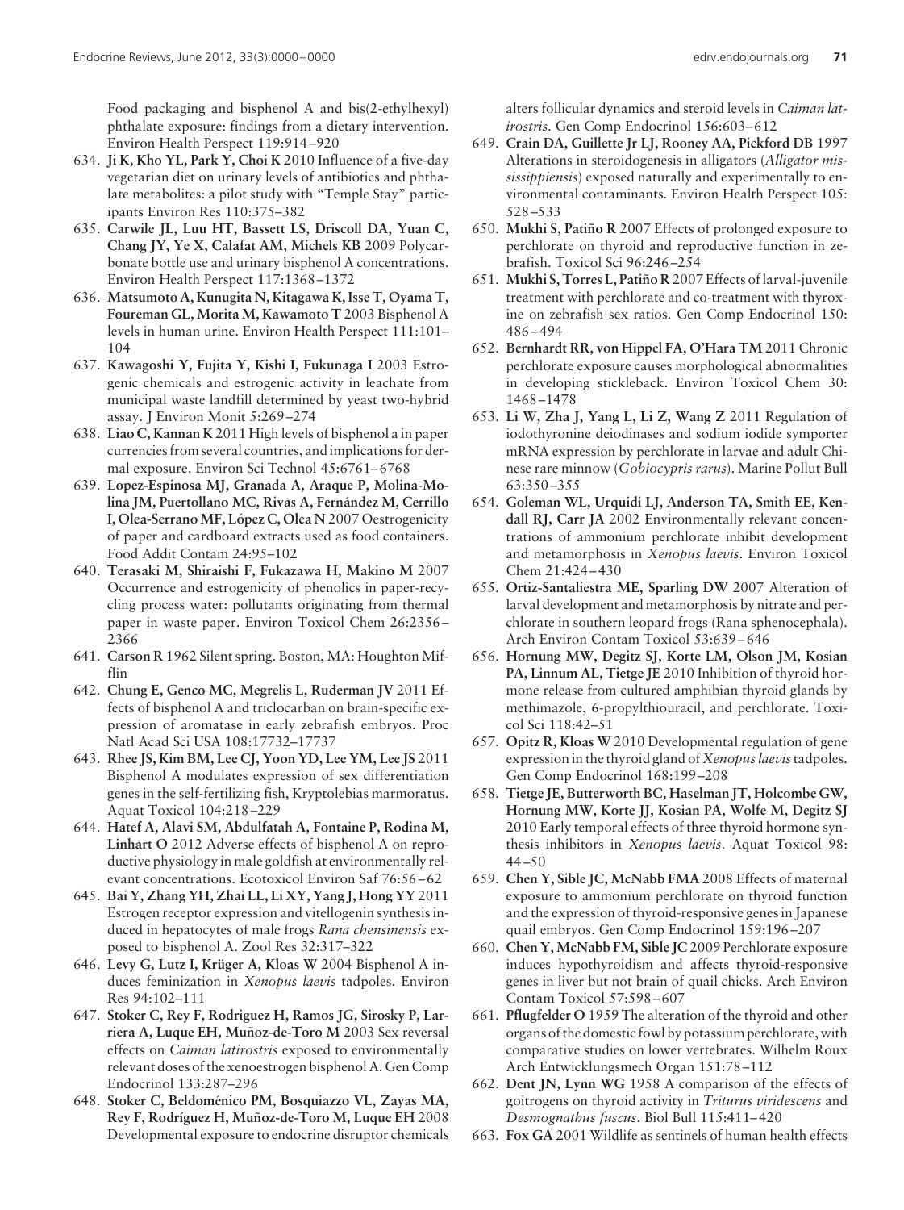Food packaging and bisphenol A and bis(2-ethylhexyl) phthalate exposure: findings from a dietary intervention. Environ Health Perspect 119:914–920

634. **Ji K, Kho YL, Park Y, Choi K** 2010 Influence of a five-day vegetarian diet on urinary levels of antibiotics and phthalate metabolites: a pilot study with "Temple Stay" participants Environ Res 110:375–382
635. **Carwile JL, Luu HT, Bassett LS, Driscoll DA, Yuan C, Chang JY, Ye X, Calafat AM, Michels KB** 2009 Polycarbonate bottle use and urinary bisphenol A concentrations. Environ Health Perspect 117:1368–1372
636. **Matsumoto A, Kunugita N, Kitagawa K, Isse T, Oyama T, Foureman GL, Morita M, Kawamoto T** 2003 Bisphenol A levels in human urine. Environ Health Perspect 111:101–104
637. **Kawagoshi Y, Fujita Y, Kishi I, Fukunaga I** 2003 Estrogenic chemicals and estrogenic activity in leachate from municipal waste landfill determined by yeast two-hybrid assay. J Environ Monit 5:269–274
638. **Liao C, Kannan K** 2011 High levels of bisphenol a in paper currencies from several countries, and implications for dermal exposure. Environ Sci Technol 45:6761–6768
639. **Lopez-Espinosa MJ, Granada A, Araque P, Molina-Molina JM, Puertollano MC, Rivas A, Fernández M, Cerrillo I, Olea-Serrano MF, López C, Olea N** 2007 Oestrogenicity of paper and cardboard extracts used as food containers. Food Addit Contam 24:95–102
640. **Terasaki M, Shiraishi F, Fukazawa H, Makino M** 2007 Occurrence and estrogenicity of phenolics in paper-recycling process water: pollutants originating from thermal paper in waste paper. Environ Toxicol Chem 26:2356–2366
641. **Carson R** 1962 Silent spring. Boston, MA: Houghton Mifflin
642. **Chung E, Genco MC, Megrelis L, Ruderman JV** 2011 Effects of bisphenol A and triclocarban on brain-specific expression of aromatase in early zebrafish embryos. Proc Natl Acad Sci USA 108:17732–17737
643. **Rhee JS, Kim BM, Lee CJ, Yoon YD, Lee YM, Lee JS** 2011 Bisphenol A modulates expression of sex differentiation genes in the self-fertilizing fish, Kryptolebias marmoratus. Aquat Toxicol 104:218–229
644. **Hatef A, Alavi SM, Abdulfatah A, Fontaine P, Rodina M, Linhart O** 2012 Adverse effects of bisphenol A on reproductive physiology in male goldfish at environmentally relevant concentrations. Ecotoxicol Environ Saf 76:56–62
645. **Bai Y, Zhang YH, Zhai LL, Li XY, Yang J, Hong YY** 2011 Estrogen receptor expression and vitellogenin synthesis induced in hepatocytes of male frogs *Rana chensinensis* exposed to bisphenol A. Zool Res 32:317–322
646. **Levy G, Lutz I, Krüger A, Kloas W** 2004 Bisphenol A induces feminization in *Xenopus laevis* tadpoles. Environ Res 94:102–111
647. **Stoker C, Rey F, Rodriguez H, Ramos JG, Sirosky P, Larriera A, Luque EH, Muñoz-de-Toro M** 2003 Sex reversal effects on *Caiman latirostris* exposed to environmentally relevant doses of the xenoestrogen bisphenol A. Gen Comp Endocrinol 133:287–296
648. **Stoker C, Beldoménico PM, Bosquiazzo VL, Zayas MA, Rey F, Rodríguez H, Muñoz-de-Toro M, Luque EH** 2008 Developmental exposure to endocrine disruptor chemicals alters follicular dynamics and steroid levels in *Caiman latirostris*. Gen Comp Endocrinol 156:603–612
649. **Crain DA, Guillette Jr LJ, Rooney AA, Pickford DB** 1997 Alterations in steroidogenesis in alligators (*Alligator mississippiensis*) exposed naturally and experimentally to environmental contaminants. Environ Health Perspect 105:528–533
650. **Mukhi S, Patiño R** 2007 Effects of prolonged exposure to perchlorate on thyroid and reproductive function in zebrafish. Toxicol Sci 96:246–254
651. **Mukhi S, Torres L, Patiño R** 2007 Effects of larval-juvenile treatment with perchlorate and co-treatment with thyroxine on zebrafish sex ratios. Gen Comp Endocrinol 150:486–494
652. **Bernhardt RR, von Hippel FA, O'Hara TM** 2011 Chronic perchlorate exposure causes morphological abnormalities in developing stickleback. Environ Toxicol Chem 30:1468–1478
653. **Li W, Zha J, Yang L, Li Z, Wang Z** 2011 Regulation of iodothyronine deiodinases and sodium iodide symporter mRNA expression by perchlorate in larvae and adult Chinese rare minnow (*Gobiocypris rarus*). Marine Pollut Bull 63:350–355
654. **Goleman WL, Urquidi LJ, Anderson TA, Smith EE, Kendall RJ, Carr JA** 2002 Environmentally relevant concentrations of ammonium perchlorate inhibit development and metamorphosis in *Xenopus laevis*. Environ Toxicol Chem 21:424–430
655. **Ortiz-Santaliestra ME, Sparling DW** 2007 Alteration of larval development and metamorphosis by nitrate and perchlorate in southern leopard frogs (Rana sphenocephala). Arch Environ Contam Toxicol 53:639–646
656. **Hornung MW, Degitz SJ, Korte LM, Olson JM, Kosian PA, Linnum AL, Tietge JE** 2010 Inhibition of thyroid hormone release from cultured amphibian thyroid glands by methimazole, 6-propylthiouracil, and perchlorate. Toxicol Sci 118:42–51
657. **Opitz R, Kloas W** 2010 Developmental regulation of gene expression in the thyroid gland of *Xenopus laevis* tadpoles. Gen Comp Endocrinol 168:199–208
658. **Tietge JE, Butterworth BC, Haselman JT, Holcombe GW, Hornung MW, Korte JJ, Kosian PA, Wolfe M, Degitz SJ** 2010 Early temporal effects of three thyroid hormone synthesis inhibitors in *Xenopus laevis*. Aquat Toxicol 98:44–50
659. **Chen Y, Sible JC, McNabb FMA** 2008 Effects of maternal exposure to ammonium perchlorate on thyroid function and the expression of thyroid-responsive genes in Japanese quail embryos. Gen Comp Endocrinol 159:196–207
660. **Chen Y, McNabb FM, Sible JC** 2009 Perchlorate exposure induces hypothyroidism and affects thyroid-responsive genes in liver but not brain of quail chicks. Arch Environ Contam Toxicol 57:598–607
661. **Pflugfelder O** 1959 The alteration of the thyroid and other organs of the domestic fowl by potassium perchlorate, with comparative studies on lower vertebrates. Wilhelm Roux Arch Entwicklungsmech Organ 151:78–112
662. **Dent JN, Lynn WG** 1958 A comparison of the effects of goitrogens on thyroid activity in *Triturus viridescens* and *Desmognathus fuscus*. Biol Bull 115:411–420
663. **Fox GA** 2001 Wildlife as sentinels of human health effects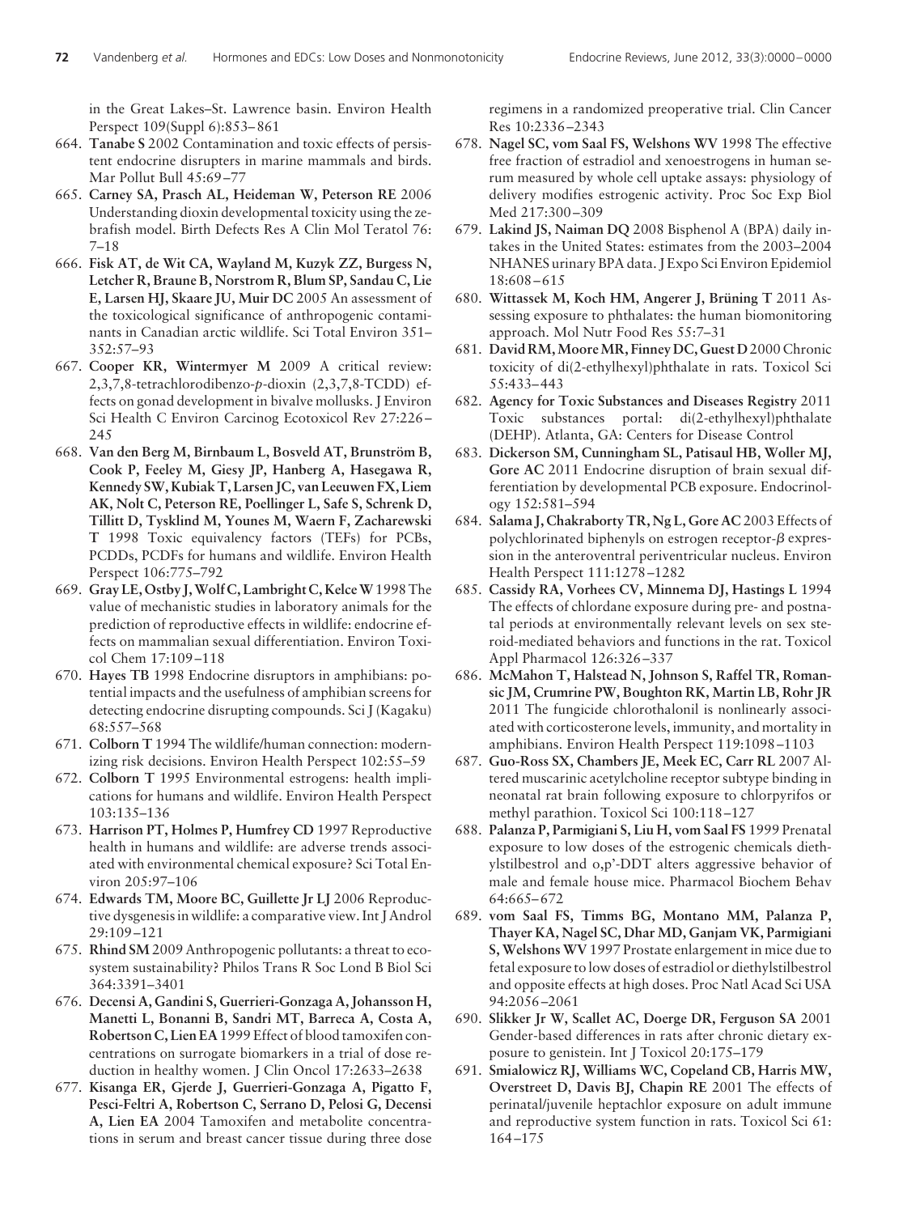in the Great Lakes–St. Lawrence basin. Environ Health Perspect 109(Suppl 6):853–861

664. **Tanabe S** 2002 Contamination and toxic effects of persistent endocrine disrupters in marine mammals and birds. Mar Pollut Bull 45:69–77
665. **Carney SA, Prasch AL, Heideman W, Peterson RE** 2006 Understanding dioxin developmental toxicity using the zebrafish model. Birth Defects Res A Clin Mol Teratol 76: 7–18
666. **Fisk AT, de Wit CA, Wayland M, Kuzyk ZZ, Burgess N, Letcher R, Braune B, Norstrom R, Blum SP, Sandau C, Lie E, Larsen HJ, Skaare JU, Muir DC** 2005 An assessment of the toxicological significance of anthropogenic contaminants in Canadian arctic wildlife. Sci Total Environ 351–352:57–93
667. **Cooper KR, Wintermyer M** 2009 A critical review: 2,3,7,8-tetrachlorodibenzo-*p*-dioxin (2,3,7,8-TCDD) effects on gonad development in bivalve mollusks. J Environ Sci Health C Environ Carcinog Ecotoxicol Rev 27:226–245
668. **Van den Berg M, Birnbaum L, Bosveld AT, Brunström B, Cook P, Feeley M, Giesy JP, Hanberg A, Hasegawa R, Kennedy SW, Kubiak T, Larsen JC, van Leeuwen FX, Liem AK, Nolt C, Peterson RE, Poellinger L, Safe S, Schrenk D, Tillitt D, Tysklind M, Younes M, Waern F, Zacharewski T** 1998 Toxic equivalency factors (TEFs) for PCBs, PCDDs, PCDFs for humans and wildlife. Environ Health Perspect 106:775–792
669. **Gray LE, Ostby J, Wolf C, Lambright C, Kelce W** 1998 The value of mechanistic studies in laboratory animals for the prediction of reproductive effects in wildlife: endocrine effects on mammalian sexual differentiation. Environ Toxicol Chem 17:109–118
670. **Hayes TB** 1998 Endocrine disruptors in amphibians: potential impacts and the usefulness of amphibian screens for detecting endocrine disrupting compounds. Sci J (Kagaku) 68:557–568
671. **Colborn T** 1994 The wildlife/human connection: modernizing risk decisions. Environ Health Perspect 102:55–59
672. **Colborn T** 1995 Environmental estrogens: health implications for humans and wildlife. Environ Health Perspect 103:135–136
673. **Harrison PT, Holmes P, Humfrey CD** 1997 Reproductive health in humans and wildlife: are adverse trends associated with environmental chemical exposure? Sci Total Environ 205:97–106
674. **Edwards TM, Moore BC, Guillette Jr LJ** 2006 Reproductive dysgenesis in wildlife: a comparative view. Int J Androl 29:109–121
675. **Rhind SM** 2009 Anthropogenic pollutants: a threat to ecosystem sustainability? Philos Trans R Soc Lond B Biol Sci 364:3391–3401
676. **Decensi A, Gandini S, Guerrieri-Gonzaga A, Johansson H, Manetti L, Bonanni B, Sandri MT, Barreca A, Costa A, Robertson C, Lien EA** 1999 Effect of blood tamoxifen concentrations on surrogate biomarkers in a trial of dose reduction in healthy women. J Clin Oncol 17:2633–2638
677. **Kisanga ER, Gjerde J, Guerrieri-Gonzaga A, Pigatto F, Pesci-Feltri A, Robertson C, Serrano D, Pelosi G, Decensi A, Lien EA** 2004 Tamoxifen and metabolite concentrations in serum and breast cancer tissue during three dose regimens in a randomized preoperative trial. Clin Cancer Res 10:2336–2343
678. **Nagel SC, vom Saal FS, Welshons WV** 1998 The effective free fraction of estradiol and xenoestrogens in human serum measured by whole cell uptake assays: physiology of delivery modifies estrogenic activity. Proc Soc Exp Biol Med 217:300–309
679. **Lakind JS, Naiman DQ** 2008 Bisphenol A (BPA) daily intakes in the United States: estimates from the 2003–2004 NHANES urinary BPA data. J Expo Sci Environ Epidemiol 18:608–615
680. **Wittassek M, Koch HM, Angerer J, Brüning T** 2011 Assessing exposure to phthalates: the human biomonitoring approach. Mol Nutr Food Res 55:7–31
681. **David RM, Moore MR, Finney DC, Guest D** 2000 Chronic toxicity of di(2-ethylhexyl)phthalate in rats. Toxicol Sci 55:433–443
682. **Agency for Toxic Substances and Diseases Registry** 2011 Toxic substances portal: di(2-ethylhexyl)phthalate (DEHP). Atlanta, GA: Centers for Disease Control
683. **Dickerson SM, Cunningham SL, Patisaul HB, Woller MJ, Gore AC** 2011 Endocrine disruption of brain sexual differentiation by developmental PCB exposure. Endocrinology 152:581–594
684. **Salama J, Chakraborty TR, Ng L, Gore AC** 2003 Effects of polychlorinated biphenyls on estrogen receptor-$\beta$ expression in the anteroventral periventricular nucleus. Environ Health Perspect 111:1278–1282
685. **Cassidy RA, Vorhees CV, Minnema DJ, Hastings L** 1994 The effects of chlordane exposure during pre- and postnatal periods at environmentally relevant levels on sex steroid-mediated behaviors and functions in the rat. Toxicol Appl Pharmacol 126:326–337
686. **McMahon T, Halstead N, Johnson S, Raffel TR, Romansic JM, Crumrine PW, Boughton RK, Martin LB, Rohr JR** 2011 The fungicide chlorothalonil is nonlinearly associated with corticosterone levels, immunity, and mortality in amphibians. Environ Health Perspect 119:1098–1103
687. **Guo-Ross SX, Chambers JE, Meek EC, Carr RL** 2007 Altered muscarinic acetylcholine receptor subtype binding in neonatal rat brain following exposure to chlorpyrifos or methyl parathion. Toxicol Sci 100:118–127
688. **Palanza P, Parmigiani S, Liu H, vom Saal FS** 1999 Prenatal exposure to low doses of the estrogenic chemicals diethylstilbestrol and o,p'-DDT alters aggressive behavior of male and female house mice. Pharmacol Biochem Behav 64:665–672
689. **vom Saal FS, Timms BG, Montano MM, Palanza P, Thayer KA, Nagel SC, Dhar MD, Ganjam VK, Parmigiani S, Welshons WV** 1997 Prostate enlargement in mice due to fetal exposure to low doses of estradiol or diethylstilbestrol and opposite effects at high doses. Proc Natl Acad Sci USA 94:2056–2061
690. **Slikker Jr W, Scallet AC, Doerge DR, Ferguson SA** 2001 Gender-based differences in rats after chronic dietary exposure to genistein. Int J Toxicol 20:175–179
691. **Smialowicz RJ, Williams WC, Copeland CB, Harris MW, Overstreet D, Davis BJ, Chapin RE** 2001 The effects of perinatal/juvenile heptachlor exposure on adult immune and reproductive system function in rats. Toxicol Sci 61: 164–175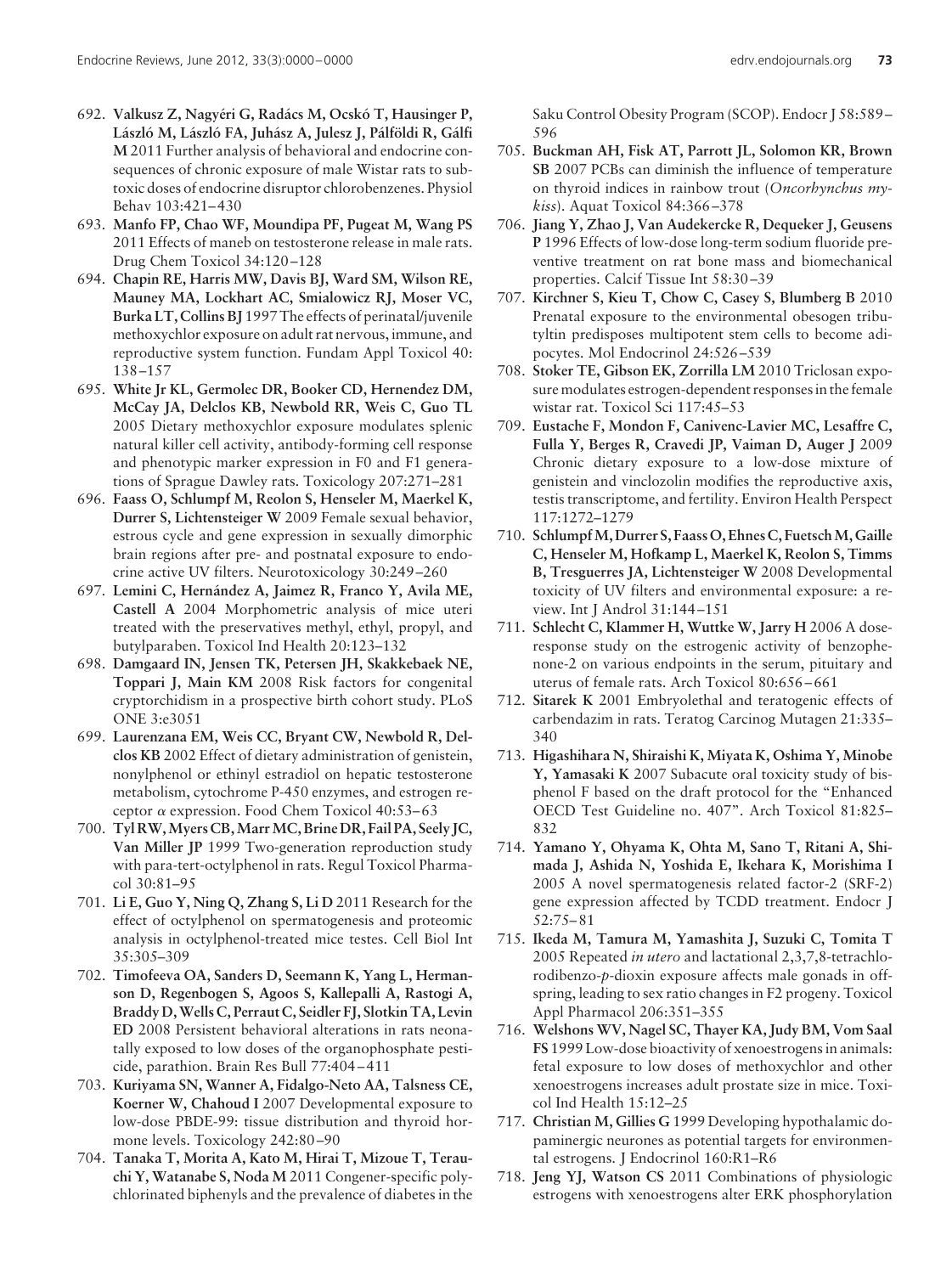692. **Valkusz Z, Nagyéri G, Radács M, Ocskó T, Hausinger P, László M, László FA, Juhász A, Julesz J, Pálföldi R, Gálfi M** 2011 Further analysis of behavioral and endocrine consequences of chronic exposure of male Wistar rats to subtoxic doses of endocrine disruptor chlorobenzenes. Physiol Behav 103:421–430
693. **Manfo FP, Chao WF, Moundipa PF, Pugeat M, Wang PS** 2011 Effects of maneb on testosterone release in male rats. Drug Chem Toxicol 34:120–128
694. **Chapin RE, Harris MW, Davis BJ, Ward SM, Wilson RE, Mauney MA, Lockhart AC, Smialowicz RJ, Moser VC, Burka LT, Collins BJ** 1997 The effects of perinatal/juvenile methoxychlor exposure on adult rat nervous, immune, and reproductive system function. Fundam Appl Toxicol 40: 138–157
695. **White Jr KL, Germolec DR, Booker CD, Hernendez DM, McCay JA, Delclos KB, Newbold RR, Weis C, Guo TL** 2005 Dietary methoxychlor exposure modulates splenic natural killer cell activity, antibody-forming cell response and phenotypic marker expression in F0 and F1 generations of Sprague Dawley rats. Toxicology 207:271–281
696. **Faass O, Schlumpf M, Reolon S, Henseler M, Maerkel K, Durrer S, Lichtensteiger W** 2009 Female sexual behavior, estrous cycle and gene expression in sexually dimorphic brain regions after pre- and postnatal exposure to endocrine active UV filters. Neurotoxicology 30:249–260
697. **Lemini C, Hernández A, Jaimez R, Franco Y, Avila ME, Castell A** 2004 Morphometric analysis of mice uteri treated with the preservatives methyl, ethyl, propyl, and butylparaben. Toxicol Ind Health 20:123–132
698. **Damgaard IN, Jensen TK, Petersen JH, Skakkebaek NE, Toppari J, Main KM** 2008 Risk factors for congenital cryptorchidism in a prospective birth cohort study. PLoS ONE 3:e3051
699. **Laurenzana EM, Weis CC, Bryant CW, Newbold R, Delclos KB** 2002 Effect of dietary administration of genistein, nonylphenol or ethinyl estradiol on hepatic testosterone metabolism, cytochrome P-450 enzymes, and estrogen receptor $\alpha$ expression. Food Chem Toxicol 40:53–63
700. **Tyl RW, Myers CB, Marr MC, Brine DR, Fail PA, Seely JC, Van Miller JP** 1999 Two-generation reproduction study with para-tert-octylphenol in rats. Regul Toxicol Pharmacol 30:81–95
701. **Li E, Guo Y, Ning Q, Zhang S, Li D** 2011 Research for the effect of octylphenol on spermatogenesis and proteomic analysis in octylphenol-treated mice testes. Cell Biol Int 35:305–309
702. **Timofeeva OA, Sanders D, Seemann K, Yang L, Hermanson D, Regenbogen S, Agoos S, Kallepalli A, Rastogi A, Braddy D, Wells C, Perraut C, Seidler FJ, Slotkin TA, Levin ED** 2008 Persistent behavioral alterations in rats neonatally exposed to low doses of the organophosphate pesticide, parathion. Brain Res Bull 77:404–411
703. **Kuriyama SN, Wanner A, Fidalgo-Neto AA, Talsness CE, Koerner W, Chahoud I** 2007 Developmental exposure to low-dose PBDE-99: tissue distribution and thyroid hormone levels. Toxicology 242:80–90
704. **Tanaka T, Morita A, Kato M, Hirai T, Mizoue T, Terauchi Y, Watanabe S, Noda M** 2011 Congener-specific polychlorinated biphenyls and the prevalence of diabetes in the Saku Control Obesity Program (SCOP). Endocr J 58:589–596
705. **Buckman AH, Fisk AT, Parrott JL, Solomon KR, Brown SB** 2007 PCBs can diminish the influence of temperature on thyroid indices in rainbow trout (*Oncorhynchus mykiss*). Aquat Toxicol 84:366–378
706. **Jiang Y, Zhao J, Van Audekercke R, Dequeker J, Geusens P** 1996 Effects of low-dose long-term sodium fluoride preventive treatment on rat bone mass and biomechanical properties. Calcif Tissue Int 58:30–39
707. **Kirchner S, Kieu T, Chow C, Casey S, Blumberg B** 2010 Prenatal exposure to the environmental obesogen tributyltin predisposes multipotent stem cells to become adipocytes. Mol Endocrinol 24:526–539
708. **Stoker TE, Gibson EK, Zorrilla LM** 2010 Triclosan exposure modulates estrogen-dependent responses in the female wistar rat. Toxicol Sci 117:45–53
709. **Eustache F, Mondon F, Canivenc-Lavier MC, Lesaffre C, Fulla Y, Berges R, Cravedi JP, Vaiman D, Auger J** 2009 Chronic dietary exposure to a low-dose mixture of genistein and vinclozolin modifies the reproductive axis, testis transcriptome, and fertility. Environ Health Perspect 117:1272–1279
710. **Schlumpf M, Durrer S, Faass O, Ehnes C, Fuetsch M, Gaille C, Henseler M, Hofkamp L, Maerkel K, Reolon S, Timms B, Tresguerres JA, Lichtensteiger W** 2008 Developmental toxicity of UV filters and environmental exposure: a review. Int J Androl 31:144–151
711. **Schlecht C, Klammer H, Wuttke W, Jarry H** 2006 A dose-response study on the estrogenic activity of benzophenone-2 on various endpoints in the serum, pituitary and uterus of female rats. Arch Toxicol 80:656–661
712. **Sitarek K** 2001 Embryolethal and teratogenic effects of carbendazim in rats. Teratog Carcinog Mutagen 21:335–340
713. **Higashihara N, Shiraishi K, Miyata K, Oshima Y, Minobe Y, Yamasaki K** 2007 Subacute oral toxicity study of bisphenol F based on the draft protocol for the "Enhanced OECD Test Guideline no. 407". Arch Toxicol 81:825–832
714. **Yamano Y, Ohyama K, Ohta M, Sano T, Ritani A, Shimada J, Ashida N, Yoshida E, Ikehara K, Morishima I** 2005 A novel spermatogenesis related factor-2 (SRF-2) gene expression affected by TCDD treatment. Endocr J 52:75–81
715. **Ikeda M, Tamura M, Yamashita J, Suzuki C, Tomita T** 2005 Repeated *in utero* and lactational 2,3,7,8-tetrachlorodibenzo-*p*-dioxin exposure affects male gonads in offspring, leading to sex ratio changes in F2 progeny. Toxicol Appl Pharmacol 206:351–355
716. **Welshons WV, Nagel SC, Thayer KA, Judy BM, Vom Saal FS** 1999 Low-dose bioactivity of xenoestrogens in animals: fetal exposure to low doses of methoxychlor and other xenoestrogens increases adult prostate size in mice. Toxicol Ind Health 15:12–25
717. **Christian M, Gillies G** 1999 Developing hypothalamic dopaminergic neurones as potential targets for environmental estrogens. J Endocrinol 160:R1–R6
718. **Jeng YJ, Watson CS** 2011 Combinations of physiologic estrogens with xenoestrogens alter ERK phosphorylation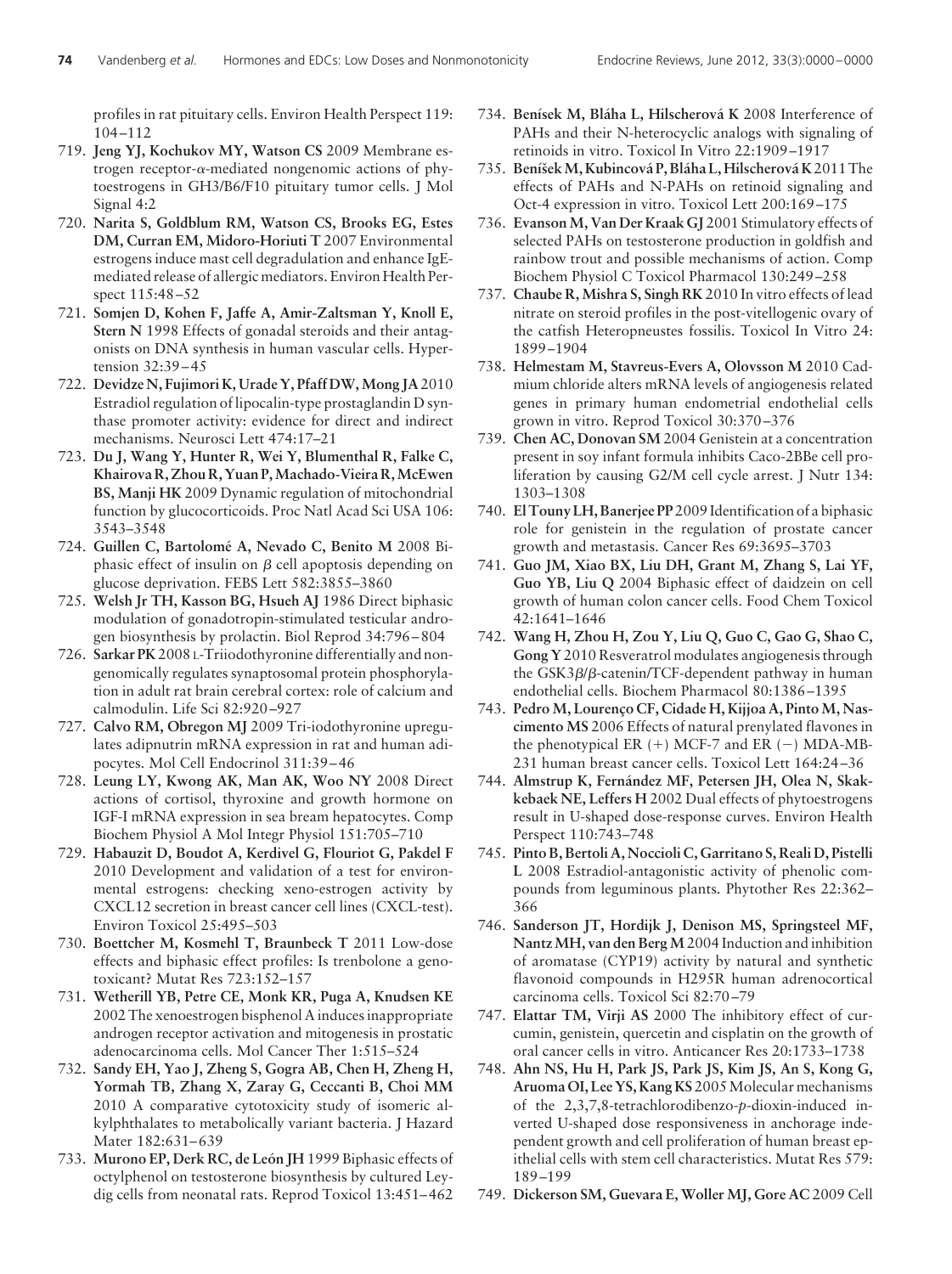profiles in rat pituitary cells. Environ Health Perspect 119: 104–112

719. **Jeng YJ, Kochukov MY, Watson CS** 2009 Membrane estrogen receptor-α-mediated nongenomic actions of phytoestrogens in GH3/B6/F10 pituitary tumor cells. J Mol Signal 4:2
720. **Narita S, Goldblum RM, Watson CS, Brooks EG, Estes DM, Curran EM, Midoro-Horiuti T** 2007 Environmental estrogens induce mast cell degradulation and enhance IgE-mediated release of allergic mediators. Environ Health Perspect 115:48–52
721. **Somjen D, Kohen F, Jaffe A, Amir-Zaltsman Y, Knoll E, Stern N** 1998 Effects of gonadal steroids and their antagonists on DNA synthesis in human vascular cells. Hypertension 32:39–45
722. **Devidze N, Fujimori K, Urade Y, Pfaff DW, Mong JA** 2010 Estradiol regulation of lipocalin-type prostaglandin D synthase promoter activity: evidence for direct and indirect mechanisms. Neurosci Lett 474:17–21
723. **Du J, Wang Y, Hunter R, Wei Y, Blumenthal R, Falke C, Khairova R, Zhou R, Yuan P, Machado-Vieira R, McEwen BS, Manji HK** 2009 Dynamic regulation of mitochondrial function by glucocorticoids. Proc Natl Acad Sci USA 106: 3543–3548
724. **Guillen C, Bartolomé A, Nevado C, Benito M** 2008 Biphasic effect of insulin on β cell apoptosis depending on glucose deprivation. FEBS Lett 582:3855–3860
725. **Welsh Jr TH, Kasson BG, Hsueh AJ** 1986 Direct biphasic modulation of gonadotropin-stimulated testicular androgen biosynthesis by prolactin. Biol Reprod 34:796–804
726. **Sarkar PK** 2008 L-Triiodothyronine differentially and nongenomically regulates synaptosomal protein phosphorylation in adult rat brain cerebral cortex: role of calcium and calmodulin. Life Sci 82:920–927
727. **Calvo RM, Obregon MJ** 2009 Tri-iodothyronine upregulates adipnutrin mRNA expression in rat and human adipocytes. Mol Cell Endocrinol 311:39–46
728. **Leung LY, Kwong AK, Man AK, Woo NY** 2008 Direct actions of cortisol, thyroxine and growth hormone on IGF-I mRNA expression in sea bream hepatocytes. Comp Biochem Physiol A Mol Integr Physiol 151:705–710
729. **Habauzit D, Boudot A, Kerdivel G, Flouriot G, Pakdel F** 2010 Development and validation of a test for environmental estrogens: checking xeno-estrogen activity by CXCL12 secretion in breast cancer cell lines (CXCL-test). Environ Toxicol 25:495–503
730. **Boettcher M, Kosmehl T, Braunbeck T** 2011 Low-dose effects and biphasic effect profiles: Is trenbolone a genotoxicant? Mutat Res 723:152–157
731. **Wetherill YB, Petre CE, Monk KR, Puga A, Knudsen KE** 2002 The xenoestrogen bisphenol A induces inappropriate androgen receptor activation and mitogenesis in prostatic adenocarcinoma cells. Mol Cancer Ther 1:515–524
732. **Sandy EH, Yao J, Zheng S, Gogra AB, Chen H, Zheng H, Yormah TB, Zhang X, Zaray G, Ceccanti B, Choi MM** 2010 A comparative cytotoxicity study of isomeric alkylphthalates to metabolically variant bacteria. J Hazard Mater 182:631–639
733. **Murono EP, Derk RC, de León JH** 1999 Biphasic effects of octylphenol on testosterone biosynthesis by cultured Leydig cells from neonatal rats. Reprod Toxicol 13:451–462
734. **Benísek M, Bláha L, Hilscherová K** 2008 Interference of PAHs and their N-heterocyclic analogs with signaling of retinoids in vitro. Toxicol In Vitro 22:1909–1917
735. **Beníšek M, Kubincová P, Bláha L, Hilscherová K** 2011 The effects of PAHs and N-PAHs on retinoid signaling and Oct-4 expression in vitro. Toxicol Lett 200:169–175
736. **Evanson M, Van Der Kraak GJ** 2001 Stimulatory effects of selected PAHs on testosterone production in goldfish and rainbow trout and possible mechanisms of action. Comp Biochem Physiol C Toxicol Pharmacol 130:249–258
737. **Chaube R, Mishra S, Singh RK** 2010 In vitro effects of lead nitrate on steroid profiles in the post-vitellogenic ovary of the catfish Heteropneustes fossilis. Toxicol In Vitro 24: 1899–1904
738. **Helmestam M, Stavreus-Evers A, Olovsson M** 2010 Cadmium chloride alters mRNA levels of angiogenesis related genes in primary human endometrial endothelial cells grown in vitro. Reprod Toxicol 30:370–376
739. **Chen AC, Donovan SM** 2004 Genistein at a concentration present in soy infant formula inhibits Caco-2BBe cell proliferation by causing G2/M cell cycle arrest. J Nutr 134: 1303–1308
740. **El Touny LH, Banerjee PP** 2009 Identification of a biphasic role for genistein in the regulation of prostate cancer growth and metastasis. Cancer Res 69:3695–3703
741. **Guo JM, Xiao BX, Liu DH, Grant M, Zhang S, Lai YF, Guo YB, Liu Q** 2004 Biphasic effect of daidzein on cell growth of human colon cancer cells. Food Chem Toxicol 42:1641–1646
742. **Wang H, Zhou H, Zou Y, Liu Q, Guo C, Gao G, Shao C, Gong Y** 2010 Resveratrol modulates angiogenesis through the GSK3β/β-catenin/TCF-dependent pathway in human endothelial cells. Biochem Pharmacol 80:1386–1395
743. **Pedro M, Lourenço CF, Cidade H, Kijjoa A, Pinto M, Nascimento MS** 2006 Effects of natural prenylated flavones in the phenotypical ER (+) MCF-7 and ER (−) MDA-MB-231 human breast cancer cells. Toxicol Lett 164:24–36
744. **Almstrup K, Fernández MF, Petersen JH, Olea N, Skakkebaek NE, Leffers H** 2002 Dual effects of phytoestrogens result in U-shaped dose-response curves. Environ Health Perspect 110:743–748
745. **Pinto B, Bertoli A, Noccioli C, Garritano S, Reali D, Pistelli L** 2008 Estradiol-antagonistic activity of phenolic compounds from leguminous plants. Phytother Res 22:362–366
746. **Sanderson JT, Hordijk J, Denison MS, Springsteel MF, Nantz MH, van den Berg M** 2004 Induction and inhibition of aromatase (CYP19) activity by natural and synthetic flavonoid compounds in H295R human adrenocortical carcinoma cells. Toxicol Sci 82:70–79
747. **Elattar TM, Virji AS** 2000 The inhibitory effect of curcumin, genistein, quercetin and cisplatin on the growth of oral cancer cells in vitro. Anticancer Res 20:1733–1738
748. **Ahn NS, Hu H, Park JS, Park JS, Kim JS, An S, Kong G, Aruoma OI, Lee YS, Kang KS** 2005 Molecular mechanisms of the 2,3,7,8-tetrachlorodibenzo-*p*-dioxin-induced inverted U-shaped dose responsiveness in anchorage independent growth and cell proliferation of human breast epithelial cells with stem cell characteristics. Mutat Res 579: 189–199
749. **Dickerson SM, Guevara E, Woller MJ, Gore AC** 2009 Cell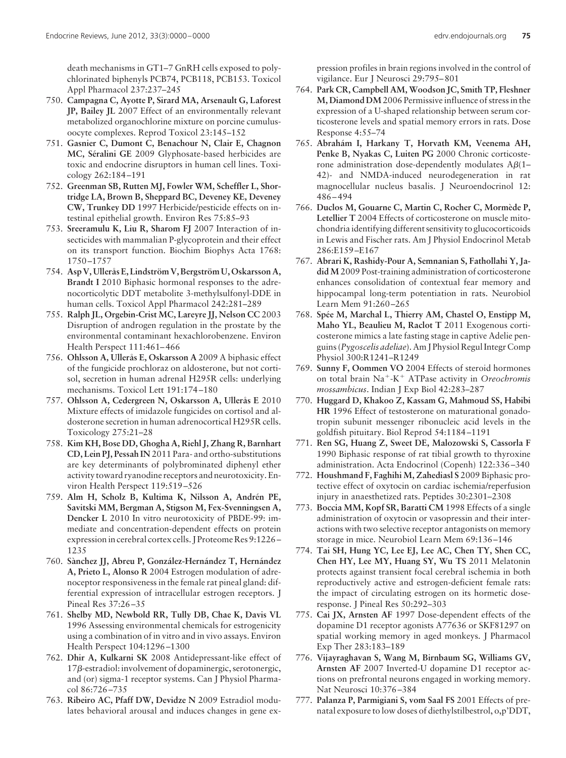death mechanisms in GT1–7 GnRH cells exposed to polychlorinated biphenyls PCB74, PCB118, PCB153. Toxicol Appl Pharmacol 237:237–245

750. **Campagna C, Ayotte P, Sirard MA, Arsenault G, Laforest JP, Bailey JL** 2007 Effect of an environmentally relevant metabolized organochlorine mixture on porcine cumulus-oocyte complexes. Reprod Toxicol 23:145–152
751. **Gasnier C, Dumont C, Benachour N, Clair E, Chagnon MC, Séralini GE** 2009 Glyphosate-based herbicides are toxic and endocrine disruptors in human cell lines. Toxicology 262:184–191
752. **Greenman SB, Rutten MJ, Fowler WM, Scheffler L, Shortridge LA, Brown B, Sheppard BC, Deveney KE, Deveney CW, Trunkey DD** 1997 Herbicide/pesticide effects on intestinal epithelial growth. Environ Res 75:85–93
753. **Sreeramulu K, Liu R, Sharom FJ** 2007 Interaction of insecticides with mammalian P-glycoprotein and their effect on its transport function. Biochim Biophys Acta 1768: 1750–1757
754. **Asp V, Ullerås E, Lindström V, Bergström U, Oskarsson A, Brandt I** 2010 Biphasic hormonal responses to the adrenocorticolytic DDT metabolite 3-methylsulfonyl-DDE in human cells. Toxicol Appl Pharmacol 242:281–289
755. **Ralph JL, Orgebin-Crist MC, Lareyre JJ, Nelson CC** 2003 Disruption of androgen regulation in the prostate by the environmental contaminant hexachlorobenzene. Environ Health Perspect 111:461–466
756. **Ohlsson A, Ullerås E, Oskarsson A** 2009 A biphasic effect of the fungicide prochloraz on aldosterone, but not cortisol, secretion in human adrenal H295R cells: underlying mechanisms. Toxicol Lett 191:174–180
757. **Ohlsson A, Cedergreen N, Oskarsson A, Ullerås E** 2010 Mixture effects of imidazole fungicides on cortisol and aldosterone secretion in human adrenocortical H295R cells. Toxicology 275:21–28
758. **Kim KH, Bose DD, Ghogha A, Riehl J, Zhang R, Barnhart CD, Lein PJ, Pessah IN** 2011 Para- and ortho-substitutions are key determinants of polybrominated diphenyl ether activity toward ryanodine receptors and neurotoxicity. Environ Health Perspect 119:519–526
759. **Alm H, Scholz B, Kultima K, Nilsson A, Andrén PE, Savitski MM, Bergman A, Stigson M, Fex-Svenningsen A, Dencker L** 2010 In vitro neurotoxicity of PBDE-99: immediate and concentration-dependent effects on protein expression in cerebral cortex cells. J Proteome Res 9:1226–1235
760. **Sànchez JJ, Abreu P, González-Hernández T, Hernández A, Prieto L, Alonso R** 2004 Estrogen modulation of adrenoceptor responsiveness in the female rat pineal gland: differential expression of intracellular estrogen receptors. J Pineal Res 37:26–35
761. **Shelby MD, Newbold RR, Tully DB, Chae K, Davis VL** 1996 Assessing environmental chemicals for estrogenicity using a combination of in vitro and in vivo assays. Environ Health Perspect 104:1296–1300
762. **Dhir A, Kulkarni SK** 2008 Antidepressant-like effect of 17$\beta$-estradiol: involvement of dopaminergic, serotonergic, and (or) sigma-1 receptor systems. Can J Physiol Pharmacol 86:726–735
763. **Ribeiro AC, Pfaff DW, Devidze N** 2009 Estradiol modulates behavioral arousal and induces changes in gene expression profiles in brain regions involved in the control of vigilance. Eur J Neurosci 29:795–801
764. **Park CR, Campbell AM, Woodson JC, Smith TP, Fleshner M, Diamond DM** 2006 Permissive influence of stress in the expression of a U-shaped relationship between serum corticosterone levels and spatial memory errors in rats. Dose Response 4:55–74
765. **Abrahám I, Harkany T, Horvath KM, Veenema AH, Penke B, Nyakas C, Luiten PG** 2000 Chronic corticosterone administration dose-dependently modulates A$\beta$(1–42)- and NMDA-induced neurodegeneration in rat magnocellular nucleus basalis. J Neuroendocrinol 12: 486–494
766. **Duclos M, Gouarne C, Martin C, Rocher C, Mormède P, Letellier T** 2004 Effects of corticosterone on muscle mitochondria identifying different sensitivity to glucocorticoids in Lewis and Fischer rats. Am J Physiol Endocrinol Metab 286:E159–E167
767. **Abrari K, Rashidy-Pour A, Semnanian S, Fathollahi Y, Jadid M** 2009 Post-training administration of corticosterone enhances consolidation of contextual fear memory and hippocampal long-term potentiation in rats. Neurobiol Learn Mem 91:260–265
768. **Spée M, Marchal L, Thierry AM, Chastel O, Enstipp M, Maho YL, Beaulieu M, Raclot T** 2011 Exogenous corticosterone mimics a late fasting stage in captive Adelie penguins (*Pygoscelis adeliae*). Am J Physiol Regul Integr Comp Physiol 300:R1241–R1249
769. **Sunny F, Oommen VO** 2004 Effects of steroid hormones on total brain $Na^+$-$K^+$ ATPase activity in *Oreochromis mossambicus*. Indian J Exp Biol 42:283–287
770. **Huggard D, Khakoo Z, Kassam G, Mahmoud SS, Habibi HR** 1996 Effect of testosterone on maturational gonadotropin subunit messenger ribonucleic acid levels in the goldfish pituitary. Biol Reprod 54:1184–1191
771. **Ren SG, Huang Z, Sweet DE, Malozowski S, Cassorla F** 1990 Biphasic response of rat tibial growth to thyroxine administration. Acta Endocrinol (Copenh) 122:336–340
772. **Houshmand F, Faghihi M, Zahediasl S** 2009 Biphasic protective effect of oxytocin on cardiac ischemia/reperfusion injury in anaesthetized rats. Peptides 30:2301–2308
773. **Boccia MM, Kopf SR, Baratti CM** 1998 Effects of a single administration of oxytocin or vasopressin and their interactions with two selective receptor antagonists on memory storage in mice. Neurobiol Learn Mem 69:136–146
774. **Tai SH, Hung YC, Lee EJ, Lee AC, Chen TY, Shen CC, Chen HY, Lee MY, Huang SY, Wu TS** 2011 Melatonin protects against transient focal cerebral ischemia in both reproductively active and estrogen-deficient female rats: the impact of circulating estrogen on its hormetic dose-response. J Pineal Res 50:292–303
775. **Cai JX, Arnsten AF** 1997 Dose-dependent effects of the dopamine D1 receptor agonists A77636 or SKF81297 on spatial working memory in aged monkeys. J Pharmacol Exp Ther 283:183–189
776. **Vijayraghavan S, Wang M, Birnbaum SG, Williams GV, Arnsten AF** 2007 Inverted-U dopamine D1 receptor actions on prefrontal neurons engaged in working memory. Nat Neurosci 10:376–384
777. **Palanza P, Parmigiani S, vom Saal FS** 2001 Effects of prenatal exposure to low doses of diethylstilbestrol, o,p'DDT,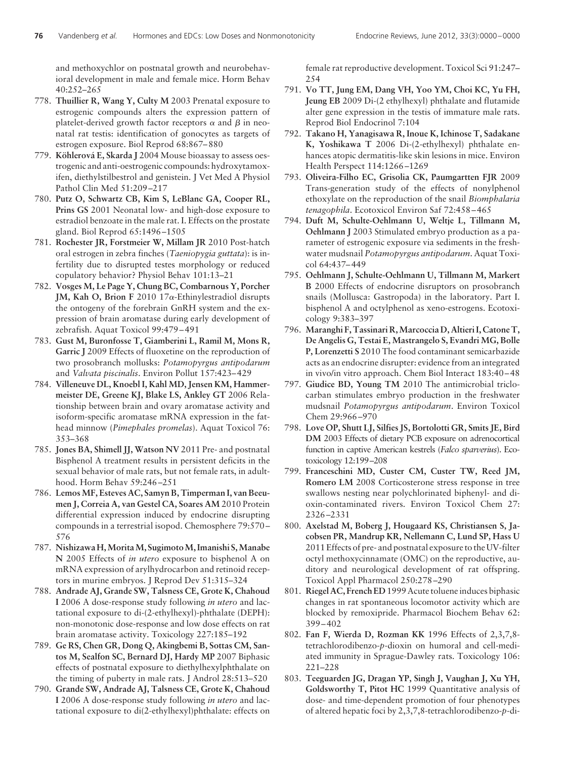and methoxychlor on postnatal growth and neurobehavioral development in male and female mice. Horm Behav 40:252–265

778. **Thuillier R, Wang Y, Culty M** 2003 Prenatal exposure to estrogenic compounds alters the expression pattern of platelet-derived growth factor receptors $\alpha$ and $\beta$ in neonatal rat testis: identification of gonocytes as targets of estrogen exposure. Biol Reprod 68:867–880
779. **Köhlerová E, Skarda J** 2004 Mouse bioassay to assess oestrogenic and anti-oestrogenic compounds: hydroxytamoxifen, diethylstilbestrol and genistein. J Vet Med A Physiol Pathol Clin Med 51:209–217
780. **Putz O, Schwartz CB, Kim S, LeBlanc GA, Cooper RL, Prins GS** 2001 Neonatal low- and high-dose exposure to estradiol benzoate in the male rat. I. Effects on the prostate gland. Biol Reprod 65:1496–1505
781. **Rochester JR, Forstmeier W, Millam JR** 2010 Post-hatch oral estrogen in zebra finches (*Taeniopygia guttata*): is infertility due to disrupted testes morphology or reduced copulatory behavior? Physiol Behav 101:13–21
782. **Vosges M, Le Page Y, Chung BC, Combarnous Y, Porcher JM, Kah O, Brion F** 2010 17$\alpha$-Ethinylestradiol disrupts the ontogeny of the forebrain GnRH system and the expression of brain aromatase during early development of zebrafish. Aquat Toxicol 99:479–491
783. **Gust M, Buronfosse T, Giamberini L, Ramil M, Mons R, Garric J** 2009 Effects of fluoxetine on the reproduction of two prosobranch mollusks: *Potamopyrgus antipodarum* and *Valvata piscinalis*. Environ Pollut 157:423–429
784. **Villeneuve DL, Knoebl I, Kahl MD, Jensen KM, Hammermeister DE, Greene KJ, Blake LS, Ankley GT** 2006 Relationship between brain and ovary aromatase activity and isoform-specific aromatase mRNA expression in the fathead minnow (*Pimephales promelas*). Aquat Toxicol 76: 353–368
785. **Jones BA, Shimell JJ, Watson NV** 2011 Pre- and postnatal Bisphenol A treatment results in persistent deficits in the sexual behavior of male rats, but not female rats, in adulthood. Horm Behav 59:246–251
786. **Lemos MF, Esteves AC, Samyn B, Timperman I, van Beeumen J, Correia A, van Gestel CA, Soares AM** 2010 Protein differential expression induced by endocrine disrupting compounds in a terrestrial isopod. Chemosphere 79:570–576
787. **Nishizawa H, Morita M, Sugimoto M, Imanishi S, Manabe N** 2005 Effects of *in utero* exposure to bisphenol A on mRNA expression of arylhydrocarbon and retinoid receptors in murine embryos. J Reprod Dev 51:315–324
788. **Andrade AJ, Grande SW, Talsness CE, Grote K, Chahoud I** 2006 A dose-response study following *in utero* and lactational exposure to di-(2-ethylhexyl)-phthalate (DEPH): non-monotonic dose-response and low dose effects on rat brain aromatase activity. Toxicology 227:185–192
789. **Ge RS, Chen GR, Dong Q, Akingbemi B, Sottas CM, Santos M, Sealfon SC, Bernard DJ, Hardy MP** 2007 Biphasic effects of postnatal exposure to diethylhexylphthalate on the timing of puberty in male rats. J Androl 28:513–520
790. **Grande SW, Andrade AJ, Talsness CE, Grote K, Chahoud I** 2006 A dose-response study following *in utero* and lactational exposure to di(2-ethylhexyl)phthalate: effects on female rat reproductive development. Toxicol Sci 91:247–254
791. **Vo TT, Jung EM, Dang VH, Yoo YM, Choi KC, Yu FH, Jeung EB** 2009 Di-(2 ethylhexyl) phthalate and flutamide alter gene expression in the testis of immature male rats. Reprod Biol Endocrinol 7:104
792. **Takano H, Yanagisawa R, Inoue K, Ichinose T, Sadakane K, Yoshikawa T** 2006 Di-(2-ethylhexyl) phthalate enhances atopic dermatitis-like skin lesions in mice. Environ Health Perspect 114:1266–1269
793. **Oliveira-Filho EC, Grisolia CK, Paumgartten FJR** 2009 Trans-generation study of the effects of nonylphenol ethoxylate on the reproduction of the snail *Biomphalaria tenagophila*. Ecotoxicol Environ Saf 72:458–465
794. **Duft M, Schulte-Oehlmann U, Weltje L, Tillmann M, Oehlmann J** 2003 Stimulated embryo production as a parameter of estrogenic exposure via sediments in the freshwater mudsnail *Potamopyrgus antipodarum*. Aquat Toxicol 64:437–449
795. **Oehlmann J, Schulte-Oehlmann U, Tillmann M, Markert B** 2000 Effects of endocrine disruptors on prosobranch snails (Mollusca: Gastropoda) in the laboratory. Part I. bisphenol A and octylphenol as xeno-estrogens. Ecotoxicology 9:383–397
796. **Maranghi F, Tassinari R, Marcoccia D, Altieri I, Catone T, De Angelis G, Testai E, Mastrangelo S, Evandri MG, Bolle P, Lorenzetti S** 2010 The food contaminant semicarbazide acts as an endocrine disrupter: evidence from an integrated in vivo/in vitro approach. Chem Biol Interact 183:40–48
797. **Giudice BD, Young TM** 2010 The antimicrobial triclocarban stimulates embryo production in the freshwater mudsnail *Potamopyrgus antipodarum*. Environ Toxicol Chem 29:966–970
798. **Love OP, Shutt LJ, Silfies JS, Bortolotti GR, Smits JE, Bird DM** 2003 Effects of dietary PCB exposure on adrenocortical function in captive American kestrels (*Falco sparverius*). Ecotoxicology 12:199–208
799. **Franceschini MD, Custer CM, Custer TW, Reed JM, Romero LM** 2008 Corticosterone stress response in tree swallows nesting near polychlorinated biphenyl- and dioxin-contaminated rivers. Environ Toxicol Chem 27: 2326–2331
800. **Axelstad M, Boberg J, Hougaard KS, Christiansen S, Jacobsen PR, Mandrup KR, Nellemann C, Lund SP, Hass U** 2011 Effects of pre- and postnatal exposure to the UV-filter octyl methoxycinnamate (OMC) on the reproductive, auditory and neurological development of rat offspring. Toxicol Appl Pharmacol 250:278–290
801. **Riegel AC, French ED** 1999 Acute toluene induces biphasic changes in rat spontaneous locomotor activity which are blocked by remoxipride. Pharmacol Biochem Behav 62: 399–402
802. **Fan F, Wierda D, Rozman KK** 1996 Effects of 2,3,7,8-tetrachlorodibenzo-*p*-dioxin on humoral and cell-mediated immunity in Sprague-Dawley rats. Toxicology 106: 221–228
803. **Teeguarden JG, Dragan YP, Singh J, Vaughan J, Xu YH, Goldsworthy T, Pitot HC** 1999 Quantitative analysis of dose- and time-dependent promotion of four phenotypes of altered hepatic foci by 2,3,7,8-tetrachlorodibenzo-*p*-di-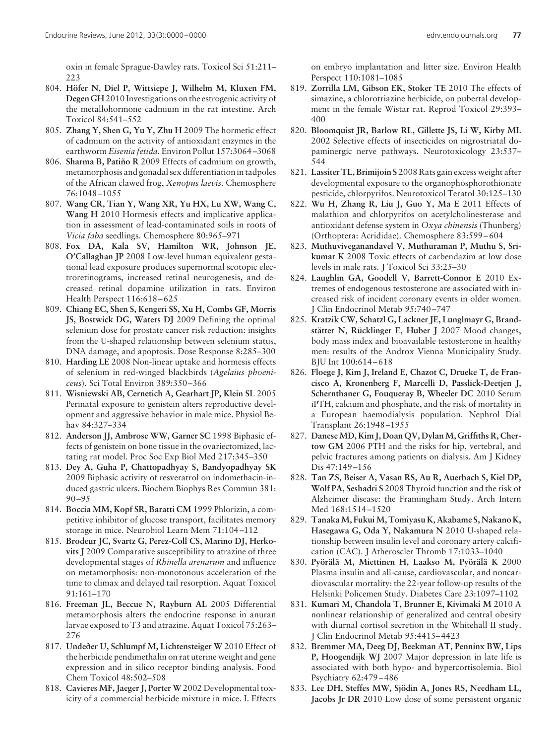oxin in female Sprague-Dawley rats. Toxicol Sci 51:211–223

804. **Höfer N, Diel P, Wittsiepe J, Wilhelm M, Kluxen FM, Degen GH** 2010 Investigations on the estrogenic activity of the metallohormone cadmium in the rat intestine. Arch Toxicol 84:541–552
805. **Zhang Y, Shen G, Yu Y, Zhu H** 2009 The hormetic effect of cadmium on the activity of antioxidant enzymes in the earthworm *Eisenia fetida*. Environ Pollut 157:3064–3068
806. **Sharma B, Patiño R** 2009 Effects of cadmium on growth, metamorphosis and gonadal sex differentiation in tadpoles of the African clawed frog, *Xenopus laevis*. Chemosphere 76:1048–1055
807. **Wang CR, Tian Y, Wang XR, Yu HX, Lu XW, Wang C, Wang H** 2010 Hormesis effects and implicative application in assessment of lead-contaminated soils in roots of *Vicia faba* seedlings. Chemosphere 80:965–971
808. **Fox DA, Kala SV, Hamilton WR, Johnson JE, O'Callaghan JP** 2008 Low-level human equivalent gestational lead exposure produces supernormal scotopic electroretinograms, increased retinal neurogenesis, and decreased retinal dopamine utilization in rats. Environ Health Perspect 116:618–625
809. **Chiang EC, Shen S, Kengeri SS, Xu H, Combs GF, Morris JS, Bostwick DG, Waters DJ** 2009 Defining the optimal selenium dose for prostate cancer risk reduction: insights from the U-shaped relationship between selenium status, DNA damage, and apoptosis. Dose Response 8:285–300
810. **Harding LE** 2008 Non-linear uptake and hormesis effects of selenium in red-winged blackbirds (*Agelaius phoeniceus*). Sci Total Environ 389:350–366
811. **Wisniewski AB, Cernetich A, Gearhart JP, Klein SL** 2005 Perinatal exposure to genistein alters reproductive development and aggressive behavior in male mice. Physiol Behav 84:327–334
812. **Anderson JJ, Ambrose WW, Garner SC** 1998 Biphasic effects of genistein on bone tissue in the ovariectomized, lactating rat model. Proc Soc Exp Biol Med 217:345–350
813. **Dey A, Guha P, Chattopadhyay S, Bandyopadhyay SK** 2009 Biphasic activity of resveratrol on indomethacin-induced gastric ulcers. Biochem Biophys Res Commun 381:90–95
814. **Boccia MM, Kopf SR, Baratti CM** 1999 Phlorizin, a competitive inhibitor of glucose transport, facilitates memory storage in mice. Neurobiol Learn Mem 71:104–112
815. **Brodeur JC, Svartz G, Perez-Coll CS, Marino DJ, Herkovits J** 2009 Comparative susceptibility to atrazine of three developmental stages of *Rhinella arenarum* and influence on metamorphosis: non-monotonous acceleration of the time to climax and delayed tail resorption. Aquat Toxicol 91:161–170
816. **Freeman JL, Beccue N, Rayburn AL** 2005 Differential metamorphosis alters the endocrine response in anuran larvae exposed to T3 and atrazine. Aquat Toxicol 75:263–276
817. **Undeðer U, Schlumpf M, Lichtensteiger W** 2010 Effect of the herbicide pendimethalin on rat uterine weight and gene expression and in silico receptor binding analysis. Food Chem Toxicol 48:502–508
818. **Cavieres MF, Jaeger J, Porter W** 2002 Developmental toxicity of a commercial herbicide mixture in mice. I. Effects on embryo implantation and litter size. Environ Health Perspect 110:1081–1085
819. **Zorrilla LM, Gibson EK, Stoker TE** 2010 The effects of simazine, a chlorotriazine herbicide, on pubertal development in the female Wistar rat. Reprod Toxicol 29:393–400
820. **Bloomquist JR, Barlow RL, Gillette JS, Li W, Kirby ML** 2002 Selective effects of insecticides on nigrostriatal dopaminergic nerve pathways. Neurotoxicology 23:537–544
821. **Lassiter TL, Brimijoin S** 2008 Rats gain excess weight after developmental exposure to the organophosphorothionate pesticide, chlorpyrifos. Neurotoxicol Teratol 30:125–130
822. **Wu H, Zhang R, Liu J, Guo Y, Ma E** 2011 Effects of malathion and chlorpyrifos on acetylcholinesterase and antioxidant defense system in *Oxya chinensis* (Thunberg) (Orthoptera: Acrididae). Chemosphere 83:599–604
823. **Muthuviveganandavel V, Muthuraman P, Muthu S, Srikumar K** 2008 Toxic effects of carbendazim at low dose levels in male rats. J Toxicol Sci 33:25–30
824. **Laughlin GA, Goodell V, Barrett-Connor E** 2010 Extremes of endogenous testosterone are associated with increased risk of incident coronary events in older women. J Clin Endocrinol Metab 95:740–747
825. **Kratzik CW, Schatzl G, Lackner JE, Lunglmayr G, Brandstätter N, Rücklinger E, Huber J** 2007 Mood changes, body mass index and bioavailable testosterone in healthy men: results of the Androx Vienna Municipality Study. BJU Int 100:614–618
826. **Floege J, Kim J, Ireland E, Chazot C, Drueke T, de Francisco A, Kronenberg F, Marcelli D, Passlick-Deetjen J, Schernthaner G, Fouqueray B, Wheeler DC** 2010 Serum iPTH, calcium and phosphate, and the risk of mortality in a European haemodialysis population. Nephrol Dial Transplant 26:1948–1955
827. **Danese MD, Kim J, Doan QV, Dylan M, Griffiths R, Chertow GM** 2006 PTH and the risks for hip, vertebral, and pelvic fractures among patients on dialysis. Am J Kidney Dis 47:149–156
828. **Tan ZS, Beiser A, Vasan RS, Au R, Auerbach S, Kiel DP, Wolf PA, Seshadri S** 2008 Thyroid function and the risk of Alzheimer disease: the Framingham Study. Arch Intern Med 168:1514–1520
829. **Tanaka M, Fukui M, Tomiyasu K, Akabame S, Nakano K, Hasegawa G, Oda Y, Nakamura N** 2010 U-shaped relationship between insulin level and coronary artery calcification (CAC). J Atheroscler Thromb 17:1033–1040
830. **Pyörälä M, Miettinen H, Laakso M, Pyörälä K** 2000 Plasma insulin and all-cause, cardiovascular, and noncardiovascular mortality: the 22-year follow-up results of the Helsinki Policemen Study. Diabetes Care 23:1097–1102
831. **Kumari M, Chandola T, Brunner E, Kivimaki M** 2010 A nonlinear relationship of generalized and central obesity with diurnal cortisol secretion in the Whitehall II study. J Clin Endocrinol Metab 95:4415–4423
832. **Bremmer MA, Deeg DJ, Beekman AT, Penninx BW, Lips P, Hoogendijk WJ** 2007 Major depression in late life is associated with both hypo- and hypercortisolemia. Biol Psychiatry 62:479–486
833. **Lee DH, Steffes MW, Sjödin A, Jones RS, Needham LL, Jacobs Jr DR** 2010 Low dose of some persistent organic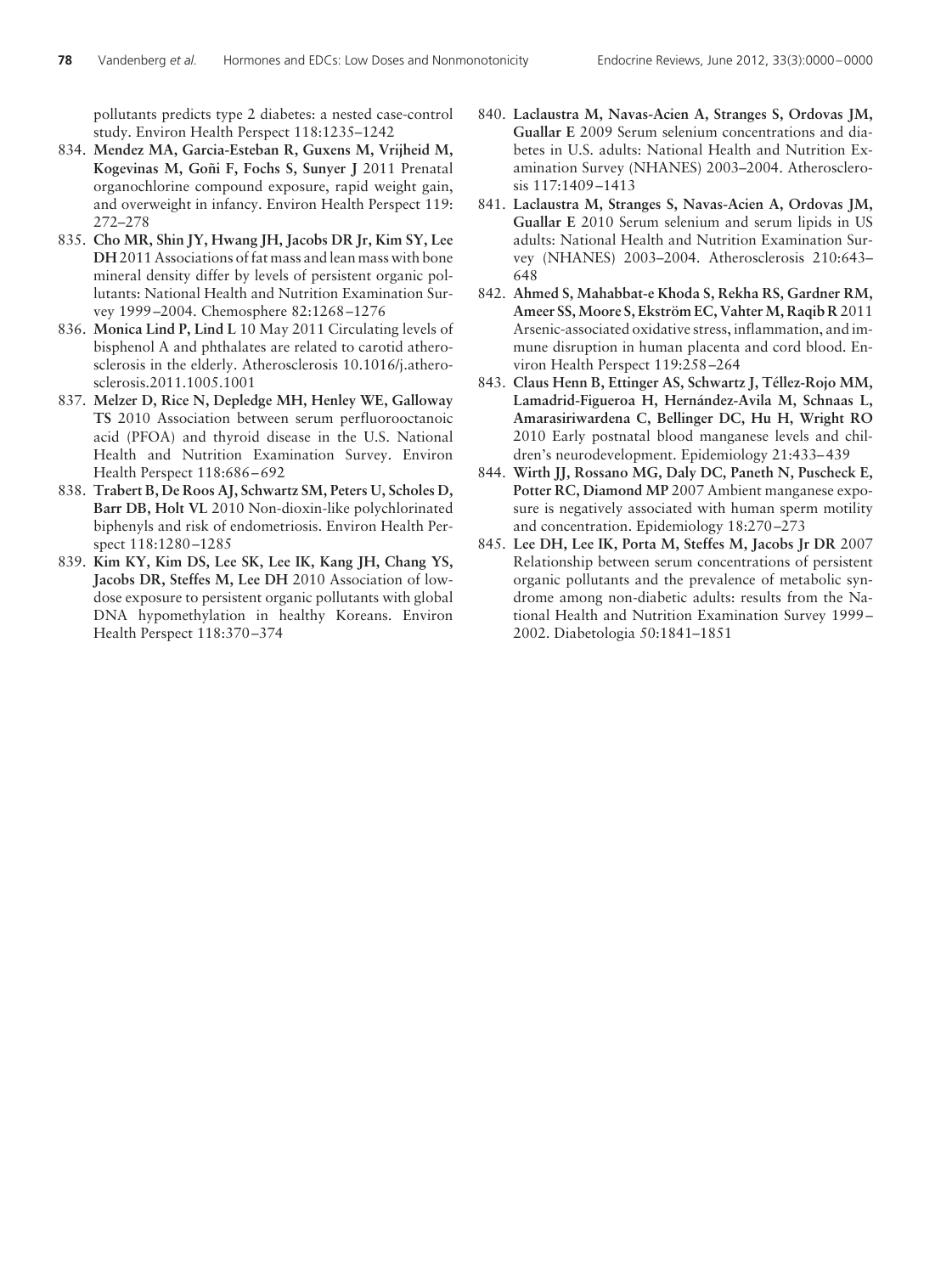pollutants predicts type 2 diabetes: a nested case-control study. Environ Health Perspect 118:1235–1242

834. **Mendez MA, Garcia-Esteban R, Guxens M, Vrijheid M, Kogevinas M, Goñi F, Fochs S, Sunyer J** 2011 Prenatal organochlorine compound exposure, rapid weight gain, and overweight in infancy. Environ Health Perspect 119: 272–278
835. **Cho MR, Shin JY, Hwang JH, Jacobs DR Jr, Kim SY, Lee DH** 2011 Associations of fat mass and lean mass with bone mineral density differ by levels of persistent organic pollutants: National Health and Nutrition Examination Survey 1999–2004. Chemosphere 82:1268–1276
836. **Monica Lind P, Lind L** 10 May 2011 Circulating levels of bisphenol A and phthalates are related to carotid atherosclerosis in the elderly. Atherosclerosis 10.1016/j.atherosclerosis.2011.1005.1001
837. **Melzer D, Rice N, Depledge MH, Henley WE, Galloway TS** 2010 Association between serum perfluorooctanoic acid (PFOA) and thyroid disease in the U.S. National Health and Nutrition Examination Survey. Environ Health Perspect 118:686–692
838. **Trabert B, De Roos AJ, Schwartz SM, Peters U, Scholes D, Barr DB, Holt VL** 2010 Non-dioxin-like polychlorinated biphenyls and risk of endometriosis. Environ Health Perspect 118:1280–1285
839. **Kim KY, Kim DS, Lee SK, Lee IK, Kang JH, Chang YS, Jacobs DR, Steffes M, Lee DH** 2010 Association of low-dose exposure to persistent organic pollutants with global DNA hypomethylation in healthy Koreans. Environ Health Perspect 118:370–374
840. **Laclaustra M, Navas-Acien A, Stranges S, Ordovas JM, Guallar E** 2009 Serum selenium concentrations and diabetes in U.S. adults: National Health and Nutrition Examination Survey (NHANES) 2003–2004. Atherosclerosis 117:1409–1413
841. **Laclaustra M, Stranges S, Navas-Acien A, Ordovas JM, Guallar E** 2010 Serum selenium and serum lipids in US adults: National Health and Nutrition Examination Survey (NHANES) 2003–2004. Atherosclerosis 210:643–648
842. **Ahmed S, Mahabbat-e Khoda S, Rekha RS, Gardner RM, Ameer SS, Moore S, Ekström EC, Vahter M, Raqib R** 2011 Arsenic-associated oxidative stress, inflammation, and immune disruption in human placenta and cord blood. Environ Health Perspect 119:258–264
843. **Claus Henn B, Ettinger AS, Schwartz J, Téllez-Rojo MM, Lamadrid-Figueroa H, Hernández-Avila M, Schnaas L, Amarasiriwardena C, Bellinger DC, Hu H, Wright RO** 2010 Early postnatal blood manganese levels and children's neurodevelopment. Epidemiology 21:433–439
844. **Wirth JJ, Rossano MG, Daly DC, Paneth N, Puscheck E, Potter RC, Diamond MP** 2007 Ambient manganese exposure is negatively associated with human sperm motility and concentration. Epidemiology 18:270–273
845. **Lee DH, Lee IK, Porta M, Steffes M, Jacobs Jr DR** 2007 Relationship between serum concentrations of persistent organic pollutants and the prevalence of metabolic syndrome among non-diabetic adults: results from the National Health and Nutrition Examination Survey 1999–2002. Diabetologia 50:1841–1851